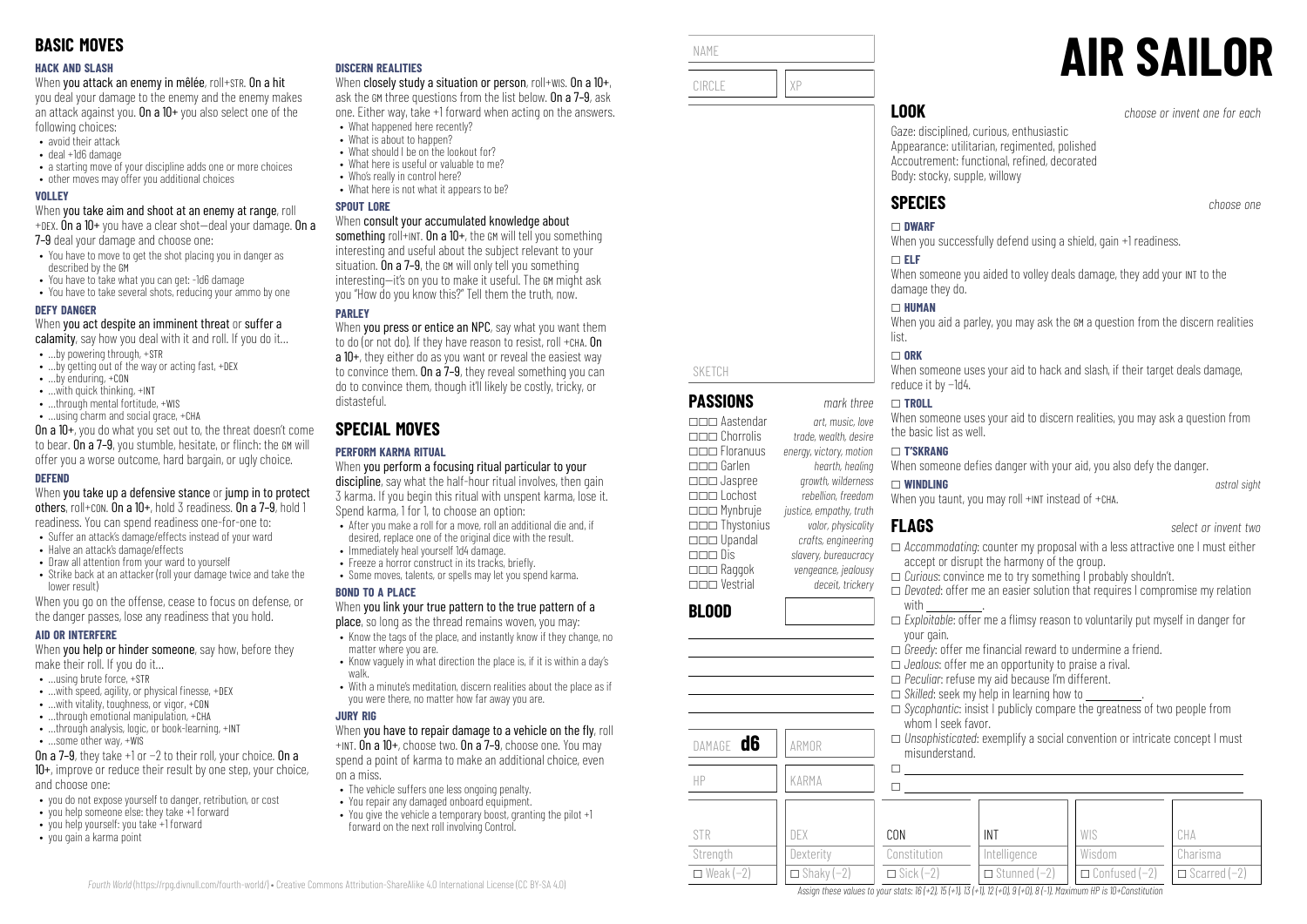## BASIC MOVES

### HACK AND SLASH

When **you attack an enemy in mêlée**, roll+STR. **On a hit** you deal your damage to the enemy and the enemy makes an attack against you. **On a 10+** you also select one of the following choices:

- avoid their attack
- deal +1d6 damage
- a starting move of your discipline adds one or more choices
- other moves may offer you additional choices

### VOLLEY

When **you take aim and shoot at an enemy at range**, roll +DEX. **On a 10+** you have a clear shot—deal your damage. **On a 7–9** deal your damage and choose one:

- You have to move to get the shot placing you in danger as described by the GM
- You have to take what you can get: -1d6 damage
- You have to take several shots, reducing your ammo by one

### DEFY DANGER

When **you act despite an imminent threat** or **suffer a calamity**, say how you deal with it and roll. If you do it…

- …by powering through, +STR
- …by getting out of the way or acting fast, +DEX
- …by enduring, +CON
- …with quick thinking, +INT
- …through mental fortitude, +WIS
- …using charm and social grace, +CHA

**On a 10+**, you do what you set out to, the threat doesn't come to bear. **On a 7–9**, you stumble, hesitate, or flinch: the GM will offer you a worse outcome, hard bargain, or ugly choice.

### DEFEND

When **you take up a defensive stance** or **jump in to protect others**, roll+CON. **On a 10+**, hold 3 readiness. **On a 7–9**, hold 1 readiness. You can spend readiness one-for-one to:

- Suffer an attack's damage/effects instead of your ward
- Halve an attack's damage/effects
- Draw all attention from your ward to yourself
- Strike back at an attacker (roll your damage twice and take the lower result)

When you go on the offense, cease to focus on defense, or the danger passes, lose any readiness that you hold.

### AID OR INTERFERE

When **you help or hinder someone**, say how, before they make their roll. If you do it…

- …using brute force, +STR
- …with speed, agility, or physical finesse, +DEX
- …with vitality, toughness, or vigor, +CON
- …through emotional manipulation, +CHA
- …through analysis, logic, or book-learning, +INT
- …some other way, +WIS

**On a 7–9**, they take +1 or −2 to their roll, your choice. **On a 10+**, improve or reduce their result by one step, your choice, and choose one:

- you do not expose yourself to danger, retribution, or cost
- you help someone else: they take +1 forward
- you help yourself: you take +1 forward
- you gain a karma point

### DISCERN REALITIES

When **you closely study a situation or person**, roll+WIS. **On a 10+**, ask the GM three questions from the list below. **On a 7–9**, ask one. Either way, take +1 forward when acting on the answers.

- What happened here recently?
- What is about to happen?
- What should I be on the lookout for?
- What here is useful or valuable to me?
- Who's really in control here?
- What here is not what it appears to be?

### SPOUT LORE

When **you consult your accumulated knowledge about something** roll+INT. **On a 10+**, the GM will tell you something interesting and useful about the subject relevant to your situation. **On a 7–9**, the GM will only tell you something interesting—it's on you to make it useful. The GM might ask you "How do you know this?" Tell them the truth, now.

### PARLEY

When **you press or entice an NPC**, say what you want them to do (or not do). If they have reason to resist, roll +CHA. **On a 10+**, they either do as you want or reveal the easiest way to convince them. **On a 7–9**, they reveal something you can do to convince them, though it'll likely be costly, tricky, or distasteful.

## SPECIAL MOVES

### PERFORM KARMA RITUAL

When **you perform a focusing ritual particular to your discipline**, say what the half-hour ritual involves, then gain 3 karma. If you begin this ritual with unspent karma, lose it. Spend karma, 1 for 1, to choose an option:

- After you make a roll for a move, roll an additional die and, if desired, replace one of the original dice with the result.
- Immediately heal yourself 1d4 damage.
- Freeze a horror construct in its tracks, briefly.
- Some moves, talents, or spells may let you spend karma.

### BOND TO A PLACE

When **you link your true pattern to the true pattern of a place**, so long as the thread remains woven, you may:

- Know the tags of the place, and instantly know if they change, no matter where you are.
- Know vaguely in what direction the place is, if it is within a day's walk.
- With a minute's meditation, discern realities about the place as if you were there, no matter how far away you are.

### JURY RIG

When **you have to repair damage to a vehicle on the fly**, roll +INT. **On a 10+**, choose two. **On a 7–9**, choose one. You may spend a point of karma to make an additional choice, even on a miss.

- The vehicle suffers one less ongoing penalty.
- You repair any damaged onboard equipment.
- You give the vehicle a temporary boost, granting the pilot +1 forward on the next roll involving Control.

NAME

CIRCLE | XP

SKETCH

## PASSIONS *mark three*

| | Passion | Domain |
|---|---|---|
| ☐☐☐ | Aastendar | *art, music, love* |
| ☐☐☐ | Chorrolis | *trade, wealth, desire* |
| ☐☐☐ | Floranuus | *energy, victory, motion* |
| ☐☐☐ | Garlen | *hearth, healing* |
| ☐☐☐ | Jaspree | *growth, wilderness* |
| ☐☐☐ | Lochost | *rebellion, freedom* |
| ☐☐☐ | Mynbruje | *justice, empathy, truth* |
| ☐☐☐ | Thystonius | *valor, physicality* |
| ☐☐☐ | Upandal | *crafts, engineering* |
| ☐☐☐ | Dis | *slavery, bureaucracy* |
| ☐☐☐ | Raggok | *vengeance, jealousy* |
| ☐☐☐ | Vestrial | *deceit, trickery* |

## BLOOD

DAMAGE **d6** | ARMOR

HP | KARMA

# AIR SAILOR

## LOOK *choose or invent one for each*

Gaze: disciplined, curious, enthusiastic
Appearance: utilitarian, regimented, polished
Accoutrement: functional, refined, decorated
Body: stocky, supple, willowy

## SPECIES *choose one*

☐ **DWARF**
When you successfully defend using a shield, gain +1 readiness.

☐ **ELF**
When someone you aided to volley deals damage, they add your INT to the damage they do.

☐ **HUMAN**
When you aid a parley, you may ask the GM a question from the discern realities list.

☐ **ORK**
When someone uses your aid to hack and slash, if their target deals damage, reduce it by −1d4.

☐ **TROLL**
When someone uses your aid to discern realities, you may ask a question from the basic list as well.

☐ **T'SKRANG**
When someone defies danger with your aid, you also defy the danger.

☐ **WINDLING** *astral sight*
When you taunt, you may roll +INT instead of +CHA.

## FLAGS *select or invent two*

- ☐ *Accommodating*: counter my proposal with a less attractive one I must either accept or disrupt the harmony of the group.
- ☐ *Curious*: convince me to try something I probably shouldn't.
- ☐ *Devoted*: offer me an easier solution that requires I compromise my relation with ________.
- ☐ *Exploitable*: offer me a flimsy reason to voluntarily put myself in danger for your gain.
- ☐ *Greedy*: offer me financial reward to undermine a friend.
- ☐ *Jealous*: offer me an opportunity to praise a rival.
- ☐ *Peculiar*: refuse my aid because I'm different.
- ☐ *Skilled*: seek my help in learning how to ________.
- ☐ *Sycophantic*: insist I publicly compare the greatness of two people from whom I seek favor.
- ☐ *Unsophisticated*: exemplify a social convention or intricate concept I must misunderstand.
- ☐ ________
- ☐ ________

| STR | DEX | CON | INT | WIS | CHA |
|---|---|---|---|---|---|
| Strength | Dexterity | Constitution | Intelligence | Wisdom | Charisma |
| ☐ Weak (−2) | ☐ Shaky (−2) | ☐ Sick (−2) | ☐ Stunned (−2) | ☐ Confused (−2) | ☐ Scarred (−2) |

*Assign these values to your stats: 16 (+2), 15 (+1), 13 (+1), 12 (+0), 9 (+0), 8 (−1). Maximum HP is 10+Constitution*

*Fourth World* (https://rpg.divnull.com/fourth-world/) • Creative Commons Attribution-ShareAlike 4.0 International License (CC BY-SA 4.0)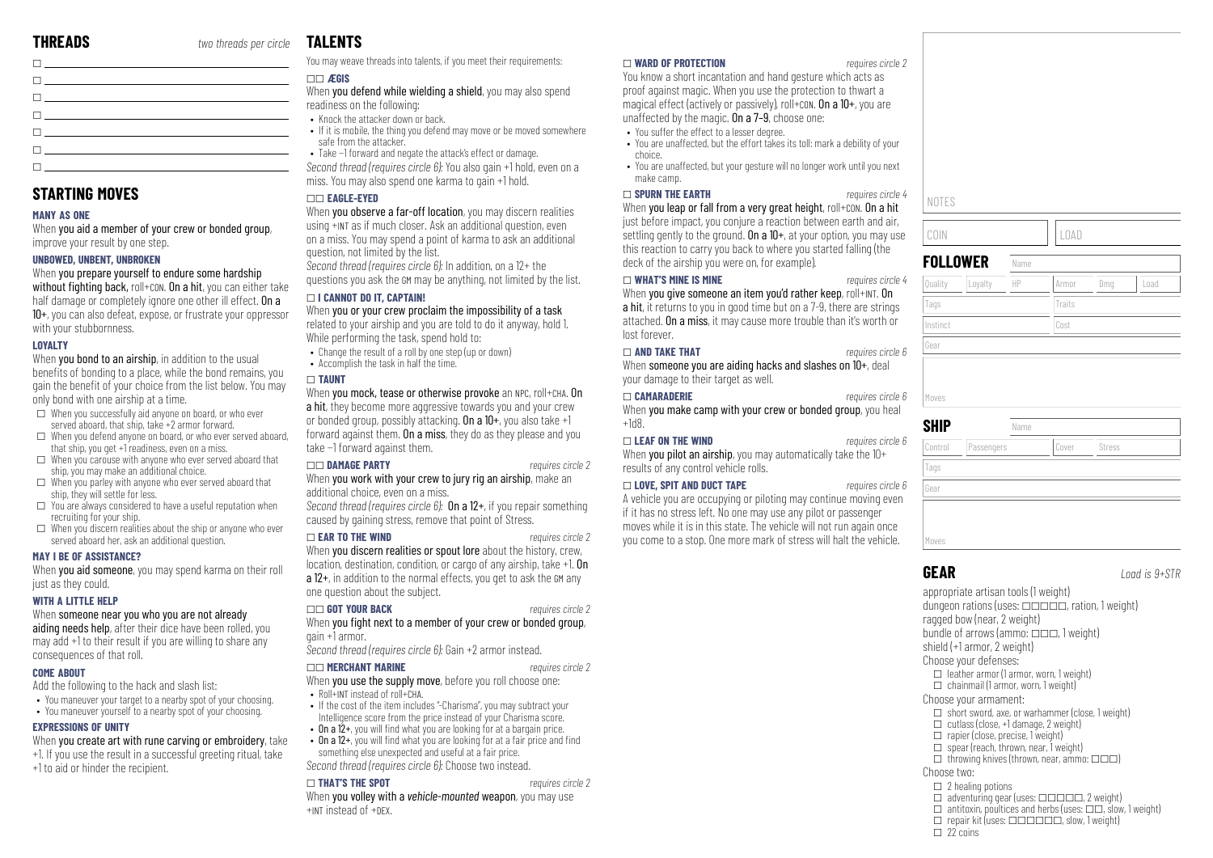## THREADS

*two threads per circle*

- ☐
- ☐
- ☐
- ☐
- ☐
- ☐
- ☐

## STARTING MOVES

#### MANY AS ONE

When **you aid a member of your crew or bonded group**, improve your result by one step.

#### UNBOWED, UNBENT, UNBROKEN

When **you prepare yourself to endure some hardship without fighting back,** roll+CON. **On a hit**, you can either take half damage or completely ignore one other ill effect. **On a 10+**, you can also defeat, expose, or frustrate your oppressor with your stubbornness.

#### LOYALTY

When **you bond to an airship**, in addition to the usual benefits of bonding to a place, while the bond remains, you gain the benefit of your choice from the list below. You may only bond with one airship at a time.

- ☐ When you successfully aid anyone on board, or who ever served aboard, that ship, take +2 armor forward.
- ☐ When you defend anyone on board, or who ever served aboard, that ship, you get +1 readiness, even on a miss.
- ☐ When you carouse with anyone who ever served aboard that ship, you may make an additional choice.
- ☐ When you parley with anyone who ever served aboard that ship, they will settle for less.
- ☐ You are always considered to have a useful reputation when recruiting for your ship.
- ☐ When you discern realities about the ship or anyone who ever served aboard her, ask an additional question.

#### MAY I BE OF ASSISTANCE?

When **you aid someone**, you may spend karma on their roll just as they could.

#### WITH A LITTLE HELP

When **someone near you who you are not already aiding needs help**, after their dice have been rolled, you may add +1 to their result if you are willing to share any consequences of that roll.

#### COME ABOUT

Add the following to the hack and slash list:

- You maneuver your target to a nearby spot of your choosing.
- You maneuver yourself to a nearby spot of your choosing.

#### EXPRESSIONS OF UNITY

When **you create art with rune carving or embroidery**, take +1. If you use the result in a successful greeting ritual, take +1 to aid or hinder the recipient.

## TALENTS

You may weave threads into talents, if you meet their requirements:

#### ☐☐ ÆGIS

When **you defend while wielding a shield**, you may also spend readiness on the following:

- Knock the attacker down or back.
- If it is mobile, the thing you defend may move or be moved somewhere safe from the attacker.
- Take −1 forward and negate the attack's effect or damage.

*Second thread (requires circle 6)*: You also gain +1 hold, even on a miss. You may also spend one karma to gain +1 hold.

#### ☐☐ EAGLE-EYED

When **you observe a far-off location**, you may discern realities using +INT as if much closer. Ask an additional question, even on a miss. You may spend a point of karma to ask an additional question, not limited by the list.

*Second thread (requires circle 6)*: In addition, on a 12+ the questions you ask the GM may be anything, not limited by the list.

#### ☐ I CANNOT DO IT, CAPTAIN!

When **you or your crew proclaim the impossibility of a task** related to your airship and you are told to do it anyway, hold 1. While performing the task, spend hold to:

- Change the result of a roll by one step (up or down)
- Accomplish the task in half the time.

#### ☐ TAUNT

When **you mock, tease or otherwise provoke** an NPC, roll+CHA. **On a hit**, they become more aggressive towards you and your crew or bonded group, possibly attacking. **On a 10+**, you also take +1 forward against them. **On a miss**, they do as they please and you take −1 forward against them.

#### ☐☐ DAMAGE PARTY — *requires circle 2*

When **you work with your crew to jury rig an airship**, make an additional choice, even on a miss.

*Second thread (requires circle 6)*: **On a 12+**, if you repair something caused by gaining stress, remove that point of Stress.

#### ☐ EAR TO THE WIND — *requires circle 2*

When **you discern realities or spout lore** about the history, crew, location, destination, condition, or cargo of any airship, take +1. **On a 12+**, in addition to the normal effects, you get to ask the GM any one question about the subject.

#### ☐☐ GOT YOUR BACK — *requires circle 2*

When **you fight next to a member of your crew or bonded group**, gain +1 armor.

*Second thread (requires circle 6)*: Gain +2 armor instead.

#### ☐☐ MERCHANT MARINE — *requires circle 2*

When **you use the supply move**, before you roll choose one:

- Roll+INT instead of roll+CHA.
- If the cost of the item includes "-Charisma", you may subtract your Intelligence score from the price instead of your Charisma score.
- **On a 12+**, you will find what you are looking for at a bargain price.
- **On a 12+**, you will find what you are looking for at a fair price and find something else unexpected and useful at a fair price.

*Second thread (requires circle 6)*: Choose two instead.

#### ☐ THAT'S THE SPOT — *requires circle 2*

When **you volley with a *vehicle-mounted* weapon**, you may use +INT instead of +DEX.

#### ☐ WARD OF PROTECTION — *requires circle 2*

You know a short incantation and hand gesture which acts as proof against magic. When you use the protection to thwart a magical effect (actively or passively), roll+CON. **On a 10+**, you are unaffected by the magic. **On a 7–9**, choose one:

- You suffer the effect to a lesser degree.
- You are unaffected, but the effort takes its toll: mark a debility of your choice.
- You are unaffected, but your gesture will no longer work until you next make camp.

#### ☐ SPURN THE EARTH — *requires circle 4*

When **you leap or fall from a very great height**, roll+CON. **On a hit** just before impact, you conjure a reaction between earth and air, settling gently to the ground. **On a 10+**, at your option, you may use this reaction to carry you back to where you started falling (the deck of the airship you were on, for example).

#### ☐ WHAT'S MINE IS MINE — *requires circle 4*

When **you give someone an item you'd rather keep**, roll+INT. **On a hit**, it returns to you in good time but on a 7–9, there are strings attached. **On a miss**, it may cause more trouble than it's worth or lost forever.

#### ☐ AND TAKE THAT — *requires circle 6*

When **someone you are aiding hacks and slashes on 10+**, deal your damage to their target as well.

#### ☐ CAMARADERIE — *requires circle 6*

When **you make camp with your crew or bonded group**, you heal +1d8.

#### ☐ LEAF ON THE WIND — *requires circle 6*

When **you pilot an airship**, you may automatically take the 10+ results of any control vehicle rolls.

#### ☐ LOVE, SPIT AND DUCT TAPE — *requires circle 6*

A vehicle you are occupying or piloting may continue moving even if it has no stress left. No one may use any pilot or passenger moves while it is in this state. The vehicle will not run again once you come to a stop. One more mark of stress will halt the vehicle.

NOTES

| COIN | LOAD |
|---|---|
| | |

## FOLLOWER

| Name | | | | | |
|---|---|---|---|---|---|
| Quality | Loyalty | HP | Armor | Dmg | Load |
| Tags | | | Traits | | |
| Instinct | | | Cost | | |
| Gear | | | | | |
| Moves | | | | | |

## SHIP

| Name | | | |
|---|---|---|---|
| Control | Passengers | Cover | Stress |
| Tags | | | |
| Gear | | | |
| Moves | | | |

## GEAR

*Load is 9+STR*

appropriate artisan tools (1 weight)
dungeon rations (uses: ☐☐☐☐☐, ration, 1 weight)
ragged bow (near, 2 weight)
bundle of arrows (ammo: ☐☐☐, 1 weight)
shield (+1 armor, 2 weight)

Choose your defenses:

- ☐ leather armor (1 armor, worn, 1 weight)
- ☐ chainmail (1 armor, worn, 1 weight)

Choose your armament:

- ☐ short sword, axe, or warhammer (close, 1 weight)
- ☐ cutlass (close, +1 damage, 2 weight)
- ☐ rapier (close, precise, 1 weight)
- ☐ spear (reach, thrown, near, 1 weight)
- ☐ throwing knives (thrown, near, ammo: ☐☐☐)

Choose two:

- ☐ 2 healing potions
- ☐ adventuring gear (uses: ☐☐☐☐☐, 2 weight)
- ☐ antitoxin, poultices and herbs (uses: ☐☐, slow, 1 weight)
- ☐ repair kit (uses: ☐☐☐☐☐☐, slow, 1 weight)
- ☐ 22 coins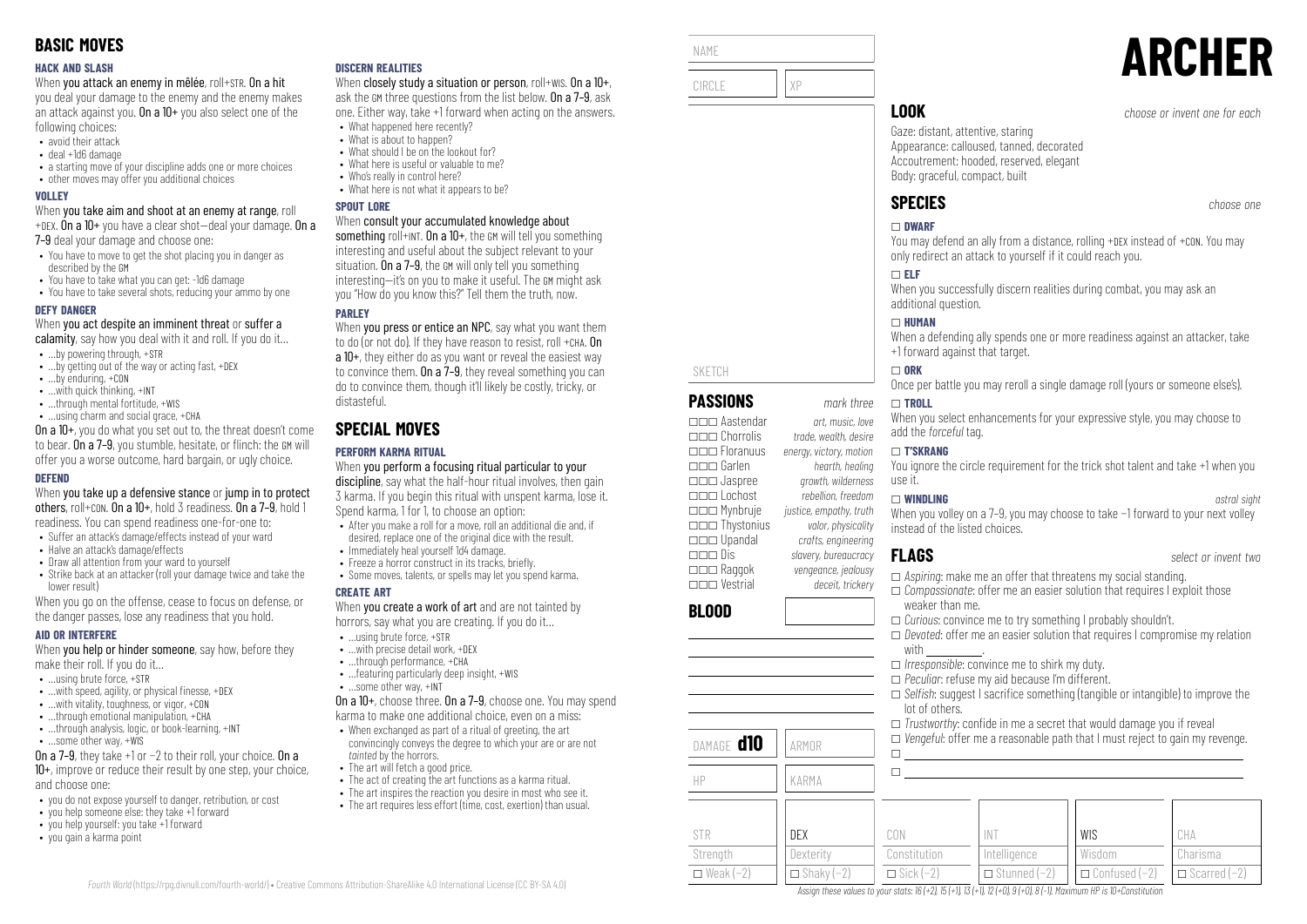## BASIC MOVES

### HACK AND SLASH

When **you attack an enemy in mêlée**, roll+STR. **On a hit** you deal your damage to the enemy and the enemy makes an attack against you. **On a 10+** you also select one of the following choices:

- avoid their attack
- deal +1d6 damage
- a starting move of your discipline adds one or more choices
- other moves may offer you additional choices

### VOLLEY

When **you take aim and shoot at an enemy at range**, roll +DEX. **On a 10+** you have a clear shot—deal your damage. **On a 7–9** deal your damage and choose one:

- You have to move to get the shot placing you in danger as described by the GM
- You have to take what you can get: -1d6 damage
- You have to take several shots, reducing your ammo by one

### DEFY DANGER

When **you act despite an imminent threat** or **suffer a calamity**, say how you deal with it and roll. If you do it…

- …by powering through, +STR
- …by getting out of the way or acting fast, +DEX
- …by enduring, +CON
- …with quick thinking, +INT
- …through mental fortitude, +WIS
- …using charm and social grace, +CHA

**On a 10+**, you do what you set out to, the threat doesn't come to bear. **On a 7–9**, you stumble, hesitate, or flinch: the GM will offer you a worse outcome, hard bargain, or ugly choice.

### DEFEND

When **you take up a defensive stance** or **jump in to protect others**, roll+CON. **On a 10+**, hold 3 readiness. **On a 7–9**, hold 1 readiness. You can spend readiness one-for-one to:

- Suffer an attack's damage/effects instead of your ward
- Halve an attack's damage/effects
- Draw all attention from your ward to yourself
- Strike back at an attacker (roll your damage twice and take the lower result)

When you go on the offense, cease to focus on defense, or the danger passes, lose any readiness that you hold.

### AID OR INTERFERE

When **you help or hinder someone**, say how, before they make their roll. If you do it…

- …using brute force, +STR
- …with speed, agility, or physical finesse, +DEX
- …with vitality, toughness, or vigor, +CON
- …through emotional manipulation, +CHA
- …through analysis, logic, or book-learning, +INT
- …some other way, +WIS

**On a 7–9**, they take +1 or −2 to their roll, your choice. **On a 10+**, improve or reduce their result by one step, your choice, and choose one:

- you do not expose yourself to danger, retribution, or cost
- you help someone else: they take +1 forward
- you help yourself: you take +1 forward
- you gain a karma point

### DISCERN REALITIES

When **you closely study a situation or person**, roll+WIS. **On a 10+**, ask the GM three questions from the list below. **On a 7–9**, ask one. Either way, take +1 forward when acting on the answers.

- What happened here recently?
- What is about to happen?
- What should I be on the lookout for?
- What here is useful or valuable to me?
- Who's really in control here?
- What here is not what it appears to be?

### SPOUT LORE

When **you consult your accumulated knowledge about something** roll+INT. **On a 10+**, the GM will tell you something interesting and useful about the subject relevant to your situation. **On a 7–9**, the GM will only tell you something interesting—it's on you to make it useful. The GM might ask you "How do you know this?" Tell them the truth, now.

### PARLEY

When **you press or entice an NPC**, say what you want them to do (or not do). If they have reason to resist, roll +CHA. **On a 10+**, they either do as you want or reveal the easiest way to convince them. **On a 7–9**, they reveal something you can do to convince them, though it'll likely be costly, tricky, or distasteful.

## SPECIAL MOVES

### PERFORM KARMA RITUAL

When **you perform a focusing ritual particular to your discipline**, say what the half-hour ritual involves, then gain 3 karma. If you begin this ritual with unspent karma, lose it. Spend karma, 1 for 1, to choose an option:

- After you make a roll for a move, roll an additional die and, if desired, replace one of the original dice with the result.
- Immediately heal yourself 1d4 damage.
- Freeze a horror construct in its tracks, briefly.
- Some moves, talents, or spells may let you spend karma.

### CREATE ART

When **you create a work of art** and are not tainted by horrors, say what you are creating. If you do it…

- …using brute force, +STR
- …with precise detail work, +DEX
- …through performance, +CHA
- …featuring particularly deep insight, +WIS
- …some other way, +INT

**On a 10+**, choose three. **On a 7–9**, choose one. You may spend karma to make one additional choice, even on a miss:

- When exchanged as part of a ritual of greeting, the art convincingly conveys the degree to which your are or are not *tainted* by the horrors.
- The art will fetch a good price.
- The act of creating the art functions as a karma ritual.
- The art inspires the reaction you desire in most who see it.
- The art requires less effort (time, cost, exertion) than usual.

*Fourth World* (https://rpg.divnull.com/fourth-world/) • Creative Commons Attribution-ShareAlike 4.0 International License (CC BY-SA 4.0)

# ARCHER

NAME

CIRCLE | XP

SKETCH

## PASSIONS *mark three*

- ☐☐☐ Aastendar — *art, music, love*
- ☐☐☐ Chorrolis — *trade, wealth, desire*
- ☐☐☐ Floranuus — *energy, victory, motion*
- ☐☐☐ Garlen — *hearth, healing*
- ☐☐☐ Jaspree — *growth, wilderness*
- ☐☐☐ Lochost — *rebellion, freedom*
- ☐☐☐ Mynbruje — *justice, empathy, truth*
- ☐☐☐ Thystonius — *valor, physicality*
- ☐☐☐ Upandal — *crafts, engineering*
- ☐☐☐ Dis — *slavery, bureaucracy*
- ☐☐☐ Raggok — *vengeance, jealousy*
- ☐☐☐ Vestrial — *deceit, trickery*

## BLOOD

DAMAGE **d10** | ARMOR

HP | KARMA

## LOOK *choose or invent one for each*

Gaze: distant, attentive, staring
Appearance: calloused, tanned, decorated
Accoutrement: hooded, reserved, elegant
Body: graceful, compact, built

## SPECIES *choose one*

☐ **DWARF**
You may defend an ally from a distance, rolling +DEX instead of +CON. You may only redirect an attack to yourself if it could reach you.

☐ **ELF**
When you successfully discern realities during combat, you may ask an additional question.

☐ **HUMAN**
When a defending ally spends one or more readiness against an attacker, take +1 forward against that target.

☐ **ORK**
Once per battle you may reroll a single damage roll (yours or someone else's).

☐ **TROLL**
When you select enhancements for your expressive style, you may choose to add the *forceful* tag.

☐ **T'SKRANG**
You ignore the circle requirement for the trick shot talent and take +1 when you use it.

☐ **WINDLING** *astral sight*
When you volley on a 7–9, you may choose to take −1 forward to your next volley instead of the listed choices.

## FLAGS *select or invent two*

- ☐ *Aspiring*: make me an offer that threatens my social standing.
- ☐ *Compassionate*: offer me an easier solution that requires I exploit those weaker than me.
- ☐ *Curious*: convince me to try something I probably shouldn't.
- ☐ *Devoted*: offer me an easier solution that requires I compromise my relation with ________.
- ☐ *Irresponsible*: convince me to shirk my duty.
- ☐ *Peculiar*: refuse my aid because I'm different.
- ☐ *Selfish*: suggest I sacrifice something (tangible or intangible) to improve the lot of others.
- ☐ *Trustworthy*: confide in me a secret that would damage you if reveal
- ☐ *Vengeful*: offer me a reasonable path that I must reject to gain my revenge.
- ☐ ________
- ☐ ________

| STR | DEX | CON | INT | WIS | CHA |
|---|---|---|---|---|---|
| Strength | Dexterity | Constitution | Intelligence | Wisdom | Charisma |
| ☐ Weak (−2) | ☐ Shaky (−2) | ☐ Sick (−2) | ☐ Stunned (−2) | ☐ Confused (−2) | ☐ Scarred (−2) |

*Assign these values to your stats: 16 (+2), 15 (+1), 13 (+1), 12 (+0), 9 (+0), 8 (−1). Maximum HP is 10+Constitution*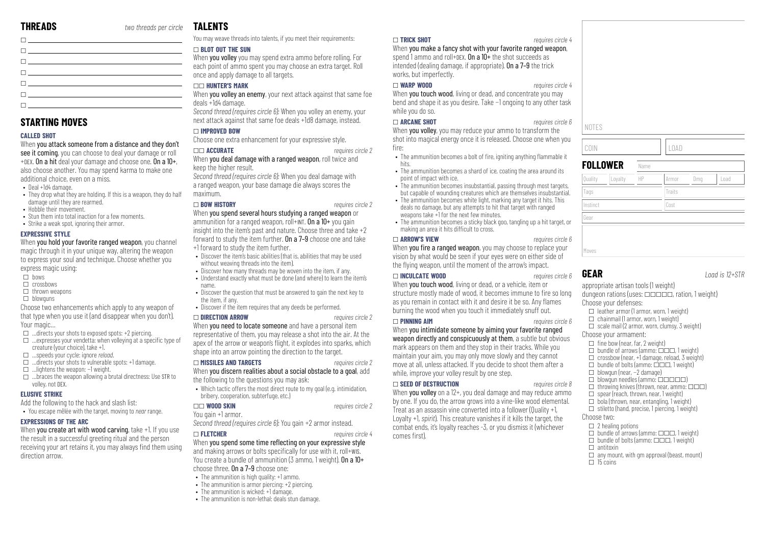## THREADS

*two threads per circle*

- ☐ ______
- ☐ ______
- ☐ ______
- ☐ ______
- ☐ ______
- ☐ ______
- ☐ ______

## STARTING MOVES

### CALLED SHOT

When **you attack someone from a distance and they don't see it coming**, you can choose to deal your damage or roll +DEX. **On a hit** deal your damage and choose one. **On a 10+**, also choose another. You may spend karma to make one additional choice, even on a miss.

- Deal +1d4 damage.
- They drop what they are holding. If this is a weapon, they do half damage until they are rearmed.
- Hobble their movement.
- Stun them into total inaction for a few moments.
- Strike a weak spot, ignoring their armor.

### EXPRESSIVE STYLE

When **you hold your favorite ranged weapon**, you channel magic through it in your unique way, altering the weapon to express your soul and technique. Choose whether you express magic using:

- ☐ bows
- ☐ crossbows
- ☐ thrown weapons
- ☐ blowguns

Choose two enhancements which apply to any weapon of that type when you use it (and disappear when you don't). Your magic…

- ☐ …directs your shots to exposed spots: +2 piercing.
- ☐ …expresses your vendetta: when volleying at a specific type of creature (your choice), take +1.
- ☐ …speeds your cycle: ignore *reload*.
- ☐ …directs your shots to vulnerable spots: +1 damage.
- ☐ …lightens the weapon: −1 weight.
- ☐ …braces the weapon allowing a brutal directness: Use STR to volley, not DEX.

### ELUSIVE STRIKE

Add the following to the hack and slash list:

- You escape mêlée with the target, moving to *near* range.

### EXPRESSIONS OF THE ARC

When **you create art with wood carving**, take +1. If you use the result in a successful greeting ritual and the person receiving your art retains it, you may always find them using direction arrow.

## TALENTS

You may weave threads into talents, if you meet their requirements:

### ☐ BLOT OUT THE SUN

When **you volley** you may spend extra ammo before rolling. For each point of ammo spent you may choose an extra target. Roll once and apply damage to all targets.

### ☐☐ HUNTER'S MARK

When **you volley an enemy**, your next attack against that same foe deals +1d4 damage.

*Second thread (requires circle 6):* When you volley an enemy, your next attack against that same foe deals +1d8 damage, instead.

### ☐ IMPROVED BOW

Choose one extra enhancement for your expressive style.

### ☐☐ ACCURATE

*requires circle 2*

When **you deal damage with a ranged weapon**, roll twice and keep the higher result.

*Second thread (requires circle 6):* When you deal damage with a ranged weapon, your base damage die always scores the maximum.

### ☐ BOW HISTORY

*requires circle 2*

When **you spend several hours studying a ranged weapon** or ammunition for a ranged weapon, roll+INT. **On a 10+** you gain insight into the item's past and nature. Choose three and take +2 forward to study the item further. **On a 7–9** choose one and take +1 forward to study the item further.

- Discover the item's basic abilities (that is, abilities that may be used without weaving threads into the item).
- Discover how many threads may be woven into the item, if any.
- Understand exactly what must be done (and where) to learn the item's name.
- Discover the question that must be answered to gain the next key to the item, if any.
- Discover if the item requires that any deeds be performed.

### ☐ DIRECTION ARROW

*requires circle 2*

When **you need to locate someone** and have a personal item representative of them, you may release a shot into the air. At the apex of the arrow or weapon's flight, it explodes into sparks, which shape into an arrow pointing the direction to the target.

### ☐ MISSILES AND TARGETS

*requires circle 2*

When **you discern realities about a social obstacle to a goal**, add the following to the questions you may ask:

- Which tactic offers the most direct route to my goal (e.g. intimidation, bribery, cooperation, subterfuge, etc.)

### ☐☐ WOOD SKIN

*requires circle 2*

You gain +1 armor.

*Second thread (requires circle 6):* You gain +2 armor instead.

### ☐ FLETCHER

*requires circle 4*

When **you spend some time reflecting on your expressive style** and making arrows or bolts specifically for use with it, roll+WIS. You create a bundle of ammunition (3 ammo, 1 weight). **On a 10+** choose three. **On a 7–9** choose one:

- The ammunition is high quality: +1 ammo.
- The ammunition is armor piercing: +2 piercing.
- The ammunition is wicked: +1 damage.
- The ammunition is non-lethal: deals stun damage.

### ☐ TRICK SHOT

*requires circle 4*

When **you make a fancy shot with your favorite ranged weapon**, spend 1 ammo and roll+DEX. **On a 10+** the shot succeeds as intended (dealing damage, if appropriate). **On a 7–9** the trick works, but imperfectly.

### ☐ WARP WOOD

*requires circle 4*

When **you touch wood**, living or dead, and concentrate you may bend and shape it as you desire. Take −1 ongoing to any other task while you do so.

### ☐ ARCANE SHOT

*requires circle 6*

When **you volley**, you may reduce your ammo to transform the shot into magical energy once it is released. Choose one when you fire:

- The ammunition becomes a bolt of fire, igniting anything flammable it hits.
- The ammunition becomes a shard of ice, coating the area around its point of impact with ice.
- The ammunition becomes insubstantial, passing through most targets, but capable of wounding creatures which are themselves insubstantial.
- The ammunition becomes white light, marking any target it hits. This deals no damage, but any attempts to hit that target with ranged weapons take +1 for the next few minutes.
- The ammunition becomes a sticky black goo, tangling up a hit target, or making an area it hits difficult to cross.

### ☐ ARROW'S VIEW

*requires circle 6*

When **you fire a ranged weapon**, you may choose to replace your vision by what would be seen if your eyes were on either side of the flying weapon, until the moment of the arrow's impact.

### ☐ INCULCATE WOOD

*requires circle 6*

When **you touch wood**, living or dead, or a vehicle, item or structure mostly made of wood, it becomes immune to fire so long as you remain in contact with it and desire it be so. Any flames burning the wood when you touch it immediately snuff out.

### ☐ PINNING AIM

*requires circle 6*

When **you intimidate someone by aiming your favorite ranged weapon directly and conspicuously at them**, a subtle but obvious mark appears on them and they stop in their tracks. While you maintain your aim, you may only move slowly and they cannot move at all, unless attacked. If you decide to shoot them after a while, improve your volley result by one step.

### ☐ SEED OF DESTRUCTION

*requires circle 8*

When **you volley** on a 12+, you deal damage and may reduce ammo by one. If you do, the arrow grows into a vine-like wood elemental. Treat as an assassin vine converted into a follower (Quality +1, Loyalty +1, *spirit*). This creature vanishes if it kills the target, the combat ends, it's loyalty reaches -3, or you dismiss it (whichever comes first).

NOTES

| COIN | LOAD |
|---|---|
| | |

## FOLLOWER

| Name | | | | | |
|---|---|---|---|---|---|
| Quality | Loyalty | HP | Armor | Dmg | Load |
| Tags | | | Traits | | |
| Instinct | | | Cost | | |
| Gear | | | | | |
| Moves | | | | | |

## GEAR

*Load is 12+STR*

appropriate artisan tools (1 weight)

dungeon rations (uses: ☐☐☐☐☐, ration, 1 weight)

Choose your defenses:

- ☐ leather armor (1 armor, worn, 1 weight)
- ☐ chainmail (1 armor, worn, 1 weight)
- ☐ scale mail (2 armor, worn, clumsy, 3 weight)

Choose your armament:

- ☐ fine bow (near, far, 2 weight)
- ☐ bundle of arrows (ammo: ☐☐☐, 1 weight)
- ☐ crossbow (near, +1 damage, reload, 3 weight)
- ☐ bundle of bolts (ammo: ☐☐☐, 1 weight)
- ☐ blowgun (near, −2 damage)
- ☐ blowgun needles (ammo: ☐☐☐☐☐)
- ☐ throwing knives (thrown, near, ammo: ☐☐☐)
- ☐ spear (reach, thrown, near, 1 weight)
- ☐ bola (thrown, near, entangling, 1 weight)
- ☐ stiletto (hand, precise, 1 piercing, 1 weight)

Choose two:

- ☐ 2 healing potions
- ☐ bundle of arrows (ammo: ☐☐☐, 1 weight)
- ☐ bundle of bolts (ammo: ☐☐☐, 1 weight)
- ☐ antitoxin
- ☐ any mount, with gm approval (beast, mount)
- ☐ 15 coins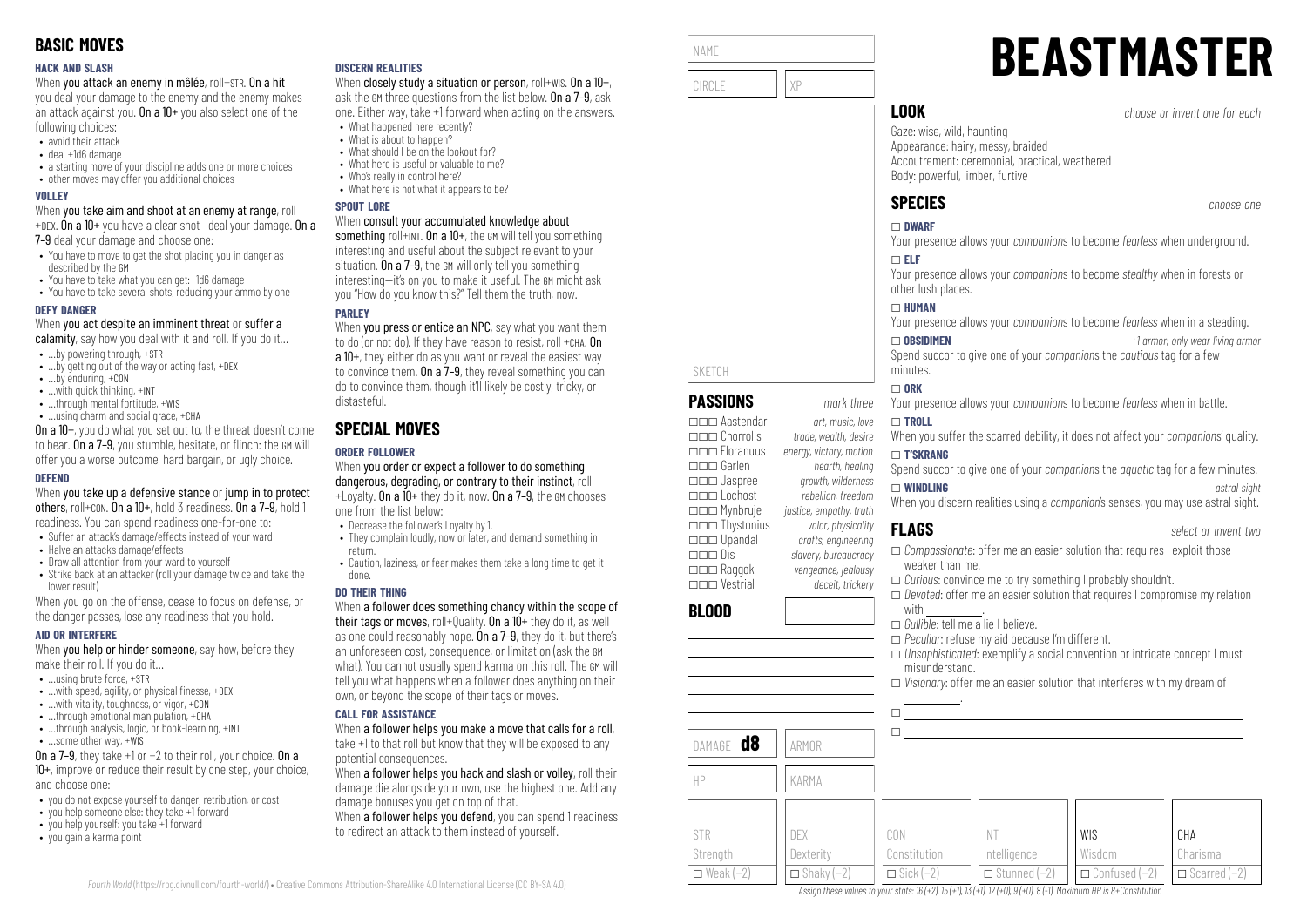## BASIC MOVES

### HACK AND SLASH

When **you attack an enemy in mêlée**, roll+STR. **On a hit** you deal your damage to the enemy and the enemy makes an attack against you. **On a 10+** you also select one of the following choices:

- avoid their attack
- deal +1d6 damage
- a starting move of your discipline adds one or more choices
- other moves may offer you additional choices

### VOLLEY

When **you take aim and shoot at an enemy at range**, roll +DEX. **On a 10+** you have a clear shot—deal your damage. **On a 7–9** deal your damage and choose one:

- You have to move to get the shot placing you in danger as described by the GM
- You have to take what you can get: -1d6 damage
- You have to take several shots, reducing your ammo by one

### DEFY DANGER

When **you act despite an imminent threat** or **suffer a calamity**, say how you deal with it and roll. If you do it…

- …by powering through, +STR
- …by getting out of the way or acting fast, +DEX
- …by enduring, +CON
- …with quick thinking, +INT
- …through mental fortitude, +WIS
- …using charm and social grace, +CHA

**On a 10+**, you do what you set out to, the threat doesn't come to bear. **On a 7–9**, you stumble, hesitate, or flinch: the GM will offer you a worse outcome, hard bargain, or ugly choice.

### DEFEND

When **you take up a defensive stance** or **jump in to protect others**, roll+CON. **On a 10+**, hold 3 readiness. **On a 7–9**, hold 1 readiness. You can spend readiness one-for-one to:

- Suffer an attack's damage/effects instead of your ward
- Halve an attack's damage/effects
- Draw all attention from your ward to yourself
- Strike back at an attacker (roll your damage twice and take the lower result)

When you go on the offense, cease to focus on defense, or the danger passes, lose any readiness that you hold.

### AID OR INTERFERE

When **you help or hinder someone**, say how, before they make their roll. If you do it…

- …using brute force, +STR
- …with speed, agility, or physical finesse, +DEX
- …with vitality, toughness, or vigor, +CON
- …through emotional manipulation, +CHA
- …through analysis, logic, or book-learning, +INT
- …some other way, +WIS

**On a 7–9**, they take +1 or −2 to their roll, your choice. **On a 10+**, improve or reduce their result by one step, your choice, and choose one:

- you do not expose yourself to danger, retribution, or cost
- you help someone else: they take +1 forward
- you help yourself: you take +1 forward
- you gain a karma point

### DISCERN REALITIES

When **closely study a situation or person**, roll+WIS. **On a 10+**, ask the GM three questions from the list below. **On a 7–9**, ask one. Either way, take +1 forward when acting on the answers.

- What happened here recently?
- What is about to happen?
- What should I be on the lookout for?
- What here is useful or valuable to me?
- Who's really in control here?
- What here is not what it appears to be?

### SPOUT LORE

When **consult your accumulated knowledge about something** roll+INT. **On a 10+**, the GM will tell you something interesting and useful about the subject relevant to your situation. **On a 7–9**, the GM will only tell you something interesting—it's on you to make it useful. The GM might ask you "How do you know this?" Tell them the truth, now.

### PARLEY

When **you press or entice an NPC**, say what you want them to do (or not do). If they have reason to resist, roll +CHA. **On a 10+**, they either do as you want or reveal the easiest way to convince them. **On a 7–9**, they reveal something you can do to convince them, though it'll likely be costly, tricky, or distasteful.

## SPECIAL MOVES

### ORDER FOLLOWER

When **you order or expect a follower to do something dangerous, degrading, or contrary to their instinct**, roll +Loyalty. **On a 10+** they do it, now. **On a 7–9**, the GM chooses one from the list below:

- Decrease the follower's Loyalty by 1.
- They complain loudly, now or later, and demand something in return.
- Caution, laziness, or fear makes them take a long time to get it done.

### DO THEIR THING

When **a follower does something chancy within the scope of their tags or moves**, roll+Quality. **On a 10+** they do it, as well as one could reasonably hope. **On a 7–9**, they do it, but there's an unforeseen cost, consequence, or limitation (ask the GM what). You cannot usually spend karma on this roll. The GM will tell you what happens when a follower does anything on their own, or beyond the scope of their tags or moves.

### CALL FOR ASSISTANCE

When **a follower helps you make a move that calls for a roll**, take +1 to that roll but know that they will be exposed to any potential consequences.

When **a follower helps you hack and slash or volley**, roll their damage die alongside your own, use the highest one. Add any damage bonuses you get on top of that.

When **a follower helps you defend**, you can spend 1 readiness to redirect an attack to them instead of yourself.

---

NAME

CIRCLE | XP

SKETCH

## PASSIONS

*mark three*

- ☐☐☐ Aastendar — *art, music, love*
- ☐☐☐ Chorrolis — *trade, wealth, desire*
- ☐☐☐ Floranuus — *energy, victory, motion*
- ☐☐☐ Garlen — *hearth, healing*
- ☐☐☐ Jaspree — *growth, wilderness*
- ☐☐☐ Lochost — *rebellion, freedom*
- ☐☐☐ Mynbruje — *justice, empathy, truth*
- ☐☐☐ Thystonius — *valor, physicality*
- ☐☐☐ Upandal — *crafts, engineering*
- ☐☐☐ Dis — *slavery, bureaucracy*
- ☐☐☐ Raggok — *vengeance, jealousy*
- ☐☐☐ Vestrial — *deceit, trickery*

## BLOOD

DAMAGE **d8** | ARMOR

HP | KARMA

# BEASTMASTER

## LOOK

*choose or invent one for each*

Gaze: wise, wild, haunting
Appearance: hairy, messy, braided
Accoutrement: ceremonial, practical, weathered
Body: powerful, limber, furtive

## SPECIES

*choose one*

☐ **DWARF**
Your presence allows your *companion*s to become *fearless* when underground.

☐ **ELF**
Your presence allows your *companion*s to become *stealthy* when in forests or other lush places.

☐ **HUMAN**
Your presence allows your *companion*s to become *fearless* when in a steading.

☐ **OBSIDIMEN** — *+1 armor; only wear living armor*
Spend succor to give one of your *companions* the *cautious* tag for a few minutes.

☐ **ORK**
Your presence allows your *companion*s to become *fearless* when in battle.

☐ **TROLL**
When you suffer the scarred debility, it does not affect your *companions*' quality.

☐ **T'SKRANG**
Spend succor to give one of your *companion*s the *aquatic* tag for a few minutes.

☐ **WINDLING** — *astral sight*
When you discern realities using a *companion*'s senses, you may use astral sight.

## FLAGS

*select or invent two*

- ☐ *Compassionate*: offer me an easier solution that requires I exploit those weaker than me.
- ☐ *Curious*: convince me to try something I probably shouldn't.
- ☐ *Devoted*: offer me an easier solution that requires I compromise my relation with ______.
- ☐ *Gullible*: tell me a lie I believe.
- ☐ *Peculiar*: refuse my aid because I'm different.
- ☐ *Unsophisticated*: exemplify a social convention or intricate concept I must misunderstand.
- ☐ *Visionary*: offer me an easier solution that interferes with my dream of ______.
- ☐ ______
- ☐ ______

| STR | DEX | CON | INT | WIS | CHA |
|---|---|---|---|---|---|
| Strength | Dexterity | Constitution | Intelligence | Wisdom | Charisma |
| ☐ Weak (−2) | ☐ Shaky (−2) | ☐ Sick (−2) | ☐ Stunned (−2) | ☐ Confused (−2) | ☐ Scarred (−2) |

*Assign these values to your stats: 16 (+2), 15 (+1), 13 (+1), 12 (+0), 9 (+0), 8 (−1). Maximum HP is 8+Constitution*

*Fourth World* (https://rpg.divnull.com/fourth-world/) • Creative Commons Attribution-ShareAlike 4.0 International License (CC BY-SA 4.0)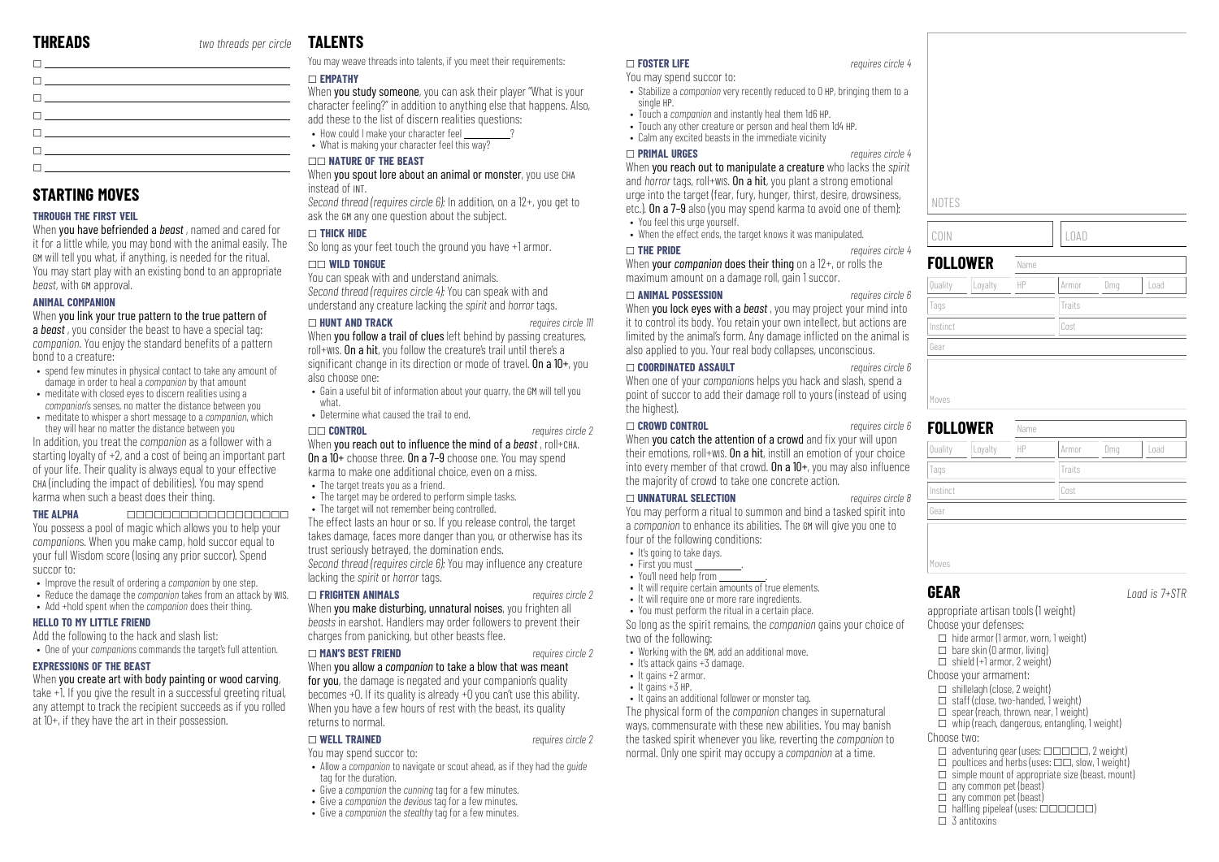## THREADS

*two threads per circle*

- ☐ \_\_\_\_\_\_\_\_\_\_\_\_\_\_\_\_\_\_\_\_
- ☐ \_\_\_\_\_\_\_\_\_\_\_\_\_\_\_\_\_\_\_\_
- ☐ \_\_\_\_\_\_\_\_\_\_\_\_\_\_\_\_\_\_\_\_
- ☐ \_\_\_\_\_\_\_\_\_\_\_\_\_\_\_\_\_\_\_\_
- ☐ \_\_\_\_\_\_\_\_\_\_\_\_\_\_\_\_\_\_\_\_
- ☐ \_\_\_\_\_\_\_\_\_\_\_\_\_\_\_\_\_\_\_\_
- ☐ \_\_\_\_\_\_\_\_\_\_\_\_\_\_\_\_\_\_\_\_

## STARTING MOVES

### THROUGH THE FIRST VEIL

When **you have befriended a** ***beast***, named and cared for it for a little while, you may bond with the animal easily. The GM will tell you what, if anything, is needed for the ritual. You may start play with an existing bond to an appropriate *beast*, with GM approval.

### ANIMAL COMPANION

When **you link your true pattern to the true pattern of a** ***beast***, you consider the beast to have a special tag: *companion*. You enjoy the standard benefits of a pattern bond to a creature:

- spend few minutes in physical contact to take any amount of damage in order to heal a *companion* by that amount
- meditate with closed eyes to discern realities using a *companion*'s senses, no matter the distance between you
- meditate to whisper a short message to a *companion*, which they will hear no matter the distance between you

In addition, you treat the *companion* as a follower with a starting loyalty of +2, and a cost of being an important part of your life. Their quality is always equal to your effective CHA (including the impact of debilities). You may spend karma when such a beast does their thing.

### THE ALPHA ☐☐☐☐☐☐☐☐☐☐☐☐☐☐☐☐☐

You possess a pool of magic which allows you to help your *companion*s. When you make camp, hold succor equal to your full Wisdom score (losing any prior succor). Spend succor to:

- Improve the result of ordering a *companion* by one step.
- Reduce the damage the *companion* takes from an attack by WIS.
- Add +hold spent when the *companion* does their thing.

### HELLO TO MY LITTLE FRIEND

Add the following to the hack and slash list:

- One of your *companion*s commands the target's full attention.

### EXPRESSIONS OF THE BEAST

When **you create art with body painting or wood carving**, take +1. If you give the result in a successful greeting ritual, any attempt to track the recipient succeeds as if you rolled at 10+, if they have the art in their possession.

## TALENTS

You may weave threads into talents, if you meet their requirements:

### ☐ EMPATHY

When **you study someone**, you can ask their player "What is your character feeling?" in addition to anything else that happens. Also, add these to the list of discern realities questions:

- How could I make your character feel \_\_\_\_\_\_\_\_?
- What is making your character feel this way?

### ☐☐ NATURE OF THE BEAST

When **you spout lore about an animal or monster**, you use CHA instead of INT.

*Second thread (requires circle 6)*: In addition, on a 12+, you get to ask the GM any one question about the subject.

### ☐ THICK HIDE

So long as your feet touch the ground you have +1 armor.

### ☐☐ WILD TONGUE

You can speak with and understand animals.

*Second thread (requires circle 4)*: You can speak with and understand any creature lacking the *spirit* and *horror* tags.

### ☐ HUNT AND TRACK *requires circle 1!1*

When **you follow a trail of clues** left behind by passing creatures, roll+WIS. **On a hit**, you follow the creature's trail until there's a significant change in its direction or mode of travel. **On a 10+**, you also choose one:

- Gain a useful bit of information about your quarry, the GM will tell you what.
- Determine what caused the trail to end.

### ☐☐ CONTROL *requires circle 2*

When **you reach out to influence the mind of a** ***beast***, roll+CHA. **On a 10+** choose three. **On a 7–9** choose one. You may spend karma to make one additional choice, even on a miss.

- The target treats you as a friend.
- The target may be ordered to perform simple tasks.
- The target will not remember being controlled.

The effect lasts an hour or so. If you release control, the target takes damage, faces more danger than you, or otherwise has its trust seriously betrayed, the domination ends.

*Second thread (requires circle 6)*: You may influence any creature lacking the *spirit* or *horror* tags.

### ☐ FRIGHTEN ANIMALS *requires circle 2*

When **you make disturbing, unnatural noises**, you frighten all *beasts* in earshot. Handlers may order followers to prevent their charges from panicking, but other beasts flee.

### ☐ MAN'S BEST FRIEND *requires circle 2*

When **you allow a** ***companion*** **to take a blow that was meant for you**, the damage is negated and your companion's quality becomes +0. If its quality is already +0 you can't use this ability. When you have a few hours of rest with the beast, its quality returns to normal.

### ☐ WELL TRAINED *requires circle 2*

You may spend succor to:

- Allow a *companion* to navigate or scout ahead, as if they had the *guide* tag for the duration.
- Give a *companion* the *cunning* tag for a few minutes.
- Give a *companion* the *devious* tag for a few minutes.
- Give a *companion* the *stealthy* tag for a few minutes.

### ☐ FOSTER LIFE *requires circle 4*

You may spend succor to:

- Stabilize a *companion* very recently reduced to 0 HP, bringing them to a single HP.
- Touch a *companion* and instantly heal them 1d6 HP.
- Touch any other creature or person and heal them 1d4 HP.
- Calm any excited beasts in the immediate vicinity

### ☐ PRIMAL URGES *requires circle 4*

When **you reach out to manipulate a creature** who lacks the *spirit* and *horror* tags, roll+WIS. **On a hit**, you plant a strong emotional urge into the target (fear, fury, hunger, thirst, desire, drowsiness, etc.). **On a 7–9** also (you may spend karma to avoid one of them):

- You feel this urge yourself.
- When the effect ends, the target knows it was manipulated.

### ☐ THE PRIDE *requires circle 4*

When **your** ***companion*** **does their thing** on a 12+, or rolls the maximum amount on a damage roll, gain 1 succor.

### ☐ ANIMAL POSSESSION *requires circle 6*

When **you lock eyes with a** ***beast***, you may project your mind into it to control its body. You retain your own intellect, but actions are limited by the animal's form. Any damage inflicted on the animal is also applied to you. Your real body collapses, unconscious.

### ☐ COORDINATED ASSAULT *requires circle 6*

When one of your *companion*s helps you hack and slash, spend a point of succor to add their damage roll to yours (instead of using the highest).

### ☐ CROWD CONTROL *requires circle 6*

When **you catch the attention of a crowd** and fix your will upon their emotions, roll+WIS. **On a hit**, instill an emotion of your choice into every member of that crowd. **On a 10+**, you may also influence the majority of crowd to take one concrete action.

### ☐ UNNATURAL SELECTION *requires circle 8*

You may perform a ritual to summon and bind a tasked spirit into a *companion* to enhance its abilities. The GM will give you one to four of the following conditions:

- It's going to take days.
- First you must \_\_\_\_\_\_\_\_.
- You'll need help from \_\_\_\_\_\_\_\_.
- It will require certain amounts of true elements.
- It will require one or more rare ingredients.
- You must perform the ritual in a certain place.

So long as the spirit remains, the *companion* gains your choice of two of the following:

- Working with the GM, add an additional move.
- It's attack gains +3 damage.
- It gains +2 armor.
- It gains +3 HP.
- It gains an additional follower or monster tag.

The physical form of the *companion* changes in supernatural ways, commensurate with these new abilities. You may banish the tasked spirit whenever you like, reverting the *companion* to normal. Only one spirit may occupy a *companion* at a time.

NOTES

| COIN | LOAD |
|---|---|
| | |

## FOLLOWER

| Name | | | | | |
|---|---|---|---|---|---|
| Quality | Loyalty | HP | Armor | Dmg | Load |
| Tags | | | Traits | | |
| Instinct | | | Cost | | |
| Gear | | | | | |
| Moves | | | | | |

## FOLLOWER

| Name | | | | | |
|---|---|---|---|---|---|
| Quality | Loyalty | HP | Armor | Dmg | Load |
| Tags | | | Traits | | |
| Instinct | | | Cost | | |
| Gear | | | | | |
| Moves | | | | | |

## GEAR

*Load is 7+STR*

appropriate artisan tools (1 weight)

Choose your defenses:

- ☐ hide armor (1 armor, worn, 1 weight)
- ☐ bare skin (0 armor, living)
- ☐ shield (+1 armor, 2 weight)

Choose your armament:

- ☐ shillelagh (close, 2 weight)
- ☐ staff (close, two-handed, 1 weight)
- ☐ spear (reach, thrown, near, 1 weight)
- ☐ whip (reach, dangerous, entangling, 1 weight)

Choose two:

- ☐ adventuring gear (uses: ☐☐☐☐☐, 2 weight)
- ☐ poultices and herbs (uses: ☐☐, slow, 1 weight)
- ☐ simple mount of appropriate size (beast, mount)
- ☐ any common pet (beast)
- ☐ any common pet (beast)
- ☐ halfling pipeleaf (uses: ☐☐☐☐☐)
- ☐ 3 antitoxins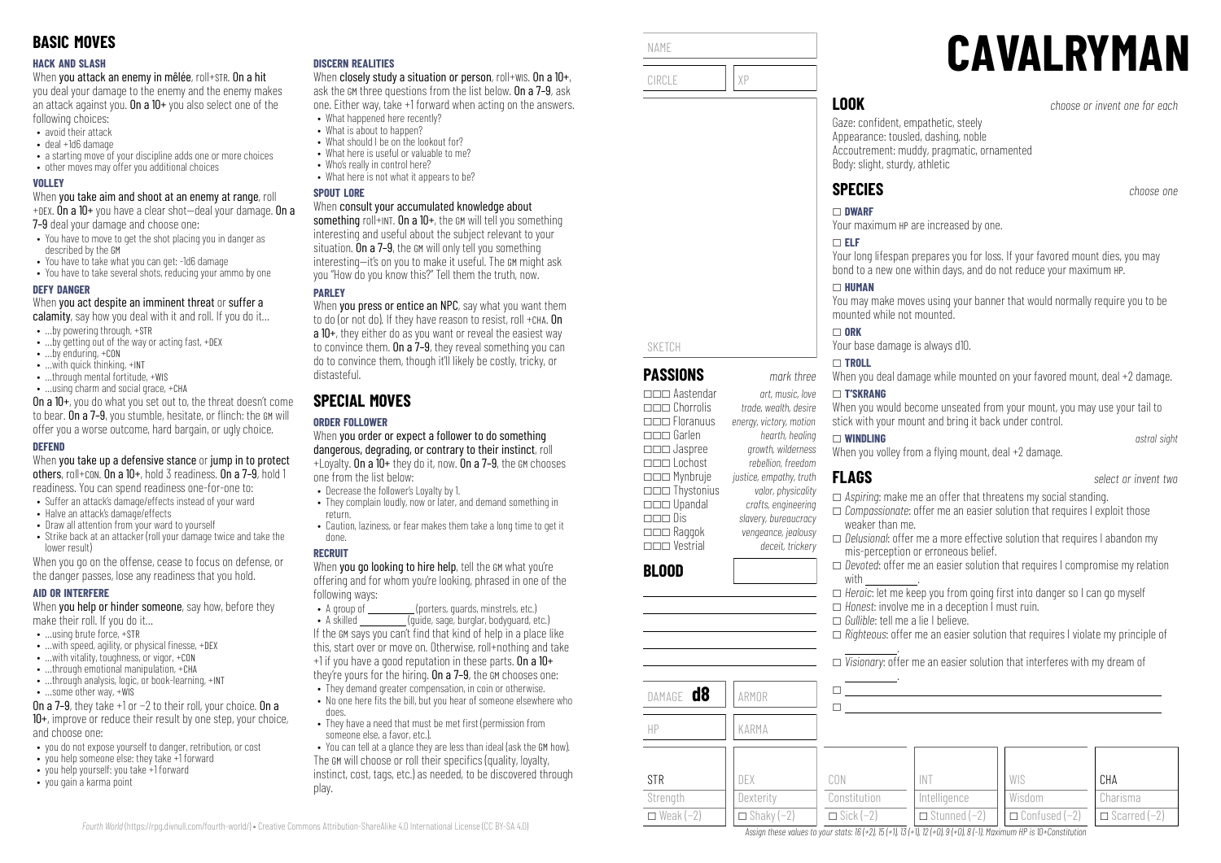## BASIC MOVES

### HACK AND SLASH

When **you attack an enemy in mêlée**, roll+STR. **On a hit** you deal your damage to the enemy and the enemy makes an attack against you. **On a 10+** you also select one of the following choices:

- avoid their attack
- deal +1d6 damage
- a starting move of your discipline adds one or more choices
- other moves may offer you additional choices

### VOLLEY

When **you take aim and shoot at an enemy at range**, roll +DEX. **On a 10+** you have a clear shot—deal your damage. **On a 7–9** deal your damage and choose one:

- You have to move to get the shot placing you in danger as described by the GM
- You have to take what you can get: -1d6 damage
- You have to take several shots, reducing your ammo by one

### DEFY DANGER

When **you act despite an imminent threat** or **suffer a calamity**, say how you deal with it and roll. If you do it…

- …by powering through, +STR
- …by getting out of the way or acting fast, +DEX
- …by enduring, +CON
- …with quick thinking, +INT
- …through mental fortitude, +WIS
- …using charm and social grace, +CHA

**On a 10+**, you do what you set out to, the threat doesn't come to bear. **On a 7–9**, you stumble, hesitate, or flinch: the GM will offer you a worse outcome, hard bargain, or ugly choice.

### DEFEND

When **you take up a defensive stance** or **jump in to protect others**, roll+CON. **On a 10+**, hold 3 readiness. **On a 7–9**, hold 1 readiness. You can spend readiness one-for-one to:

- Suffer an attack's damage/effects instead of your ward
- Halve an attack's damage/effects
- Draw all attention from your ward to yourself
- Strike back at an attacker (roll your damage twice and take the lower result)

When you go on the offense, cease to focus on defense, or the danger passes, lose any readiness that you hold.

### AID OR INTERFERE

When **you help or hinder someone**, say how, before they make their roll. If you do it…

- …using brute force, +STR
- …with speed, agility, or physical finesse, +DEX
- …with vitality, toughness, or vigor, +CON
- …through emotional manipulation, +CHA
- …through analysis, logic, or book-learning, +INT
- …some other way, +WIS

**On a 7–9**, they take +1 or −2 to their roll, your choice. **On a 10+**, improve or reduce their result by one step, your choice, and choose one:

- you do not expose yourself to danger, retribution, or cost
- you help someone else: they take +1 forward
- you help yourself: you take +1 forward
- you gain a karma point

### DISCERN REALITIES

When **you closely study a situation or person**, roll+WIS. **On a 10+**, ask the GM three questions from the list below. **On a 7–9**, ask one. Either way, take +1 forward when acting on the answers.

- What happened here recently?
- What is about to happen?
- What should I be on the lookout for?
- What here is useful or valuable to me?
- Who's really in control here?
- What here is not what it appears to be?

### SPOUT LORE

When **you consult your accumulated knowledge about something** roll+INT. **On a 10+**, the GM will tell you something interesting and useful about the subject relevant to your situation. **On a 7–9**, the GM will only tell you something interesting—it's on you to make it useful. The GM might ask you "How do you know this?" Tell them the truth, now.

### PARLEY

When **you press or entice an NPC**, say what you want them to do (or not do). If they have reason to resist, roll +CHA. **On a 10+**, they either do as you want or reveal the easiest way to convince them. **On a 7–9**, they reveal something you can do to convince them, though it'll likely be costly, tricky, or distasteful.

## SPECIAL MOVES

### ORDER FOLLOWER

When **you order or expect a follower to do something dangerous, degrading, or contrary to their instinct**, roll +Loyalty. **On a 10+** they do it, now. **On a 7–9**, the GM chooses one from the list below:

- Decrease the follower's Loyalty by 1.
- They complain loudly, now or later, and demand something in return.
- Caution, laziness, or fear makes them take a long time to get it done.

### RECRUIT

When **you go looking to hire help**, tell the GM what you're offering and for whom you're looking, phrased in one of the following ways:

- A group of ________ (porters, guards, minstrels, etc.)
- A skilled ________ (guide, sage, burglar, bodyguard, etc.)

If the GM says you can't find that kind of help in a place like this, start over or move on. Otherwise, roll+nothing and take +1 if you have a good reputation in these parts. **On a 10+** they're yours for the hiring. **On a 7–9**, the GM chooses one:

- They demand greater compensation, in coin or otherwise.
- No one here fits the bill, but you hear of someone elsewhere who does.
- They have a need that must be met first (permission from someone else, a favor, etc.).
- You can tell at a glance they are less than ideal (ask the GM how).

The GM will choose or roll their specifics (quality, loyalty, instinct, cost, tags, etc.) as needed, to be discovered through play.

# CAVALRYMAN

NAME

CIRCLE | XP

SKETCH

## PASSIONS

*mark three*

| | | |
|---|---|---|
| ☐☐☐ Aastendar | *art, music, love* |
| ☐☐☐ Chorrolis | *trade, wealth, desire* |
| ☐☐☐ Floranuus | *energy, victory, motion* |
| ☐☐☐ Garlen | *hearth, healing* |
| ☐☐☐ Jaspree | *growth, wilderness* |
| ☐☐☐ Lochost | *rebellion, freedom* |
| ☐☐☐ Mynbruje | *justice, empathy, truth* |
| ☐☐☐ Thystonius | *valor, physicality* |
| ☐☐☐ Upandal | *crafts, engineering* |
| ☐☐☐ Dis | *slavery, bureaucracy* |
| ☐☐☐ Raggok | *vengeance, jealousy* |
| ☐☐☐ Vestrial | *deceit, trickery* |

## BLOOD

DAMAGE **d8** | ARMOR

HP | KARMA

## LOOK

*choose or invent one for each*

Gaze: confident, empathetic, steely
Appearance: tousled, dashing, noble
Accoutrement: muddy, pragmatic, ornamented
Body: slight, sturdy, athletic

## SPECIES

*choose one*

☐ **DWARF**
Your maximum HP are increased by one.

☐ **ELF**
Your long lifespan prepares you for loss. If your favored mount dies, you may bond to a new one within days, and do not reduce your maximum HP.

☐ **HUMAN**
You may make moves using your banner that would normally require you to be mounted while not mounted.

☐ **ORK**
Your base damage is always d10.

☐ **TROLL**
When you deal damage while mounted on your favored mount, deal +2 damage.

☐ **T'SKRANG**
When you would become unseated from your mount, you may use your tail to stick with your mount and bring it back under control.

☐ **WINDLING** *astral sight*
When you volley from a flying mount, deal +2 damage.

## FLAGS

*select or invent two*

- ☐ *Aspiring*: make me an offer that threatens my social standing.
- ☐ *Compassionate*: offer me an easier solution that requires I exploit those weaker than me.
- ☐ *Delusional*: offer me a more effective solution that requires I abandon my mis-perception or erroneous belief.
- ☐ *Devoted*: offer me an easier solution that requires I compromise my relation with ________.
- ☐ *Heroic*: let me keep you from going first into danger so I can go myself
- ☐ *Honest*: involve me in a deception I must ruin.
- ☐ *Gullible*: tell me a lie I believe.
- ☐ *Righteous*: offer me an easier solution that requires I violate my principle of ________.
- ☐ *Visionary*: offer me an easier solution that interferes with my dream of ________.
- ☐ ________
- ☐ ________

| STR | DEX | CON | INT | WIS | CHA |
|---|---|---|---|---|---|
| Strength | Dexterity | Constitution | Intelligence | Wisdom | Charisma |
| ☐ Weak (−2) | ☐ Shaky (−2) | ☐ Sick (−2) | ☐ Stunned (−2) | ☐ Confused (−2) | ☐ Scarred (−2) |

*Assign these values to your stats: 16 (+2), 15 (+1), 13 (+1), 12 (+0), 9 (+0), 8 (−1). Maximum HP is 10+Constitution*

*Fourth World* (https://rpg.divnull.com/fourth-world/) • Creative Commons Attribution-ShareAlike 4.0 International License (CC BY-SA 4.0)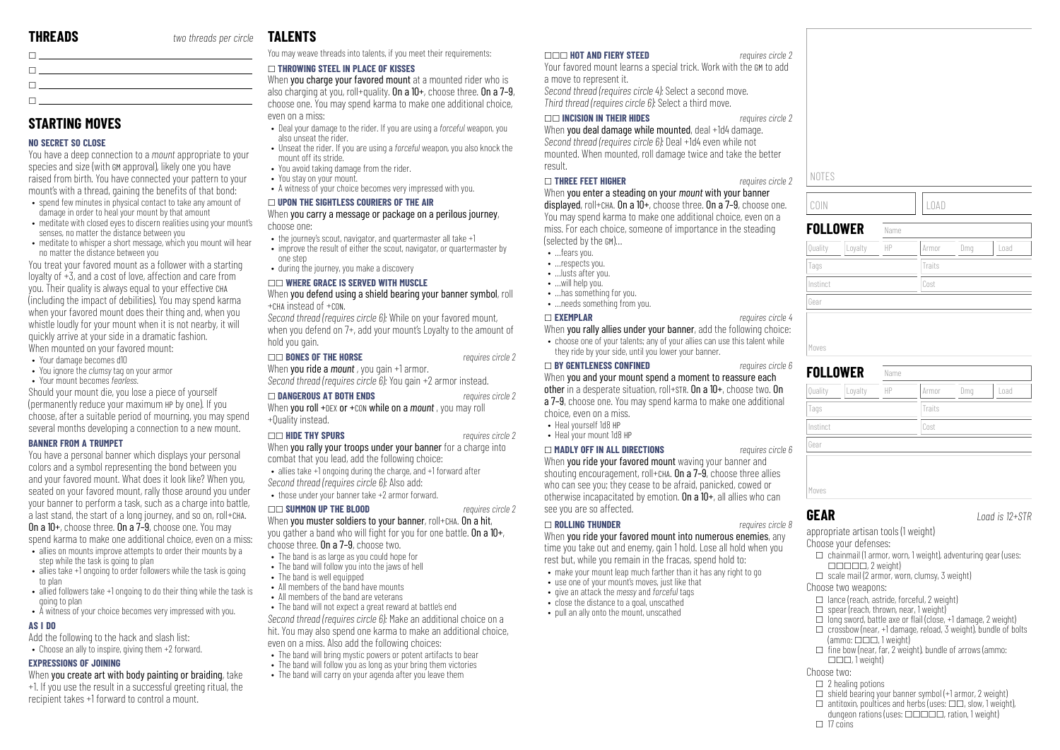## THREADS

*two threads per circle*

- ☐ 
- ☐ 
- ☐ 
- ☐ 

## STARTING MOVES

### NO SECRET SO CLOSE

You have a deep connection to a *mount* appropriate to your species and size (with GM approval), likely one you have raised from birth. You have connected your pattern to your mount's with a thread, gaining the benefits of that bond:

- spend few minutes in physical contact to take any amount of damage in order to heal your mount by that amount
- meditate with closed eyes to discern realities using your mount's senses, no matter the distance between you
- meditate to whisper a short message, which you mount will hear no matter the distance between you

You treat your favored mount as a follower with a starting loyalty of +3, and a cost of love, affection and care from you. Their quality is always equal to your effective CHA (including the impact of debilities). You may spend karma when your favored mount does their thing and, when you whistle loudly for your mount when it is not nearby, it will quickly arrive at your side in a dramatic fashion.

When mounted on your favored mount:

- Your damage becomes d10
- You ignore the *clumsy* tag on your armor
- Your mount becomes *fearless*.

Should your mount die, you lose a piece of yourself (permanently reduce your maximum HP by one). If you choose, after a suitable period of mourning, you may spend several months developing a connection to a new mount.

### BANNER FROM A TRUMPET

You have a personal banner which displays your personal colors and a symbol representing the bond between you and your favored mount. What does it look like? When you, seated on your favored mount, rally those around you under your banner to perform a task, such as a charge into battle, a last stand, the start of a long journey, and so on, roll+CHA. **On a 10+**, choose three. **On a 7–9**, choose one. You may spend karma to make one additional choice, even on a miss:

- allies on mounts improve attempts to order their mounts by a step while the task is going to plan
- allies take +1 ongoing to order followers while the task is going to plan
- allied followers take +1 ongoing to do their thing while the task is going to plan
- A witness of your choice becomes very impressed with you.

### AS I DO

Add the following to the hack and slash list:

- Choose an ally to inspire, giving them +2 forward.

### EXPRESSIONS OF JOINING

When **you create art with body painting or braiding**, take +1. If you use the result in a successful greeting ritual, the recipient takes +1 forward to control a mount.

## TALENTS

You may weave threads into talents, if you meet their requirements:

### ☐ THROWING STEEL IN PLACE OF KISSES

When **you charge your favored mount** at a mounted rider who is also charging at you, roll+quality. **On a 10+**, choose three. **On a 7–9**, choose one. You may spend karma to make one additional choice, even on a miss:

- Deal your damage to the rider. If you are using a *forceful* weapon, you also unseat the rider.
- Unseat the rider. If you are using a *forceful* weapon, you also knock the mount off its stride.
- You avoid taking damage from the rider.
- You stay on your mount.
- A witness of your choice becomes very impressed with you.

### ☐ UPON THE SIGHTLESS COURIERS OF THE AIR

When **you carry a message or package on a perilous journey**, choose one:

- the journey's scout, navigator, and quartermaster all take +1
- improve the result of either the scout, navigator, or quartermaster by one step
- during the journey, you make a discovery

### ☐☐ WHERE GRACE IS SERVED WITH MUSCLE

When **you defend using a shield bearing your banner symbol**, roll +CHA instead of +CON.

*Second thread (requires circle 6):* While on your favored mount, when you defend on 7+, add your mount's Loyalty to the amount of hold you gain.

### ☐☐ BONES OF THE HORSE *requires circle 2*

When **you ride a** ***mount***, you gain +1 armor.

*Second thread (requires circle 6):* You gain +2 armor instead.

### ☐ DANGEROUS AT BOTH ENDS *requires circle 2*

When **you roll +DEX or +CON while on a** ***mount***, you may roll +Quality instead.

### ☐☐ HIDE THY SPURS *requires circle 2*

When **you rally your troops under your banner** for a charge into combat that you lead, add the following choice:

- allies take +1 ongoing during the charge, and +1 forward after

*Second thread (requires circle 6):* Also add:

- those under your banner take +2 armor forward.

### ☐☐ SUMMON UP THE BLOOD *requires circle 2*

When **you muster soldiers to your banner**, roll+CHA. **On a hit**, you gather a band who will fight for you for one battle. **On a 10+**, choose three. **On a 7–9**, choose two.

- The band is as large as you could hope for
- The band will follow you into the jaws of hell
- The band is well equipped
- All members of the band have mounts
- All members of the band are veterans
- The band will not expect a great reward at battle's end

*Second thread (requires circle 6):* Make an additional choice on a hit. You may also spend one karma to make an additional choice, even on a miss. Also add the following choices:

- The band will bring mystic powers or potent artifacts to bear
- The band will follow you as long as your bring them victories
- The band will carry on your agenda after you leave them

### ☐☐☐ HOT AND FIERY STEED *requires circle 2*

Your favored mount learns a special trick. Work with the GM to add a move to represent it.

*Second thread (requires circle 4):* Select a second move.

*Third thread (requires circle 6):* Select a third move.

### ☐☐ INCISION IN THEIR HIDES *requires circle 2*

When **you deal damage while mounted**, deal +1d4 damage.

*Second thread (requires circle 6):* Deal +1d4 even while not mounted. When mounted, roll damage twice and take the better result.

### ☐ THREE FEET HIGHER *requires circle 2*

When **you enter a steading on your** ***mount*** **with your banner displayed**, roll+CHA. **On a 10+**, choose three. **On a 7–9**, choose one. You may spend karma to make one additional choice, even on a miss. For each choice, someone of importance in the steading (selected by the GM)...

- ...fears you.
- ...respects you.
- ...lusts after you.
- ...will help you.
- ...has something for you.
- ...needs something from you.

### ☐ EXEMPLAR *requires circle 4*

When **you rally allies under your banner**, add the following choice:

- choose one of your talents; any of your allies can use this talent while they ride by your side, until you lower your banner.

### ☐ BY GENTLENESS CONFINED *requires circle 6*

When **you and your mount spend a moment to reassure each other** in a desperate situation, roll+STR. **On a 10+**, choose two. **On a 7–9**, choose one. You may spend karma to make one additional choice, even on a miss.

- Heal yourself 1d8 HP
- Heal your mount 1d8 HP

### ☐ MADLY OFF IN ALL DIRECTIONS *requires circle 6*

When **you ride your favored mount** waving your banner and shouting encouragement, roll+CHA. **On a 7–9**, choose three allies who can see you; they cease to be afraid, panicked, cowed or otherwise incapacitated by emotion. **On a 10+**, all allies who can see you are so affected.

### ☐ ROLLING THUNDER *requires circle 8*

When **you ride your favored mount into numerous enemies**, any time you take out and enemy, gain 1 hold. Lose all hold when you rest but, while you remain in the fracas, spend hold to:

- make your mount leap much farther than it has any right to go
- use one of your mount's moves, just like that
- give an attack the *messy* and *forceful* tags
- close the distance to a goal, unscathed
- pull an ally onto the mount, unscathed

NOTES

| COIN | LOAD |
|---|---|
| | |

## FOLLOWER

| Name | | | | | |
|---|---|---|---|---|---|
| Quality | Loyalty | HP | Armor | Dmg | Load |
| Tags | | | Traits | | |
| Instinct | | | Cost | | |
| Gear | | | | | |
| Moves | | | | | |

## FOLLOWER

| Name | | | | | |
|---|---|---|---|---|---|
| Quality | Loyalty | HP | Armor | Dmg | Load |
| Tags | | | Traits | | |
| Instinct | | | Cost | | |
| Gear | | | | | |
| Moves | | | | | |

## GEAR

*Load is 12+STR*

appropriate artisan tools (1 weight)

Choose your defenses:

- ☐ chainmail (1 armor, worn, 1 weight), adventuring gear (uses: ☐☐☐☐☐, 2 weight)
- ☐ scale mail (2 armor, worn, clumsy, 3 weight)

Choose two weapons:

- ☐ lance (reach, astride, forceful, 2 weight)
- ☐ spear (reach, thrown, near, 1 weight)
- ☐ long sword, battle axe or flail (close, +1 damage, 2 weight)
- ☐ crossbow (near, +1 damage, reload, 3 weight), bundle of bolts (ammo: ☐☐☐, 1 weight)
- ☐ fine bow (near, far, 2 weight), bundle of arrows (ammo: ☐☐☐, 1 weight)

Choose two:

- ☐ 2 healing potions
- ☐ shield bearing your banner symbol (+1 armor, 2 weight)
- ☐ antitoxin, poultices and herbs (uses: ☐☐, slow, 1 weight), dungeon rations (uses: ☐☐☐☐☐, ration, 1 weight)
- ☐ 17 coins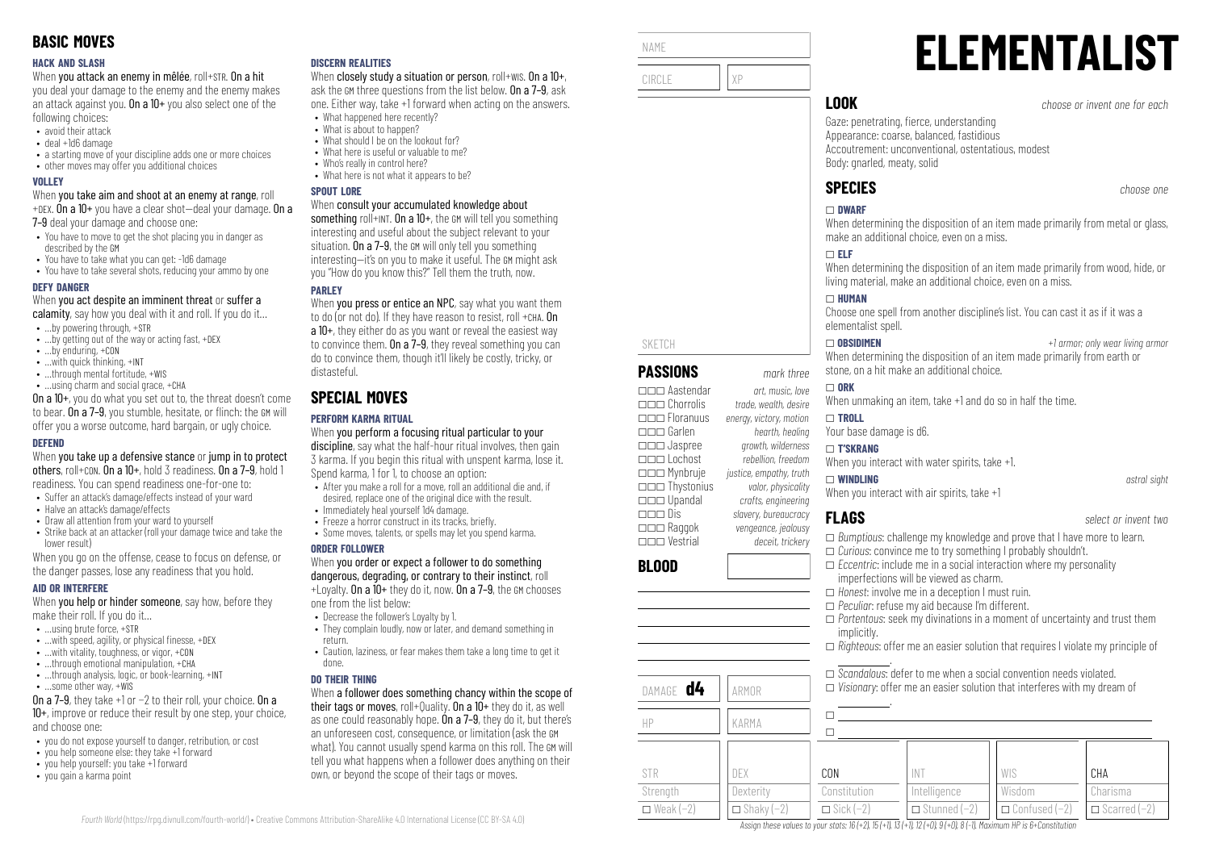## BASIC MOVES

### HACK AND SLASH

When **you attack an enemy in mêlée**, roll+STR. **On a hit** you deal your damage to the enemy and the enemy makes an attack against you. **On a 10+** you also select one of the following choices:

- avoid their attack
- deal +1d6 damage
- a starting move of your discipline adds one or more choices
- other moves may offer you additional choices

### VOLLEY

When **you take aim and shoot at an enemy at range**, roll +DEX. **On a 10+** you have a clear shot—deal your damage. **On a 7–9** deal your damage and choose one:

- You have to move to get the shot placing you in danger as described by the GM
- You have to take what you can get: -1d6 damage
- You have to take several shots, reducing your ammo by one

### DEFY DANGER

When **you act despite an imminent threat** or **suffer a calamity**, say how you deal with it and roll. If you do it…

- …by powering through, +STR
- …by getting out of the way or acting fast, +DEX
- …by enduring, +CON
- …with quick thinking, +INT
- …through mental fortitude, +WIS
- …using charm and social grace, +CHA

**On a 10+**, you do what you set out to, the threat doesn't come to bear. **On a 7–9**, you stumble, hesitate, or flinch: the GM will offer you a worse outcome, hard bargain, or ugly choice.

### DEFEND

When **you take up a defensive stance** or **jump in to protect others**, roll+CON. **On a 10+**, hold 3 readiness. **On a 7–9**, hold 1 readiness. You can spend readiness one-for-one to:

- Suffer an attack's damage/effects instead of your ward
- Halve an attack's damage/effects
- Draw all attention from your ward to yourself
- Strike back at an attacker (roll your damage twice and take the lower result)

When you go on the offense, cease to focus on defense, or the danger passes, lose any readiness that you hold.

### AID OR INTERFERE

When **you help or hinder someone**, say how, before they make their roll. If you do it…

- …using brute force, +STR
- …with speed, agility, or physical finesse, +DEX
- …with vitality, toughness, or vigor, +CON
- …through emotional manipulation, +CHA
- …through analysis, logic, or book-learning, +INT
- …some other way, +WIS

**On a 7–9**, they take +1 or −2 to their roll, your choice. **On a 10+**, improve or reduce their result by one step, your choice, and choose one:

- you do not expose yourself to danger, retribution, or cost
- you help someone else: they take +1 forward
- you help yourself: you take +1 forward
- you gain a karma point

### DISCERN REALITIES

When **closely study a situation or person**, roll+WIS. **On a 10+**, ask the GM three questions from the list below. **On a 7–9**, ask one. Either way, take +1 forward when acting on the answers.

- What happened here recently?
- What is about to happen?
- What should I be on the lookout for?
- What here is useful or valuable to me?
- Who's really in control here?
- What here is not what it appears to be?

### SPOUT LORE

When **consult your accumulated knowledge about something** roll+INT. **On a 10+**, the GM will tell you something interesting and useful about the subject relevant to your situation. **On a 7–9**, the GM will only tell you something interesting—it's on you to make it useful. The GM might ask you "How do you know this?" Tell them the truth, now.

### PARLEY

When **you press or entice an NPC**, say what you want them to do (or not do). If they have reason to resist, roll +CHA. **On a 10+**, they either do as you want or reveal the easiest way to convince them. **On a 7–9**, they reveal something you can do to convince them, though it'll likely be costly, tricky, or distasteful.

## SPECIAL MOVES

### PERFORM KARMA RITUAL

When **you perform a focusing ritual particular to your discipline**, say what the half-hour ritual involves, then gain 3 karma. If you begin this ritual with unspent karma, lose it. Spend karma, 1 for 1, to choose an option:

- After you make a roll for a move, roll an additional die and, if desired, replace one of the original dice with the result.
- Immediately heal yourself 1d4 damage.
- Freeze a horror construct in its tracks, briefly.
- Some moves, talents, or spells may let you spend karma.

### ORDER FOLLOWER

When **you order or expect a follower to do something dangerous, degrading, or contrary to their instinct**, roll +Loyalty. **On a 10+** they do it, now. **On a 7–9**, the GM chooses one from the list below:

- Decrease the follower's Loyalty by 1.
- They complain loudly, now or later, and demand something in return.
- Caution, laziness, or fear makes them take a long time to get it done.

### DO THEIR THING

When **a follower does something chancy within the scope of their tags or moves**, roll+Quality. **On a 10+** they do it, as well as one could reasonably hope. **On a 7–9**, they do it, but there's an unforeseen cost, consequence, or limitation (ask the GM what). You cannot usually spend karma on this roll. The GM will tell you what happens when a follower does anything on their own, or beyond the scope of their tags or moves.

---

NAME

CIRCLE | XP

SKETCH

## PASSIONS

*mark three*

| | |
|---|---|
| □□□ Aastendar | *art, music, love* |
| □□□ Chorrolis | *trade, wealth, desire* |
| □□□ Floranuus | *energy, victory, motion* |
| □□□ Garlen | *hearth, healing* |
| □□□ Jaspree | *growth, wilderness* |
| □□□ Lochost | *rebellion, freedom* |
| □□□ Mynbruje | *justice, empathy, truth* |
| □□□ Thystonius | *valor, physicality* |
| □□□ Upandal | *crafts, engineering* |
| □□□ Dis | *slavery, bureaucracy* |
| □□□ Raggok | *vengeance, jealousy* |
| □□□ Vestrial | *deceit, trickery* |

## BLOOD

DAMAGE **d4** | ARMOR

HP | KARMA

# ELEMENTALIST

## LOOK

*choose or invent one for each*

Gaze: penetrating, fierce, understanding
Appearance: coarse, balanced, fastidious
Accoutrement: unconventional, ostentatious, modest
Body: gnarled, meaty, solid

## SPECIES

*choose one*

□ **DWARF**
When determining the disposition of an item made primarily from metal or glass, make an additional choice, even on a miss.

□ **ELF**
When determining the disposition of an item made primarily from wood, hide, or living material, make an additional choice, even on a miss.

□ **HUMAN**
Choose one spell from another discipline's list. You can cast it as if it was a elementalist spell.

□ **OBSIDIMEN** *+1 armor; only wear living armor*
When determining the disposition of an item made primarily from earth or stone, on a hit make an additional choice.

□ **ORK**
When unmaking an item, take +1 and do so in half the time.

□ **TROLL**
Your base damage is d6.

□ **T'SKRANG**
When you interact with water spirits, take +1.

□ **WINDLING** *astral sight*
When you interact with air spirits, take +1

## FLAGS

*select or invent two*

- □ *Bumptious*: challenge my knowledge and prove that I have more to learn.
- □ *Curious*: convince me to try something I probably shouldn't.
- □ *Eccentric*: include me in a social interaction where my personality imperfections will be viewed as charm.
- □ *Honest*: involve me in a deception I must ruin.
- □ *Peculiar*: refuse my aid because I'm different.
- □ *Portentous*: seek my divinations in a moment of uncertainty and trust them implicitly.
- □ *Righteous*: offer me an easier solution that requires I violate my principle of \_\_\_\_\_\_.
- □ *Scandalous*: defer to me when a social convention needs violated.
- □ *Visionary*: offer me an easier solution that interferes with my dream of \_\_\_\_\_\_.
- □ \_\_\_\_\_\_
- □ \_\_\_\_\_\_

| STR | DEX | CON | INT | WIS | CHA |
|---|---|---|---|---|---|
| Strength | Dexterity | Constitution | Intelligence | Wisdom | Charisma |
| □ Weak (−2) | □ Shaky (−2) | □ Sick (−2) | □ Stunned (−2) | □ Confused (−2) | □ Scarred (−2) |

*Assign these values to your stats: 16 (+2), 15 (+1), 13 (+1), 12 (+0), 9 (+0), 8 (-1). Maximum HP is 6+Constitution*

*Fourth World* (https://rpg.divnull.com/fourth-world/) • Creative Commons Attribution-ShareAlike 4.0 International License (CC BY-SA 4.0)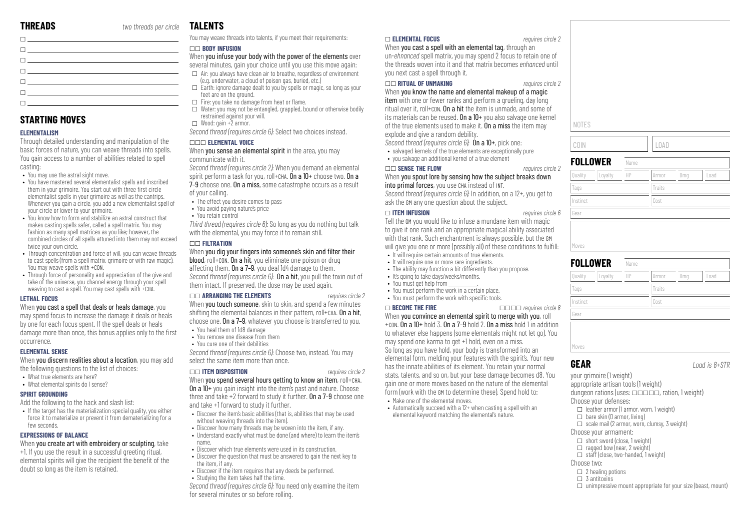## THREADS

*two threads per circle*

- ☐ ______
- ☐ ______
- ☐ ______
- ☐ ______
- ☐ ______
- ☐ ______
- ☐ ______

## STARTING MOVES

### ELEMENTALISM

Through detailed understanding and manipulation of the basic forces of nature, you can weave threads into spells. You gain access to a number of abilities related to spell casting:

- You may use the astral sight move.
- You have mastered several elementalist spells and inscribed them in your grimoire. You start out with three first circle elementalist spells in your grimoire as well as the cantrips. Whenever you gain a circle, you add a new elementalist spell of your circle or lower to your grimoire.
- You know how to form and stabilize an astral construct that makes casting spells safer, called a spell matrix. You may fashion as many spell matrices as you like; however, the combined circles of all spells attuned into them may not exceed twice your own circle.
- Through concentration and force of will, you can weave threads to cast spells (from a spell matrix, grimoire or with raw magic). You may weave spells with +CON.
- Through force of personality and appreciation of the give and take of the universe, you channel energy through your spell weaving to cast a spell. You may cast spells with +CHA.

### LETHAL FOCUS

When **you cast a spell that deals or heals damage**, you may spend focus to increase the damage it deals or heals by one for each focus spent. If the spell deals or heals damage more than once, this bonus applies only to the first occurrence.

### ELEMENTAL SENSE

When **you discern realities about a location**, you may add the following questions to the list of choices:

- What true elements are here?
- What elemental spirits do I sense?

### SPIRIT GROUNDING

Add the following to the hack and slash list:

- If the target has the materialization special quality, you either force it to materialize or prevent it from dematerializing for a few seconds.

### EXPRESSIONS OF BALANCE

When **you create art with embroidery or sculpting**, take +1. If you use the result in a successful greeting ritual, elemental spirits will give the recipient the benefit of the doubt so long as the item is retained.

## TALENTS

You may weave threads into talents, if you meet their requirements:

### ☐☐ BODY INFUSION

When **you infuse your body with the power of the elements** over several minutes, gain your choice until you use this move again:

- ☐ Air: you always have clean air to breathe, regardless of environment (e.g. underwater, a cloud of poison gas, buried, etc.)
- ☐ Earth: ignore damage dealt to you by spells or magic, so long as your feet are on the ground.
- ☐ Fire: you take no damage from heat or flame.
- ☐ Water: you may not be entangled, grappled, bound or otherwise bodily restrained against your will.
- ☐ Wood: gain +2 armor.

*Second thread (requires circle 6):* Select two choices instead.

### ☐☐☐ ELEMENTAL VOICE

When **you sense an elemental spirit** in the area, you may communicate with it.

*Second thread (requires circle 2):* When you demand an elemental spirit perform a task for you, roll+CHA. **On a 10+** choose two. **On a 7–9** choose one. **On a miss**, some catastrophe occurs as a result of your calling.

- The effect you desire comes to pass
- You avoid paying nature's price
- You retain control

*Third thread (requires circle 6):* So long as you do nothing but talk with the elemental, you may force it to remain still.

### ☐☐ FILTRATION

When **you dig your fingers into someone's skin and filter their blood**, roll+CON. **On a hit**, you eliminate one poison or drug affecting them. **On a 7–9**, you deal 1d4 damage to them.

*Second thread (requires circle 6):* **On a hit**, you pull the toxin out of them intact. If preserved, the dose may be used again.

### ☐☐ ARRANGING THE ELEMENTS

*requires circle 2*

When **you touch someone**, skin to skin, and spend a few minutes shifting the elemental balances in their pattern, roll+CHA. **On a hit**, choose one. **On a 7–9**, whatever you choose is transferred to you.

- You heal them of 1d8 damage
- You remove one disease from them
- You cure one of their debilities

*Second thread (requires circle 6):* Choose two, instead. You may select the same item more than once.

### ☐☐ ITEM DISPOSITION

*requires circle 2*

When **you spend several hours getting to know an item**, roll+CHA. **On a 10+** you gain insight into the item's past and nature. Choose three and take +2 forward to study it further. **On a 7–9** choose one and take +1 forward to study it further.

- Discover the item's basic abilities (that is, abilities that may be used without weaving threads into the item).
- Discover how many threads may be woven into the item, if any.
- Understand exactly what must be done (and where) to learn the item's name.
- Discover which true elements were used in its construction.
- Discover the question that must be answered to gain the next key to the item, if any.
- Discover if the item requires that any deeds be performed.
- Studying the item takes half the time.

*Second thread (requires circle 6):* You need only examine the item for several minutes or so before rolling.

### ☐ ELEMENTAL FOCUS

*requires circle 2*

When **you cast a spell with an elemental tag**, through an un-*ehnanced* spell matrix, you may spend 2 focus to retain one of the threads woven into it and that matrix becomes *enhanced* until you next cast a spell through it.

### ☐☐ RITUAL OF UNMAKING

*requires circle 2*

When **you know the name and elemental makeup of a magic item** with one or fewer ranks and perform a grueling, day long ritual over it, roll+CON. **On a hit** the item is unmade, and some of its materials can be reused. **On a 10+** you also salvage one kernel of the true elements used to make it. **On a miss** the item may explode and give a random debility.

*Second thread (requires circle 6):* **On a 10+**, pick one:

- salvaged kernels of the true elements are exceptionally pure
- you salvage an additional kernel of a true element

### ☐☐ SENSE THE FLOW

*requires circle 2*

When **you spout lore by sensing how the subject breaks down into primal forces**, you use CHA instead of INT.

*Second thread (requires circle 6):* In addition, on a 12+, you get to ask the GM any one question about the subject.

### ☐ ITEM INFUSION

*requires circle 6*

Tell the GM you would like to infuse a mundane item with magic to give it one rank and an appropriate magical ability associated with that rank. Such enchantment is always possible, but the GM will give you one or more (possibly all) of these conditions to fulfill:

- It will require certain amounts of true elements.
- It will require one or more rare ingredients.
- The ability may function a bit differently than you propose.
- It's going to take days/weeks/months.
- You must get help from ______.
- You must perform the work in a certain place.
- You must perform the work with specific tools.

### ☐☐☐☐ BECOME THE FIRE

*requires circle 8*

When **you convince an elemental spirit to merge with you**, roll +CON. **On a 10+** hold 3. **On a 7–9** hold 2. **On a miss** hold 1 in addition to whatever else happens (some elementals might not let go). You may spend one karma to get +1 hold, even on a miss.

So long as you have hold, your body is transformed into an elemental form, melding your features with the spirit's. Your new form has the innate abilities of its element. You retain your normal stats, talents, and so on, but your base damage becomes d8. You gain one or more moves based on the nature of the elemental form (work with the GM to determine these). Spend hold to:

- Make one of the elemental moves.
- Automatically succeed with a 12+ when casting a spell with an elemental keyword matching the elemental's nature.

NOTES

| COIN | LOAD |
|---|---|
| | |

## FOLLOWER

| Name | | | | | |
|---|---|---|---|---|---|
| Quality | Loyalty | HP | Armor | Dmg | Load |
| Tags | | | Traits | | |
| Instinct | | | Cost | | |
| Gear | | | | | |
| Moves | | | | | |

## FOLLOWER

| Name | | | | | |
|---|---|---|---|---|---|
| Quality | Loyalty | HP | Armor | Dmg | Load |
| Tags | | | Traits | | |
| Instinct | | | Cost | | |
| Gear | | | | | |
| Moves | | | | | |

## GEAR

*Load is 8+STR*

your grimoire (1 weight)
appropriate artisan tools (1 weight)
dungeon rations (uses: ☐☐☐☐☐, ration, 1 weight)

Choose your defenses:

- ☐ leather armor (1 armor, worn, 1 weight)
- ☐ bare skin (0 armor, living)
- ☐ scale mail (2 armor, worn, clumsy, 3 weight)

Choose your armament:

- ☐ short sword (close, 1 weight)
- ☐ ragged bow (near, 2 weight)
- ☐ staff (close, two-handed, 1 weight)

Choose two:

- ☐ 2 healing potions
- ☐ 3 antitoxins
- ☐ unimpressive mount appropriate for your size (beast, mount)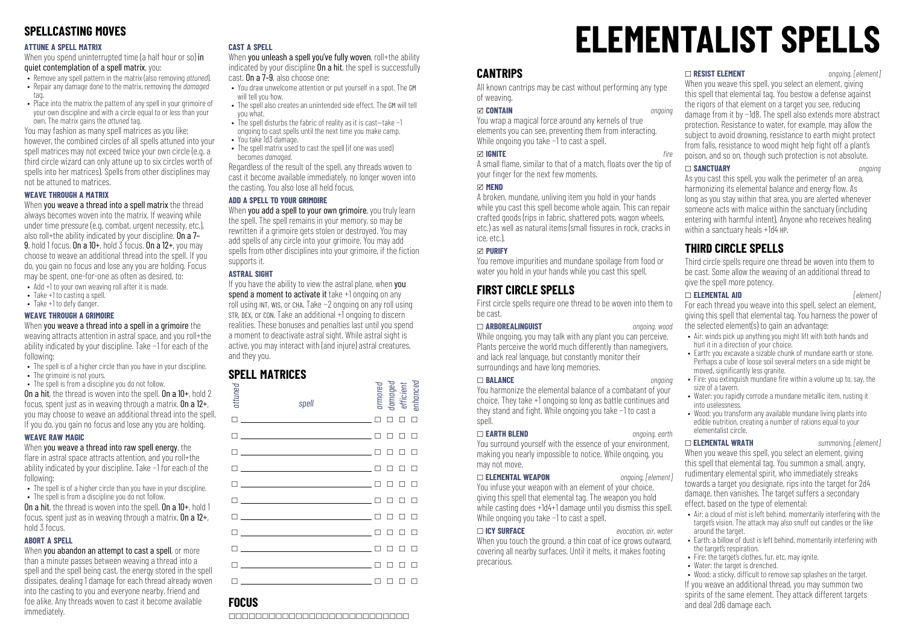## SPELLCASTING MOVES

### ATTUNE A SPELL MATRIX

When you spend uninterrupted time (a half hour or so) **in quiet contemplation of a spell matrix**, you:

- Remove any spell pattern in the matrix (also removing *attuned*).
- Repair any damage done to the matrix, removing the *damaged* tag.
- Place into the matrix the pattern of any spell in your grimoire of your own discipline and with a circle equal to or less than your own. The matrix gains the *attuned* tag.

You may fashion as many spell matrices as you like; however, the combined circles of all spells attuned into your spell matrices may not exceed twice your own circle (e.g. a third circle wizard can only attune up to six circles worth of spells into her matrices). Spells from other disciplines may not be attuned to matrices.

### WEAVE THROUGH A MATRIX

When **you weave a thread into a spell matrix** the thread always becomes woven into the matrix. If weaving while under time pressure (e.g. combat, urgent necessity, etc.), also roll+the ability indicated by your discipline. **On a 7–9**, hold 1 focus. **On a 10+**, hold 3 focus. **On a 12+**, you may choose to weave an additional thread into the spell. If you do, you gain no focus and lose any you are holding. Focus may be spent, one-for-one as often as desired, to:

- Add +1 to your own weaving roll after it is made.
- Take +1 to casting a spell.
- Take +1 to defy danger.

### WEAVE THROUGH A GRIMOIRE

When **you weave a thread into a spell in a grimoire** the weaving attracts attention in astral space, and you roll+the ability indicated by your discipline. Take −1 for each of the following:

- The spell is of a higher circle than you have in your discipline.
- The grimoire is not yours.
- The spell is from a discipline you do not follow.

**On a hit**, the thread is woven into the spell. **On a 10+**, hold 2 focus, spent just as in weaving through a matrix. **On a 12+**, you may choose to weave an additional thread into the spell. If you do, you gain no focus and lose any you are holding.

### WEAVE RAW MAGIC

When **you weave a thread into raw spell energy**, the flare in astral space attracts attention, and you roll+the ability indicated by your discipline. Take −1 for each of the following:

- The spell is of a higher circle than you have in your discipline.
- The spell is from a discipline you do not follow.

**On a hit**, the thread is woven into the spell. **On a 10+**, hold 1 focus, spent just as in weaving through a matrix. **On a 12+**, hold 3 focus.

### ABORT A SPELL

When **you abandon an attempt to cast a spell**, or more than a minute passes between weaving a thread into a spell and the spell being cast, the energy stored in the spell dissipates, dealing 1 damage for each thread already woven into the casting to you and everyone nearby, friend and foe alike. Any threads woven to cast it become available immediately.

### CAST A SPELL

When **you unleash a spell you've fully woven**, roll+the ability indicated by your discipline **On a hit**, the spell is successfully cast. **On a 7–9**, also choose one:

- You draw unwelcome attention or put yourself in a spot. The GM will tell you how.
- The spell also creates an unintended side effect. The GM will tell you what.
- The spell disturbs the fabric of reality as it is cast—take −1 ongoing to cast spells until the next time you make camp.
- You take 1d3 damage.
- The spell matrix used to cast the spell (if one was used) becomes *damaged*.

Regardless of the result of the spell, any threads woven to cast it become available immediately, no longer woven into the casting. You also lose all held focus.

### ADD A SPELL TO YOUR GRIMOIRE

When **you add a spell to your own grimoire**, you truly learn the spell. The spell remains in your memory, so may be rewritten if a grimoire gets stolen or destroyed. You may add spells of any circle into your grimoire. You may add spells from other disciplines into your grimoire, if the fiction supports it.

### ASTRAL SIGHT

If you have the ability to view the astral plane, when **you spend a moment to activate it** take +1 ongoing on any roll using INT, WIS, or CHA. Take −2 ongoing on any roll using STR, DEX, or CON. Take an additional +1 ongoing to discern realities. These bonuses and penalties last until you spend a moment to deactivate astral sight. While astral sight is active, you may interact with (and injure) astral creatures, and they you.

## SPELL MATRICES

| *attuned* | *spell* | *armored* | *damaged* | *efficient* | *enhanced* |
|---|---|---|---|---|---|
| ☐ | | ☐ | ☐ | ☐ | ☐ |
| ☐ | | ☐ | ☐ | ☐ | ☐ |
| ☐ | | ☐ | ☐ | ☐ | ☐ |
| ☐ | | ☐ | ☐ | ☐ | ☐ |
| ☐ | | ☐ | ☐ | ☐ | ☐ |
| ☐ | | ☐ | ☐ | ☐ | ☐ |
| ☐ | | ☐ | ☐ | ☐ | ☐ |
| ☐ | | ☐ | ☐ | ☐ | ☐ |
| ☐ | | ☐ | ☐ | ☐ | ☐ |
| ☐ | | ☐ | ☐ | ☐ | ☐ |
| ☐ | | ☐ | ☐ | ☐ | ☐ |

## FOCUS

☐☐☐☐☐☐☐☐☐☐☐☐☐☐☐☐☐☐☐☐☐☐☐☐☐☐☐

# ELEMENTALIST SPELLS

## CANTRIPS

All known cantrips may be cast without performing any type of weaving.

### ☑ CONTAIN
*ongoing*

You wrap a magical force around any kernels of true elements you can see, preventing them from interacting. While ongoing you take −1 to cast a spell.

### ☑ IGNITE
*fire*

A small flame, similar to that of a match, floats over the tip of your finger for the next few moments.

### ☑ MEND

A broken, mundane, unliving item you hold in your hands while you cast this spell become whole again. This can repair crafted goods (rips in fabric, shattered pots, wagon wheels, etc.) as well as natural items (small fissures in rock, cracks in ice, etc.).

### ☑ PURIFY

You remove impurities and mundane spoilage from food or water you hold in your hands while you cast this spell.

## FIRST CIRCLE SPELLS

First circle spells require one thread to be woven into them to be cast.

### ☐ ARBOREALINGUIST
*ongoing, wood*

While ongoing, you may talk with any plant you can perceive. Plants perceive the world much differently than namegivers, and lack real language, but constantly monitor their surroundings and have long memories.

### ☐ BALANCE
*ongoing*

You harmonize the elemental balance of a combatant of your choice. They take +1 ongoing so long as battle continues and they stand and fight. While ongoing you take −1 to cast a spell.

### ☐ EARTH BLEND
*ongoing, earth*

You surround yourself with the essence of your environment, making you nearly impossible to notice. While ongoing, you may not move.

### ☐ ELEMENTAL WEAPON
*ongoing, [element]*

You infuse your weapon with an element of your choice, giving this spell that elemental tag. The weapon you hold while casting does +1d4+1 damage until you dismiss this spell. While ongoing you take −1 to cast a spell.

### ☐ ICY SURFACE
*evocation, air, water*

When you touch the ground, a thin coat of ice grows outward, covering all nearby surfaces. Until it melts, it makes footing precarious.

### ☐ RESIST ELEMENT
*ongoing, [element]*

When you weave this spell, you select an element, giving this spell that elemental tag. You bestow a defense against the rigors of that element on a target you see, reducing damage from it by −1d8. The spell also extends more abstract protection. Resistance to water, for example, may allow the subject to avoid drowning, resistance to earth might protect from falls, resistance to wood might help fight off a plant's poison, and so on, though such protection is not absolute.

### ☐ SANCTUARY
*ongoing*

As you cast this spell, you walk the perimeter of an area, harmonizing its elemental balance and energy flow. As long as you stay within that area, you are alerted whenever someone acts with malice within the sanctuary (including entering with harmful intent). Anyone who receives healing within a sanctuary heals +1d4 HP.

## THIRD CIRCLE SPELLS

Third circle spells require one thread be woven into them to be cast. Some allow the weaving of an additional thread to give the spell more potency.

### ☐ ELEMENTAL AID
*[element]*

For each thread you weave into this spell, select an element, giving this spell that elemental tag. You harness the power of the selected element(s) to gain an advantage:

- Air: winds pick up anything you might lift with both hands and hurl it in a direction of your choice.
- Earth: you excavate a sizable chunk of mundane earth or stone. Perhaps a cube of loose soil several meters on a side might be moved, significantly less granite.
- Fire: you extinguish mundane fire within a volume up to, say, the size of a tavern.
- Water: you rapidly corrode a mundane metallic item, rusting it into uselessness.
- Wood: you transform any available mundane living plants into edible nutrition, creating a number of rations equal to your elementalist circle.

### ☐ ELEMENTAL WRATH
*summoning, [element]*

When you weave this spell, you select an element, giving this spell that elemental tag. You summon a small, angry, rudimentary elemental spirit, who immediately streaks towards a target you designate, rips into the target for 2d4 damage, then vanishes. The target suffers a secondary effect, based on the type of elemental:

- Air: a cloud of mist is left behind, momentarily interfering with the target's vision. The attack may also snuff out candles or the like around the target.
- Earth: a billow of dust is left behind, momentarily interfering with the target's respiration.
- Fire: the target's clothes, fur, etc, may ignite.
- Water: the target is drenched.
- Wood: a sticky, difficult to remove sap splashes on the target.

If you weave an additional thread, you may summon two spirits of the same element. They attack different targets and deal 2d6 damage each.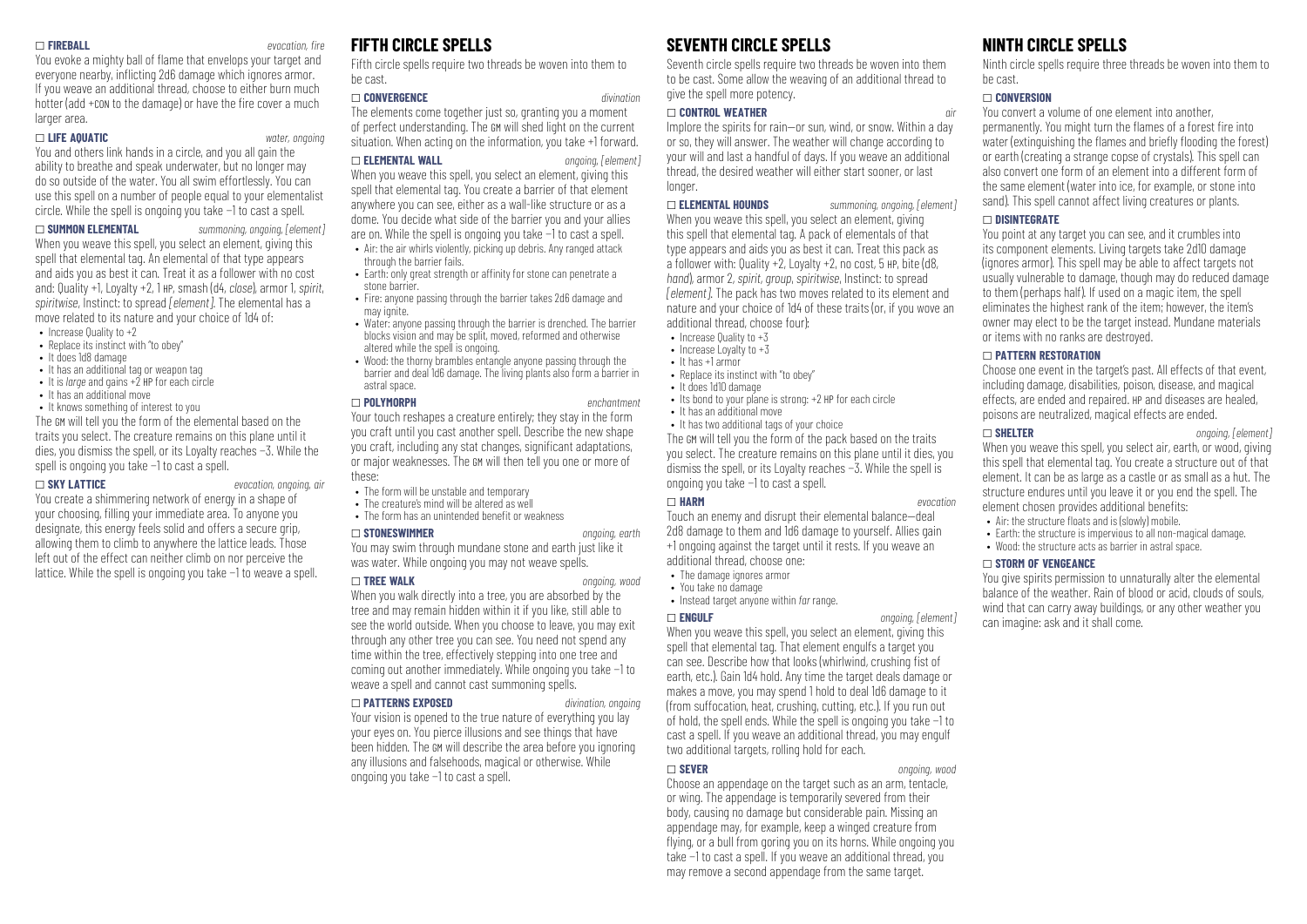☐ **FIREBALL** *evocation, fire*

You evoke a mighty ball of flame that envelops your target and everyone nearby, inflicting 2d6 damage which ignores armor. If you weave an additional thread, choose to either burn much hotter (add +CON to the damage) or have the fire cover a much larger area.

☐ **LIFE AQUATIC** *water, ongoing*

You and others link hands in a circle, and you all gain the ability to breathe and speak underwater, but no longer may do so outside of the water. You all swim effortlessly. You can use this spell on a number of people equal to your elementalist circle. While the spell is ongoing you take −1 to cast a spell.

☐ **SUMMON ELEMENTAL** *summoning, ongoing, [element]*

When you weave this spell, you select an element, giving this spell that elemental tag. An elemental of that type appears and aids you as best it can. Treat it as a follower with no cost and: Quality +1, Loyalty +2, 1 HP, smash (d4, *close*), armor 1, *spirit*, *spiritwise*, Instinct: to spread *[element]*. The elemental has a move related to its nature and your choice of 1d4 of:

- Increase Quality to +2
- Replace its instinct with "to obey"
- It does 1d8 damage
- It has an additional tag or weapon tag
- It is *large* and gains +2 HP for each circle
- It has an additional move
- It knows something of interest to you

The GM will tell you the form of the elemental based on the traits you select. The creature remains on this plane until it dies, you dismiss the spell, or its Loyalty reaches −3. While the spell is ongoing you take −1 to cast a spell.

☐ **SKY LATTICE** *evocation, ongoing, air*

You create a shimmering network of energy in a shape of your choosing, filling your immediate area. To anyone you designate, this energy feels solid and offers a secure grip, allowing them to climb to anywhere the lattice leads. Those left out of the effect can neither climb on nor perceive the lattice. While the spell is ongoing you take −1 to weave a spell.

## FIFTH CIRCLE SPELLS

Fifth circle spells require two threads be woven into them to be cast.

☐ **CONVERGENCE** *divination*

The elements come together just so, granting you a moment of perfect understanding. The GM will shed light on the current situation. When acting on the information, you take +1 forward.

☐ **ELEMENTAL WALL** *ongoing, [element]*

When you weave this spell, you select an element, giving this spell that elemental tag. You create a barrier of that element anywhere you can see, either as a wall-like structure or as a dome. You decide what side of the barrier you and your allies are on. While the spell is ongoing you take −1 to cast a spell.

- Air: the air whirls violently, picking up debris. Any ranged attack through the barrier fails.
- Earth: only great strength or affinity for stone can penetrate a stone barrier.
- Fire: anyone passing through the barrier takes 2d6 damage and may ignite.
- Water: anyone passing through the barrier is drenched. The barrier blocks vision and may be split, moved, reformed and otherwise altered while the spell is ongoing.
- Wood: the thorny brambles entangle anyone passing through the barrier and deal 1d6 damage. The living plants also form a barrier in astral space.

☐ **POLYMORPH** *enchantment*

Your touch reshapes a creature entirely; they stay in the form you craft until you cast another spell. Describe the new shape you craft, including any stat changes, significant adaptations, or major weaknesses. The GM will then tell you one or more of these:

- The form will be unstable and temporary
- The creature's mind will be altered as well
- The form has an unintended benefit or weakness

☐ **STONESWIMMER** *ongoing, earth*

You may swim through mundane stone and earth just like it was water. While ongoing you may not weave spells.

☐ **TREE WALK** *ongoing, wood*

When you walk directly into a tree, you are absorbed by the tree and may remain hidden within it if you like, still able to see the world outside. When you choose to leave, you may exit through any other tree you can see. You need not spend any time within the tree, effectively stepping into one tree and coming out another immediately. While ongoing you take −1 to weave a spell and cannot cast summoning spells.

☐ **PATTERNS EXPOSED** *divination, ongoing*

Your vision is opened to the true nature of everything you lay your eyes on. You pierce illusions and see things that have been hidden. The GM will describe the area before you ignoring any illusions and falsehoods, magical or otherwise. While ongoing you take −1 to cast a spell.

## SEVENTH CIRCLE SPELLS

Seventh circle spells require two threads be woven into them to be cast. Some allow the weaving of an additional thread to give the spell more potency.

☐ **CONTROL WEATHER** *air*

Implore the spirits for rain—or sun, wind, or snow. Within a day or so, they will answer. The weather will change according to your will and last a handful of days. If you weave an additional thread, the desired weather will either start sooner, or last longer.

☐ **ELEMENTAL HOUNDS** *summoning, ongoing, [element]*

When you weave this spell, you select an element, giving this spell that elemental tag. A pack of elementals of that type appears and aids you as best it can. Treat this pack as a follower with: Quality +2, Loyalty +2, no cost, 5 HP, bite (d8, *hand*), armor 2, *spirit*, *group*, *spiritwise*, Instinct: to spread *[element]*. The pack has two moves related to its element and nature and your choice of 1d4 of these traits (or, if you wove an additional thread, choose four):

- Increase Quality to +3
- Increase Loyalty to +3
- It has +1 armor
- Replace its instinct with "to obey"
- It does 1d10 damage
- Its bond to your plane is strong: +2 HP for each circle
- It has an additional move
- It has two additional tags of your choice

The GM will tell you the form of the pack based on the traits you select. The creature remains on this plane until it dies, you dismiss the spell, or its Loyalty reaches −3. While the spell is ongoing you take −1 to cast a spell.

☐ **HARM** *evocation*

Touch an enemy and disrupt their elemental balance—deal 2d8 damage to them and 1d6 damage to yourself. Allies gain +1 ongoing against the target until it rests. If you weave an additional thread, choose one:

- The damage ignores armor
- You take no damage
- Instead target anyone within *far* range.

☐ **ENGULF** *ongoing, [element]*

When you weave this spell, you select an element, giving this spell that elemental tag. That element engulfs a target you can see. Describe how that looks (whirlwind, crushing fist of earth, etc.). Gain 1d4 hold. Any time the target deals damage or makes a move, you may spend 1 hold to deal 1d6 damage to it (from suffocation, heat, crushing, cutting, etc.). If you run out of hold, the spell ends. While the spell is ongoing you take −1 to cast a spell. If you weave an additional thread, you may engulf two additional targets, rolling hold for each.

☐ **SEVER** *ongoing, wood*

Choose an appendage on the target such as an arm, tentacle, or wing. The appendage is temporarily severed from their body, causing no damage but considerable pain. Missing an appendage may, for example, keep a winged creature from flying, or a bull from goring you on its horns. While ongoing you take −1 to cast a spell. If you weave an additional thread, you may remove a second appendage from the same target.

## NINTH CIRCLE SPELLS

Ninth circle spells require three threads be woven into them to be cast.

☐ **CONVERSION**

You convert a volume of one element into another, permanently. You might turn the flames of a forest fire into water (extinguishing the flames and briefly flooding the forest) or earth (creating a strange copse of crystals). This spell can also convert one form of an element into a different form of the same element (water into ice, for example, or stone into sand). This spell cannot affect living creatures or plants.

☐ **DISINTEGRATE**

You point at any target you can see, and it crumbles into its component elements. Living targets take 2d10 damage (ignores armor). This spell may be able to affect targets not usually vulnerable to damage, though may do reduced damage to them (perhaps half). If used on a magic item, the spell eliminates the highest rank of the item; however, the item's owner may elect to be the target instead. Mundane materials or items with no ranks are destroyed.

☐ **PATTERN RESTORATION**

Choose one event in the target's past. All effects of that event, including damage, disabilities, poison, disease, and magical effects, are ended and repaired. HP and diseases are healed, poisons are neutralized, magical effects are ended.

☐ **SHELTER** *ongoing, [element]*

When you weave this spell, you select air, earth, or wood, giving this spell that elemental tag. You create a structure out of that element. It can be as large as a castle or as small as a hut. The structure endures until you leave it or you end the spell. The element chosen provides additional benefits:

- Air: the structure floats and is (slowly) mobile.
- Earth: the structure is impervious to all non-magical damage.
- Wood: the structure acts as barrier in astral space.

☐ **STORM OF VENGEANCE**

You give spirits permission to unnaturally alter the elemental balance of the weather. Rain of blood or acid, clouds of souls, wind that can carry away buildings, or any other weather you can imagine: ask and it shall come.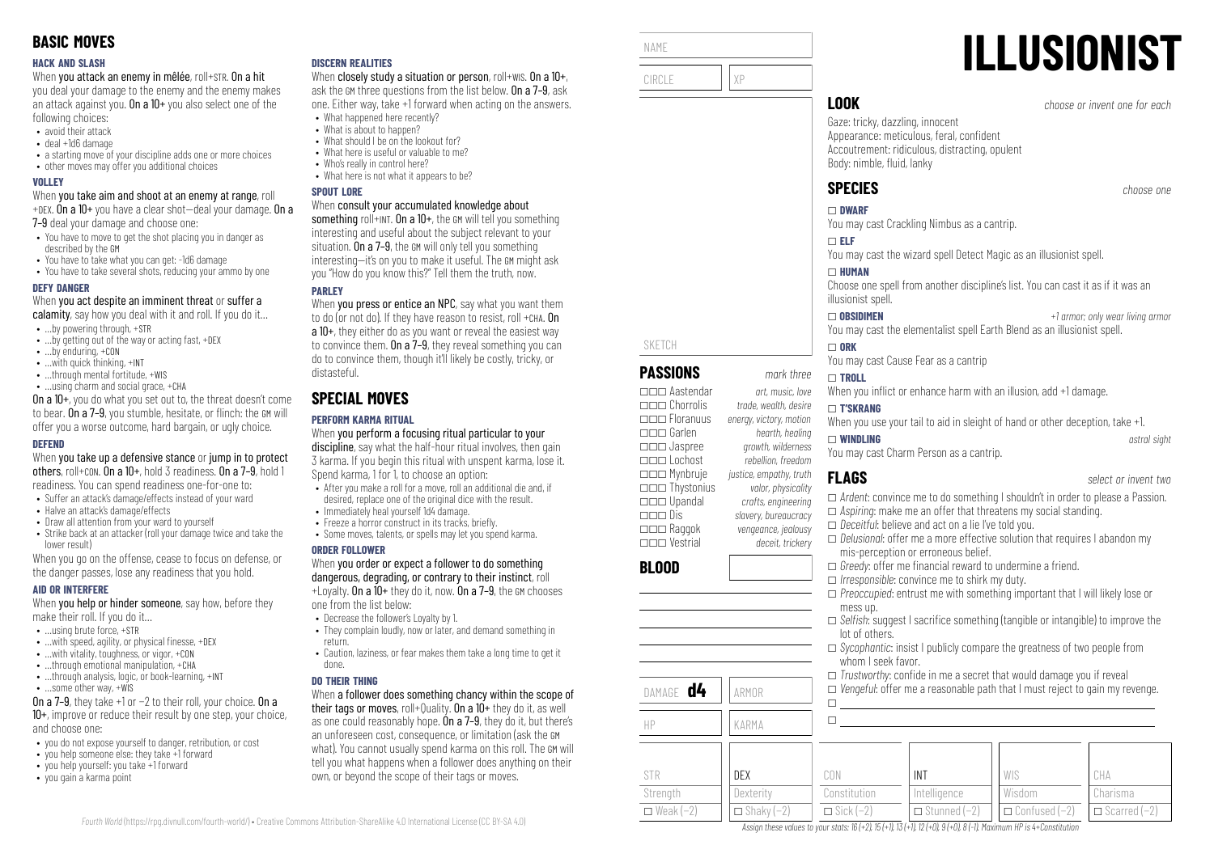# ILLUSIONIST

## BASIC MOVES

### HACK AND SLASH

When **you attack an enemy in mêlée**, roll+STR. **On a hit** you deal your damage to the enemy and the enemy makes an attack against you. **On a 10+** you also select one of the following choices:

- avoid their attack
- deal +1d6 damage
- a starting move of your discipline adds one or more choices
- other moves may offer you additional choices

### VOLLEY

When **you take aim and shoot at an enemy at range**, roll +DEX. **On a 10+** you have a clear shot—deal your damage. **On a 7–9** deal your damage and choose one:

- You have to move to get the shot placing you in danger as described by the GM
- You have to take what you can get: -1d6 damage
- You have to take several shots, reducing your ammo by one

### DEFY DANGER

When **you act despite an imminent threat** or **suffer a calamity**, say how you deal with it and roll. If you do it…

- …by powering through, +STR
- …by getting out of the way or acting fast, +DEX
- …by enduring, +CON
- …with quick thinking, +INT
- …through mental fortitude, +WIS
- …using charm and social grace, +CHA

**On a 10+**, you do what you set out to, the threat doesn't come to bear. **On a 7–9**, you stumble, hesitate, or flinch: the GM will offer you a worse outcome, hard bargain, or ugly choice.

### DEFEND

When **you take up a defensive stance** or **jump in to protect others**, roll+CON. **On a 10+**, hold 3 readiness. **On a 7–9**, hold 1 readiness. You can spend readiness one-for-one to:

- Suffer an attack's damage/effects instead of your ward
- Halve an attack's damage/effects
- Draw all attention from your ward to yourself
- Strike back at an attacker (roll your damage twice and take the lower result)

When you go on the offense, cease to focus on defense, or the danger passes, lose any readiness that you hold.

### AID OR INTERFERE

When **you help or hinder someone**, say how, before they make their roll. If you do it…

- …using brute force, +STR
- …with speed, agility, or physical finesse, +DEX
- …with vitality, toughness, or vigor, +CON
- …through emotional manipulation, +CHA
- …through analysis, logic, or book-learning, +INT
- …some other way, +WIS

**On a 7–9**, they take +1 or −2 to their roll, your choice. **On a 10+**, improve or reduce their result by one step, your choice, and choose one:

- you do not expose yourself to danger, retribution, or cost
- you help someone else: they take +1 forward
- you help yourself: you take +1 forward
- you gain a karma point

### DISCERN REALITIES

When **you closely study a situation or person**, roll+WIS. **On a 10+**, ask the GM three questions from the list below. **On a 7–9**, ask one. Either way, take +1 forward when acting on the answers.

- What happened here recently?
- What is about to happen?
- What should I be on the lookout for?
- What here is useful or valuable to me?
- Who's really in control here?
- What here is not what it appears to be?

### SPOUT LORE

When **you consult your accumulated knowledge about something** roll+INT. **On a 10+**, the GM will tell you something interesting and useful about the subject relevant to your situation. **On a 7–9**, the GM will only tell you something interesting—it's on you to make it useful. The GM might ask you "How do you know this?" Tell them the truth, now.

### PARLEY

When **you press or entice an NPC**, say what you want them to do (or not do). If they have reason to resist, roll +CHA. **On a 10+**, they either do as you want or reveal the easiest way to convince them. **On a 7–9**, they reveal something you can do to convince them, though it'll likely be costly, tricky, or distasteful.

## SPECIAL MOVES

### PERFORM KARMA RITUAL

When **you perform a focusing ritual particular to your discipline**, say what the half-hour ritual involves, then gain 3 karma. If you begin this ritual with unspent karma, lose it. Spend karma, 1 for 1, to choose an option:

- After you make a roll for a move, roll an additional die and, if desired, replace one of the original dice with the result.
- Immediately heal yourself 1d4 damage.
- Freeze a horror construct in its tracks, briefly.
- Some moves, talents, or spells may let you spend karma.

### ORDER FOLLOWER

When **you order or expect a follower to do something dangerous, degrading, or contrary to their instinct**, roll +Loyalty. **On a 10+** they do it, now. **On a 7–9**, the GM chooses one from the list below:

- Decrease the follower's Loyalty by 1.
- They complain loudly, now or later, and demand something in return.
- Caution, laziness, or fear makes them take a long time to get it done.

### DO THEIR THING

When **a follower does something chancy within the scope of their tags or moves**, roll+Quality. **On a 10+** they do it, as well as one could reasonably hope. **On a 7–9**, they do it, but there's an unforeseen cost, consequence, or limitation (ask the GM what). You cannot usually spend karma on this roll. The GM will tell you what happens when a follower does anything on their own, or beyond the scope of their tags or moves.

---

NAME

CIRCLE | XP

SKETCH

## PASSIONS

*mark three*

- □□□ Aastendar — *art, music, love*
- □□□ Chorrolis — *trade, wealth, desire*
- □□□ Floranuus — *energy, victory, motion*
- □□□ Garlen — *hearth, healing*
- □□□ Jaspree — *growth, wilderness*
- □□□ Lochost — *rebellion, freedom*
- □□□ Mynbruje — *justice, empathy, truth*
- □□□ Thystonius — *valor, physicality*
- □□□ Upandal — *crafts, engineering*
- □□□ Dis — *slavery, bureaucracy*
- □□□ Raggok — *vengeance, jealousy*
- □□□ Vestrial — *deceit, trickery*

## BLOOD

DAMAGE **d4** | ARMOR

HP | KARMA

## LOOK

*choose or invent one for each*

Gaze: tricky, dazzling, innocent
Appearance: meticulous, feral, confident
Accoutrement: ridiculous, distracting, opulent
Body: nimble, fluid, lanky

## SPECIES

*choose one*

□ **DWARF**
You may cast Crackling Nimbus as a cantrip.

□ **ELF**
You may cast the wizard spell Detect Magic as an illusionist spell.

□ **HUMAN**
Choose one spell from another discipline's list. You can cast it as if it was an illusionist spell.

□ **OBSIDIMEN** — *+1 armor; only wear living armor*
You may cast the elementalist spell Earth Blend as an illusionist spell.

□ **ORK**
You may cast Cause Fear as a cantrip

□ **TROLL**
When you inflict or enhance harm with an illusion, add +1 damage.

□ **T'SKRANG**
When you use your tail to aid in sleight of hand or other deception, take +1.

□ **WINDLING** — *astral sight*
You may cast Charm Person as a cantrip.

## FLAGS

*select or invent two*

- □ *Ardent*: convince me to do something I shouldn't in order to please a Passion.
- □ *Aspiring*: make me an offer that threatens my social standing.
- □ *Deceitful*: believe and act on a lie I've told you.
- □ *Delusional*: offer me a more effective solution that requires I abandon my mis-perception or erroneous belief.
- □ *Greedy*: offer me financial reward to undermine a friend.
- □ *Irresponsible*: convince me to shirk my duty.
- □ *Preoccupied*: entrust me with something important that I will likely lose or mess up.
- □ *Selfish*: suggest I sacrifice something (tangible or intangible) to improve the lot of others.
- □ *Sycophantic*: insist I publicly compare the greatness of two people from whom I seek favor.
- □ *Trustworthy*: confide in me a secret that would damage you if reveal
- □ *Vengeful*: offer me a reasonable path that I must reject to gain my revenge.
- □ ______
- □ ______

| STR | DEX | CON | INT | WIS | CHA |
|---|---|---|---|---|---|
| Strength | Dexterity | Constitution | Intelligence | Wisdom | Charisma |
| □ Weak (−2) | □ Shaky (−2) | □ Sick (−2) | □ Stunned (−2) | □ Confused (−2) | □ Scarred (−2) |

*Assign these values to your stats: 16 (+2), 15 (+1), 13 (+1), 12 (+0), 9 (+0), 8 (−1). Maximum HP is 4+Constitution*

*Fourth World* (https://rpg.divnull.com/fourth-world/) • Creative Commons Attribution-ShareAlike 4.0 International License (CC BY-SA 4.0)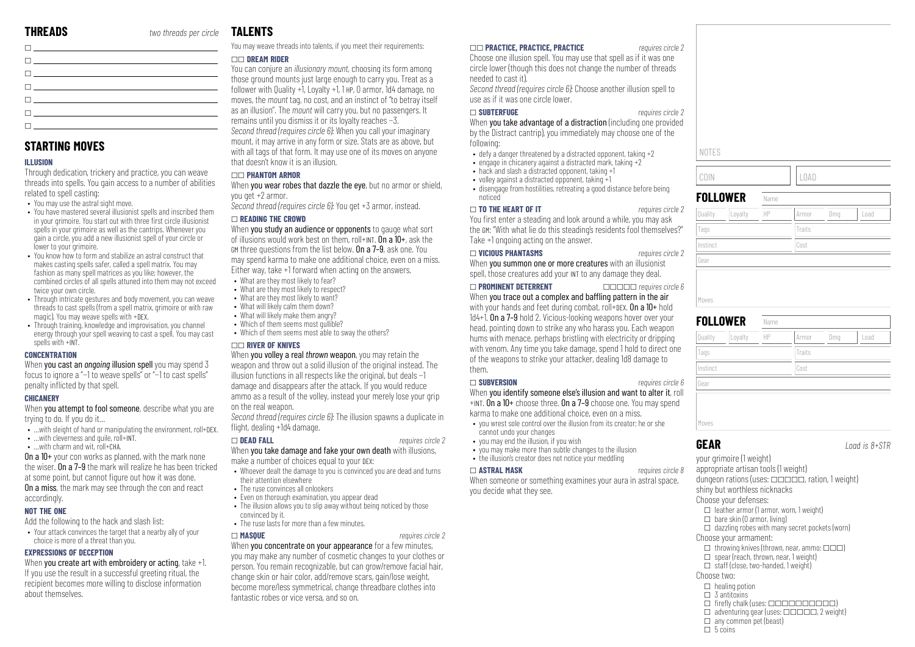## THREADS

*two threads per circle*

- ☐
- ☐
- ☐
- ☐
- ☐
- ☐
- ☐

## STARTING MOVES

### ILLUSION

Through dedication, trickery and practice, you can weave threads into spells. You gain access to a number of abilities related to spell casting:

- You may use the astral sight move.
- You have mastered several illusionist spells and inscribed them in your grimoire. You start out with three first circle illusionist spells in your grimoire as well as the cantrips. Whenever you gain a circle, you add a new illusionist spell of your circle or lower to your grimoire.
- You know how to form and stabilize an astral construct that makes casting spells safer, called a spell matrix. You may fashion as many spell matrices as you like; however, the combined circles of all spells attuned into them may not exceed twice your own circle.
- Through intricate gestures and body movement, you can weave threads to cast spells (from a spell matrix, grimoire or with raw magic). You may weave spells with +DEX.
- Through training, knowledge and improvisation, you channel energy through your spell weaving to cast a spell. You may cast spells with +INT.

### CONCENTRATION

When **you cast an *ongoing* illusion spell** you may spend 3 focus to ignore a "−1 to weave spells" or "−1 to cast spells" penalty inflicted by that spell.

### CHICANERY

When **you attempt to fool someone**, describe what you are trying to do. If you do it…

- …with sleight of hand or manipulating the environment, roll+DEX.
- …with cleverness and guile, roll+INT.
- …with charm and wit, roll+CHA.

**On a 10+** your con works as planned, with the mark none the wiser. **On a 7–9** the mark will realize he has been tricked at some point, but cannot figure out how it was done. **On a miss**, the mark may see through the con and react accordingly.

### NOT THE ONE

Add the following to the hack and slash list:

- Your attack convinces the target that a nearby ally of your choice is more of a threat than you.

### EXPRESSIONS OF DECEPTION

When **you create art with embroidery or acting**, take +1. If you use the result in a successful greeting ritual, the recipient becomes more willing to disclose information about themselves.

## TALENTS

You may weave threads into talents, if you meet their requirements:

### ☐☐ DREAM RIDER

You can conjure an *illusionary mount*, choosing its form among those ground mounts just large enough to carry you. Treat as a follower with Quality +1, Loyalty +1, 1 HP, 0 armor, 1d4 damage, no moves, the *mount* tag, no cost, and an instinct of "to betray itself as an illusion". The *mount* will carry you, but no passengers. It remains until you dismiss it or its loyalty reaches −3.

*Second thread (requires circle 6):* When you call your imaginary mount, it may arrive in any form or size. Stats are as above, but with all tags of that form. It may use one of its moves on anyone that doesn't know it is an illusion.

### ☐☐ PHANTOM ARMOR

When **you wear robes that dazzle the eye**, but no armor or shield, you get +2 armor.

*Second thread (requires circle 6):* You get +3 armor, instead.

### ☐ READING THE CROWD

When **you study an audience or opponents** to gauge what sort of illusions would work best on them, roll+INT. **On a 10+**, ask the GM three questions from the list below. **On a 7–9**, ask one. You may spend karma to make one additional choice, even on a miss. Either way, take +1 forward when acting on the answers.

- What are they most likely to fear?
- What are they most likely to respect?
- What are they most likely to want?
- What will likely calm them down?
- What will likely make them angry?
- Which of them seems most gullible?
- Which of them seems most able to sway the others?

### ☐☐ RIVER OF KNIVES

When **you volley a real *thrown* weapon**, you may retain the weapon and throw out a solid illusion of the original instead. The illusion functions in all respects like the original, but deals −1 damage and disappears after the attack. If you would reduce ammo as a result of the volley, instead your merely lose your grip on the real weapon.

*Second thread (requires circle 6):* The illusion spawns a duplicate in flight, dealing +1d4 damage.

### ☐ DEAD FALL

*requires circle 2*

When **you take damage and fake your own death** with illusions, make a number of choices equal to your DEX:

- Whoever dealt the damage to you is convinced you are dead and turns their attention elsewhere
- The ruse convinces all onlookers
- Even on thorough examination, you appear dead
- The illusion allows you to slip away without being noticed by those convinced by it.
- The ruse lasts for more than a few minutes.

### ☐ MASQUE

*requires circle 2*

When **you concentrate on your appearance** for a few minutes, you may make any number of cosmetic changes to your clothes or person. You remain recognizable, but can grow/remove facial hair, change skin or hair color, add/remove scars, gain/lose weight, become more/less symmetrical, change threadbare clothes into fantastic robes or vice versa, and so on.

### ☐☐ PRACTICE, PRACTICE, PRACTICE

*requires circle 2*

Choose one illusion spell. You may use that spell as if it was one circle lower (though this does not change the number of threads needed to cast it).

*Second thread (requires circle 6):* Choose another illusion spell to use as if it was one circle lower.

### ☐ SUBTERFUGE

*requires circle 2*

When **you take advantage of a distraction** (including one provided by the Distract cantrip), you immediately may choose one of the following:

- defy a danger threatened by a distracted opponent, taking +2
- engage in chicanery against a distracted mark, taking +2
- hack and slash a distracted opponent, taking +1
- volley against a distracted opponent, taking +1
- disengage from hostilities, retreating a good distance before being noticed

### ☐ TO THE HEART OF IT

*requires circle 2*

You first enter a steading and look around a while, you may ask the GM: "With what lie do this steading's residents fool themselves?" Take +1 ongoing acting on the answer.

### ☐ VICIOUS PHANTASMS

*requires circle 2*

When **you summon one or more creatures** with an illusionist spell, those creatures add your INT to any damage they deal.

### ☐ PROMINENT DETERRENT

☐☐☐☐☐ *requires circle 6*

When **you trace out a complex and baffling pattern in the air** with your hands and feet during combat, roll+DEX. **On a 10+** hold 1d4+1. **On a 7–9** hold 2. Vicious-looking weapons hover over your head, pointing down to strike any who harass you. Each weapon hums with menace, perhaps bristling with electricity or dripping with venom. Any time you take damage, spend 1 hold to direct one of the weapons to strike your attacker, dealing 1d8 damage to them.

### ☐ SUBVERSION

*requires circle 6*

When **you identify someone else's illusion and want to alter it**, roll +INT. **On a 10+** choose three. **On a 7–9** choose one. You may spend karma to make one additional choice, even on a miss.

- you wrest sole control over the illusion from its creator; he or she cannot undo your changes
- you may end the illusion, if you wish
- you may make more than subtle changes to the illusion
- the illusion's creator does not notice your meddling

### ☐ ASTRAL MASK

*requires circle 8*

When **someone or something examines your aura in astral space**, you decide what they see.

NOTES

| COIN | LOAD |
|---|---|
| | |

## FOLLOWER

| Name | | | | | |
|---|---|---|---|---|---|
| Quality | Loyalty | HP | Armor | Dmg | Load |
| Tags | | | Traits | | |
| Instinct | | | Cost | | |
| Gear | | | | | |
| Moves | | | | | |

## FOLLOWER

| Name | | | | | |
|---|---|---|---|---|---|
| Quality | Loyalty | HP | Armor | Dmg | Load |
| Tags | | | Traits | | |
| Instinct | | | Cost | | |
| Gear | | | | | |
| Moves | | | | | |

## GEAR

*Load is 8+STR*

your grimoire (1 weight)
appropriate artisan tools (1 weight)
dungeon rations (uses: ☐☐☐☐☐, ration, 1 weight)
shiny but worthless nicknacks

Choose your defenses:

- ☐ leather armor (1 armor, worn, 1 weight)
- ☐ bare skin (0 armor, living)
- ☐ dazzling robes with many secret pockets (worn)

Choose your armament:

- ☐ throwing knives (thrown, near, ammo: ☐☐☐)
- ☐ spear (reach, thrown, near, 1 weight)
- ☐ staff (close, two-handed, 1 weight)

Choose two:

- ☐ healing potion
- ☐ 3 antitoxins
- ☐ firefly chalk (uses: ☐☐☐☐☐☐☐☐☐☐)
- ☐ adventuring gear (uses: ☐☐☐☐☐, 2 weight)
- ☐ any common pet (beast)
- ☐ 5 coins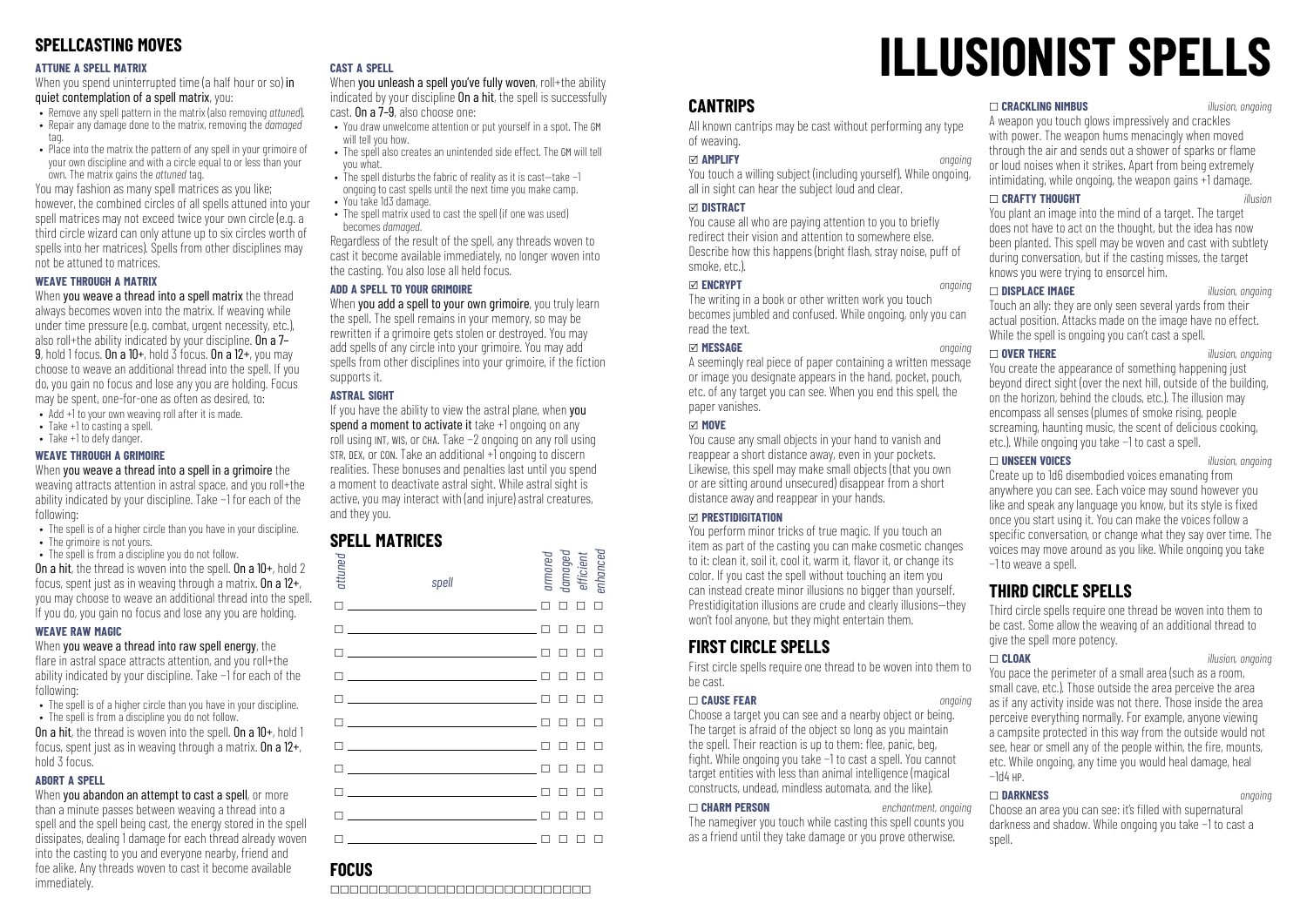## SPELLCASTING MOVES

#### ATTUNE A SPELL MATRIX

When you spend uninterrupted time (a half hour or so) **in quiet contemplation of a spell matrix**, you:

- Remove any spell pattern in the matrix (also removing *attuned*).
- Repair any damage done to the matrix, removing the *damaged* tag.
- Place into the matrix the pattern of any spell in your grimoire of your own discipline and with a circle equal to or less than your own. The matrix gains the *attuned* tag.

You may fashion as many spell matrices as you like; however, the combined circles of all spells attuned into your spell matrices may not exceed twice your own circle (e.g. a third circle wizard can only attune up to six circles worth of spells into her matrices). Spells from other disciplines may not be attuned to matrices.

#### WEAVE THROUGH A MATRIX

When **you weave a thread into a spell matrix** the thread always becomes woven into the matrix. If weaving while under time pressure (e.g. combat, urgent necessity, etc.), also roll+the ability indicated by your discipline. **On a 7–9**, hold 1 focus. **On a 10+**, hold 3 focus. **On a 12+**, you may choose to weave an additional thread into the spell. If you do, you gain no focus and lose any you are holding. Focus may be spent, one-for-one as often as desired, to:

- Add +1 to your own weaving roll after it is made.
- Take +1 to casting a spell.
- Take +1 to defy danger.

#### WEAVE THROUGH A GRIMOIRE

When **you weave a thread into a spell in a grimoire** the weaving attracts attention in astral space, and you roll+the ability indicated by your discipline. Take −1 for each of the following:

- The spell is of a higher circle than you have in your discipline.
- The grimoire is not yours.
- The spell is from a discipline you do not follow.

**On a hit**, the thread is woven into the spell. **On a 10+**, hold 2 focus, spent just as in weaving through a matrix. **On a 12+**, you may choose to weave an additional thread into the spell. If you do, you gain no focus and lose any you are holding.

#### WEAVE RAW MAGIC

When **you weave a thread into raw spell energy**, the flare in astral space attracts attention, and you roll+the ability indicated by your discipline. Take −1 for each of the following:

- The spell is of a higher circle than you have in your discipline.
- The spell is from a discipline you do not follow.

**On a hit**, the thread is woven into the spell. **On a 10+**, hold 1 focus, spent just as in weaving through a matrix. **On a 12+**, hold 3 focus.

#### ABORT A SPELL

When **you abandon an attempt to cast a spell**, or more than a minute passes between weaving a thread into a spell and the spell being cast, the energy stored in the spell dissipates, dealing 1 damage for each thread already woven into the casting to you and everyone nearby, friend and foe alike. Any threads woven to cast it become available immediately.

#### CAST A SPELL

When **you unleash a spell you've fully woven**, roll+the ability indicated by your discipline **On a hit**, the spell is successfully cast. **On a 7–9**, also choose one:

- You draw unwelcome attention or put yourself in a spot. The GM will tell you how.
- The spell also creates an unintended side effect. The GM will tell you what.
- The spell disturbs the fabric of reality as it is cast—take −1 ongoing to cast spells until the next time you make camp.
- You take 1d3 damage.
- The spell matrix used to cast the spell (if one was used) becomes *damaged*.

Regardless of the result of the spell, any threads woven to cast it become available immediately, no longer woven into the casting. You also lose all held focus.

#### ADD A SPELL TO YOUR GRIMOIRE

When **you add a spell to your own grimoire**, you truly learn the spell. The spell remains in your memory, so may be rewritten if a grimoire gets stolen or destroyed. You may add spells of any circle into your grimoire. You may add spells from other disciplines into your grimoire, if the fiction supports it.

#### ASTRAL SIGHT

If you have the ability to view the astral plane, when **you spend a moment to activate it** take +1 ongoing on any roll using INT, WIS, or CHA. Take −2 ongoing on any roll using STR, DEX, or CON. Take an additional +1 ongoing to discern realities. These bonuses and penalties last until you spend a moment to deactivate astral sight. While astral sight is active, you may interact with (and injure) astral creatures, and they you.

## SPELL MATRICES

| *attuned* | *spell* | *armored* | *damaged* | *efficient* | *enhanced* |
|---|---|---|---|---|---|
| ☐ | | ☐ | ☐ | ☐ | ☐ |
| ☐ | | ☐ | ☐ | ☐ | ☐ |
| ☐ | | ☐ | ☐ | ☐ | ☐ |
| ☐ | | ☐ | ☐ | ☐ | ☐ |
| ☐ | | ☐ | ☐ | ☐ | ☐ |
| ☐ | | ☐ | ☐ | ☐ | ☐ |
| ☐ | | ☐ | ☐ | ☐ | ☐ |
| ☐ | | ☐ | ☐ | ☐ | ☐ |
| ☐ | | ☐ | ☐ | ☐ | ☐ |
| ☐ | | ☐ | ☐ | ☐ | ☐ |
| ☐ | | ☐ | ☐ | ☐ | ☐ |

## FOCUS

☐☐☐☐☐☐☐☐☐☐☐☐☐☐☐☐☐☐☐☐☐☐☐☐☐☐☐

# ILLUSIONIST SPELLS

## CANTRIPS

All known cantrips may be cast without performing any type of weaving.

**☑ AMPLIFY** *ongoing*

You touch a willing subject (including yourself). While ongoing, all in sight can hear the subject loud and clear.

**☑ DISTRACT**

You cause all who are paying attention to you to briefly redirect their vision and attention to somewhere else. Describe how this happens (bright flash, stray noise, puff of smoke, etc.).

**☑ ENCRYPT** *ongoing*

The writing in a book or other written work you touch becomes jumbled and confused. While ongoing, only you can read the text.

**☑ MESSAGE** *ongoing*

A seemingly real piece of paper containing a written message or image you designate appears in the hand, pocket, pouch, etc. of any target you can see. When you end this spell, the paper vanishes.

**☑ MOVE**

You cause any small objects in your hand to vanish and reappear a short distance away, even in your pockets. Likewise, this spell may make small objects (that you own or are sitting around unsecured) disappear from a short distance away and reappear in your hands.

**☑ PRESTIDIGITATION**

You perform minor tricks of true magic. If you touch an item as part of the casting you can make cosmetic changes to it: clean it, soil it, cool it, warm it, flavor it, or change its color. If you cast the spell without touching an item you can instead create minor illusions no bigger than yourself. Prestidigitation illusions are crude and clearly illusions—they won't fool anyone, but they might entertain them.

## FIRST CIRCLE SPELLS

First circle spells require one thread to be woven into them to be cast.

**☐ CAUSE FEAR** *ongoing*

Choose a target you can see and a nearby object or being. The target is afraid of the object so long as you maintain the spell. Their reaction is up to them: flee, panic, beg, fight. While ongoing you take −1 to cast a spell. You cannot target entities with less than animal intelligence (magical constructs, undead, mindless automata, and the like).

**☐ CHARM PERSON** *enchantment, ongoing*

The namegiver you touch while casting this spell counts you as a friend until they take damage or you prove otherwise.

**☐ CRACKLING NIMBUS** *illusion, ongoing*

A weapon you touch glows impressively and crackles with power. The weapon hums menacingly when moved through the air and sends out a shower of sparks or flame or loud noises when it strikes. Apart from being extremely intimidating, while ongoing, the weapon gains +1 damage.

**☐ CRAFTY THOUGHT** *illusion*

You plant an image into the mind of a target. The target does not have to act on the thought, but the idea has now been planted. This spell may be woven and cast with subtlety during conversation, but if the casting misses, the target knows you were trying to ensorcel him.

**☐ DISPLACE IMAGE** *illusion, ongoing*

Touch an ally: they are only seen several yards from their actual position. Attacks made on the image have no effect. While the spell is ongoing you can't cast a spell.

**☐ OVER THERE** *illusion, ongoing*

You create the appearance of something happening just beyond direct sight (over the next hill, outside of the building, on the horizon, behind the clouds, etc.). The illusion may encompass all senses (plumes of smoke rising, people screaming, haunting music, the scent of delicious cooking, etc.). While ongoing you take −1 to cast a spell.

**☐ UNSEEN VOICES** *illusion, ongoing*

Create up to 1d6 disembodied voices emanating from anywhere you can see. Each voice may sound however you like and speak any language you know, but its style is fixed once you start using it. You can make the voices follow a specific conversation, or change what they say over time. The voices may move around as you like. While ongoing you take −1 to weave a spell.

## THIRD CIRCLE SPELLS

Third circle spells require one thread be woven into them to be cast. Some allow the weaving of an additional thread to give the spell more potency.

**☐ CLOAK** *illusion, ongoing*

You pace the perimeter of a small area (such as a room, small cave, etc.). Those outside the area perceive the area as if any activity inside was not there. Those inside the area perceive everything normally. For example, anyone viewing a campsite protected in this way from the outside would not see, hear or smell any of the people within, the fire, mounts, etc. While ongoing, any time you would heal damage, heal −1d4 HP.

**☐ DARKNESS** *ongoing*

Choose an area you can see: it's filled with supernatural darkness and shadow. While ongoing you take −1 to cast a spell.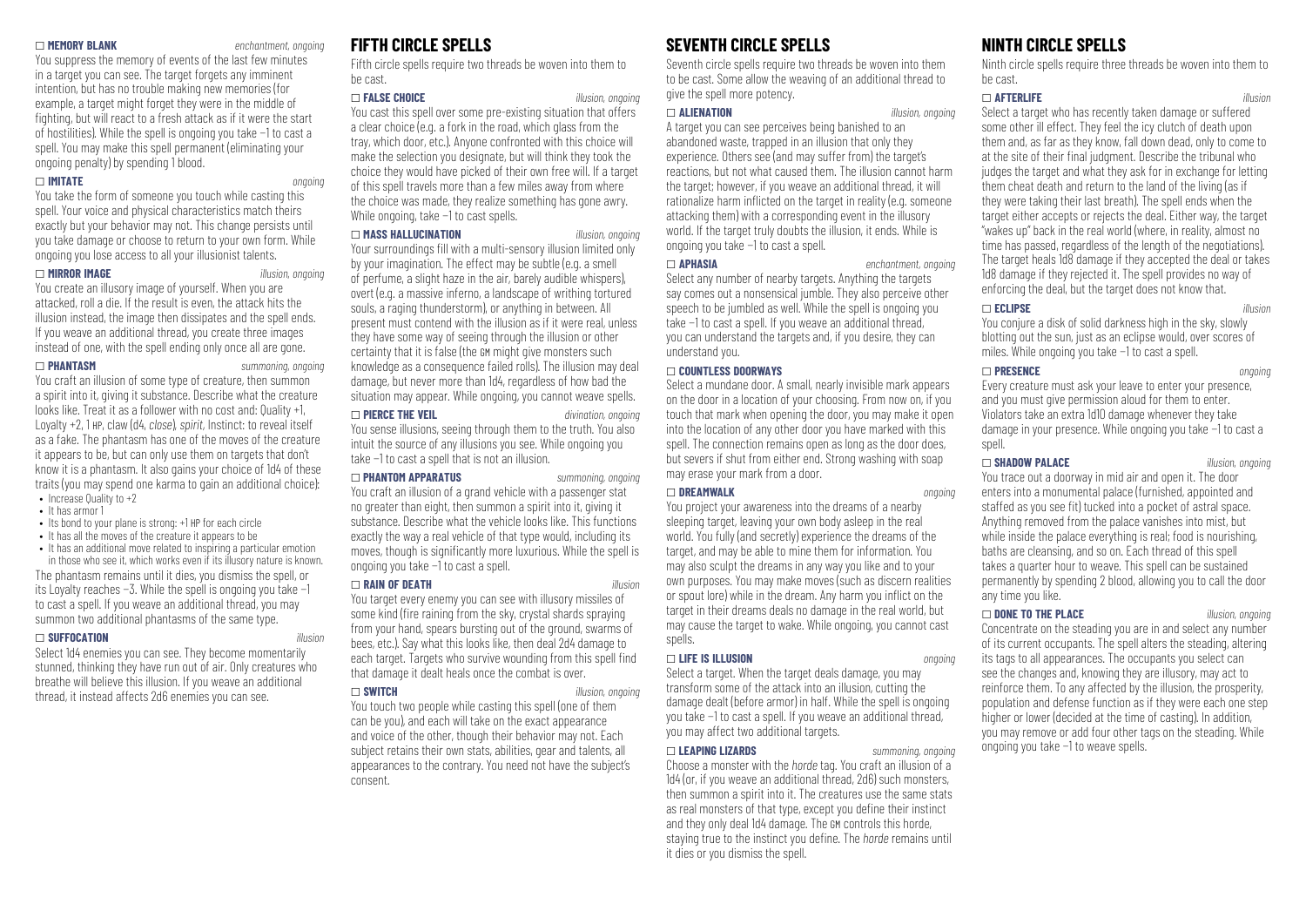☐ **MEMORY BLANK** *enchantment, ongoing*

You suppress the memory of events of the last few minutes in a target you can see. The target forgets any imminent intention, but has no trouble making new memories (for example, a target might forget they were in the middle of fighting, but will react to a fresh attack as if it were the start of hostilities). While the spell is ongoing you take −1 to cast a spell. You may make this spell permanent (eliminating your ongoing penalty) by spending 1 blood.

☐ **IMITATE** *ongoing*

You take the form of someone you touch while casting this spell. Your voice and physical characteristics match theirs exactly but your behavior may not. This change persists until you take damage or choose to return to your own form. While ongoing you lose access to all your illusionist talents.

☐ **MIRROR IMAGE** *illusion, ongoing*

You create an illusory image of yourself. When you are attacked, roll a die. If the result is even, the attack hits the illusion instead, the image then dissipates and the spell ends. If you weave an additional thread, you create three images instead of one, with the spell ending only once all are gone.

☐ **PHANTASM** *summoning, ongoing*

You craft an illusion of some type of creature, then summon a spirit into it, giving it substance. Describe what the creature looks like. Treat it as a follower with no cost and: Quality +1, Loyalty +2, 1 HP, claw (d4, *close*), *spirit*, Instinct: to reveal itself as a fake. The phantasm has one of the moves of the creature it appears to be, but can only use them on targets that don't know it is a phantasm. It also gains your choice of 1d4 of these traits (you may spend one karma to gain an additional choice):

- Increase Quality to +2
- It has armor 1
- Its bond to your plane is strong: +1 HP for each circle
- It has all the moves of the creature it appears to be
- It has an additional move related to inspiring a particular emotion in those who see it, which works even if its illusory nature is known.

The phantasm remains until it dies, you dismiss the spell, or its Loyalty reaches −3. While the spell is ongoing you take −1 to cast a spell. If you weave an additional thread, you may summon two additional phantasms of the same type.

☐ **SUFFOCATION** *illusion*

Select 1d4 enemies you can see. They become momentarily stunned, thinking they have run out of air. Only creatures who breathe will believe this illusion. If you weave an additional thread, it instead affects 2d6 enemies you can see.

## FIFTH CIRCLE SPELLS

Fifth circle spells require two threads be woven into them to be cast.

☐ **FALSE CHOICE** *illusion, ongoing*

You cast this spell over some pre-existing situation that offers a clear choice (e.g. a fork in the road, which glass from the tray, which door, etc.). Anyone confronted with this choice will make the selection you designate, but will think they took the choice they would have picked of their own free will. If a target of this spell travels more than a few miles away from where the choice was made, they realize something has gone awry. While ongoing, take −1 to cast spells.

☐ **MASS HALLUCINATION** *illusion, ongoing*

Your surroundings fill with a multi-sensory illusion limited only by your imagination. The effect may be subtle (e.g. a smell of perfume, a slight haze in the air, barely audible whispers), overt (e.g. a massive inferno, a landscape of writhing tortured souls, a raging thunderstorm), or anything in between. All present must contend with the illusion as if it were real, unless they have some way of seeing through the illusion or other certainty that it is false (the GM might give monsters such knowledge as a consequence failed rolls). The illusion may deal damage, but never more than 1d4, regardless of how bad the situation may appear. While ongoing, you cannot weave spells.

☐ **PIERCE THE VEIL** *divination, ongoing*

You sense illusions, seeing through them to the truth. You also intuit the source of any illusions you see. While ongoing you take −1 to cast a spell that is not an illusion.

☐ **PHANTOM APPARATUS** *summoning, ongoing*

You craft an illusion of a grand vehicle with a passenger stat no greater than eight, then summon a spirit into it, giving it substance. Describe what the vehicle looks like. This functions exactly the way a real vehicle of that type would, including its moves, though is significantly more luxurious. While the spell is ongoing you take −1 to cast a spell.

☐ **RAIN OF DEATH** *illusion*

You target every enemy you can see with illusory missiles of some kind (fire raining from the sky, crystal shards spraying from your hand, spears bursting out of the ground, swarms of bees, etc.). Say what this looks like, then deal 2d4 damage to each target. Targets who survive wounding from this spell find that damage it dealt heals once the combat is over.

☐ **SWITCH** *illusion, ongoing*

You touch two people while casting this spell (one of them can be you), and each will take on the exact appearance and voice of the other, though their behavior may not. Each subject retains their own stats, abilities, gear and talents, all appearances to the contrary. You need not have the subject's consent.

## SEVENTH CIRCLE SPELLS

Seventh circle spells require two threads be woven into them to be cast. Some allow the weaving of an additional thread to give the spell more potency.

☐ **ALIENATION** *illusion, ongoing*

A target you can see perceives being banished to an abandoned waste, trapped in an illusion that only they experience. Others see (and may suffer from) the target's reactions, but not what caused them. The illusion cannot harm the target; however, if you weave an additional thread, it will rationalize harm inflicted on the target in reality (e.g. someone attacking them) with a corresponding event in the illusory world. If the target truly doubts the illusion, it ends. While is ongoing you take −1 to cast a spell.

☐ **APHASIA** *enchantment, ongoing*

Select any number of nearby targets. Anything the targets say comes out a nonsensical jumble. They also perceive other speech to be jumbled as well. While the spell is ongoing you take −1 to cast a spell. If you weave an additional thread, you can understand the targets and, if you desire, they can understand you.

☐ **COUNTLESS DOORWAYS**

Select a mundane door. A small, nearly invisible mark appears on the door in a location of your choosing. From now on, if you touch that mark when opening the door, you may make it open into the location of any other door you have marked with this spell. The connection remains open as long as the door does, but severs if shut from either end. Strong washing with soap may erase your mark from a door.

☐ **DREAMWALK** *ongoing*

You project your awareness into the dreams of a nearby sleeping target, leaving your own body asleep in the real world. You fully (and secretly) experience the dreams of the target, and may be able to mine them for information. You may also sculpt the dreams in any way you like and to your own purposes. You may make moves (such as discern realities or spout lore) while in the dream. Any harm you inflict on the target in their dreams deals no damage in the real world, but may cause the target to wake. While ongoing, you cannot cast spells.

☐ **LIFE IS ILLUSION** *ongoing*

Select a target. When the target deals damage, you may transform some of the attack into an illusion, cutting the damage dealt (before armor) in half. While the spell is ongoing you take −1 to cast a spell. If you weave an additional thread, you may affect two additional targets.

☐ **LEAPING LIZARDS** *summoning, ongoing*

Choose a monster with the *horde* tag. You craft an illusion of a 1d4 (or, if you weave an additional thread, 2d6) such monsters, then summon a spirit into it. The creatures use the same stats as real monsters of that type, except you define their instinct and they only deal 1d4 damage. The GM controls this horde, staying true to the instinct you define. The *horde* remains until it dies or you dismiss the spell.

## NINTH CIRCLE SPELLS

Ninth circle spells require three threads be woven into them to be cast.

☐ **AFTERLIFE** *illusion*

Select a target who has recently taken damage or suffered some other ill effect. They feel the icy clutch of death upon them and, as far as they know, fall down dead, only to come to at the site of their final judgment. Describe the tribunal who judges the target and what they ask for in exchange for letting them cheat death and return to the land of the living (as if they were taking their last breath). The spell ends when the target either accepts or rejects the deal. Either way, the target "wakes up" back in the real world (where, in reality, almost no time has passed, regardless of the length of the negotiations). The target heals 1d8 damage if they accepted the deal or takes 1d8 damage if they rejected it. The spell provides no way of enforcing the deal, but the target does not know that.

☐ **ECLIPSE** *illusion*

You conjure a disk of solid darkness high in the sky, slowly blotting out the sun, just as an eclipse would, over scores of miles. While ongoing you take −1 to cast a spell.

☐ **PRESENCE** *ongoing*

Every creature must ask your leave to enter your presence, and you must give permission aloud for them to enter. Violators take an extra 1d10 damage whenever they take damage in your presence. While ongoing you take −1 to cast a spell.

☐ **SHADOW PALACE** *illusion, ongoing*

You trace out a doorway in mid air and open it. The door enters into a monumental palace (furnished, appointed and staffed as you see fit) tucked into a pocket of astral space. Anything removed from the palace vanishes into mist, but while inside the palace everything is real; food is nourishing, baths are cleansing, and so on. Each thread of this spell takes a quarter hour to weave. This spell can be sustained permanently by spending 2 blood, allowing you to call the door any time you like.

☐ **DONE TO THE PLACE** *illusion, ongoing*

Concentrate on the steading you are in and select any number of its current occupants. The spell alters the steading, altering its tags to all appearances. The occupants you select can see the changes and, knowing they are illusory, may act to reinforce them. To any affected by the illusion, the prosperity, population and defense function as if they were each one step higher or lower (decided at the time of casting). In addition, you may remove or add four other tags on the steading. While ongoing you take −1 to weave spells.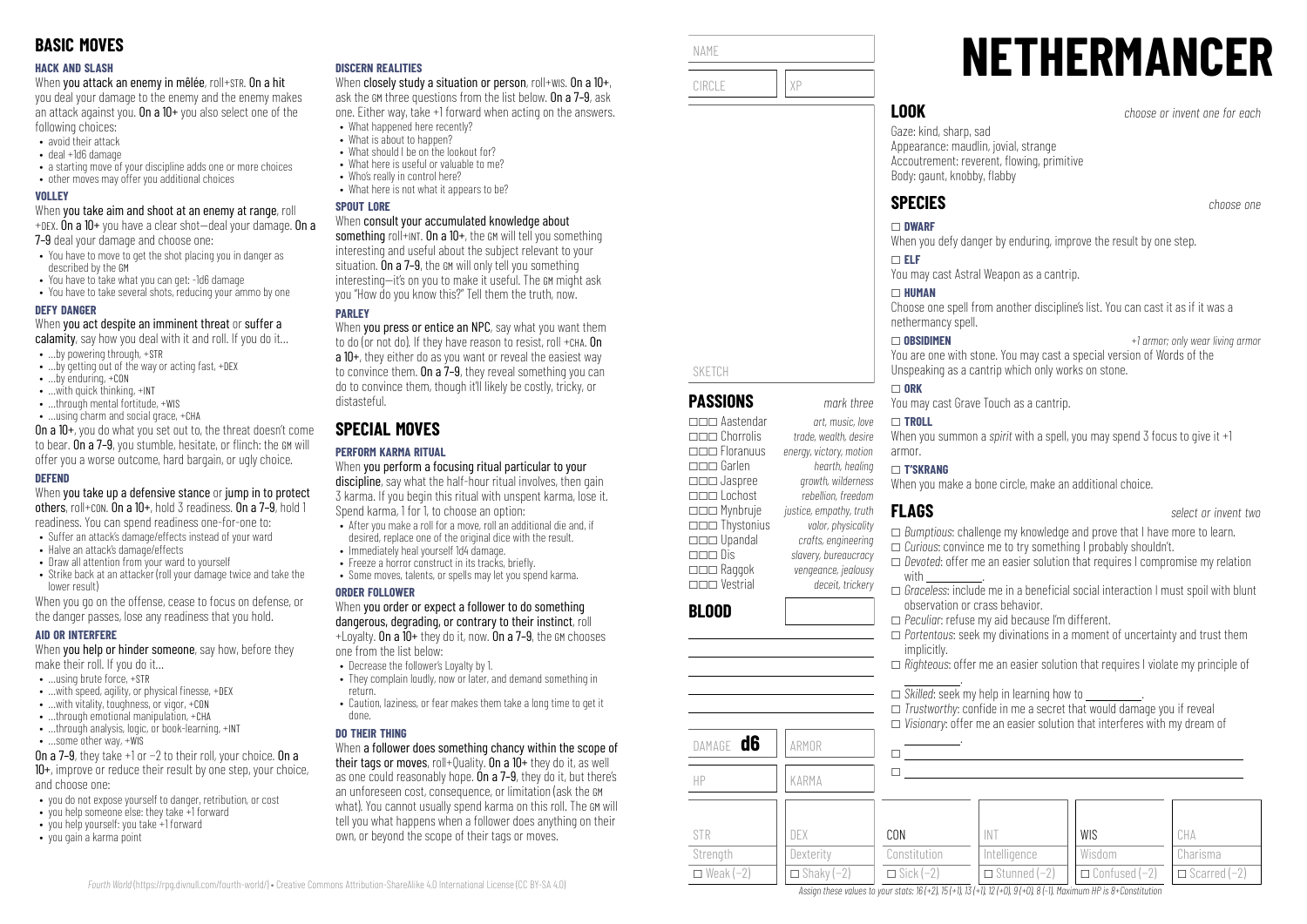# BASIC MOVES

### HACK AND SLASH

When **you attack an enemy in mêlée**, roll+STR. **On a hit** you deal your damage to the enemy and the enemy makes an attack against you. **On a 10+** you also select one of the following choices:

- avoid their attack
- deal +1d6 damage
- a starting move of your discipline adds one or more choices
- other moves may offer you additional choices

### VOLLEY

When **you take aim and shoot at an enemy at range**, roll +DEX. **On a 10+** you have a clear shot—deal your damage. **On a 7–9** deal your damage and choose one:

- You have to move to get the shot placing you in danger as described by the GM
- You have to take what you can get: -1d6 damage
- You have to take several shots, reducing your ammo by one

### DEFY DANGER

When **you act despite an imminent threat** or **suffer a calamity**, say how you deal with it and roll. If you do it…

- …by powering through, +STR
- …by getting out of the way or acting fast, +DEX
- …by enduring, +CON
- …with quick thinking, +INT
- …through mental fortitude, +WIS
- …using charm and social grace, +CHA

**On a 10+**, you do what you set out to, the threat doesn't come to bear. **On a 7–9**, you stumble, hesitate, or flinch: the GM will offer you a worse outcome, hard bargain, or ugly choice.

### DEFEND

When **you take up a defensive stance** or **jump in to protect others**, roll+CON. **On a 10+**, hold 3 readiness. **On a 7–9**, hold 1 readiness. You can spend readiness one-for-one to:

- Suffer an attack's damage/effects instead of your ward
- Halve an attack's damage/effects
- Draw all attention from your ward to yourself
- Strike back at an attacker (roll your damage twice and take the lower result)

When you go on the offense, cease to focus on defense, or the danger passes, lose any readiness that you hold.

### AID OR INTERFERE

When **you help or hinder someone**, say how, before they make their roll. If you do it…

- …using brute force, +STR
- …with speed, agility, or physical finesse, +DEX
- …with vitality, toughness, or vigor, +CON
- …through emotional manipulation, +CHA
- …through analysis, logic, or book-learning, +INT
- …some other way, +WIS

**On a 7–9**, they take +1 or −2 to their roll, your choice. **On a 10+**, improve or reduce their result by one step, your choice, and choose one:

- you do not expose yourself to danger, retribution, or cost
- you help someone else: they take +1 forward
- you help yourself: you take +1 forward
- you gain a karma point

### DISCERN REALITIES

When **closely study a situation or person**, roll+WIS. **On a 10+**, ask the GM three questions from the list below. **On a 7–9**, ask one. Either way, take +1 forward when acting on the answers.

- What happened here recently?
- What is about to happen?
- What should I be on the lookout for?
- What here is useful or valuable to me?
- Who's really in control here?
- What here is not what it appears to be?

### SPOUT LORE

When **consult your accumulated knowledge about something** roll+INT. **On a 10+**, the GM will tell you something interesting and useful about the subject relevant to your situation. **On a 7–9**, the GM will only tell you something interesting—it's on you to make it useful. The GM might ask you "How do you know this?" Tell them the truth, now.

### PARLEY

When **you press or entice an NPC**, say what you want them to do (or not do). If they have reason to resist, roll +CHA. **On a 10+**, they either do as you want or reveal the easiest way to convince them. **On a 7–9**, they reveal something you can do to convince them, though it'll likely be costly, tricky, or distasteful.

# SPECIAL MOVES

### PERFORM KARMA RITUAL

When **you perform a focusing ritual particular to your discipline**, say what the half-hour ritual involves, then gain 3 karma. If you begin this ritual with unspent karma, lose it. Spend karma, 1 for 1, to choose an option:

- After you make a roll for a move, roll an additional die and, if desired, replace one of the original dice with the result.
- Immediately heal yourself 1d4 damage.
- Freeze a horror construct in its tracks, briefly.
- Some moves, talents, or spells may let you spend karma.

### ORDER FOLLOWER

When **you order or expect a follower to do something dangerous, degrading, or contrary to their instinct**, roll +Loyalty. **On a 10+** they do it, now. **On a 7–9**, the GM chooses one from the list below:

- Decrease the follower's Loyalty by 1.
- They complain loudly, now or later, and demand something in return.
- Caution, laziness, or fear makes them take a long time to get it done.

### DO THEIR THING

When **a follower does something chancy within the scope of their tags or moves**, roll+Quality. **On a 10+** they do it, as well as one could reasonably hope. **On a 7–9**, they do it, but there's an unforeseen cost, consequence, or limitation (ask the GM what). You cannot usually spend karma on this roll. The GM will tell you what happens when a follower does anything on their own, or beyond the scope of their tags or moves.

NAME

CIRCLE | XP

SKETCH

# PASSIONS

*mark three*

- □□□ Aastendar — *art, music, love*
- □□□ Chorrolis — *trade, wealth, desire*
- □□□ Floranuus — *energy, victory, motion*
- □□□ Garlen — *hearth, healing*
- □□□ Jaspree — *growth, wilderness*
- □□□ Lochost — *rebellion, freedom*
- □□□ Mynbruje — *justice, empathy, truth*
- □□□ Thystonius — *valor, physicality*
- □□□ Upandal — *crafts, engineering*
- □□□ Dis — *slavery, bureaucracy*
- □□□ Raggok — *vengeance, jealousy*
- □□□ Vestrial — *deceit, trickery*

# BLOOD

DAMAGE **d6** | ARMOR

HP | KARMA

# NETHERMANCER

## LOOK

*choose or invent one for each*

Gaze: kind, sharp, sad
Appearance: maudlin, jovial, strange
Accoutrement: reverent, flowing, primitive
Body: gaunt, knobby, flabby

## SPECIES

*choose one*

□ **DWARF**
When you defy danger by enduring, improve the result by one step.

□ **ELF**
You may cast Astral Weapon as a cantrip.

□ **HUMAN**
Choose one spell from another discipline's list. You can cast it as if it was a nethermancy spell.

□ **OBSIDIMEN** *+1 armor; only wear living armor*
You are one with stone. You may cast a special version of Words of the Unspeaking as a cantrip which only works on stone.

□ **ORK**
You may cast Grave Touch as a cantrip.

□ **TROLL**
When you summon a *spirit* with a spell, you may spend 3 focus to give it +1 armor.

□ **T'SKRANG**
When you make a bone circle, make an additional choice.

## FLAGS

*select or invent two*

- □ *Bumptious*: challenge my knowledge and prove that I have more to learn.
- □ *Curious*: convince me to try something I probably shouldn't.
- □ *Devoted*: offer me an easier solution that requires I compromise my relation with \_\_\_\_\_\_\_\_.
- □ *Graceless*: include me in a beneficial social interaction I must spoil with blunt observation or crass behavior.
- □ *Peculiar*: refuse my aid because I'm different.
- □ *Portentous*: seek my divinations in a moment of uncertainty and trust them implicitly.
- □ *Righteous*: offer me an easier solution that requires I violate my principle of \_\_\_\_\_\_\_\_.
- □ *Skilled*: seek my help in learning how to \_\_\_\_\_\_\_\_.
- □ *Trustworthy*: confide in me a secret that would damage you if reveal
- □ *Visionary*: offer me an easier solution that interferes with my dream of \_\_\_\_\_\_\_\_.
- □ \_\_\_\_\_\_\_\_
- □ \_\_\_\_\_\_\_\_

| STR | DEX | CON | INT | WIS | CHA |
|---|---|---|---|---|---|
| Strength | Dexterity | Constitution | Intelligence | Wisdom | Charisma |
| □ Weak (−2) | □ Shaky (−2) | □ Sick (−2) | □ Stunned (−2) | □ Confused (−2) | □ Scarred (−2) |

*Assign these values to your stats: 16 (+2), 15 (+1), 13 (+1), 12 (+0), 9 (+0), 8 (−1). Maximum HP is 8+Constitution*

*Fourth World* (https://rpg.divnull.com/fourth-world/) • Creative Commons Attribution-ShareAlike 4.0 International License (CC BY-SA 4.0)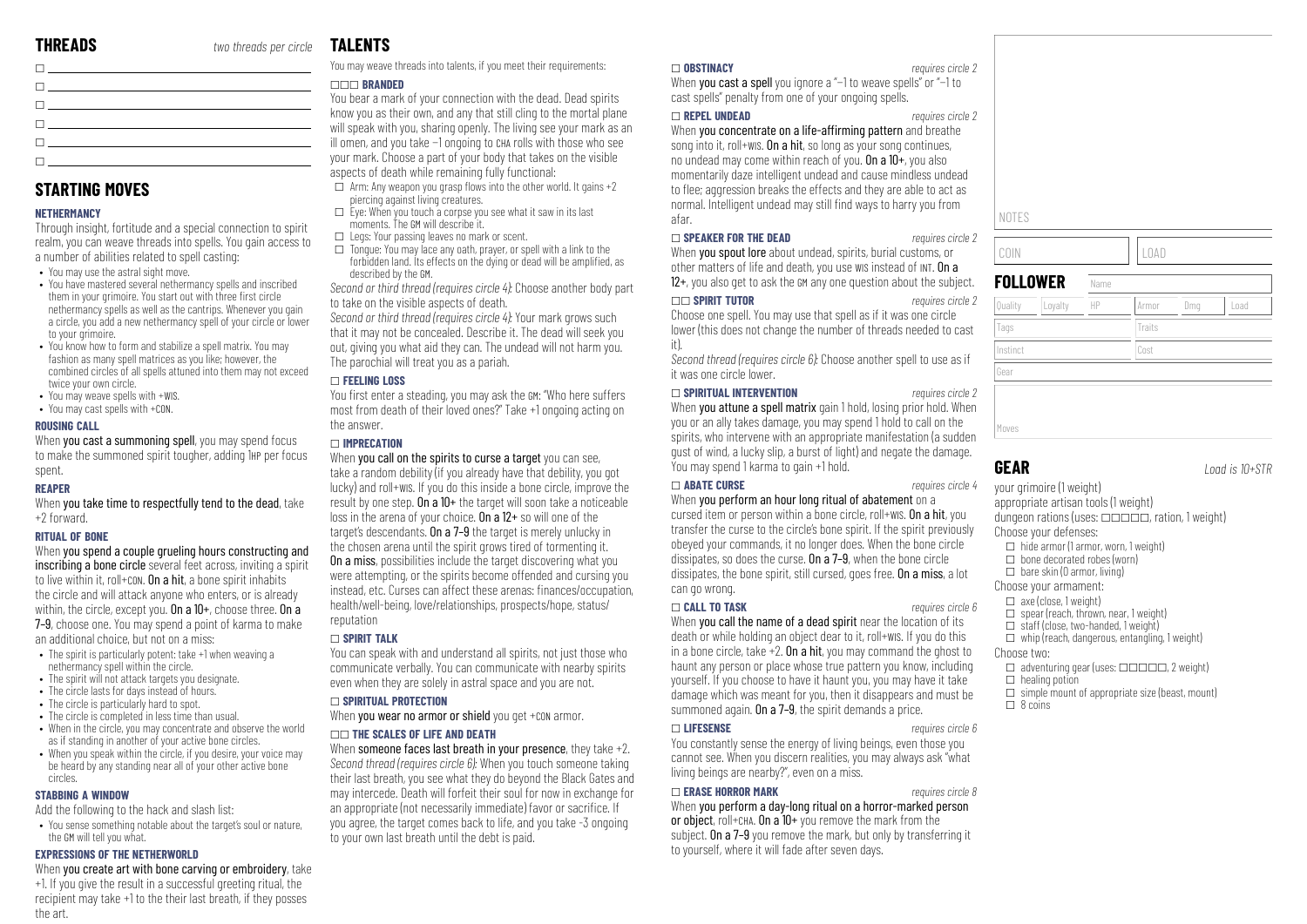## THREADS

*two threads per circle*

- ☐ ______
- ☐ ______
- ☐ ______
- ☐ ______
- ☐ ______
- ☐ ______

## STARTING MOVES

### NETHERMANCY

Through insight, fortitude and a special connection to spirit realm, you can weave threads into spells. You gain access to a number of abilities related to spell casting:

- You may use the astral sight move.
- You have mastered several nethermancy spells and inscribed them in your grimoire. You start out with three first circle nethermancy spells as well as the cantrips. Whenever you gain a circle, you add a new nethermancy spell of your circle or lower to your grimoire.
- You know how to form and stabilize a spell matrix. You may fashion as many spell matrices as you like; however, the combined circles of all spells attuned into them may not exceed twice your own circle.
- You may weave spells with +WIS.
- You may cast spells with +CON.

### ROUSING CALL

When **you cast a summoning spell**, you may spend focus to make the summoned spirit tougher, adding 1HP per focus spent.

### REAPER

When **you take time to respectfully tend to the dead**, take +2 forward.

### RITUAL OF BONE

When **you spend a couple grueling hours constructing and inscribing a bone circle** several feet across, inviting a spirit to live within it, roll+CON. **On a hit**, a bone spirit inhabits the circle and will attack anyone who enters, or is already within, the circle, except you. **On a 10+**, choose three. **On a 7–9**, choose one. You may spend a point of karma to make an additional choice, but not on a miss:

- The spirit is particularly potent: take +1 when weaving a nethermancy spell within the circle.
- The spirit will not attack targets you designate.
- The circle lasts for days instead of hours.
- The circle is particularly hard to spot.
- The circle is completed in less time than usual.
- When in the circle, you may concentrate and observe the world as if standing in another of your active bone circles.
- When you speak within the circle, if you desire, your voice may be heard by any standing near all of your other active bone circles.

### STABBING A WINDOW

Add the following to the hack and slash list:

- You sense something notable about the target's soul or nature, the GM will tell you what.

### EXPRESSIONS OF THE NETHERWORLD

When **you create art with bone carving or embroidery**, take +1. If you give the result in a successful greeting ritual, the recipient may take +1 to the their last breath, if they posses the art.

## TALENTS

You may weave threads into talents, if you meet their requirements:

### ☐☐☐ BRANDED

You bear a mark of your connection with the dead. Dead spirits know you as their own, and any that still cling to the mortal plane will speak with you, sharing openly. The living see your mark as an ill omen, and you take −1 ongoing to CHA rolls with those who see your mark. Choose a part of your body that takes on the visible aspects of death while remaining fully functional:

- ☐ Arm: Any weapon you grasp flows into the other world. It gains +2 piercing against living creatures.
- ☐ Eye: When you touch a corpse you see what it saw in its last moments. The GM will describe it.
- ☐ Legs: Your passing leaves no mark or scent.
- ☐ Tongue: You may lace any oath, prayer, or spell with a link to the forbidden land. Its effects on the dying or dead will be amplified, as described by the GM.

*Second or third thread (requires circle 4)*: Choose another body part to take on the visible aspects of death.

*Second or third thread (requires circle 4)*: Your mark grows such that it may not be concealed. Describe it. The dead will seek you out, giving you what aid they can. The undead will not harm you. The parochial will treat you as a pariah.

### ☐ FEELING LOSS

You first enter a steading, you may ask the GM: "Who here suffers most from death of their loved ones?" Take +1 ongoing acting on the answer.

### ☐ IMPRECATION

When **you call on the spirits to curse a target** you can see, take a random debility (if you already have that debility, you got lucky) and roll+WIS. If you do this inside a bone circle, improve the result by one step. **On a 10+** the target will soon take a noticeable loss in the arena of your choice. **On a 12+** so will one of the target's descendants. **On a 7–9** the target is merely unlucky in the chosen arena until the spirit grows tired of tormenting it. **On a miss**, possibilities include the target discovering what you were attempting, or the spirits become offended and cursing you instead, etc. Curses can affect these arenas: finances/occupation, health/well-being, love/relationships, prospects/hope, status/reputation

### ☐ SPIRIT TALK

You can speak with and understand all spirits, not just those who communicate verbally. You can communicate with nearby spirits even when they are solely in astral space and you are not.

### ☐ SPIRITUAL PROTECTION

When **you wear no armor or shield** you get +CON armor.

### ☐☐ THE SCALES OF LIFE AND DEATH

When **someone faces last breath in your presence**, they take +2.

*Second thread (requires circle 6)*: When you touch someone taking their last breath, you see what they do beyond the Black Gates and may intercede. Death will forfeit their soul for now in exchange for an appropriate (not necessarily immediate) favor or sacrifice. If you agree, the target comes back to life, and you take -3 ongoing to your own last breath until the debt is paid.

### ☐ OBSTINACY

*requires circle 2*

When **you cast a spell** you ignore a "−1 to weave spells" or "−1 to cast spells" penalty from one of your ongoing spells.

### ☐ REPEL UNDEAD

*requires circle 2*

When **you concentrate on a life-affirming pattern** and breathe song into it, roll+WIS. **On a hit**, so long as your song continues, no undead may come within reach of you. **On a 10+**, you also momentarily daze intelligent undead and cause mindless undead to flee; aggression breaks the effects and they are able to act as normal. Intelligent undead may still find ways to harry you from afar.

### ☐ SPEAKER FOR THE DEAD

*requires circle 2*

When **you spout lore** about undead, spirits, burial customs, or other matters of life and death, you use WIS instead of INT. **On a 12+**, you also get to ask the GM any one question about the subject.

### ☐☐ SPIRIT TUTOR

*requires circle 2*

Choose one spell. You may use that spell as if it was one circle lower (this does not change the number of threads needed to cast it).

*Second thread (requires circle 6)*: Choose another spell to use as if it was one circle lower.

### ☐ SPIRITUAL INTERVENTION

*requires circle 2*

When **you attune a spell matrix** gain 1 hold, losing prior hold. When you or an ally takes damage, you may spend 1 hold to call on the spirits, who intervene with an appropriate manifestation (a sudden gust of wind, a lucky slip, a burst of light) and negate the damage. You may spend 1 karma to gain +1 hold.

### ☐ ABATE CURSE

*requires circle 4*

When **you perform an hour long ritual of abatement** on a cursed item or person within a bone circle, roll+WIS. **On a hit**, you transfer the curse to the circle's bone spirit. If the spirit previously obeyed your commands, it no longer does. When the bone circle dissipates, so does the curse. **On a 7–9**, when the bone circle dissipates, the bone spirit, still cursed, goes free. **On a miss**, a lot can go wrong.

### ☐ CALL TO TASK

*requires circle 6*

When **you call the name of a dead spirit** near the location of its death or while holding an object dear to it, roll+WIS. If you do this in a bone circle, take +2. **On a hit**, you may command the ghost to haunt any person or place whose true pattern you know, including yourself. If you choose to have it haunt you, you may have it take damage which was meant for you, then it disappears and must be summoned again. **On a 7–9**, the spirit demands a price.

### ☐ LIFESENSE

*requires circle 6*

You constantly sense the energy of living beings, even those you cannot see. When you discern realities, you may always ask "what living beings are nearby?", even on a miss.

### ☐ ERASE HORROR MARK

*requires circle 8*

When **you perform a day-long ritual on a horror-marked person or object**, roll+CHA. **On a 10+** you remove the mark from the subject. **On a 7–9** you remove the mark, but only by transferring it to yourself, where it will fade after seven days.

NOTES

COIN | LOAD

## FOLLOWER

| Name | | | | | |
|---|---|---|---|---|---|
| Quality | Loyalty | HP | Armor | Dmg | Load |
| Tags | | | Traits | | |
| Instinct | | | Cost | | |
| Gear | | | | | |
| Moves | | | | | |

## GEAR

*Load is 10+STR*

your grimoire (1 weight)
appropriate artisan tools (1 weight)
dungeon rations (uses: ☐☐☐☐☐, ration, 1 weight)

Choose your defenses:

- ☐ hide armor (1 armor, worn, 1 weight)
- ☐ bone decorated robes (worn)
- ☐ bare skin (0 armor, living)

Choose your armament:

- ☐ axe (close, 1 weight)
- ☐ spear (reach, thrown, near, 1 weight)
- ☐ staff (close, two-handed, 1 weight)
- ☐ whip (reach, dangerous, entangling, 1 weight)

Choose two:

- ☐ adventuring gear (uses: ☐☐☐☐☐, 2 weight)
- ☐ healing potion
- ☐ simple mount of appropriate size (beast, mount)
- ☐ 8 coins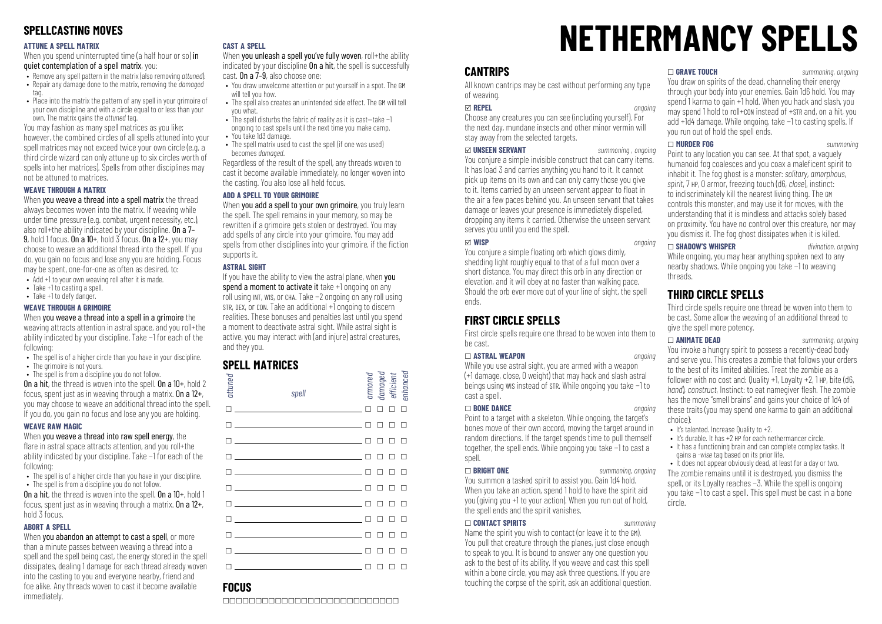## SPELLCASTING MOVES

#### ATTUNE A SPELL MATRIX

When you spend uninterrupted time (a half hour or so) **in quiet contemplation of a spell matrix**, you:

- Remove any spell pattern in the matrix (also removing *attuned*).
- Repair any damage done to the matrix, removing the *damaged* tag.
- Place into the matrix the pattern of any spell in your grimoire of your own discipline and with a circle equal to or less than your own. The matrix gains the *attuned* tag.

You may fashion as many spell matrices as you like; however, the combined circles of all spells attuned into your spell matrices may not exceed twice your own circle (e.g. a third circle wizard can only attune up to six circles worth of spells into her matrices). Spells from other disciplines may not be attuned to matrices.

#### WEAVE THROUGH A MATRIX

When **you weave a thread into a spell matrix** the thread always becomes woven into the matrix. If weaving while under time pressure (e.g. combat, urgent necessity, etc.), also roll+the ability indicated by your discipline. **On a 7–9**, hold 1 focus. **On a 10+**, hold 3 focus. **On a 12+**, you may choose to weave an additional thread into the spell. If you do, you gain no focus and lose any you are holding. Focus may be spent, one-for-one as often as desired, to:

- Add +1 to your own weaving roll after it is made.
- Take +1 to casting a spell.
- Take +1 to defy danger.

#### WEAVE THROUGH A GRIMOIRE

When **you weave a thread into a spell in a grimoire** the weaving attracts attention in astral space, and you roll+the ability indicated by your discipline. Take −1 for each of the following:

- The spell is of a higher circle than you have in your discipline.
- The grimoire is not yours.
- The spell is from a discipline you do not follow.

**On a hit**, the thread is woven into the spell. **On a 10+**, hold 2 focus, spent just as in weaving through a matrix. **On a 12+**, you may choose to weave an additional thread into the spell. If you do, you gain no focus and lose any you are holding.

#### WEAVE RAW MAGIC

When **you weave a thread into raw spell energy**, the flare in astral space attracts attention, and you roll+the ability indicated by your discipline. Take −1 for each of the following:

- The spell is of a higher circle than you have in your discipline.
- The spell is from a discipline you do not follow.

**On a hit**, the thread is woven into the spell. **On a 10+**, hold 1 focus, spent just as in weaving through a matrix. **On a 12+**, hold 3 focus.

#### ABORT A SPELL

When **you abandon an attempt to cast a spell**, or more than a minute passes between weaving a thread into a spell and the spell being cast, the energy stored in the spell dissipates, dealing 1 damage for each thread already woven into the casting to you and everyone nearby, friend and foe alike. Any threads woven to cast it become available immediately.

#### CAST A SPELL

When **you unleash a spell you've fully woven**, roll+the ability indicated by your discipline **On a hit**, the spell is successfully cast. **On a 7–9**, also choose one:

- You draw unwelcome attention or put yourself in a spot. The GM will tell you how.
- The spell also creates an unintended side effect. The GM will tell you what.
- The spell disturbs the fabric of reality as it is cast—take −1 ongoing to cast spells until the next time you make camp.
- You take 1d3 damage.
- The spell matrix used to cast the spell (if one was used) becomes *damaged*.

Regardless of the result of the spell, any threads woven to cast it become available immediately, no longer woven into the casting. You also lose all held focus.

#### ADD A SPELL TO YOUR GRIMOIRE

When **you add a spell to your own grimoire**, you truly learn the spell. The spell remains in your memory, so may be rewritten if a grimoire gets stolen or destroyed. You may add spells of any circle into your grimoire. You may add spells from other disciplines into your grimoire, if the fiction supports it.

#### ASTRAL SIGHT

If you have the ability to view the astral plane, when **you spend a moment to activate it** take +1 ongoing on any roll using INT, WIS, or CHA. Take −2 ongoing on any roll using STR, DEX, or CON. Take an additional +1 ongoing to discern realities. These bonuses and penalties last until you spend a moment to deactivate astral sight. While astral sight is active, you may interact with (and injure) astral creatures, and they you.

## SPELL MATRICES

| attuned | spell | armored | damaged | efficient | enhanced |
|---|---|---|---|---|---|
| ☐ | | ☐ | ☐ | ☐ | ☐ |
| ☐ | | ☐ | ☐ | ☐ | ☐ |
| ☐ | | ☐ | ☐ | ☐ | ☐ |
| ☐ | | ☐ | ☐ | ☐ | ☐ |
| ☐ | | ☐ | ☐ | ☐ | ☐ |
| ☐ | | ☐ | ☐ | ☐ | ☐ |
| ☐ | | ☐ | ☐ | ☐ | ☐ |
| ☐ | | ☐ | ☐ | ☐ | ☐ |
| ☐ | | ☐ | ☐ | ☐ | ☐ |
| ☐ | | ☐ | ☐ | ☐ | ☐ |
| ☐ | | ☐ | ☐ | ☐ | ☐ |

## FOCUS

☐☐☐☐☐☐☐☐☐☐☐☐☐☐☐☐☐☐☐☐☐☐☐☐☐☐☐

# NETHERMANCY SPELLS

## CANTRIPS

All known cantrips may be cast without performing any type of weaving.

#### ☑ REPEL — *ongoing*

Choose any creatures you can see (including yourself). For the next day, mundane insects and other minor vermin will stay away from the selected targets.

#### ☑ UNSEEN SERVANT — *summoning , ongoing*

You conjure a simple invisible construct that can carry items. It has load 3 and carries anything you hand to it. It cannot pick up items on its own and can only carry those you give to it. Items carried by an unseen servant appear to float in the air a few paces behind you. An unseen servant that takes damage or leaves your presence is immediately dispelled, dropping any items it carried. Otherwise the unseen servant serves you until you end the spell.

#### ☑ WISP — *ongoing*

You conjure a simple floating orb which glows dimly, shedding light roughly equal to that of a full moon over a short distance. You may direct this orb in any direction or elevation, and it will obey at no faster than walking pace. Should the orb ever move out of your line of sight, the spell ends.

## FIRST CIRCLE SPELLS

First circle spells require one thread to be woven into them to be cast.

#### ☐ ASTRAL WEAPON — *ongoing*

While you use astral sight, you are armed with a weapon (+1 damage, close, 0 weight) that may hack and slash astral beings using WIS instead of STR. While ongoing you take −1 to cast a spell.

#### ☐ BONE DANCE — *ongoing*

Point to a target with a skeleton. While ongoing, the target's bones move of their own accord, moving the target around in random directions. If the target spends time to pull themself together, the spell ends. While ongoing you take −1 to cast a spell.

#### ☐ BRIGHT ONE — *summoning, ongoing*

You summon a tasked spirit to assist you. Gain 1d4 hold. When you take an action, spend 1 hold to have the spirit aid you (giving you +1 to your action). When you run out of hold, the spell ends and the spirit vanishes.

#### ☐ CONTACT SPIRITS — *summoning*

Name the spirit you wish to contact (or leave it to the GM). You pull that creature through the planes, just close enough to speak to you. It is bound to answer any one question you ask to the best of its ability. If you weave and cast this spell within a bone circle, you may ask three questions. If you are touching the corpse of the spirit, ask an additional question.

#### ☐ GRAVE TOUCH — *summoning, ongoing*

You draw on spirits of the dead, channeling their energy through your body into your enemies. Gain 1d6 hold. You may spend 1 karma to gain +1 hold. When you hack and slash, you may spend 1 hold to roll+CON instead of +STR and, on a hit, you add +1d4 damage. While ongoing, take −1 to casting spells. If you run out of hold the spell ends.

#### ☐ MURDER FOG — *summoning*

Point to any location you can see. At that spot, a vaguely humanoid fog coalesces and you coax a maleficent spirit to inhabit it. The fog ghost is a monster: *solitary*, *amorphous*, *spirit*, 7 HP, 0 armor, freezing touch (d6, *close*), instinct: to indiscriminately kill the nearest living thing. The GM controls this monster, and may use it for moves, with the understanding that it is mindless and attacks solely based on proximity. You have no control over this creature, nor may you dismiss it. The fog ghost dissipates when it is killed.

#### ☐ SHADOW'S WHISPER — *divination, ongoing*

While ongoing, you may hear anything spoken next to any nearby shadows. While ongoing you take −1 to weaving threads.

## THIRD CIRCLE SPELLS

Third circle spells require one thread be woven into them to be cast. Some allow the weaving of an additional thread to give the spell more potency.

#### ☐ ANIMATE DEAD — *summoning, ongoing*

You invoke a hungry spirit to possess a recently-dead body and serve you. This creates a zombie that follows your orders to the best of its limited abilities. Treat the zombie as a follower with no cost and: Quality +1, Loyalty +2, 1 HP, bite (d6, *hand*), *construct*, Instinct: to eat namegiver flesh. The zombie has the move "smell brains" and gains your choice of 1d4 of these traits (you may spend one karma to gain an additional choice):

- It's talented. Increase Quality to +2.
- It's durable. It has +2 HP for each nethermancer circle.
- It has a functioning brain and can complete complex tasks. It gains a *-wise* tag based on its prior life.
- It does not appear obviously dead, at least for a day or two.

The zombie remains until it is destroyed, you dismiss the spell, or its Loyalty reaches −3. While the spell is ongoing you take −1 to cast a spell. This spell must be cast in a bone circle.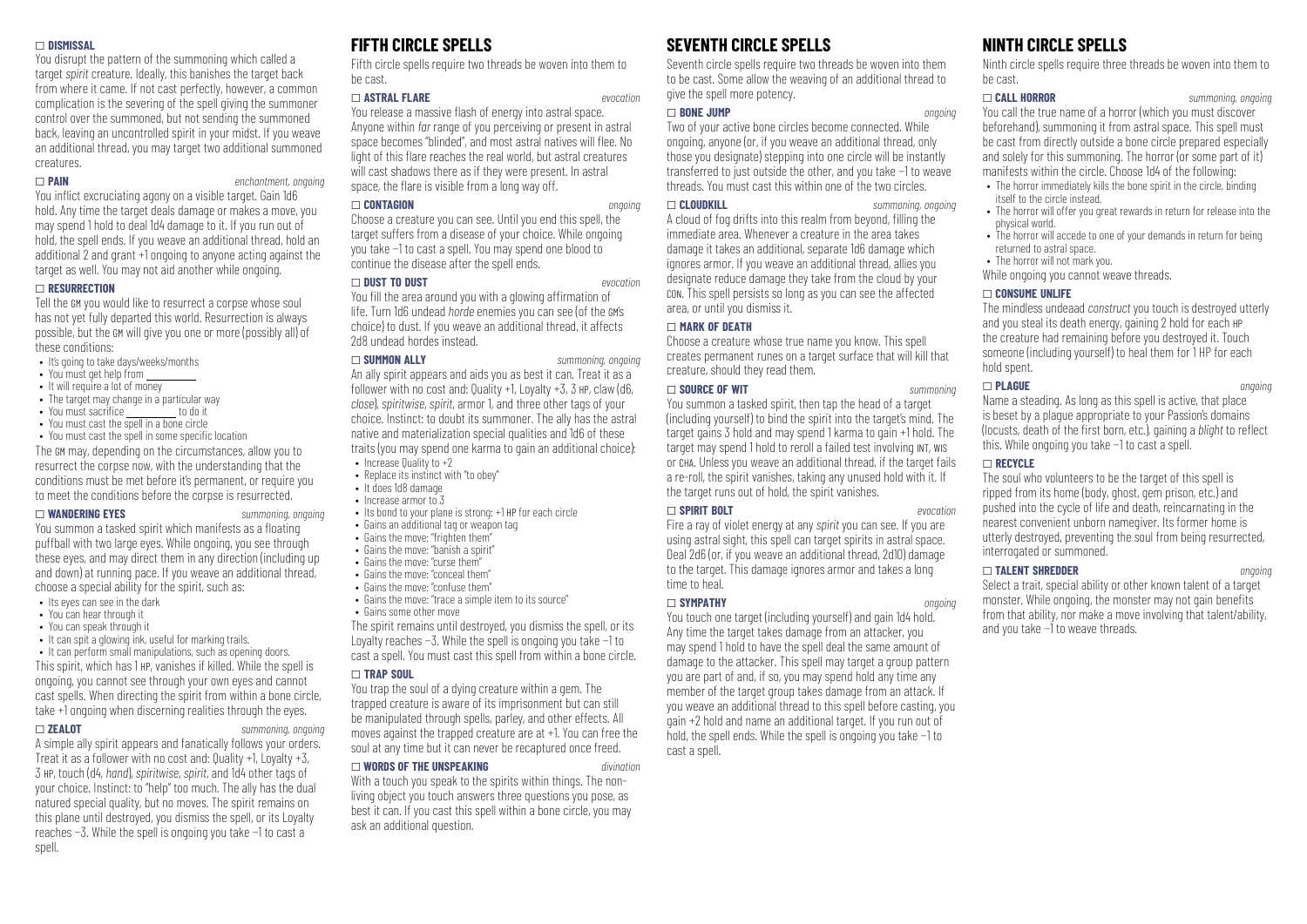**□ DISMISSAL**

You disrupt the pattern of the summoning which called a target *spirit* creature. Ideally, this banishes the target back from where it came. If not cast perfectly, however, a common complication is the severing of the spell giving the summoner control over the summoned, but not sending the summoned back, leaving an uncontrolled spirit in your midst. If you weave an additional thread, you may target two additional summoned creatures.

**□ PAIN** *enchantment, ongoing*

You inflict excruciating agony on a visible target. Gain 1d6 hold. Any time the target deals damage or makes a move, you may spend 1 hold to deal 1d4 damage to it. If you run out of hold, the spell ends. If you weave an additional thread, hold an additional 2 and grant +1 ongoing to anyone acting against the target as well. You may not aid another while ongoing.

**□ RESURRECTION**

Tell the GM you would like to resurrect a corpse whose soul has not yet fully departed this world. Resurrection is always possible, but the GM will give you one or more (possibly all) of these conditions:

- It's going to take days/weeks/months
- You must get help from \_\_\_\_\_\_\_\_\_\_
- It will require a lot of money
- The target may change in a particular way
- You must sacrifice \_\_\_\_\_\_\_\_\_\_ to do it
- You must cast the spell in a bone circle
- You must cast the spell in some specific location

The GM may, depending on the circumstances, allow you to resurrect the corpse now, with the understanding that the conditions must be met before it's permanent, or require you to meet the conditions before the corpse is resurrected.

**□ WANDERING EYES** *summoning, ongoing*

You summon a tasked spirit which manifests as a floating puffball with two large eyes. While ongoing, you see through these eyes, and may direct them in any direction (including up and down) at running pace. If you weave an additional thread, choose a special ability for the spirit, such as:

- Its eyes can see in the dark
- You can hear through it
- You can speak through it
- It can spit a glowing ink, useful for marking trails.
- It can perform small manipulations, such as opening doors.

This spirit, which has 1 HP, vanishes if killed. While the spell is ongoing, you cannot see through your own eyes and cannot cast spells. When directing the spirit from within a bone circle, take +1 ongoing when discerning realities through the eyes.

**□ ZEALOT** *summoning, ongoing*

A simple ally spirit appears and fanatically follows your orders. Treat it as a follower with no cost and: Quality +1, Loyalty +3, 3 HP, touch (d4, *hand*), *spiritwise*, *spirit*, and 1d4 other tags of your choice. Instinct: to "help" too much. The ally has the dual natured special quality, but no moves. The spirit remains on this plane until destroyed, you dismiss the spell, or its Loyalty reaches −3. While the spell is ongoing you take −1 to cast a spell.

## FIFTH CIRCLE SPELLS

Fifth circle spells require two threads be woven into them to be cast.

**□ ASTRAL FLARE** *evocation*

You release a massive flash of energy into astral space. Anyone within *far* range of you perceiving or present in astral space becomes "blinded", and most astral natives will flee. No light of this flare reaches the real world, but astral creatures will cast shadows there as if they were present. In astral space, the flare is visible from a long way off.

**□ CONTAGION** *ongoing*

Choose a creature you can see. Until you end this spell, the target suffers from a disease of your choice. While ongoing you take −1 to cast a spell. You may spend one blood to continue the disease after the spell ends.

**□ DUST TO DUST** *evocation*

You fill the area around you with a glowing affirmation of life. Turn 1d6 undead *horde* enemies you can see (of the GM's choice) to dust. If you weave an additional thread, it affects 2d8 undead hordes instead.

**□ SUMMON ALLY** *summoning, ongoing*

An ally spirit appears and aids you as best it can. Treat it as a follower with no cost and: Quality +1, Loyalty +3, 3 HP, claw (d6, *close*), *spiritwise*, *spirit*, armor 1, and three other tags of your choice. Instinct: to doubt its summoner. The ally has the astral native and materialization special qualities and 1d6 of these traits (you may spend one karma to gain an additional choice):

- Increase Quality to +2
- Replace its instinct with "to obey"
- It does 1d8 damage
- Increase armor to 3
- Its bond to your plane is strong: +1 HP for each circle
- Gains an additional tag or weapon tag
- Gains the move: "frighten them"
- Gains the move: "banish a spirit"
- Gains the move: "curse them"
- Gains the move: "conceal them"
- Gains the move: "confuse them"
- Gains the move: "trace a simple item to its source"
- Gains some other move

The spirit remains until destroyed, you dismiss the spell, or its Loyalty reaches −3. While the spell is ongoing you take −1 to cast a spell. You must cast this spell from within a bone circle.

**□ TRAP SOUL**

You trap the soul of a dying creature within a gem. The trapped creature is aware of its imprisonment but can still be manipulated through spells, parley, and other effects. All moves against the trapped creature are at +1. You can free the soul at any time but it can never be recaptured once freed.

**□ WORDS OF THE UNSPEAKING** *divination*

With a touch you speak to the spirits within things. The non-living object you touch answers three questions you pose, as best it can. If you cast this spell within a bone circle, you may ask an additional question.

## SEVENTH CIRCLE SPELLS

Seventh circle spells require two threads be woven into them to be cast. Some allow the weaving of an additional thread to give the spell more potency.

**□ BONE JUMP** *ongoing*

Two of your active bone circles become connected. While ongoing, anyone (or, if you weave an additional thread, only those you designate) stepping into one circle will be instantly transferred to just outside the other, and you take −1 to weave threads. You must cast this within one of the two circles.

**□ CLOUDKILL** *summoning, ongoing*

A cloud of fog drifts into this realm from beyond, filling the immediate area. Whenever a creature in the area takes damage it takes an additional, separate 1d6 damage which ignores armor. If you weave an additional thread, allies you designate reduce damage they take from the cloud by your CON. This spell persists so long as you can see the affected area, or until you dismiss it.

**□ MARK OF DEATH**

Choose a creature whose true name you know. This spell creates permanent runes on a target surface that will kill that creature, should they read them.

**□ SOURCE OF WIT** *summoning*

You summon a tasked spirit, then tap the head of a target (including yourself) to bind the spirit into the target's mind. The target gains 3 hold and may spend 1 karma to gain +1 hold. The target may spend 1 hold to reroll a failed test involving INT, WIS or CHA. Unless you weave an additional thread, if the target fails a re-roll, the spirit vanishes, taking any unused hold with it. If the target runs out of hold, the spirit vanishes.

**□ SPIRIT BOLT** *evocation*

Fire a ray of violet energy at any *spirit* you can see. If you are using astral sight, this spell can target spirits in astral space. Deal 2d6 (or, if you weave an additional thread, 2d10) damage to the target. This damage ignores armor and takes a long time to heal.

**□ SYMPATHY** *ongoing*

You touch one target (including yourself) and gain 1d4 hold. Any time the target takes damage from an attacker, you may spend 1 hold to have the spell deal the same amount of damage to the attacker. This spell may target a group pattern you are part of and, if so, you may spend hold any time any member of the target group takes damage from an attack. If you weave an additional thread to this spell before casting, you gain +2 hold and name an additional target. If you run out of hold, the spell ends. While the spell is ongoing you take −1 to cast a spell.

## NINTH CIRCLE SPELLS

Ninth circle spells require three threads be woven into them to be cast.

**□ CALL HORROR** *summoning, ongoing*

You call the true name of a horror (which you must discover beforehand), summoning it from astral space. This spell must be cast from directly outside a bone circle prepared especially and solely for this summoning. The horror (or some part of it) manifests within the circle. Choose 1d4 of the following:

- The horror immediately kills the bone spirit in the circle, binding itself to the circle instead.
- The horror will offer you great rewards in return for release into the physical world.
- The horror will accede to one of your demands in return for being returned to astral space.
- The horror will not mark you.

While ongoing you cannot weave threads.

**□ CONSUME UNLIFE**

The mindless undead *construct* you touch is destroyed utterly and you steal its death energy, gaining 2 hold for each HP the creature had remaining before you destroyed it. Touch someone (including yourself) to heal them for 1 HP for each hold spent.

**□ PLAGUE** *ongoing*

Name a steading. As long as this spell is active, that place is beset by a plague appropriate to your Passion's domains (locusts, death of the first born, etc.), gaining a *blight* to reflect this. While ongoing you take −1 to cast a spell.

**□ RECYCLE**

The soul who volunteers to be the target of this spell is ripped from its home (body, ghost, gem prison, etc.) and pushed into the cycle of life and death, reincarnating in the nearest convenient unborn namegiver. Its former home is utterly destroyed, preventing the soul from being resurrected, interrogated or summoned.

**□ TALENT SHREDDER** *ongoing*

Select a trait, special ability or other known talent of a target monster. While ongoing, the monster may not gain benefits from that ability, nor make a move involving that talent/ability, and you take −1 to weave threads.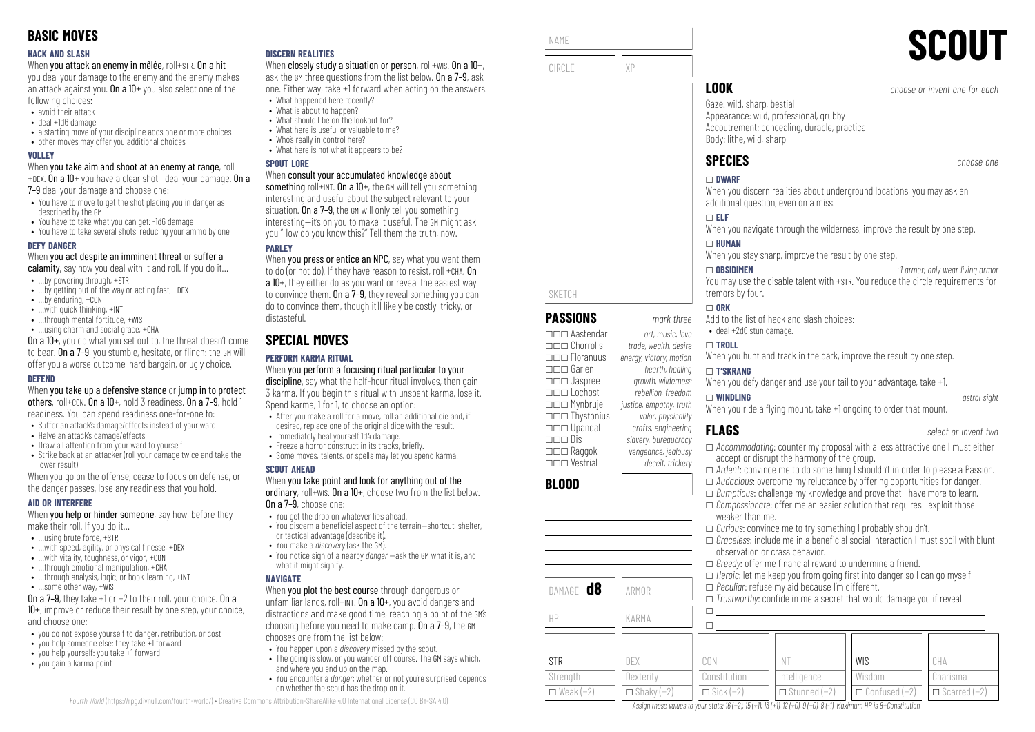## BASIC MOVES

### HACK AND SLASH

When **you attack an enemy in mêlée**, roll+STR. **On a hit** you deal your damage to the enemy and the enemy makes an attack against you. **On a 10+** you also select one of the following choices:

- avoid their attack
- deal +1d6 damage
- a starting move of your discipline adds one or more choices
- other moves may offer you additional choices

### VOLLEY

When **you take aim and shoot at an enemy at range**, roll +DEX. **On a 10+** you have a clear shot—deal your damage. **On a 7–9** deal your damage and choose one:

- You have to move to get the shot placing you in danger as described by the GM
- You have to take what you can get: -1d6 damage
- You have to take several shots, reducing your ammo by one

### DEFY DANGER

When **you act despite an imminent threat** or **suffer a calamity**, say how you deal with it and roll. If you do it…

- …by powering through, +STR
- …by getting out of the way or acting fast, +DEX
- …by enduring, +CON
- …with quick thinking, +INT
- …through mental fortitude, +WIS
- …using charm and social grace, +CHA

**On a 10+**, you do what you set out to, the threat doesn't come to bear. **On a 7–9**, you stumble, hesitate, or flinch: the GM will offer you a worse outcome, hard bargain, or ugly choice.

### DEFEND

When **you take up a defensive stance** or **jump in to protect others**, roll+CON. **On a 10+**, hold 3 readiness. **On a 7–9**, hold 1 readiness. You can spend readiness one-for-one to:

- Suffer an attack's damage/effects instead of your ward
- Halve an attack's damage/effects
- Draw all attention from your ward to yourself
- Strike back at an attacker (roll your damage twice and take the lower result)

When you go on the offense, cease to focus on defense, or the danger passes, lose any readiness that you hold.

### AID OR INTERFERE

When **you help or hinder someone**, say how, before they make their roll. If you do it…

- …using brute force, +STR
- …with speed, agility, or physical finesse, +DEX
- …with vitality, toughness, or vigor, +CON
- …through emotional manipulation, +CHA
- …through analysis, logic, or book-learning, +INT
- …some other way, +WIS

**On a 7–9**, they take +1 or −2 to their roll, your choice. **On a 10+**, improve or reduce their result by one step, your choice, and choose one:

- you do not expose yourself to danger, retribution, or cost
- you help someone else: they take +1 forward
- you help yourself: you take +1 forward
- you gain a karma point

### DISCERN REALITIES

When **you closely study a situation or person**, roll+WIS. **On a 10+**, ask the GM three questions from the list below. **On a 7–9**, ask one. Either way, take +1 forward when acting on the answers.

- What happened here recently?
- What is about to happen?
- What should I be on the lookout for?
- What here is useful or valuable to me?
- Who's really in control here?
- What here is not what it appears to be?

### SPOUT LORE

When **you consult your accumulated knowledge about something** roll+INT. **On a 10+**, the GM will tell you something interesting and useful about the subject relevant to your situation. **On a 7–9**, the GM will only tell you something interesting—it's on you to make it useful. The GM might ask you "How do you know this?" Tell them the truth, now.

### PARLEY

When **you press or entice an NPC**, say what you want them to do (or not do). If they have reason to resist, roll +CHA. **On a 10+**, they either do as you want or reveal the easiest way to convince them. **On a 7–9**, they reveal something you can do to convince them, though it'll likely be costly, tricky, or distasteful.

## SPECIAL MOVES

### PERFORM KARMA RITUAL

When **you perform a focusing ritual particular to your discipline**, say what the half-hour ritual involves, then gain 3 karma. If you begin this ritual with unspent karma, lose it. Spend karma, 1 for 1, to choose an option:

- After you make a roll for a move, roll an additional die and, if desired, replace one of the original dice with the result.
- Immediately heal yourself 1d4 damage.
- Freeze a horror construct in its tracks, briefly.
- Some moves, talents, or spells may let you spend karma.

### SCOUT AHEAD

When **you take point and look for anything out of the ordinary**, roll+WIS. **On a 10+**, choose two from the list below. **On a 7–9**, choose one:

- You get the drop on whatever lies ahead.
- You discern a beneficial aspect of the terrain—shortcut, shelter, or tactical advantage (describe it).
- You make a *discovery* (ask the GM).
- You notice sign of a nearby *danger* —ask the GM what it is, and what it might signify.

### NAVIGATE

When **you plot the best course** through dangerous or unfamiliar lands, roll+INT. **On a 10+**, you avoid dangers and distractions and make good time, reaching a point of the GM's choosing before you need to make camp. **On a 7–9**, the GM chooses one from the list below:

- You happen upon a *discovery* missed by the scout.
- The going is slow, or you wander off course. The GM says which, and where you end up on the map.
- You encounter a *danger*; whether or not you're surprised depends on whether the scout has the drop on it.

*Fourth World* (https://rpg.divnull.com/fourth-world/) • Creative Commons Attribution-ShareAlike 4.0 International License (CC BY-SA 4.0)

# SCOUT

NAME

CIRCLE | XP

SKETCH

## PASSIONS

*mark three*

- ☐☐☐ Aastendar — *art, music, love*
- ☐☐☐ Chorrolis — *trade, wealth, desire*
- ☐☐☐ Floranuus — *energy, victory, motion*
- ☐☐☐ Garlen — *hearth, healing*
- ☐☐☐ Jaspree — *growth, wilderness*
- ☐☐☐ Lochost — *rebellion, freedom*
- ☐☐☐ Mynbruje — *justice, empathy, truth*
- ☐☐☐ Thystonius — *valor, physicality*
- ☐☐☐ Upandal — *crafts, engineering*
- ☐☐☐ Dis — *slavery, bureaucracy*
- ☐☐☐ Raggok — *vengeance, jealousy*
- ☐☐☐ Vestrial — *deceit, trickery*

## BLOOD

DAMAGE **d8** | ARMOR

HP | KARMA

## LOOK

*choose or invent one for each*

Gaze: wild, sharp, bestial
Appearance: wild, professional, grubby
Accoutrement: concealing, durable, practical
Body: lithe, wild, sharp

## SPECIES

*choose one*

☐ **DWARF**
When you discern realities about underground locations, you may ask an additional question, even on a miss.

☐ **ELF**
When you navigate through the wilderness, improve the result by one step.

☐ **HUMAN**
When you stay sharp, improve the result by one step.

☐ **OBSIDIMEN** — *+1 armor; only wear living armor*
You may use the disable talent with +STR. You reduce the circle requirements for tremors by four.

☐ **ORK**
Add to the list of hack and slash choices:

- deal +2d6 stun damage.

☐ **TROLL**
When you hunt and track in the dark, improve the result by one step.

☐ **T'SKRANG**
When you defy danger and use your tail to your advantage, take +1.

☐ **WINDLING** — *astral sight*
When you ride a flying mount, take +1 ongoing to order that mount.

## FLAGS

*select or invent two*

- ☐ *Accommodating*: counter my proposal with a less attractive one I must either accept or disrupt the harmony of the group.
- ☐ *Ardent*: convince me to do something I shouldn't in order to please a Passion.
- ☐ *Audacious*: overcome my reluctance by offering opportunities for danger.
- ☐ *Bumptious*: challenge my knowledge and prove that I have more to learn.
- ☐ *Compassionate*: offer me an easier solution that requires I exploit those weaker than me.
- ☐ *Curious*: convince me to try something I probably shouldn't.
- ☐ *Graceless*: include me in a beneficial social interaction I must spoil with blunt observation or crass behavior.
- ☐ *Greedy*: offer me financial reward to undermine a friend.
- ☐ *Heroic*: let me keep you from going first into danger so I can go myself
- ☐ *Peculiar*: refuse my aid because I'm different.
- ☐ *Trustworthy*: confide in me a secret that would damage you if reveal
- ☐
- ☐

| STR | DEX | CON | INT | WIS | CHA |
|---|---|---|---|---|---|
| Strength | Dexterity | Constitution | Intelligence | Wisdom | Charisma |
| ☐ Weak (−2) | ☐ Shaky (−2) | ☐ Sick (−2) | ☐ Stunned (−2) | ☐ Confused (−2) | ☐ Scarred (−2) |

*Assign these values to your stats: 16 (+2), 15 (+1), 13 (+1), 12 (+0), 9 (+0), 8 (−1). Maximum HP is 8+Constitution*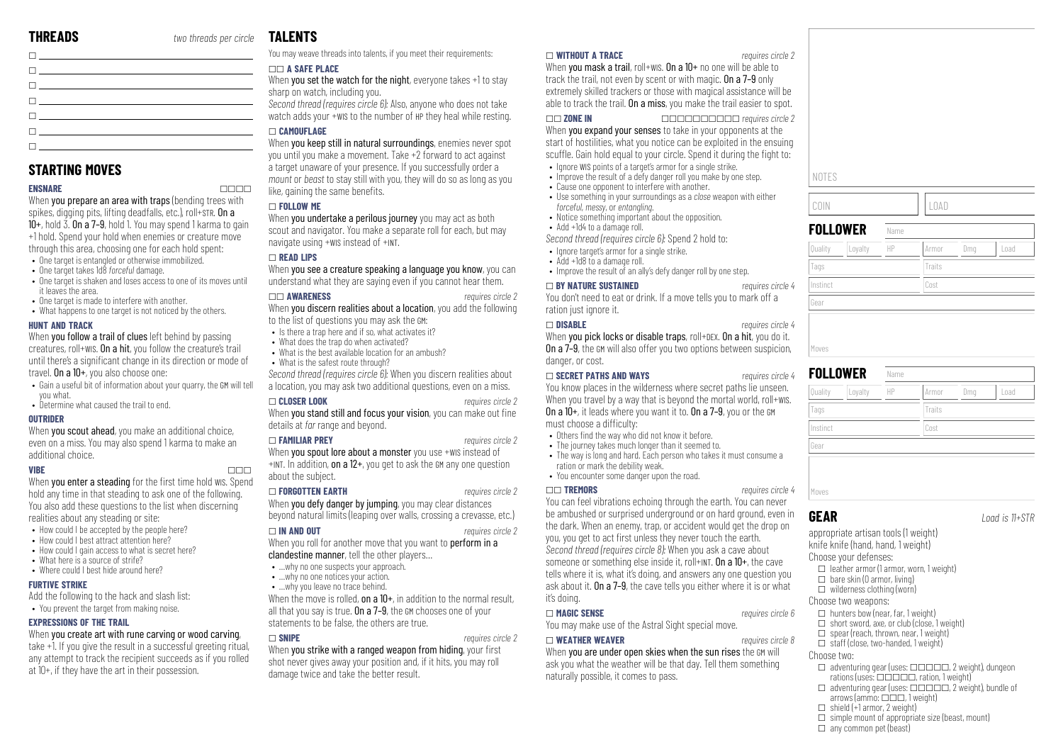## THREADS

*two threads per circle*

- ☐ 
- ☐ 
- ☐ 
- ☐ 
- ☐ 
- ☐ 
- ☐ 

## STARTING MOVES

### ENSNARE ☐☐☐☐

When **you prepare an area with traps** (bending trees with spikes, digging pits, lifting deadfalls, etc.), roll+STR. **On a 10+**, hold 3. **On a 7–9**, hold 1. You may spend 1 karma to gain +1 hold. Spend your hold when enemies or creature move through this area, choosing one for each hold spent:

- One target is entangled or otherwise immobilized.
- One target takes 1d8 *forceful* damage.
- One target is shaken and loses access to one of its moves until it leaves the area.
- One target is made to interfere with another.
- What happens to one target is not noticed by the others.

### HUNT AND TRACK

When **you follow a trail of clues** left behind by passing creatures, roll+WIS. **On a hit**, you follow the creature's trail until there's a significant change in its direction or mode of travel. **On a 10+**, you also choose one:

- Gain a useful bit of information about your quarry, the GM will tell you what.
- Determine what caused the trail to end.

### OUTRIDER

When **you scout ahead**, you make an additional choice, even on a miss. You may also spend 1 karma to make an additional choice.

### VIBE ☐☐☐

When **you enter a steading** for the first time hold WIS. Spend hold any time in that steading to ask one of the following. You also add these questions to the list when discerning realities about any steading or site:

- How could I be accepted by the people here?
- How could I best attract attention here?
- How could I gain access to what is secret here?
- What here is a source of strife?
- Where could I best hide around here?

### FURTIVE STRIKE

Add the following to the hack and slash list:

- You prevent the target from making noise.

### EXPRESSIONS OF THE TRAIL

When **you create art with rune carving or wood carving**, take +1. If you give the result in a successful greeting ritual, any attempt to track the recipient succeeds as if you rolled at 10+, if they have the art in their possession.

## TALENTS

You may weave threads into talents, if you meet their requirements:

### ☐☐ A SAFE PLACE

When **you set the watch for the night**, everyone takes +1 to stay sharp on watch, including you.

*Second thread (requires circle 6):* Also, anyone who does not take watch adds your +WIS to the number of HP they heal while resting.

### ☐ CAMOUFLAGE

When **you keep still in natural surroundings**, enemies never spot you until you make a movement. Take +2 forward to act against a target unaware of your presence. If you successfully order a *mount* or *beast* to stay still with you, they will do so as long as you like, gaining the same benefits.

### ☐ FOLLOW ME

When **you undertake a perilous journey** you may act as both scout and navigator. You make a separate roll for each, but may navigate using +WIS instead of +INT.

### ☐ READ LIPS

When **you see a creature speaking a language you know**, you can understand what they are saying even if you cannot hear them.

### ☐☐ AWARENESS *requires circle 2*

When **you discern realities about a location**, you add the following to the list of questions you may ask the GM:

- Is there a trap here and if so, what activates it?
- What does the trap do when activated?
- What is the best available location for an ambush?
- What is the safest route through?

*Second thread (requires circle 6):* When you discern realities about a location, you may ask two additional questions, even on a miss.

### ☐ CLOSER LOOK *requires circle 2*

When **you stand still and focus your vision**, you can make out fine details at *far* range and beyond.

### ☐ FAMILIAR PREY *requires circle 2*

When **you spout lore about a monster** you use +WIS instead of +INT. In addition, **on a 12+**, you get to ask the GM any one question about the subject.

### ☐ FORGOTTEN EARTH *requires circle 2*

When **you defy danger by jumping**, you may clear distances beyond natural limits (leaping over walls, crossing a crevasse, etc.)

### ☐ IN AND OUT *requires circle 2*

When you roll for another move that you want to **perform in a clandestine manner**, tell the other players…

- …why no one suspects your approach.
- …why no one notices your action.
- …why you leave no trace behind.

When the move is rolled, **on a 10+**, in addition to the normal result, all that you say is true. **On a 7–9**, the GM chooses one of your statements to be false, the others are true.

### ☐ SNIPE *requires circle 2*

When **you strike with a ranged weapon from hiding**, your first shot never gives away your position and, if it hits, you may roll damage twice and take the better result.

### ☐ WITHOUT A TRACE *requires circle 2*

When **you mask a trail**, roll+WIS. **On a 10+** no one will be able to track the trail, not even by scent or with magic. **On a 7–9** only extremely skilled trackers or those with magical assistance will be able to track the trail. **On a miss**, you make the trail easier to spot.

### ☐☐ ZONE IN ☐☐☐☐☐☐☐☐☐ *requires circle 2*

When **you expand your senses** to take in your opponents at the start of hostilities, what you notice can be exploited in the ensuing scuffle. Gain hold equal to your circle. Spend it during the fight to:

- Ignore WIS points of a target's armor for a single strike.
- Improve the result of a defy danger roll you make by one step.
- Cause one opponent to interfere with another.
- Use something in your surroundings as a *close* weapon with either *forceful*, *messy*, or *entangling*.
- Notice something important about the opposition.
- Add +1d4 to a damage roll.

*Second thread (requires circle 6):* Spend 2 hold to:

- Ignore target's armor for a single strike.
- Add +1d8 to a damage roll.
- Improve the result of an ally's defy danger roll by one step.

### ☐ BY NATURE SUSTAINED *requires circle 4*

You don't need to eat or drink. If a move tells you to mark off a ration just ignore it.

### ☐ DISABLE *requires circle 4*

When **you pick locks or disable traps**, roll+DEX. **On a hit**, you do it. **On a 7–9**, the GM will also offer you two options between suspicion, danger, or cost.

### ☐ SECRET PATHS AND WAYS *requires circle 4*

You know places in the wilderness where secret paths lie unseen. When you travel by a way that is beyond the mortal world, roll+WIS. **On a 10+**, it leads where you want it to. **On a 7–9**, you or the GM must choose a difficulty:

- Others find the way who did not know it before.
- The journey takes much longer than it seemed to.
- The way is long and hard. Each person who takes it must consume a ration or mark the debility weak.
- You encounter some danger upon the road.

### ☐☐ TREMORS *requires circle 4*

You can feel vibrations echoing through the earth. You can never be ambushed or surprised underground or on hard ground, even in the dark. When an enemy, trap, or accident would get the drop on you, you get to act first unless they never touch the earth.

*Second thread (requires circle 8):* When you ask a cave about someone or something else inside it, roll+INT. **On a 10+**, the cave tells where it is, what it's doing, and answers any one question you ask about it. **On a 7–9**, the cave tells you either where it is or what it's doing.

### ☐ MAGIC SENSE *requires circle 6*

You may make use of the Astral Sight special move.

### ☐ WEATHER WEAVER *requires circle 8*

When **you are under open skies when the sun rises** the GM will ask you what the weather will be that day. Tell them something naturally possible, it comes to pass.

NOTES

COIN | LOAD

## FOLLOWER

Name

| Quality | Loyalty | HP | Armor | Dmg | Load |
|---|---|---|---|---|---|

Tags | Traits

Instinct | Cost

Gear

Moves

## FOLLOWER

Name

| Quality | Loyalty | HP | Armor | Dmg | Load |
|---|---|---|---|---|---|

Tags | Traits

Instinct | Cost

Gear

Moves

## GEAR

*Load is 11+STR*

appropriate artisan tools (1 weight)
knife knife (hand, hand, 1 weight)

Choose your defenses:

- ☐ leather armor (1 armor, worn, 1 weight)
- ☐ bare skin (0 armor, living)
- ☐ wilderness clothing (worn)

Choose two weapons:

- ☐ hunters bow (near, far, 1 weight)
- ☐ short sword, axe, or club (close, 1 weight)
- ☐ spear (reach, thrown, near, 1 weight)
- ☐ staff (close, two-handed, 1 weight)

Choose two:

- ☐ adventuring gear (uses: ☐☐☐☐☐, 2 weight), dungeon rations (uses: ☐☐☐☐☐, ration, 1 weight)
- ☐ adventuring gear (uses: ☐☐☐☐☐, 2 weight), bundle of arrows (ammo: ☐☐☐, 1 weight)
- ☐ shield (+1 armor, 2 weight)
- ☐ simple mount of appropriate size (beast, mount)
- ☐ any common pet (beast)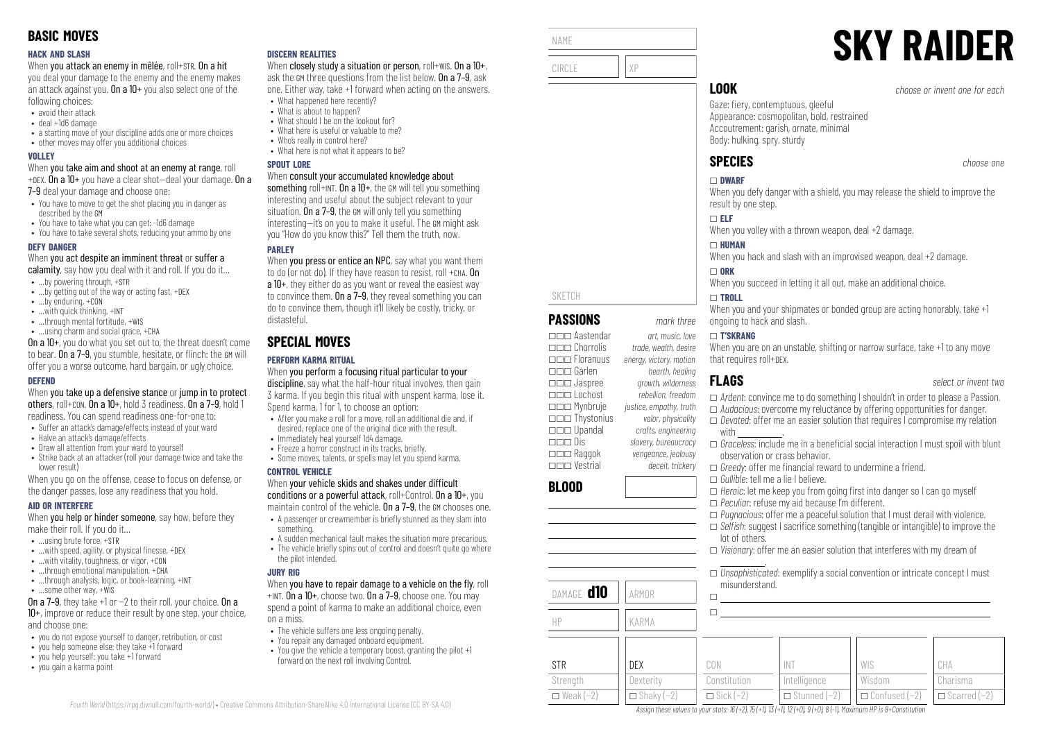# SKY RAIDER

## BASIC MOVES

### HACK AND SLASH

When **you attack an enemy in mêlée**, roll+STR. **On a hit** you deal your damage to the enemy and the enemy makes an attack against you. **On a 10+** you also select one of the following choices:

- avoid their attack
- deal +1d6 damage
- a starting move of your discipline adds one or more choices
- other moves may offer you additional choices

### VOLLEY

When **you take aim and shoot at an enemy at range**, roll +DEX. **On a 10+** you have a clear shot—deal your damage. **On a 7–9** deal your damage and choose one:

- You have to move to get the shot placing you in danger as described by the GM
- You have to take what you can get: -1d6 damage
- You have to take several shots, reducing your ammo by one

### DEFY DANGER

When **you act despite an imminent threat** or **suffer a calamity**, say how you deal with it and roll. If you do it…

- …by powering through, +STR
- …by getting out of the way or acting fast, +DEX
- …by enduring, +CON
- …with quick thinking, +INT
- …through mental fortitude, +WIS
- …using charm and social grace, +CHA

**On a 10+**, you do what you set out to, the threat doesn't come to bear. **On a 7–9**, you stumble, hesitate, or flinch: the GM will offer you a worse outcome, hard bargain, or ugly choice.

### DEFEND

When **you take up a defensive stance** or **jump in to protect others**, roll+CON. **On a 10+**, hold 3 readiness. **On a 7–9**, hold 1 readiness. You can spend readiness one-for-one to:

- Suffer an attack's damage/effects instead of your ward
- Halve an attack's damage/effects
- Draw all attention from your ward to yourself
- Strike back at an attacker (roll your damage twice and take the lower result)

When you go on the offense, cease to focus on defense, or the danger passes, lose any readiness that you hold.

### AID OR INTERFERE

When **you help or hinder someone**, say how, before they make their roll. If you do it…

- …using brute force, +STR
- …with speed, agility, or physical finesse, +DEX
- …with vitality, toughness, or vigor, +CON
- …through emotional manipulation, +CHA
- …through analysis, logic, or book-learning, +INT
- …some other way, +WIS

**On a 7–9**, they take +1 or −2 to their roll, your choice. **On a 10+**, improve or reduce their result by one step, your choice, and choose one:

- you do not expose yourself to danger, retribution, or cost
- you help someone else: they take +1 forward
- you help yourself: you take +1 forward
- you gain a karma point

### DISCERN REALITIES

When **you closely study a situation or person**, roll+WIS. **On a 10+**, ask the GM three questions from the list below. **On a 7–9**, ask one. Either way, take +1 forward when acting on the answers.

- What happened here recently?
- What is about to happen?
- What should I be on the lookout for?
- What here is useful or valuable to me?
- Who's really in control here?
- What here is not what it appears to be?

### SPOUT LORE

When **you consult your accumulated knowledge about something** roll+INT. **On a 10+**, the GM will tell you something interesting and useful about the subject relevant to your situation. **On a 7–9**, the GM will only tell you something interesting—it's on you to make it useful. The GM might ask you "How do you know this?" Tell them the truth, now.

### PARLEY

When **you press or entice an NPC**, say what you want them to do (or not do). If they have reason to resist, roll +CHA. **On a 10+**, they either do as you want or reveal the easiest way to convince them. **On a 7–9**, they reveal something you can do to convince them, though it'll likely be costly, tricky, or distasteful.

## SPECIAL MOVES

### PERFORM KARMA RITUAL

When **you perform a focusing ritual particular to your discipline**, say what the half-hour ritual involves, then gain 3 karma. If you begin this ritual with unspent karma, lose it. Spend karma, 1 for 1, to choose an option:

- After you make a roll for a move, roll an additional die and, if desired, replace one of the original dice with the result.
- Immediately heal yourself 1d4 damage.
- Freeze a horror construct in its tracks, briefly.
- Some moves, talents, or spells may let you spend karma.

### CONTROL VEHICLE

When **your vehicle skids and shakes under difficult conditions or a powerful attack**, roll+Control. **On a 10+**, you maintain control of the vehicle. **On a 7–9**, the GM chooses one.

- A passenger or crewmember is briefly stunned as they slam into something.
- A sudden mechanical fault makes the situation more precarious.
- The vehicle briefly spins out of control and doesn't quite go where the pilot intended.

### JURY RIG

When **you have to repair damage to a vehicle on the fly**, roll +INT. **On a 10+**, choose two. **On a 7–9**, choose one. You may spend a point of karma to make an additional choice, even on a miss.

- The vehicle suffers one less ongoing penalty.
- You repair any damaged onboard equipment.
- You give the vehicle a temporary boost, granting the pilot +1 forward on the next roll involving Control.

NAME

CIRCLE | XP

SKETCH

## PASSIONS

*mark three*

- ☐☐☐ Aastendar — *art, music, love*
- ☐☐☐ Chorrolis — *trade, wealth, desire*
- ☐☐☐ Floranuus — *energy, victory, motion*
- ☐☐☐ Garlen — *hearth, healing*
- ☐☐☐ Jaspree — *growth, wilderness*
- ☐☐☐ Lochost — *rebellion, freedom*
- ☐☐☐ Mynbruje — *justice, empathy, truth*
- ☐☐☐ Thystonius — *valor, physicality*
- ☐☐☐ Upandal — *crafts, engineering*
- ☐☐☐ Dis — *slavery, bureaucracy*
- ☐☐☐ Raggok — *vengeance, jealousy*
- ☐☐☐ Vestrial — *deceit, trickery*

## BLOOD

DAMAGE **d10** | ARMOR

HP | KARMA

## LOOK

*choose or invent one for each*

Gaze: fiery, contemptuous, gleeful
Appearance: cosmopolitan, bold, restrained
Accoutrement: garish, ornate, minimal
Body: hulking, spry, sturdy

## SPECIES

*choose one*

☐ **DWARF**
When you defy danger with a shield, you may release the shield to improve the result by one step.

☐ **ELF**
When you volley with a thrown weapon, deal +2 damage.

☐ **HUMAN**
When you hack and slash with an improvised weapon, deal +2 damage.

☐ **ORK**
When you succeed in letting it all out, make an additional choice.

☐ **TROLL**
When you and your shipmates or bonded group are acting honorably, take +1 ongoing to hack and slash.

☐ **T'SKRANG**
When you are on an unstable, shifting or narrow surface, take +1 to any move that requires roll+DEX.

## FLAGS

*select or invent two*

- ☐ *Ardent*: convince me to do something I shouldn't in order to please a Passion.
- ☐ *Audacious*: overcome my reluctance by offering opportunities for danger.
- ☐ *Devoted*: offer me an easier solution that requires I compromise my relation with ________.
- ☐ *Graceless*: include me in a beneficial social interaction I must spoil with blunt observation or crass behavior.
- ☐ *Greedy*: offer me financial reward to undermine a friend.
- ☐ *Gullible*: tell me a lie I believe.
- ☐ *Heroic*: let me keep you from going first into danger so I can go myself
- ☐ *Peculiar*: refuse my aid because I'm different.
- ☐ *Pugnacious*: offer me a peaceful solution that I must derail with violence.
- ☐ *Selfish*: suggest I sacrifice something (tangible or intangible) to improve the lot of others.
- ☐ *Visionary*: offer me an easier solution that interferes with my dream of ________.
- ☐ *Unsophisticated*: exemplify a social convention or intricate concept I must misunderstand.
- ☐ ________
- ☐ ________

| STR | DEX | CON | INT | WIS | CHA |
|---|---|---|---|---|---|
| Strength | Dexterity | Constitution | Intelligence | Wisdom | Charisma |
| ☐ Weak (−2) | ☐ Shaky (−2) | ☐ Sick (−2) | ☐ Stunned (−2) | ☐ Confused (−2) | ☐ Scarred (−2) |

*Assign these values to your stats: 16 (+2), 15 (+1), 13 (+1), 12 (+0), 9 (+0), 8 (−1). Maximum HP is 8+Constitution*

*Fourth World* (https://rpg.divnull.com/fourth-world/) • Creative Commons Attribution-ShareAlike 4.0 International License (CC BY-SA 4.0)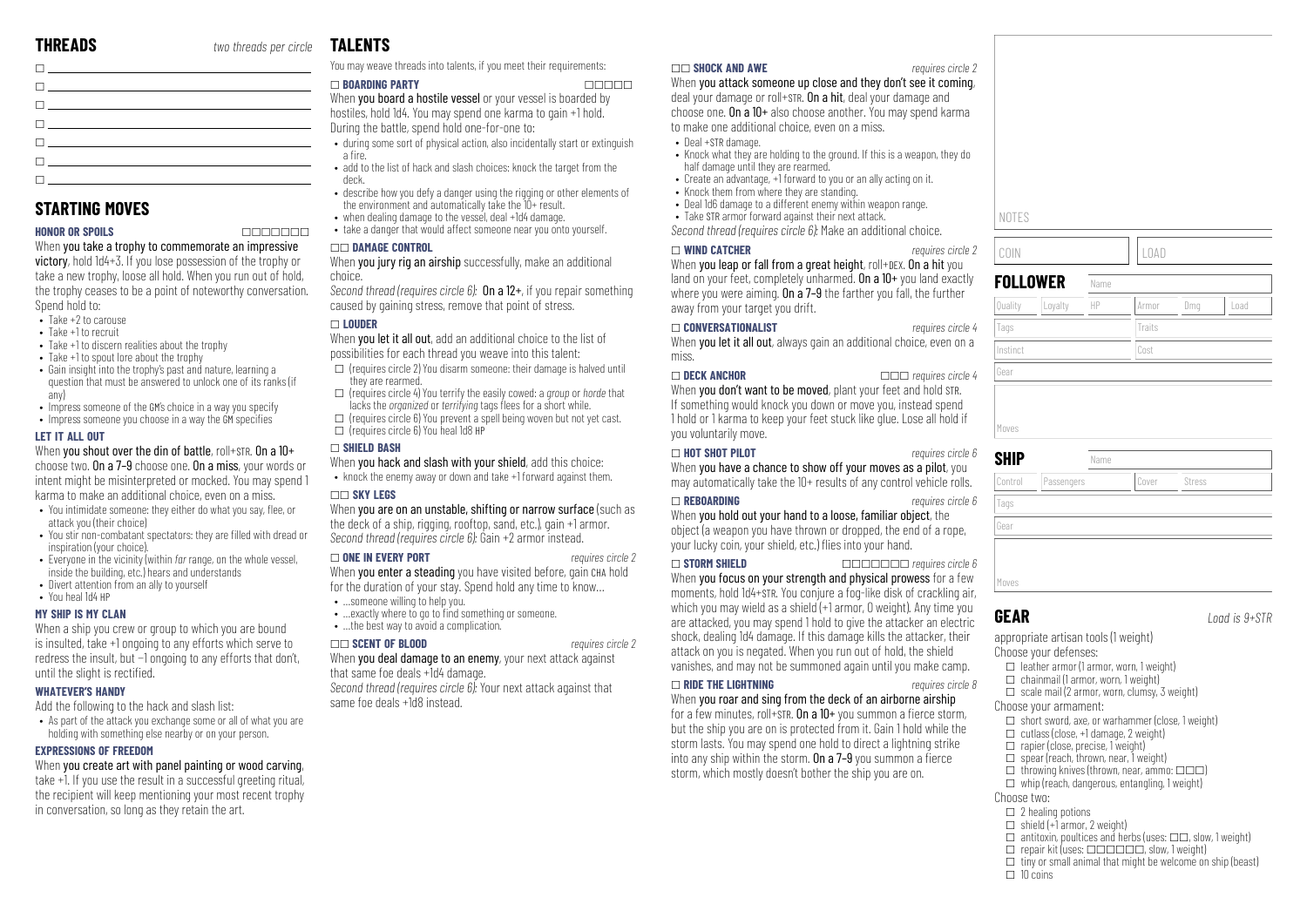## THREADS

*two threads per circle*

- ☐ \_\_\_\_\_\_\_\_\_\_\_\_\_\_\_\_\_\_\_\_\_\_\_\_
- ☐ \_\_\_\_\_\_\_\_\_\_\_\_\_\_\_\_\_\_\_\_\_\_\_\_
- ☐ \_\_\_\_\_\_\_\_\_\_\_\_\_\_\_\_\_\_\_\_\_\_\_\_
- ☐ \_\_\_\_\_\_\_\_\_\_\_\_\_\_\_\_\_\_\_\_\_\_\_\_
- ☐ \_\_\_\_\_\_\_\_\_\_\_\_\_\_\_\_\_\_\_\_\_\_\_\_
- ☐ \_\_\_\_\_\_\_\_\_\_\_\_\_\_\_\_\_\_\_\_\_\_\_\_
- ☐ \_\_\_\_\_\_\_\_\_\_\_\_\_\_\_\_\_\_\_\_\_\_\_\_

## STARTING MOVES

### HONOR OR SPOILS ☐☐☐☐☐☐☐

When **you take a trophy to commemorate an impressive victory**, hold 1d4+3. If you lose possession of the trophy or take a new trophy, loose all hold. When you run out of hold, the trophy ceases to be a point of noteworthy conversation. Spend hold to:

- Take +2 to carouse
- Take +1 to recruit
- Take +1 to discern realities about the trophy
- Take +1 to spout lore about the trophy
- Gain insight into the trophy's past and nature, learning a question that must be answered to unlock one of its ranks (if any)
- Impress someone of the GM's choice in a way you specify
- Impress someone you choose in a way the GM specifies

### LET IT ALL OUT

When **you shout over the din of battle**, roll+STR. **On a 10+** choose two. **On a 7–9** choose one. **On a miss**, your words or intent might be misinterpreted or mocked. You may spend 1 karma to make an additional choice, even on a miss.

- You intimidate someone: they either do what you say, flee, or attack you (their choice)
- You stir non-combatant spectators: they are filled with dread or inspiration (your choice).
- Everyone in the vicinity (within *far* range, on the whole vessel, inside the building, etc.) hears and understands
- Divert attention from an ally to yourself
- You heal 1d4 HP

### MY SHIP IS MY CLAN

When a ship you crew or group to which you are bound is insulted, take +1 ongoing to any efforts which serve to redress the insult, but −1 ongoing to any efforts that don't, until the slight is rectified.

### WHATEVER'S HANDY

Add the following to the hack and slash list:

- As part of the attack you exchange some or all of what you are holding with something else nearby or on your person.

### EXPRESSIONS OF FREEDOM

When **you create art with panel painting or wood carving**, take +1. If you use the result in a successful greeting ritual, the recipient will keep mentioning your most recent trophy in conversation, so long as they retain the art.

## TALENTS

You may weave threads into talents, if you meet their requirements:

### ☐ BOARDING PARTY ☐☐☐☐☐

When **you board a hostile vessel** or your vessel is boarded by hostiles, hold 1d4. You may spend one karma to gain +1 hold. During the battle, spend hold one-for-one to:

- during some sort of physical action, also incidentally start or extinguish a fire.
- add to the list of hack and slash choices: knock the target from the deck.
- describe how you defy a danger using the rigging or other elements of the environment and automatically take the 10+ result.
- when dealing damage to the vessel, deal +1d4 damage.
- take a danger that would affect someone near you onto yourself.

### ☐☐ DAMAGE CONTROL

When **you jury rig an airship** successfully, make an additional choice.

*Second thread (requires circle 6):* **On a 12+**, if you repair something caused by gaining stress, remove that point of stress.

### ☐ LOUDER

When **you let it all out**, add an additional choice to the list of possibilities for each thread you weave into this talent:

- ☐ (requires circle 2) You disarm someone: their damage is halved until they are rearmed.
- ☐ (requires circle 4) You terrify the easily cowed: a *group* or *horde* that lacks the *organized* or *terrifying* tags flees for a short while.
- ☐ (requires circle 6) You prevent a spell being woven but not yet cast.
- ☐ (requires circle 6) You heal 1d8 HP

### ☐ SHIELD BASH

When **you hack and slash with your shield**, add this choice:

- knock the enemy away or down and take +1 forward against them.

### ☐☐ SKY LEGS

When **you are on an unstable, shifting or narrow surface** (such as the deck of a ship, rigging, rooftop, sand, etc.), gain +1 armor.
*Second thread (requires circle 6):* Gain +2 armor instead.

### ☐ ONE IN EVERY PORT *requires circle 2*

When **you enter a steading** you have visited before, gain CHA hold for the duration of your stay. Spend hold any time to know...

- ...someone willing to help you.
- ...exactly where to go to find something or someone.
- ...the best way to avoid a complication.

### ☐☐ SCENT OF BLOOD *requires circle 2*

When **you deal damage to an enemy**, your next attack against that same foe deals +1d4 damage.
*Second thread (requires circle 6):* Your next attack against that same foe deals +1d8 instead.

### ☐☐ SHOCK AND AWE *requires circle 2*

When **you attack someone up close and they don't see it coming**, deal your damage or roll+STR. **On a hit**, deal your damage and choose one. **On a 10+** also choose another. You may spend karma to make one additional choice, even on a miss.

- Deal +STR damage.
- Knock what they are holding to the ground. If this is a weapon, they do half damage until they are rearmed.
- Create an advantage, +1 forward to you or an ally acting on it.
- Knock them from where they are standing.
- Deal 1d6 damage to a different enemy within weapon range.
- Take STR armor forward against their next attack.

*Second thread (requires circle 6):* Make an additional choice.

### ☐ WIND CATCHER *requires circle 2*

When **you leap or fall from a great height**, roll+DEX. **On a hit** you land on your feet, completely unharmed. **On a 10+** you land exactly where you were aiming. **On a 7–9** the farther you fall, the further away from your target you drift.

### ☐ CONVERSATIONALIST *requires circle 4*

When **you let it all out**, always gain an additional choice, even on a miss.

### ☐ DECK ANCHOR ☐☐☐ *requires circle 4*

When **you don't want to be moved**, plant your feet and hold STR. If something would knock you down or move you, instead spend 1 hold or 1 karma to keep your feet stuck like glue. Lose all hold if you voluntarily move.

### ☐ HOT SHOT PILOT *requires circle 6*

When **you have a chance to show off your moves as a pilot**, you may automatically take the 10+ results of any control vehicle rolls.

### ☐ REBOARDING *requires circle 6*

When **you hold out your hand to a loose, familiar object**, the object (a weapon you have thrown or dropped, the end of a rope, your lucky coin, your shield, etc.) flies into your hand.

### ☐ STORM SHIELD ☐☐☐☐☐☐☐ *requires circle 6*

When **you focus on your strength and physical prowess** for a few moments, hold 1d4+STR. You conjure a fog-like disk of crackling air, which you may wield as a shield (+1 armor, 0 weight). Any time you are attacked, you may spend 1 hold to give the attacker an electric shock, dealing 1d4 damage. If this damage kills the attacker, their attack on you is negated. When you run out of hold, the shield vanishes, and may not be summoned again until you make camp.

### ☐ RIDE THE LIGHTNING *requires circle 8*

When **you roar and sing from the deck of an airborne airship** for a few minutes, roll+STR. **On a 10+** you summon a fierce storm, but the ship you are on is protected from it. Gain 1 hold while the storm lasts. You may spend one hold to direct a lightning strike into any ship within the storm. **On a 7–9** you summon a fierce storm, which mostly doesn't bother the ship you are on.

NOTES

| COIN | LOAD |
|---|---|
| | |

## FOLLOWER

| Name | | | | | |
|---|---|---|---|---|---|
| Quality | Loyalty | HP | Armor | Dmg | Load |
| Tags | | | Traits | | |
| Instinct | | | Cost | | |
| Gear | | | | | |
| Moves | | | | | |

## SHIP

| Name | | | |
|---|---|---|---|
| Control | Passengers | Cover | Stress |
| Tags | | | |
| Gear | | | |
| Moves | | | |

## GEAR

*Load is 9+STR*

appropriate artisan tools (1 weight)

Choose your defenses:

- ☐ leather armor (1 armor, worn, 1 weight)
- ☐ chainmail (1 armor, worn, 1 weight)
- ☐ scale mail (2 armor, worn, clumsy, 3 weight)

Choose your armament:

- ☐ short sword, axe, or warhammer (close, 1 weight)
- ☐ cutlass (close, +1 damage, 2 weight)
- ☐ rapier (close, precise, 1 weight)
- ☐ spear (reach, thrown, near, 1 weight)
- ☐ throwing knives (thrown, near, ammo: ☐☐☐)
- ☐ whip (reach, dangerous, entangling, 1 weight)

Choose two:

- ☐ 2 healing potions
- ☐ shield (+1 armor, 2 weight)
- ☐ antitoxin, poultices and herbs (uses: ☐☐, slow, 1 weight)
- ☐ repair kit (uses: ☐☐☐☐☐☐, slow, 1 weight)
- ☐ tiny or small animal that might be welcome on ship (beast)
- ☐ 10 coins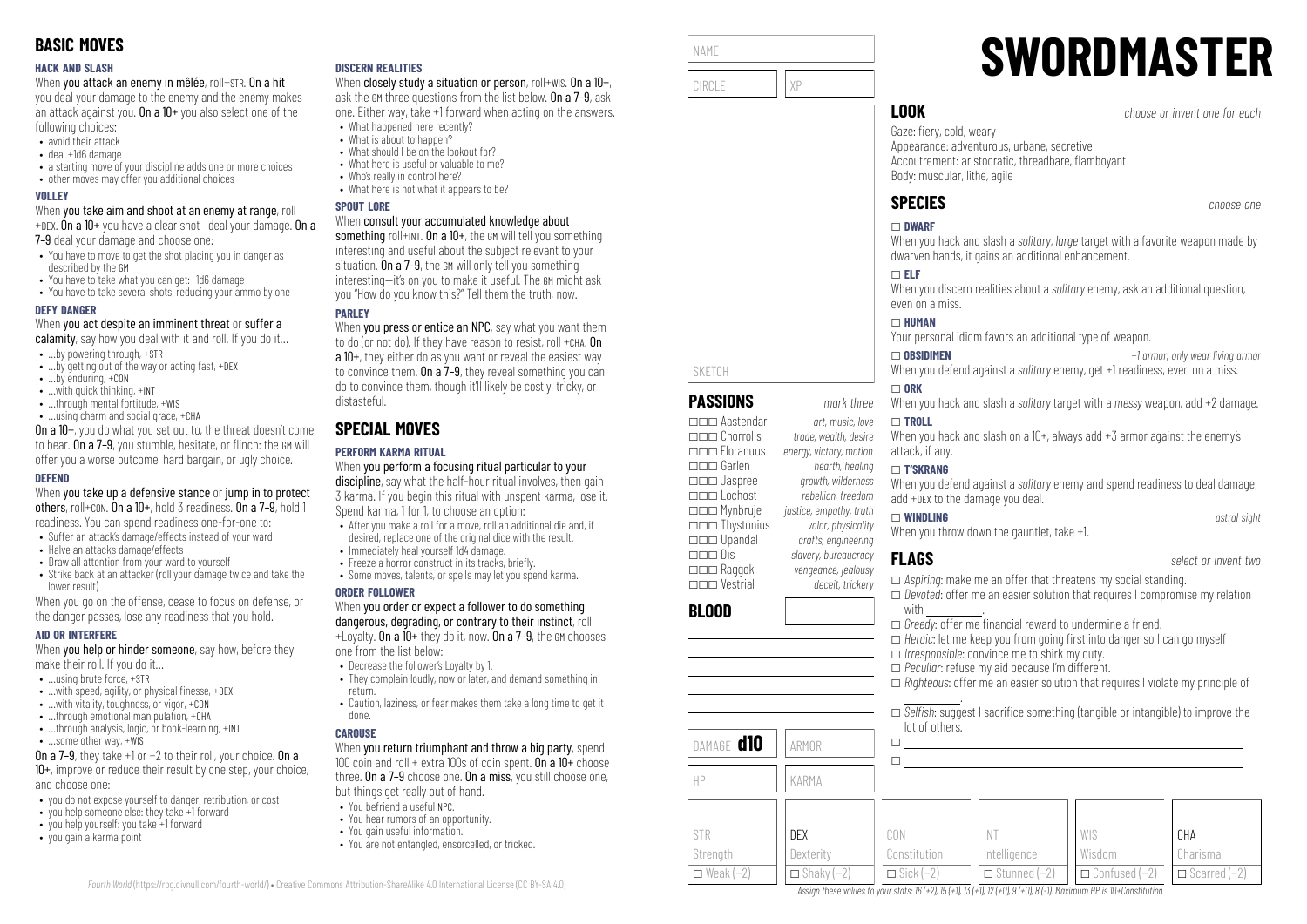## BASIC MOVES

### HACK AND SLASH

When **you attack an enemy in mêlée**, roll+STR. **On a hit** you deal your damage to the enemy and the enemy makes an attack against you. **On a 10+** you also select one of the following choices:

- avoid their attack
- deal +1d6 damage
- a starting move of your discipline adds one or more choices
- other moves may offer you additional choices

### VOLLEY

When **you take aim and shoot at an enemy at range**, roll +DEX. **On a 10+** you have a clear shot—deal your damage. **On a 7–9** deal your damage and choose one:

- You have to move to get the shot placing you in danger as described by the GM
- You have to take what you can get: -1d6 damage
- You have to take several shots, reducing your ammo by one

### DEFY DANGER

When **you act despite an imminent threat** or **suffer a calamity**, say how you deal with it and roll. If you do it…

- …by powering through, +STR
- …by getting out of the way or acting fast, +DEX
- …by enduring, +CON
- …with quick thinking, +INT
- …through mental fortitude, +WIS
- …using charm and social grace, +CHA

**On a 10+**, you do what you set out to, the threat doesn't come to bear. **On a 7–9**, you stumble, hesitate, or flinch: the GM will offer you a worse outcome, hard bargain, or ugly choice.

### DEFEND

When **you take up a defensive stance** or **jump in to protect others**, roll+CON. **On a 10+**, hold 3 readiness. **On a 7–9**, hold 1 readiness. You can spend readiness one-for-one to:

- Suffer an attack's damage/effects instead of your ward
- Halve an attack's damage/effects
- Draw all attention from your ward to yourself
- Strike back at an attacker (roll your damage twice and take the lower result)

When you go on the offense, cease to focus on defense, or the danger passes, lose any readiness that you hold.

### AID OR INTERFERE

When **you help or hinder someone**, say how, before they make their roll. If you do it…

- …using brute force, +STR
- …with speed, agility, or physical finesse, +DEX
- …with vitality, toughness, or vigor, +CON
- …through emotional manipulation, +CHA
- …through analysis, logic, or book-learning, +INT
- …some other way, +WIS

**On a 7–9**, they take +1 or −2 to their roll, your choice. **On a 10+**, improve or reduce their result by one step, your choice, and choose one:

- you do not expose yourself to danger, retribution, or cost
- you help someone else: they take +1 forward
- you help yourself: you take +1 forward
- you gain a karma point

### DISCERN REALITIES

When **you closely study a situation or person**, roll+WIS. **On a 10+**, ask the GM three questions from the list below. **On a 7–9**, ask one. Either way, take +1 forward when acting on the answers.

- What happened here recently?
- What is about to happen?
- What should I be on the lookout for?
- What here is useful or valuable to me?
- Who's really in control here?
- What here is not what it appears to be?

### SPOUT LORE

When **you consult your accumulated knowledge about something** roll+INT. **On a 10+**, the GM will tell you something interesting and useful about the subject relevant to your situation. **On a 7–9**, the GM will only tell you something interesting—it's on you to make it useful. The GM might ask you "How do you know this?" Tell them the truth, now.

### PARLEY

When **you press or entice an NPC**, say what you want them to do (or not do). If they have reason to resist, roll +CHA. **On a 10+**, they either do as you want or reveal the easiest way to convince them. **On a 7–9**, they reveal something you can do to convince them, though it'll likely be costly, tricky, or distasteful.

## SPECIAL MOVES

### PERFORM KARMA RITUAL

When **you perform a focusing ritual particular to your discipline**, say what the half-hour ritual involves, then gain 3 karma. If you begin this ritual with unspent karma, lose it. Spend karma, 1 for 1, to choose an option:

- After you make a roll for a move, roll an additional die and, if desired, replace one of the original dice with the result.
- Immediately heal yourself 1d4 damage.
- Freeze a horror construct in its tracks, briefly.
- Some moves, talents, or spells may let you spend karma.

### ORDER FOLLOWER

When **you order or expect a follower to do something dangerous, degrading, or contrary to their instinct**, roll +Loyalty. **On a 10+** they do it, now. **On a 7–9**, the GM chooses one from the list below:

- Decrease the follower's Loyalty by 1.
- They complain loudly, now or later, and demand something in return.
- Caution, laziness, or fear makes them take a long time to get it done.

### CAROUSE

When **you return triumphant and throw a big party**, spend 100 coin and roll + extra 100s of coin spent. **On a 10+** choose three. **On a 7–9** choose one. **On a miss**, you still choose one, but things get really out of hand.

- You befriend a useful NPC.
- You hear rumors of an opportunity.
- You gain useful information.
- You are not entangled, ensorcelled, or tricked.

*Fourth World* (https://rpg.divnull.com/fourth-world/) • Creative Commons Attribution-ShareAlike 4.0 International License (CC BY-SA 4.0)

---

NAME

CIRCLE | XP

SKETCH

## PASSIONS

*mark three*

- ☐☐☐ Aastendar — *art, music, love*
- ☐☐☐ Chorrolis — *trade, wealth, desire*
- ☐☐☐ Floranuus — *energy, victory, motion*
- ☐☐☐ Garlen — *hearth, healing*
- ☐☐☐ Jaspree — *growth, wilderness*
- ☐☐☐ Lochost — *rebellion, freedom*
- ☐☐☐ Mynbruje — *justice, empathy, truth*
- ☐☐☐ Thystonius — *valor, physicality*
- ☐☐☐ Upandal — *crafts, engineering*
- ☐☐☐ Dis — *slavery, bureaucracy*
- ☐☐☐ Raggok — *vengeance, jealousy*
- ☐☐☐ Vestrial — *deceit, trickery*

## BLOOD

DAMAGE **d10** | ARMOR

HP | KARMA

# SWORDMASTER

## LOOK

*choose or invent one for each*

Gaze: fiery, cold, weary
Appearance: adventurous, urbane, secretive
Accoutrement: aristocratic, threadbare, flamboyant
Body: muscular, lithe, agile

## SPECIES

*choose one*

**☐ DWARF**
When you hack and slash a *solitary, large* target with a favorite weapon made by dwarven hands, it gains an additional enhancement.

**☐ ELF**
When you discern realities about a *solitary* enemy, ask an additional question, even on a miss.

**☐ HUMAN**
Your personal idiom favors an additional type of weapon.

**☐ OBSIDIMEN** *+1 armor; only wear living armor*
When you defend against a *solitary* enemy, get +1 readiness, even on a miss.

**☐ ORK**
When you hack and slash a *solitary* target with a *messy* weapon, add +2 damage.

**☐ TROLL**
When you hack and slash on a 10+, always add +3 armor against the enemy's attack, if any.

**☐ T'SKRANG**
When you defend against a *solitary* enemy and spend readiness to deal damage, add +DEX to the damage you deal.

**☐ WINDLING** *astral sight*
When you throw down the gauntlet, take +1.

## FLAGS

*select or invent two*

- ☐ *Aspiring*: make me an offer that threatens my social standing.
- ☐ *Devoted*: offer me an easier solution that requires I compromise my relation with \_\_\_\_\_\_\_\_.
- ☐ *Greedy*: offer me financial reward to undermine a friend.
- ☐ *Heroic*: let me keep you from going first into danger so I can go myself
- ☐ *Irresponsible*: convince me to shirk my duty.
- ☐ *Peculiar*: refuse my aid because I'm different.
- ☐ *Righteous*: offer me an easier solution that requires I violate my principle of \_\_\_\_\_\_\_\_.
- ☐ *Selfish*: suggest I sacrifice something (tangible or intangible) to improve the lot of others.
- ☐ \_\_\_\_\_\_\_\_
- ☐ \_\_\_\_\_\_\_\_

| STR | DEX | CON | INT | WIS | CHA |
|---|---|---|---|---|---|
| Strength | Dexterity | Constitution | Intelligence | Wisdom | Charisma |
| ☐ Weak (−2) | ☐ Shaky (−2) | ☐ Sick (−2) | ☐ Stunned (−2) | ☐ Confused (−2) | ☐ Scarred (−2) |

*Assign these values to your stats: 16 (+2), 15 (+1), 13 (+1), 12 (+0), 9 (+0), 8 (−1). Maximum HP is 10+Constitution*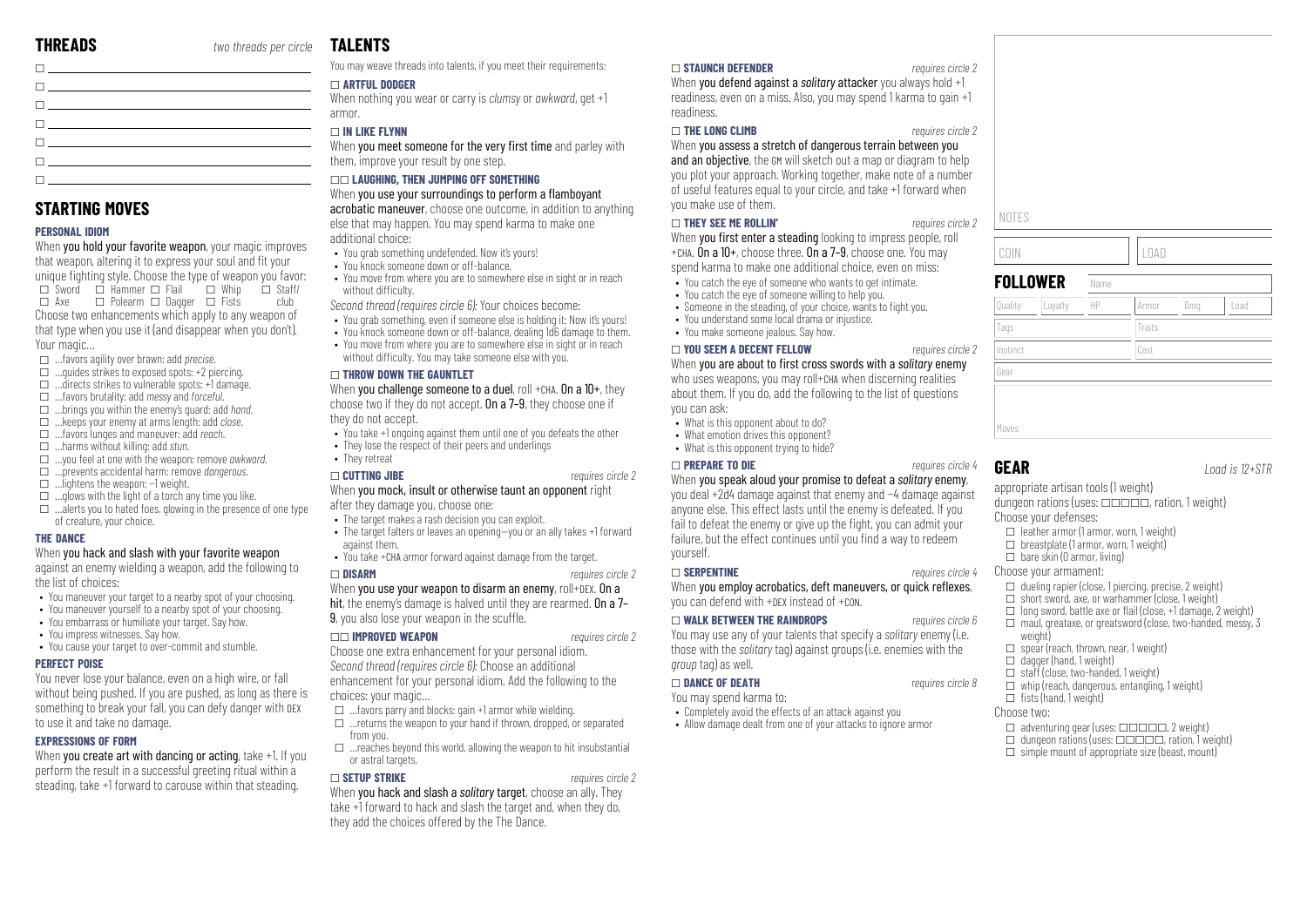## THREADS

*two threads per circle*

- ☐ 
- ☐ 
- ☐ 
- ☐ 
- ☐ 
- ☐ 
- ☐ 

## STARTING MOVES

### PERSONAL IDIOM

When **you hold your favorite weapon**, your magic improves that weapon, altering it to express your soul and fit your unique fighting style. Choose the type of weapon you favor:

☐ Sword ☐ Hammer ☐ Flail ☐ Whip ☐ Staff/club ☐ Axe ☐ Polearm ☐ Dagger ☐ Fists

Choose two enhancements which apply to any weapon of that type when you use it (and disappear when you don't). Your magic...

- ☐ ...favors agility over brawn: add *precise*.
- ☐ ...guides strikes to exposed spots: +2 piercing.
- ☐ ...directs strikes to vulnerable spots: +1 damage.
- ☐ ...favors brutality: add *messy* and *forceful*.
- ☐ ...brings you within the enemy's guard: add *hand*.
- ☐ ...keeps your enemy at arms length: add *close*.
- ☐ ...favors lunges and maneuver: add *reach*.
- ☐ ...harms without killing: add *stun*.
- ☐ ...you feel at one with the weapon: remove *awkward*.
- ☐ ...prevents accidental harm: remove *dangerous*.
- ☐ ...lightens the weapon: –1 weight.
- ☐ ...glows with the light of a torch any time you like.
- ☐ ...alerts you to hated foes, glowing in the presence of one type of creature, your choice.

### THE DANCE

When **you hack and slash with your favorite weapon** against an enemy wielding a weapon, add the following to the list of choices:

- You maneuver your target to a nearby spot of your choosing.
- You maneuver yourself to a nearby spot of your choosing.
- You embarrass or humiliate your target. Say how.
- You impress witnesses. Say how.
- You cause your target to over-commit and stumble.

### PERFECT POISE

You never lose your balance, even on a high wire, or fall without being pushed. If you are pushed, as long as there is something to break your fall, you can defy danger with DEX to use it and take no damage.

### EXPRESSIONS OF FORM

When **you create art with dancing or acting**, take +1. If you perform the result in a successful greeting ritual within a steading, take +1 forward to carouse within that steading.

## TALENTS

You may weave threads into talents, if you meet their requirements:

### ☐ ARTFUL DODGER

When nothing you wear or carry is *clumsy* or *awkward*, get +1 armor.

### ☐ IN LIKE FLYNN

When **you meet someone for the very first time** and parley with them, improve your result by one step.

### ☐☐ LAUGHING, THEN JUMPING OFF SOMETHING

When **you use your surroundings to perform a flamboyant acrobatic maneuver**, choose one outcome, in addition to anything else that may happen. You may spend karma to make one additional choice:

- You grab something undefended. Now it's yours!
- You knock someone down or off-balance.
- You move from where you are to somewhere else in sight or in reach without difficulty.

*Second thread (requires circle 6)*: Your choices become:

- You grab something, even if someone else is holding it: Now it's yours!
- You knock someone down or off-balance, dealing 1d6 damage to them.
- You move from where you are to somewhere else in sight or in reach without difficulty. You may take someone else with you.

### ☐ THROW DOWN THE GAUNTLET

When **you challenge someone to a duel**, roll +CHA. **On a 10+**, they choose two if they do not accept. **On a 7–9**, they choose one if they do not accept.

- You take +1 ongoing against them until one of you defeats the other
- They lose the respect of their peers and underlings
- They retreat

### ☐ CUTTING JIBE

*requires circle 2*

When **you mock, insult or otherwise taunt an opponent** right after they damage you, choose one:

- The target makes a rash decision you can exploit.
- The target falters or leaves an opening—you or an ally takes +1 forward against them.
- You take +CHA armor forward against damage from the target.

### ☐ DISARM

*requires circle 2*

When **you use your weapon to disarm an enemy**, roll+DEX. **On a hit**, the enemy's damage is halved until they are rearmed. **On a 7–9**, you also lose your weapon in the scuffle.

### ☐☐ IMPROVED WEAPON

*requires circle 2*

Choose one extra enhancement for your personal idiom.

*Second thread (requires circle 6)*: Choose an additional enhancement for your personal idiom. Add the following to the choices: your magic...

- ☐ ...favors parry and blocks: gain +1 armor while wielding.
- ☐ ...returns the weapon to your hand if thrown, dropped, or separated from you.
- ☐ ...reaches beyond this world, allowing the weapon to hit insubstantial or astral targets.

### ☐ SETUP STRIKE

*requires circle 2*

When **you hack and slash a *solitary* target**, choose an ally. They take +1 forward to hack and slash the target and, when they do, they add the choices offered by the The Dance.

### ☐ STAUNCH DEFENDER

*requires circle 2*

When **you defend against a *solitary* attacker** you always hold +1 readiness, even on a miss. Also, you may spend 1 karma to gain +1 readiness.

### ☐ THE LONG CLIMB

*requires circle 2*

When **you assess a stretch of dangerous terrain between you and an objective**, the GM will sketch out a map or diagram to help you plot your approach. Working together, make note of a number of useful features equal to your circle, and take +1 forward when you make use of them.

### ☐ THEY SEE ME ROLLIN'

*requires circle 2*

When **you first enter a steading** looking to impress people, roll +CHA. **On a 10+**, choose three. **On a 7–9**, choose one. You may spend karma to make one additional choice, even on miss:

- You catch the eye of someone who wants to get intimate.
- You catch the eye of someone willing to help you.
- Someone in the steading, of your choice, wants to fight you.
- You understand some local drama or injustice.
- You make someone jealous. Say how.

### ☐ YOU SEEM A DECENT FELLOW

*requires circle 2*

When **you are about to first cross swords with a *solitary* enemy** who uses weapons, you may roll+CHA when discerning realities about them. If you do, add the following to the list of questions you can ask:

- What is this opponent about to do?
- What emotion drives this opponent?
- What is this opponent trying to hide?

### ☐ PREPARE TO DIE

*requires circle 4*

When **you speak aloud your promise to defeat a *solitary* enemy**, you deal +2d4 damage against that enemy and –4 damage against anyone else. This effect lasts until the enemy is defeated. If you fail to defeat the enemy or give up the fight, you can admit your failure, but the effect continues until you find a way to redeem yourself.

### ☐ SERPENTINE

*requires circle 4*

When **you employ acrobatics, deft maneuvers, or quick reflexes**, you can defend with +DEX instead of +CON.

### ☐ WALK BETWEEN THE RAINDROPS

*requires circle 6*

You may use any of your talents that specify a *solitary* enemy (i.e. those with the *solitary* tag) against groups (i.e. enemies with the *group* tag) as well.

### ☐ DANCE OF DEATH

*requires circle 8*

You may spend karma to:

- Completely avoid the effects of an attack against you
- Allow damage dealt from one of your attacks to ignore armor

NOTES

COIN | LOAD

## FOLLOWER

| Name | | | | | |
|---|---|---|---|---|---|
| Quality | Loyalty | HP | Armor | Dmg | Load |
| Tags | | | Traits | | |
| Instinct | | | Cost | | |
| Gear | | | | | |
| Moves | | | | | |

## GEAR

*Load is 12+STR*

appropriate artisan tools (1 weight)

dungeon rations (uses: ☐☐☐☐☐, ration, 1 weight)

Choose your defenses:

- ☐ leather armor (1 armor, worn, 1 weight)
- ☐ breastplate (1 armor, worn, 1 weight)
- ☐ bare skin (0 armor, living)

Choose your armament:

- ☐ dueling rapier (close, 1 piercing, precise, 2 weight)
- ☐ short sword, axe, or warhammer (close, 1 weight)
- ☐ long sword, battle axe or flail (close, +1 damage, 2 weight)
- ☐ maul, greataxe, or greatsword (close, two-handed, messy, 3 weight)
- ☐ spear (reach, thrown, near, 1 weight)
- ☐ dagger (hand, 1 weight)
- ☐ staff (close, two-handed, 1 weight)
- ☐ whip (reach, dangerous, entangling, 1 weight)
- ☐ fists (hand, 1 weight)

Choose two:

- ☐ adventuring gear (uses: ☐☐☐☐☐, 2 weight)
- ☐ dungeon rations (uses: ☐☐☐☐☐, ration, 1 weight)
- ☐ simple mount of appropriate size (beast, mount)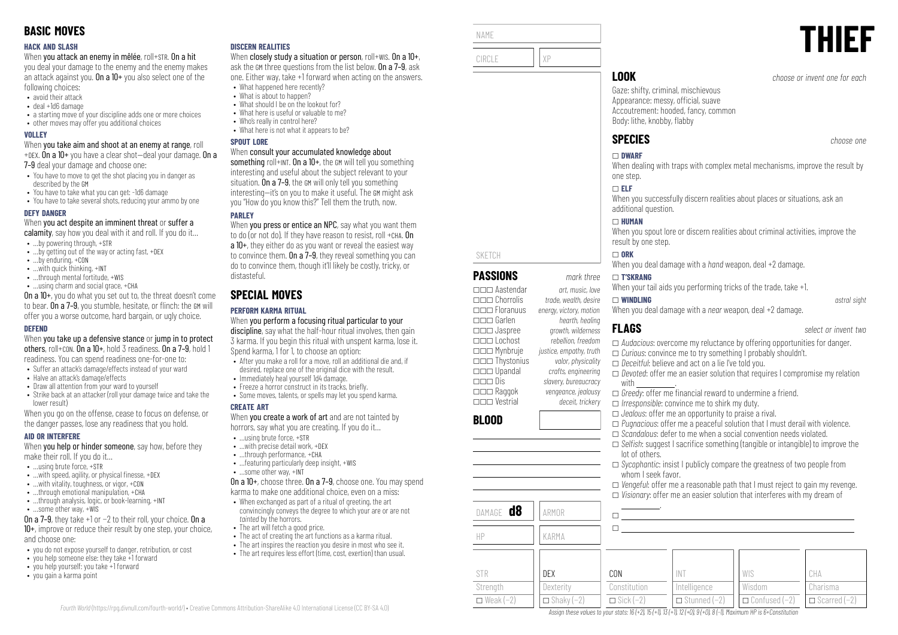## BASIC MOVES

### HACK AND SLASH

When **you attack an enemy in mêlée**, roll+STR. **On a hit** you deal your damage to the enemy and the enemy makes an attack against you. **On a 10+** you also select one of the following choices:

- avoid their attack
- deal +1d6 damage
- a starting move of your discipline adds one or more choices
- other moves may offer you additional choices

### VOLLEY

When **you take aim and shoot at an enemy at range**, roll +DEX. **On a 10+** you have a clear shot—deal your damage. **On a 7–9** deal your damage and choose one:

- You have to move to get the shot placing you in danger as described by the GM
- You have to take what you can get: -1d6 damage
- You have to take several shots, reducing your ammo by one

### DEFY DANGER

When **you act despite an imminent threat** or **suffer a calamity**, say how you deal with it and roll. If you do it…

- …by powering through, +STR
- …by getting out of the way or acting fast, +DEX
- …by enduring, +CON
- …with quick thinking, +INT
- …through mental fortitude, +WIS
- …using charm and social grace, +CHA

**On a 10+**, you do what you set out to, the threat doesn't come to bear. **On a 7–9**, you stumble, hesitate, or flinch: the GM will offer you a worse outcome, hard bargain, or ugly choice.

### DEFEND

When **you take up a defensive stance** or **jump in to protect others**, roll+CON. **On a 10+**, hold 3 readiness. **On a 7–9**, hold 1 readiness. You can spend readiness one-for-one to:

- Suffer an attack's damage/effects instead of your ward
- Halve an attack's damage/effects
- Draw all attention from your ward to yourself
- Strike back at an attacker (roll your damage twice and take the lower result)

When you go on the offense, cease to focus on defense, or the danger passes, lose any readiness that you hold.

### AID OR INTERFERE

When **you help or hinder someone**, say how, before they make their roll. If you do it…

- …using brute force, +STR
- …with speed, agility, or physical finesse, +DEX
- …with vitality, toughness, or vigor, +CON
- …through emotional manipulation, +CHA
- …through analysis, logic, or book-learning, +INT
- …some other way, +WIS

**On a 7–9**, they take +1 or −2 to their roll, your choice. **On a 10+**, improve or reduce their result by one step, your choice, and choose one:

- you do not expose yourself to danger, retribution, or cost
- you help someone else: they take +1 forward
- you help yourself: you take +1 forward
- you gain a karma point

### DISCERN REALITIES

When **closely study a situation or person**, roll+WIS. **On a 10+**, ask the GM three questions from the list below. **On a 7–9**, ask one. Either way, take +1 forward when acting on the answers.

- What happened here recently?
- What is about to happen?
- What should I be on the lookout for?
- What here is useful or valuable to me?
- Who's really in control here?
- What here is not what it appears to be?

### SPOUT LORE

When **consult your accumulated knowledge about something** roll+INT. **On a 10+**, the GM will tell you something interesting and useful about the subject relevant to your situation. **On a 7–9**, the GM will only tell you something interesting—it's on you to make it useful. The GM might ask you "How do you know this?" Tell them the truth, now.

### PARLEY

When **you press or entice an NPC**, say what you want them to do (or not do). If they have reason to resist, roll +CHA. **On a 10+**, they either do as you want or reveal the easiest way to convince them. **On a 7–9**, they reveal something you can do to convince them, though it'll likely be costly, tricky, or distasteful.

## SPECIAL MOVES

### PERFORM KARMA RITUAL

When **you perform a focusing ritual particular to your discipline**, say what the half-hour ritual involves, then gain 3 karma. If you begin this ritual with unspent karma, lose it. Spend karma, 1 for 1, to choose an option:

- After you make a roll for a move, roll an additional die and, if desired, replace one of the original dice with the result.
- Immediately heal yourself 1d4 damage.
- Freeze a horror construct in its tracks, briefly.
- Some moves, talents, or spells may let you spend karma.

### CREATE ART

When **you create a work of art** and are not tainted by horrors, say what you are creating. If you do it…

- …using brute force, +STR
- …with precise detail work, +DEX
- …through performance, +CHA
- …featuring particularly deep insight, +WIS
- …some other way, +INT

**On a 10+**, choose three. **On a 7–9**, choose one. You may spend karma to make one additional choice, even on a miss:

- When exchanged as part of a ritual of greeting, the art convincingly conveys the degree to which your are or are not *tainted* by the horrors.
- The art will fetch a good price.
- The act of creating the art functions as karma ritual.
- The art inspires the reaction you desire in most who see it.
- The art requires less effort (time, cost, exertion) than usual.

# THIEF

NAME

CIRCLE | XP

SKETCH

## PASSIONS

*mark three*

| | |
|---|---|
| ☐☐☐ Aastendar | *art, music, love* |
| ☐☐☐ Chorrolis | *trade, wealth, desire* |
| ☐☐☐ Floranuus | *energy, victory, motion* |
| ☐☐☐ Garlen | *hearth, healing* |
| ☐☐☐ Jaspree | *growth, wilderness* |
| ☐☐☐ Lochost | *rebellion, freedom* |
| ☐☐☐ Mynbruje | *justice, empathy, truth* |
| ☐☐☐ Thystonius | *valor, physicality* |
| ☐☐☐ Upandal | *crafts, engineering* |
| ☐☐☐ Dis | *slavery, bureaucracy* |
| ☐☐☐ Raggok | *vengeance, jealousy* |
| ☐☐☐ Vestrial | *deceit, trickery* |

## BLOOD

DAMAGE **d8** | ARMOR

HP | KARMA

## LOOK

*choose or invent one for each*

Gaze: shifty, criminal, mischievous
Appearance: messy, official, suave
Accoutrement: hooded, fancy, common
Body: lithe, knobby, flabby

## SPECIES

*choose one*

**☐ DWARF**
When dealing with traps with complex metal mechanisms, improve the result by one step.

**☐ ELF**
When you successfully discern realities about places or situations, ask an additional question.

**☐ HUMAN**
When you spout lore or discern realities about criminal activities, improve the result by one step.

**☐ ORK**
When you deal damage with a *hand* weapon, deal +2 damage.

**☐ T'SKRANG**
When your tail aids you performing tricks of the trade, take +1.

**☐ WINDLING** *astral sight*
When you deal damage with a *near* weapon, deal +2 damage.

## FLAGS

*select or invent two*

- ☐ *Audacious*: overcome my reluctance by offering opportunities for danger.
- ☐ *Curious*: convince me to try something I probably shouldn't.
- ☐ *Deceitful*: believe and act on a lie I've told you.
- ☐ *Devoted*: offer me an easier solution that requires I compromise my relation with ________.
- ☐ *Greedy*: offer me financial reward to undermine a friend.
- ☐ *Irresponsible*: convince me to shirk my duty.
- ☐ *Jealous*: offer me an opportunity to praise a rival.
- ☐ *Pugnacious*: offer me a peaceful solution that I must derail with violence.
- ☐ *Scandalous*: defer to me when a social convention needs violated.
- ☐ *Selfish*: suggest I sacrifice something (tangible or intangible) to improve the lot of others.
- ☐ *Sycophantic*: insist I publicly compare the greatness of two people from whom I seek favor.
- ☐ *Vengeful*: offer me a reasonable path that I must reject to gain my revenge.
- ☐ *Visionary*: offer me an easier solution that interferes with my dream of ________.
- ☐ ________
- ☐ ________

| STR | DEX | CON | INT | WIS | CHA |
|---|---|---|---|---|---|
| Strength | Dexterity | Constitution | Intelligence | Wisdom | Charisma |
| ☐ Weak (−2) | ☐ Shaky (−2) | ☐ Sick (−2) | ☐ Stunned (−2) | ☐ Confused (−2) | ☐ Scarred (−2) |

*Assign these values to your stats: 16 (+2), 15 (+1), 13 (+1), 12 (+0), 9 (+0), 8 (−1). Maximum HP is 6+Constitution*

*Fourth World* (https://rpg.divnull.com/fourth-world/) • Creative Commons Attribution-ShareAlike 4.0 International License (CC BY-SA 4.0)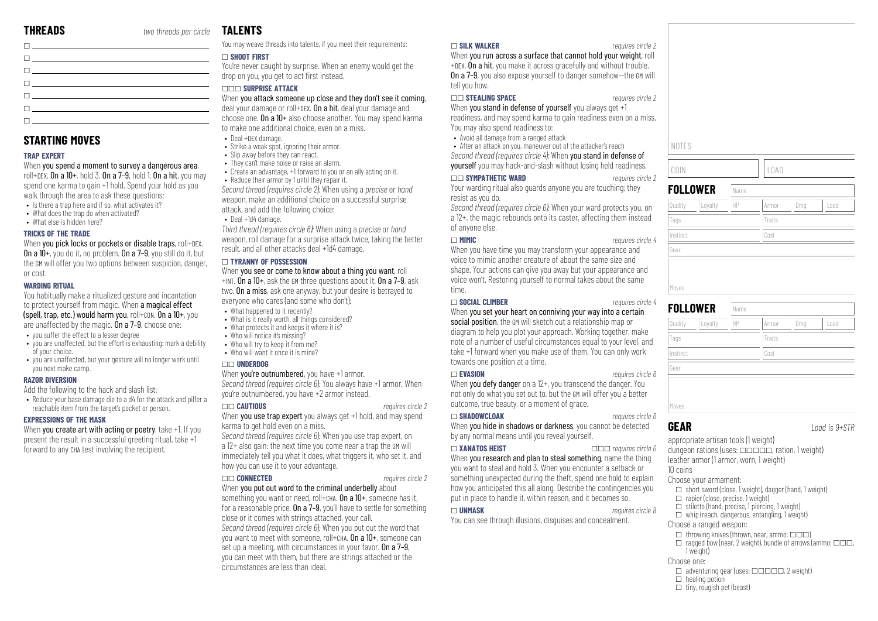## THREADS

*two threads per circle*

- ☐ \_\_\_\_\_\_\_\_\_\_
- ☐ \_\_\_\_\_\_\_\_\_\_
- ☐ \_\_\_\_\_\_\_\_\_\_
- ☐ \_\_\_\_\_\_\_\_\_\_
- ☐ \_\_\_\_\_\_\_\_\_\_
- ☐ \_\_\_\_\_\_\_\_\_\_
- ☐ \_\_\_\_\_\_\_\_\_\_

## STARTING MOVES

### TRAP EXPERT

When **you spend a moment to survey a dangerous area**, roll+DEX. **On a 10+**, hold 3. **On a 7–9**, hold 1. **On a hit**, you may spend one karma to gain +1 hold. Spend your hold as you walk through the area to ask these questions:

- Is there a trap here and if so, what activates it?
- What does the trap do when activated?
- What else is hidden here?

### TRICKS OF THE TRADE

When **you pick locks or pockets or disable traps**, roll+DEX. **On a 10+**, you do it, no problem. **On a 7–9**, you still do it, but the GM will offer you two options between suspicion, danger, or cost.

### WARDING RITUAL

You habitually make a ritualized gesture and incantation to protect yourself from magic. When **a magical effect (spell, trap, etc.) would harm you**, roll+CON. **On a 10+**, you are unaffected by the magic. **On a 7–9**, choose one:

- you suffer the effect to a lesser degree
- you are unaffected, but the effort is exhausting: mark a debility of your choice.
- you are unaffected, but your gesture will no longer work until you next make camp.

### RAZOR DIVERSION

Add the following to the hack and slash list:

- Reduce your base damage die to a d4 for the attack and pilfer a reachable item from the target's pocket or person.

### EXPRESSIONS OF THE MASK

When **you create art with acting or poetry**, take +1. If you present the result in a successful greeting ritual, take +1 forward to any CHA test involving the recipient.

## TALENTS

You may weave threads into talents, if you meet their requirements:

### ☐ SHOOT FIRST

You're never caught by surprise. When an enemy would get the drop on you, you get to act first instead.

### ☐☐☐ SURPRISE ATTACK

When **you attack someone up close and they don't see it coming**, deal your damage or roll+DEX. **On a hit**, deal your damage and choose one. **On a 10+** also choose another. You may spend karma to make one additional choice, even on a miss.

- Deal +DEX damage.
- Strike a weak spot, ignoring their armor.
- Slip away before they can react.
- They can't make noise or raise an alarm.
- Create an advantage, +1 forward to you or an ally acting on it.
- Reduce their armor by 1 until they repair it.

*Second thread (requires circle 2):* When using a *precise* or *hand* weapon, make an additional choice on a successful surprise attack, and add the following choice:

- Deal +1d4 damage.

*Third thread (requires circle 6):* When using a *precise* or *hand* weapon, roll damage for a surprise attack twice, taking the better result, and all other attacks deal +1d4 damage.

### ☐ TYRANNY OF POSSESSION

When **you see or come to know about a thing you want**, roll +INT. **On a 10+**, ask the GM three questions about it. **On a 7–9**, ask two. **On a miss**, ask one anyway, but your desire is betrayed to everyone who cares (and some who don't):

- What happened to it recently?
- What is it really worth, all things considered?
- What protects it and keeps it where it is?
- Who will notice it's missing?
- Who will try to keep it from me?
- Who will want it once it is mine?

### ☐☐ UNDERDOG

When **you're outnumbered**, you have +1 armor.

*Second thread (requires circle 6):* You always have +1 armor. When you're outnumbered, you have +2 armor instead.

### ☐☐ CAUTIOUS

*requires circle 2*

When **you use trap expert** you always get +1 hold, and may spend karma to get hold even on a miss.

*Second thread (requires circle 6):* When you use trap expert, on a 12+ also gain: the next time you come near a trap the GM will immediately tell you what it does, what triggers it, who set it, and how you can use it to your advantage.

### ☐☐ CONNECTED

*requires circle 2*

When **you put out word to the criminal underbelly** about something you want or need, roll+CHA. **On a 10+**, someone has it, for a reasonable price. **On a 7–9**, you'll have to settle for something close or it comes with strings attached, your call.

*Second thread (requires circle 6):* When you put out the word that you want to meet with someone, roll+CHA. **On a 10+**, someone can set up a meeting, with circumstances in your favor. **On a 7–9**, you can meet with them, but there are strings attached or the circumstances are less than ideal.

### ☐ SILK WALKER

*requires circle 2*

When **you run across a surface that cannot hold your weight**, roll +DEX. **On a hit**, you make it across gracefully and without trouble. **On a 7–9**, you also expose yourself to danger somehow—the GM will tell you how.

### ☐☐ STEALING SPACE

*requires circle 2*

When **you stand in defense of yourself** you always get +1 readiness, and may spend karma to gain readiness even on a miss. You may also spend readiness to:

- Avoid all damage from a ranged attack
- After an attack on you, maneuver out of the attacker's reach

*Second thread (requires circle 4):* When **you stand in defense of yourself** you may hack-and-slash without losing held readiness.

### ☐☐ SYMPATHETIC WARD

*requires circle 2*

Your warding ritual also guards anyone you are touching; they resist as you do.

*Second thread (requires circle 6):* When your ward protects you, on a 12+, the magic rebounds onto its caster, affecting them instead of anyone else.

### ☐ MIMIC

*requires circle 4*

When you have time you may transform your appearance and voice to mimic another creature of about the same size and shape. Your actions can give you away but your appearance and voice won't. Restoring yourself to normal takes about the same time.

### ☐ SOCIAL CLIMBER

*requires circle 4*

When **you set your heart on conniving your way into a certain social position**, the GM will sketch out a relationship map or diagram to help you plot your approach. Working together, make note of a number of useful circumstances equal to your level, and take +1 forward when you make use of them. You can only work towards one position at a time.

### ☐ EVASION

*requires circle 6*

When **you defy danger** on a 12+, you transcend the danger. You not only do what you set out to, but the GM will offer you a better outcome, true beauty, or a moment of grace.

### ☐ SHADOWCLOAK

*requires circle 6*

When **you hide in shadows or darkness**, you cannot be detected by any normal means until you reveal yourself.

### ☐☐☐ XANATOS HEIST

*requires circle 6*

When **you research and plan to steal something**, name the thing you want to steal and hold 3. When you encounter a setback or something unexpected during the theft, spend one hold to explain how you anticipated this all along. Describe the contingencies you put in place to handle it, within reason, and it becomes so.

### ☐ UNMASK

*requires circle 8*

You can see through illusions, disguises and concealment.

NOTES

| COIN | LOAD |
|---|---|
| | |

## FOLLOWER

| Name | | | | | |
|---|---|---|---|---|---|
| Quality | Loyalty | HP | Armor | Dmg | Load |
| Tags | | | Traits | | |
| Instinct | | | Cost | | |
| Gear | | | | | |
| Moves | | | | | |

## FOLLOWER

| Name | | | | | |
|---|---|---|---|---|---|
| Quality | Loyalty | HP | Armor | Dmg | Load |
| Tags | | | Traits | | |
| Instinct | | | Cost | | |
| Gear | | | | | |
| Moves | | | | | |

## GEAR

*Load is 9+STR*

appropriate artisan tools (1 weight)
dungeon rations (uses: ☐☐☐☐☐, ration, 1 weight)
leather armor (1 armor, worn, 1 weight)
10 coins

Choose your armament:

- ☐ short sword (close, 1 weight), dagger (hand, 1 weight)
- ☐ rapier (close, precise, 1 weight)
- ☐ stiletto (hand, precise, 1 piercing, 1 weight)
- ☐ whip (reach, dangerous, entangling, 1 weight)

Choose a ranged weapon:

- ☐ throwing knives (thrown, near, ammo: ☐☐☐)
- ☐ ragged bow (near, 2 weight), bundle of arrows (ammo: ☐☐☐, 1 weight)

Choose one:

- ☐ adventuring gear (uses: ☐☐☐☐☐, 2 weight)
- ☐ healing potion
- ☐ tiny, roguish pet (beast)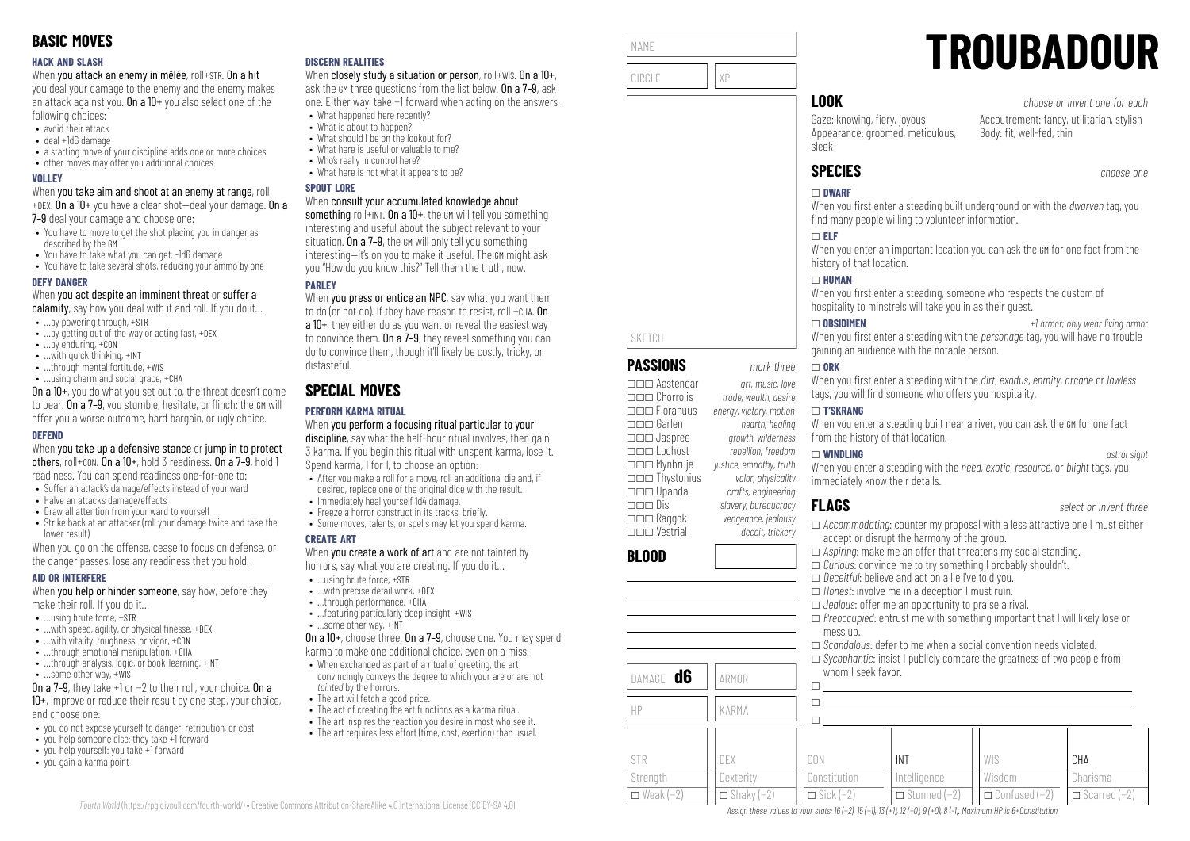## BASIC MOVES

### HACK AND SLASH

When **you attack an enemy in mêlée**, roll+STR. **On a hit** you deal your damage to the enemy and the enemy makes an attack against you. **On a 10+** you also select one of the following choices:

- avoid their attack
- deal +1d6 damage
- a starting move of your discipline adds one or more choices
- other moves may offer you additional choices

### VOLLEY

When **you take aim and shoot at an enemy at range**, roll +DEX. **On a 10+** you have a clear shot—deal your damage. **On a 7–9** deal your damage and choose one:

- You have to move to get the shot placing you in danger as described by the GM
- You have to take what you can get: -1d6 damage
- You have to take several shots, reducing your ammo by one

### DEFY DANGER

When **you act despite an imminent threat** or **suffer a calamity**, say how you deal with it and roll. If you do it…

- …by powering through, +STR
- …by getting out of the way or acting fast, +DEX
- …by enduring, +CON
- …with quick thinking, +INT
- …through mental fortitude, +WIS
- …using charm and social grace, +CHA

**On a 10+**, you do what you set out to, the threat doesn't come to bear. **On a 7–9**, you stumble, hesitate, or flinch: the GM will offer you a worse outcome, hard bargain, or ugly choice.

### DEFEND

When **you take up a defensive stance** or **jump in to protect others**, roll+CON. **On a 10+**, hold 3 readiness. **On a 7–9**, hold 1 readiness. You can spend readiness one-for-one to:

- Suffer an attack's damage/effects instead of your ward
- Halve an attack's damage/effects
- Draw all attention from your ward to yourself
- Strike back at an attacker (roll your damage twice and take the lower result)

When you go on the offense, cease to focus on defense, or the danger passes, lose any readiness that you hold.

### AID OR INTERFERE

When **you help or hinder someone**, say how, before they make their roll. If you do it…

- …using brute force, +STR
- …with speed, agility, or physical finesse, +DEX
- …with vitality, toughness, or vigor, +CON
- …through emotional manipulation, +CHA
- …through analysis, logic, or book-learning, +INT
- …some other way, +WIS

**On a 7–9**, they take +1 or −2 to their roll, your choice. **On a 10+**, improve or reduce their result by one step, your choice, and choose one:

- you do not expose yourself to danger, retribution, or cost
- you help someone else: they take +1 forward
- you help yourself: you take +1 forward
- you gain a karma point

### DISCERN REALITIES

When **you closely study a situation or person**, roll+WIS. **On a 10+**, ask the GM three questions from the list below. **On a 7–9**, ask one. Either way, take +1 forward when acting on the answers.

- What happened here recently?
- What is about to happen?
- What should I be on the lookout for?
- What here is useful or valuable to me?
- Who's really in control here?
- What here is not what it appears to be?

### SPOUT LORE

When **you consult your accumulated knowledge about something** roll+INT. **On a 10+**, the GM will tell you something interesting and useful about the subject relevant to your situation. **On a 7–9**, the GM will only tell you something interesting—it's on you to make it useful. The GM might ask you "How do you know this?" Tell them the truth, now.

### PARLEY

When **you press or entice an NPC**, say what you want them to do (or not do). If they have reason to resist, roll +CHA. **On a 10+**, they either do as you want or reveal the easiest way to convince them. **On a 7–9**, they reveal something you can do to convince them, though it'll likely be costly, tricky, or distasteful.

## SPECIAL MOVES

### PERFORM KARMA RITUAL

When **you perform a focusing ritual particular to your discipline**, say what the half-hour ritual involves, then gain 3 karma. If you begin this ritual with unspent karma, lose it. Spend karma, 1 for 1, to choose an option:

- After you make a roll for a move, roll an additional die and, if desired, replace one of the original dice with the result.
- Immediately heal yourself 1d4 damage.
- Freeze a horror construct in its tracks, briefly.
- Some moves, talents, or spells may let you spend karma.

### CREATE ART

When **you create a work of art** and are not tainted by horrors, say what you are creating. If you do it…

- …using brute force, +STR
- …with precise detail work, +DEX
- …through performance, +CHA
- …featuring particularly deep insight, +WIS
- …some other way, +INT

**On a 10+**, choose three. **On a 7–9**, choose one. You may spend karma to make one additional choice, even on a miss:

- When exchanged as part of a ritual of greeting, the art convincingly conveys the degree to which your are or are not *tainted* by the horrors.
- The art will fetch a good price.
- The act of creating the art functions as a karma ritual.
- The art inspires the reaction you desire in most who see it.
- The art requires less effort (time, cost, exertion) than usual.

# TROUBADOUR

NAME

CIRCLE | XP

SKETCH

## PASSIONS
*mark three*

- ☐☐☐ Aastendar — *art, music, love*
- ☐☐☐ Chorrolis — *trade, wealth, desire*
- ☐☐☐ Floranuus — *energy, victory, motion*
- ☐☐☐ Garlen — *hearth, healing*
- ☐☐☐ Jaspree — *growth, wilderness*
- ☐☐☐ Lochost — *rebellion, freedom*
- ☐☐☐ Mynbruje — *justice, empathy, truth*
- ☐☐☐ Thystonius — *valor, physicality*
- ☐☐☐ Upandal — *crafts, engineering*
- ☐☐☐ Dis — *slavery, bureaucracy*
- ☐☐☐ Raggok — *vengeance, jealousy*
- ☐☐☐ Vestrial — *deceit, trickery*

## BLOOD

DAMAGE **d6** | ARMOR

HP | KARMA

## LOOK
*choose or invent one for each*

Gaze: knowing, fiery, joyous
Appearance: groomed, meticulous, sleek
Accoutrement: fancy, utilitarian, stylish
Body: fit, well-fed, thin

## SPECIES
*choose one*

**☐ DWARF**
When you first enter a steading built underground or with the *dwarven* tag, you find many people willing to volunteer information.

**☐ ELF**
When you enter an important location you can ask the GM for one fact from the history of that location.

**☐ HUMAN**
When you first enter a steading, someone who respects the custom of hospitality to minstrels will take you in as their guest.

**☐ OBSIDIMEN** — *+1 armor; only wear living armor*
When you first enter a steading with the *personage* tag, you will have no trouble gaining an audience with the notable person.

**☐ ORK**
When you first enter a steading with the *dirt*, *exodus*, *enmity*, *arcane* or *lawless* tags, you will find someone who offers you hospitality.

**☐ T'SKRANG**
When you enter a steading built near a river, you can ask the GM for one fact from the history of that location.

**☐ WINDLING** — *astral sight*
When you enter a steading with the *need*, *exotic*, *resource*, or *blight* tags, you immediately know their details.

## FLAGS
*select or invent three*

- ☐ *Accommodating*: counter my proposal with a less attractive one I must either accept or disrupt the harmony of the group.
- ☐ *Aspiring*: make me an offer that threatens my social standing.
- ☐ *Curious*: convince me to try something I probably shouldn't.
- ☐ *Deceitful*: believe and act on a lie I've told you.
- ☐ *Honest*: involve me in a deception I must ruin.
- ☐ *Jealous*: offer me an opportunity to praise a rival.
- ☐ *Preoccupied*: entrust me with something important that I will likely lose or mess up.
- ☐ *Scandalous*: defer to me when a social convention needs violated.
- ☐ *Sycophantic*: insist I publicly compare the greatness of two people from whom I seek favor.
- ☐ ____
- ☐ ____
- ☐ ____

| STR | DEX | CON | INT | WIS | CHA |
|---|---|---|---|---|---|
| Strength | Dexterity | Constitution | Intelligence | Wisdom | Charisma |
| ☐ Weak (−2) | ☐ Shaky (−2) | ☐ Sick (−2) | ☐ Stunned (−2) | ☐ Confused (−2) | ☐ Scarred (−2) |

*Assign these values to your stats: 16 (+2), 15 (+1), 13 (+1), 12 (+0), 9 (+0), 8 (−1). Maximum HP is 6+Constitution*

*Fourth World* (https://rpg.divnull.com/fourth-world/) • Creative Commons Attribution-ShareAlike 4.0 International License (CC BY-SA 4.0)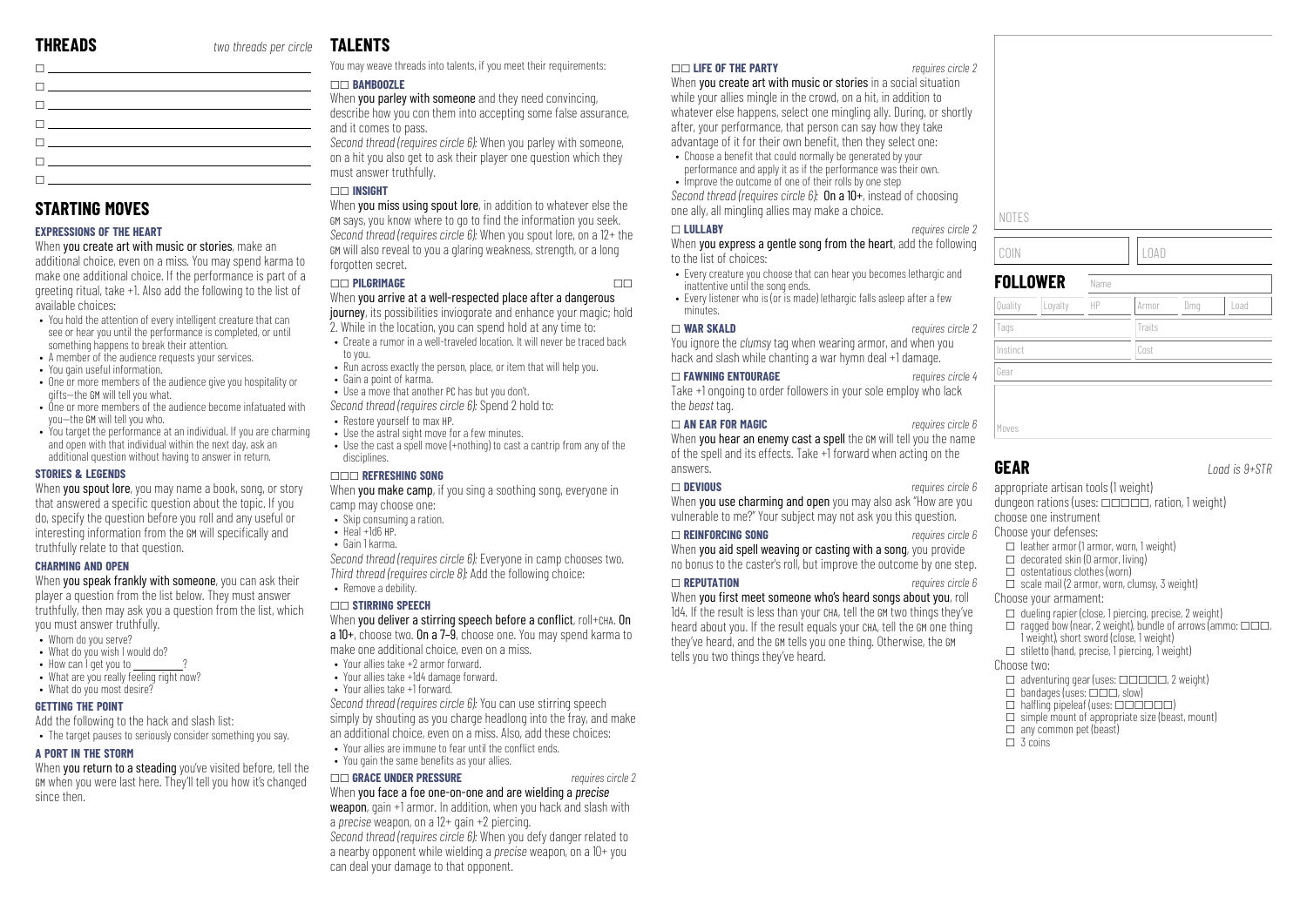## THREADS

*two threads per circle*

- ☐ 
- ☐ 
- ☐ 
- ☐ 
- ☐ 
- ☐ 
- ☐ 
- ☐ 

## STARTING MOVES

### EXPRESSIONS OF THE HEART

When **you create art with music or stories**, make an additional choice, even on a miss. You may spend karma to make one additional choice. If the performance is part of a greeting ritual, take +1. Also add the following to the list of available choices:

- You hold the attention of every intelligent creature that can see or hear you until the performance is completed, or until something happens to break their attention.
- A member of the audience requests your services.
- You gain useful information.
- One or more members of the audience give you hospitality or gifts—the GM will tell you what.
- One or more members of the audience become infatuated with you—the GM will tell you who.
- You target the performance at an individual. If you are charming and open with that individual within the next day, ask an additional question without having to answer in return.

### STORIES & LEGENDS

When **you spout lore**, you may name a book, song, or story that answered a specific question about the topic. If you do, specify the question before you roll and any useful or interesting information from the GM will specifically and truthfully relate to that question.

### CHARMING AND OPEN

When **you speak frankly with someone**, you can ask their player a question from the list below. They must answer truthfully, then may ask you a question from the list, which you must answer truthfully.

- Whom do you serve?
- What do you wish I would do?
- How can I get you to ________?
- What are you really feeling right now?
- What do you most desire?

### GETTING THE POINT

Add the following to the hack and slash list:

- The target pauses to seriously consider something you say.

### A PORT IN THE STORM

When **you return to a steading** you've visited before, tell the GM when you were last here. They'll tell you how it's changed since then.

## TALENTS

You may weave threads into talents, if you meet their requirements:

### ☐☐ BAMBOOZLE

When **you parley with someone** and they need convincing, describe how you con them into accepting some false assurance, and it comes to pass.

*Second thread (requires circle 6):* When you parley with someone, on a hit you also get to ask their player one question which they must answer truthfully.

### ☐☐ INSIGHT

When **you miss using spout lore**, in addition to whatever else the GM says, you know where to go to find the information you seek.

*Second thread (requires circle 6):* When you spout lore, on a 12+ the GM will also reveal to you a glaring weakness, strength, or a long forgotten secret.

### ☐☐ PILGRIMAGE ☐☐

When **you arrive at a well-respected place after a dangerous journey**, its possibilities inviogorate and enhance your magic; hold 2. While in the location, you can spend hold at any time to:

- Create a rumor in a well-traveled location. It will never be traced back to you.
- Run across exactly the person, place, or item that will help you.
- Gain a point of karma.
- Use a move that another PC has but you don't.

*Second thread (requires circle 6):* Spend 2 hold to:

- Restore yourself to max HP.
- Use the astral sight move for a few minutes.
- Use the cast a spell move (+nothing) to cast a cantrip from any of the disciplines.

### ☐☐☐ REFRESHING SONG

When **you make camp**, if you sing a soothing song, everyone in camp may choose one:

- Skip consuming a ration.
- Heal +1d6 HP.
- Gain 1 karma.

*Second thread (requires circle 6):* Everyone in camp chooses two.
*Third thread (requires circle 8):* Add the following choice:

- Remove a debility.

### ☐☐ STIRRING SPEECH

When **you deliver a stirring speech before a conflict**, roll+CHA. **On a 10+**, choose two. **On a 7–9**, choose one. You may spend karma to make one additional choice, even on a miss.

- Your allies take +2 armor forward.
- Your allies take +1d4 damage forward.
- Your allies take +1 forward.

*Second thread (requires circle 6):* You can use stirring speech simply by shouting as you charge headlong into the fray, and make an additional choice, even on a miss. Also, add these choices:

- Your allies are immune to fear until the conflict ends.
- You gain the same benefits as your allies.

### ☐☐ GRACE UNDER PRESSURE

*requires circle 2*

When **you face a foe one-on-one and are wielding a *precise* weapon**, gain +1 armor. In addition, when you hack and slash with a *precise* weapon, on a 12+ gain +2 piercing.

*Second thread (requires circle 6):* When you defy danger related to a nearby opponent while wielding a *precise* weapon, on a 10+ you can deal your damage to that opponent.

### ☐☐ LIFE OF THE PARTY

*requires circle 2*

When **you create art with music or stories** in a social situation while your allies mingle in the crowd, on a hit, in addition to whatever else happens, select one mingling ally. During, or shortly after, your performance, that person can say how they take advantage of it for their own benefit, then they select one:

- Choose a benefit that could normally be generated by your performance and apply it as if the performance was their own.
- Improve the outcome of one of their rolls by one step

*Second thread (requires circle 6):* **On a 10+**, instead of choosing one ally, all mingling allies may make a choice.

### ☐ LULLABY

*requires circle 2*

When **you express a gentle song from the heart**, add the following to the list of choices:

- Every creature you choose that can hear you becomes lethargic and inattentive until the song ends.
- Every listener who is (or is made) lethargic falls asleep after a few minutes.

### ☐ WAR SKALD

*requires circle 2*

You ignore the *clumsy* tag when wearing armor, and when you hack and slash while chanting a war hymn deal +1 damage.

### ☐ FAWNING ENTOURAGE

*requires circle 4*

Take +1 ongoing to order followers in your sole employ who lack the *beast* tag.

### ☐ AN EAR FOR MAGIC

*requires circle 6*

When **you hear an enemy cast a spell** the GM will tell you the name of the spell and its effects. Take +1 forward when acting on the answers.

### ☐ DEVIOUS

*requires circle 6*

When **you use charming and open** you may also ask "How are you vulnerable to me?" Your subject may not ask you this question.

### ☐ REINFORCING SONG

*requires circle 6*

When **you aid spell weaving or casting with a song**, you provide no bonus to the caster's roll, but improve the outcome by one step.

### ☐ REPUTATION

*requires circle 6*

When **you first meet someone who's heard songs about you**, roll 1d4. If the result is less than your CHA, tell the GM two things they've heard about you. If the result equals your CHA, tell the GM one thing they've heard, and the GM tells you one thing. Otherwise, the GM tells you two things they've heard.

NOTES

| COIN | LOAD |
|---|---|
| | |

## FOLLOWER

| Name | | | | | |
|---|---|---|---|---|---|
| Quality | Loyalty | HP | Armor | Dmg | Load |
| Tags | | | Traits | | |
| Instinct | | | Cost | | |
| Gear | | | | | |
| Moves | | | | | |

## GEAR

*Load is 9+STR*

appropriate artisan tools (1 weight)
dungeon rations (uses: ☐☐☐☐☐, ration, 1 weight)
choose one instrument

Choose your defenses:

- ☐ leather armor (1 armor, worn, 1 weight)
- ☐ decorated skin (0 armor, living)
- ☐ ostentatious clothes (worn)
- ☐ scale mail (2 armor, worn, clumsy, 3 weight)

Choose your armament:

- ☐ dueling rapier (close, 1 piercing, precise, 2 weight)
- ☐ ragged bow (near, 2 weight), bundle of arrows (ammo: ☐☐☐, 1 weight), short sword (close, 1 weight)
- ☐ stiletto (hand, precise, 1 piercing, 1 weight)

Choose two:

- ☐ adventuring gear (uses: ☐☐☐☐☐, 2 weight)
- ☐ bandages (uses: ☐☐☐, slow)
- ☐ halfling pipeleaf (uses: ☐☐☐☐☐☐)
- ☐ simple mount of appropriate size (beast, mount)
- ☐ any common pet (beast)
- ☐ 3 coins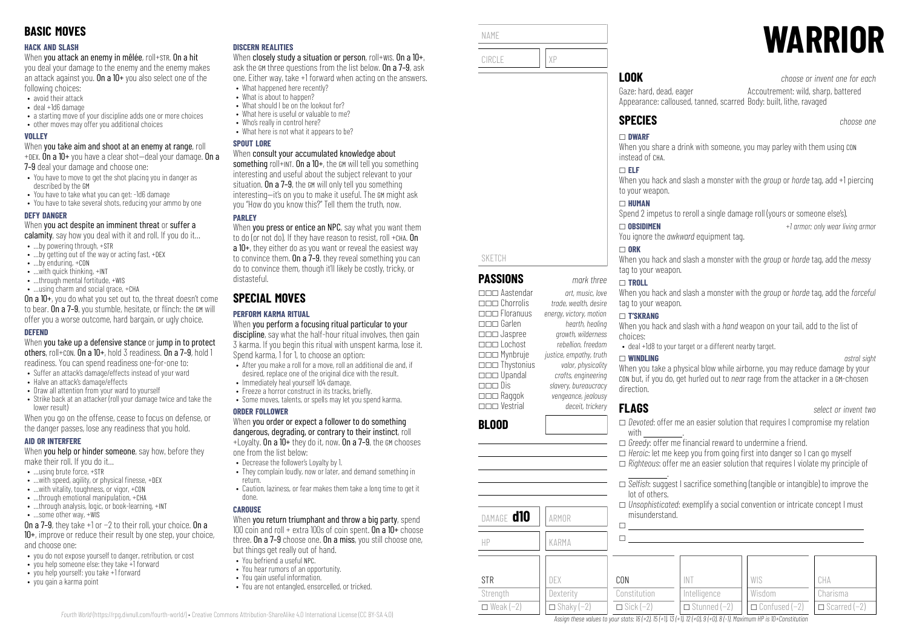## BASIC MOVES

### HACK AND SLASH

When **you attack an enemy in mêlée**, roll+STR. **On a hit** you deal your damage to the enemy and the enemy makes an attack against you. **On a 10+** you also select one of the following choices:

- avoid their attack
- deal +1d6 damage
- a starting move of your discipline adds one or more choices
- other moves may offer you additional choices

### VOLLEY

When **you take aim and shoot at an enemy at range**, roll +DEX. **On a 10+** you have a clear shot—deal your damage. **On a 7–9** deal your damage and choose one:

- You have to move to get the shot placing you in danger as described by the GM
- You have to take what you can get: -1d6 damage
- You have to take several shots, reducing your ammo by one

### DEFY DANGER

When **you act despite an imminent threat** or **suffer a calamity**, say how you deal with it and roll. If you do it…

- …by powering through, +STR
- …by getting out of the way or acting fast, +DEX
- …by enduring, +CON
- …with quick thinking, +INT
- …through mental fortitude, +WIS
- …using charm and social grace, +CHA

**On a 10+**, you do what you set out to, the threat doesn't come to bear. **On a 7–9**, you stumble, hesitate, or flinch: the GM will offer you a worse outcome, hard bargain, or ugly choice.

### DEFEND

When **you take up a defensive stance** or **jump in to protect others**, roll+CON. **On a 10+**, hold 3 readiness. **On a 7–9**, hold 1 readiness. You can spend readiness one-for-one to:

- Suffer an attack's damage/effects instead of your ward
- Halve an attack's damage/effects
- Draw all attention from your ward to yourself
- Strike back at an attacker (roll your damage twice and take the lower result)

When you go on the offense, cease to focus on defense, or the danger passes, lose any readiness that you hold.

### AID OR INTERFERE

When **you help or hinder someone**, say how, before they make their roll. If you do it…

- …using brute force, +STR
- …with speed, agility, or physical finesse, +DEX
- …with vitality, toughness, or vigor, +CON
- …through emotional manipulation, +CHA
- …through analysis, logic, or book-learning, +INT
- …some other way, +WIS

**On a 7–9**, they take +1 or −2 to their roll, your choice. **On a 10+**, improve or reduce their result by one step, your choice, and choose one:

- you do not expose yourself to danger, retribution, or cost
- you help someone else: they take +1 forward
- you help yourself: you take +1 forward
- you gain a karma point

### DISCERN REALITIES

When **you closely study a situation or person**, roll+WIS. **On a 10+**, ask the GM three questions from the list below. **On a 7–9**, ask one. Either way, take +1 forward when acting on the answers.

- What happened here recently?
- What is about to happen?
- What should I be on the lookout for?
- What here is useful or valuable to me?
- Who's really in control here?
- What here is not what it appears to be?

### SPOUT LORE

When **you consult your accumulated knowledge about something** roll+INT. **On a 10+**, the GM will tell you something interesting and useful about the subject relevant to your situation. **On a 7–9**, the GM will only tell you something interesting—it's on you to make it useful. The GM might ask you "How do you know this?" Tell them the truth, now.

### PARLEY

When **you press or entice an NPC**, say what you want them to do (or not do). If they have reason to resist, roll +CHA. **On a 10+**, they either do as you want or reveal the easiest way to convince them. **On a 7–9**, they reveal something you can do to convince them, though it'll likely be costly, tricky, or distasteful.

## SPECIAL MOVES

### PERFORM KARMA RITUAL

When **you perform a focusing ritual particular to your discipline**, say what the half-hour ritual involves, then gain 3 karma. If you begin this ritual with unspent karma, lose it. Spend karma, 1 for 1, to choose an option:

- After you make a roll for a move, roll an additional die and, if desired, replace one of the original dice with the result.
- Immediately heal yourself 1d4 damage.
- Freeze a horror construct in its tracks, briefly.
- Some moves, talents, or spells may let you spend karma.

### ORDER FOLLOWER

When **you order or expect a follower to do something dangerous, degrading, or contrary to their instinct**, roll +Loyalty. **On a 10+** they do it, now. **On a 7–9**, the GM chooses one from the list below:

- Decrease the follower's Loyalty by 1.
- They complain loudly, now or later, and demand something in return.
- Caution, laziness, or fear makes them take a long time to get it done.

### CAROUSE

When **you return triumphant and throw a big party**, spend 100 coin and roll + extra 100s of coin spent. **On a 10+** choose three. **On a 7–9** choose one. **On a miss**, you still choose one, but things get really out of hand.

- You befriend a useful NPC.
- You hear rumors of an opportunity.
- You gain useful information.
- You are not entangled, ensorcelled, or tricked.

*Fourth World* (https://rpg.divnull.com/fourth-world/) • Creative Commons Attribution-ShareAlike 4.0 International License (CC BY-SA 4.0)

NAME

CIRCLE | XP

SKETCH

## PASSIONS

*mark three*

- ☐☐☐ Aastendar — *art, music, love*
- ☐☐☐ Chorrolis — *trade, wealth, desire*
- ☐☐☐ Floranuus — *energy, victory, motion*
- ☐☐☐ Garlen — *hearth, healing*
- ☐☐☐ Jaspree — *growth, wilderness*
- ☐☐☐ Lochost — *rebellion, freedom*
- ☐☐☐ Mynbruje — *justice, empathy, truth*
- ☐☐☐ Thystonius — *valor, physicality*
- ☐☐☐ Upandal — *crafts, engineering*
- ☐☐☐ Dis — *slavery, bureaucracy*
- ☐☐☐ Raggok — *vengeance, jealousy*
- ☐☐☐ Vestrial — *deceit, trickery*

## BLOOD

DAMAGE **d10** | ARMOR

HP | KARMA

# WARRIOR

## LOOK

*choose or invent one for each*

Gaze: hard, dead, eager
Accoutrement: wild, sharp, battered
Appearance: calloused, tanned, scarred
Body: built, lithe, ravaged

## SPECIES

*choose one*

☐ **DWARF**
When you share a drink with someone, you may parley with them using CON instead of CHA.

☐ **ELF**
When you hack and slash a monster with the *group* or *horde* tag, add +1 piercing to your weapon.

☐ **HUMAN**
Spend 2 impetus to reroll a single damage roll (yours or someone else's).

☐ **OBSIDIMEN** — *+1 armor; only wear living armor*
You ignore the *awkward* equipment tag.

☐ **ORK**
When you hack and slash a monster with the *group* or *horde* tag, add the *messy* tag to your weapon.

☐ **TROLL**
When you hack and slash a monster with the *group* or *horde* tag, add the *forceful* tag to your weapon.

☐ **T'SKRANG**
When you hack and slash with a *hand* weapon on your tail, add to the list of choices:

- deal +1d8 to your target or a different nearby target.

☐ **WINDLING** — *astral sight*
When you take a physical blow while airborne, you may reduce damage by your CON but, if you do, get hurled out to *near* rage from the attacker in a GM-chosen direction.

## FLAGS

*select or invent two*

- ☐ *Devoted*: offer me an easier solution that requires I compromise my relation with ________.
- ☐ *Greedy*: offer me financial reward to undermine a friend.
- ☐ *Heroic*: let me keep you from going first into danger so I can go myself
- ☐ *Righteous*: offer me an easier solution that requires I violate my principle of ________.
- ☐ *Selfish*: suggest I sacrifice something (tangible or intangible) to improve the lot of others.
- ☐ *Unsophisticated*: exemplify a social convention or intricate concept I must misunderstand.
- ☐ ________
- ☐ ________

| STR | DEX | CON | INT | WIS | CHA |
|---|---|---|---|---|---|
| Strength | Dexterity | Constitution | Intelligence | Wisdom | Charisma |
| ☐ Weak (−2) | ☐ Shaky (−2) | ☐ Sick (−2) | ☐ Stunned (−2) | ☐ Confused (−2) | ☐ Scarred (−2) |

*Assign these values to your stats: 16 (+2), 15 (+1), 13 (+1), 12 (+0), 9 (+0), 8 (-1). Maximum HP is 10+Constitution*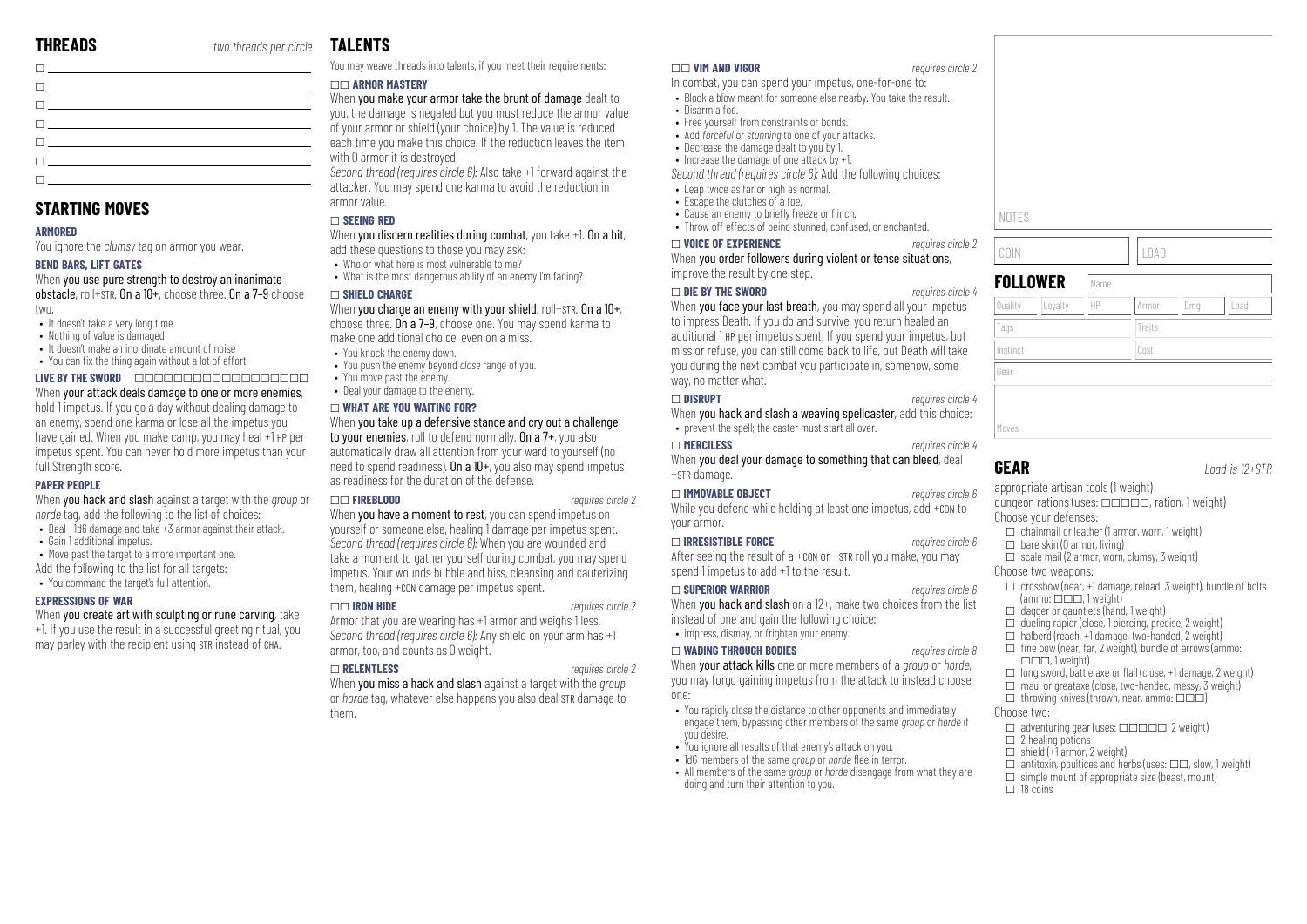## THREADS

*two threads per circle*

- ☐
- ☐
- ☐
- ☐
- ☐
- ☐
- ☐

## STARTING MOVES

### ARMORED

You ignore the *clumsy* tag on armor you wear.

### BEND BARS, LIFT GATES

When **you use pure strength to destroy an inanimate obstacle**, roll+STR. **On a 10+**, choose three. **On a 7–9** choose two.

- It doesn't take a very long time
- Nothing of value is damaged
- It doesn't make an inordinate amount of noise
- You can fix the thing again without a lot of effort

### LIVE BY THE SWORD ☐☐☐☐☐☐☐☐☐☐☐☐☐☐☐☐☐

When **your attack deals damage to one or more enemies**, hold 1 impetus. If you go a day without dealing damage to an enemy, spend one karma or lose all the impetus you have gained. When you make camp, you may heal +1 HP per impetus spent. You can never hold more impetus than your full Strength score.

### PAPER PEOPLE

When **you hack and slash** against a target with the *group* or *horde* tag, add the following to the list of choices:

- Deal +1d6 damage and take +3 armor against their attack.
- Gain 1 additional impetus.
- Move past the target to a more important one.

Add the following to the list for all targets:

- You command the target's full attention.

### EXPRESSIONS OF WAR

When **you create art with sculpting or rune carving**, take +1. If you use the result in a successful greeting ritual, you may parley with the recipient using STR instead of CHA.

## TALENTS

You may weave threads into talents, if you meet their requirements:

### ☐☐ ARMOR MASTERY

When **you make your armor take the brunt of damage** dealt to you, the damage is negated but you must reduce the armor value of your armor or shield (your choice) by 1. The value is reduced each time you make this choice. If the reduction leaves the item with 0 armor it is destroyed.

*Second thread (requires circle 6):* Also take +1 forward against the attacker. You may spend one karma to avoid the reduction in armor value.

### ☐ SEEING RED

When **you discern realities during combat**, you take +1. **On a hit**, add these questions to those you may ask:

- Who or what here is most vulnerable to me?
- What is the most dangerous ability of an enemy I'm facing?

### ☐ SHIELD CHARGE

When **you charge an enemy with your shield**, roll+STR. **On a 10+**, choose three. **On a 7–9**, choose one. You may spend karma to make one additional choice, even on a miss.

- You knock the enemy down.
- You push the enemy beyond *close* range of you.
- You move past the enemy.
- Deal your damage to the enemy.

### ☐ WHAT ARE YOU WAITING FOR?

When **you take up a defensive stance and cry out a challenge to your enemies**, roll to defend normally. **On a 7+**, you also automatically draw all attention from your ward to yourself (no need to spend readiness). **On a 10+**, you also may spend impetus as readiness for the duration of the defense.

### ☐☐ FIREBLOOD

*requires circle 2*

When **you have a moment to rest**, you can spend impetus on yourself or someone else, healing 1 damage per impetus spent.

*Second thread (requires circle 6):* When you are wounded and take a moment to gather yourself during combat, you may spend impetus. Your wounds bubble and hiss, cleansing and cauterizing them, healing +CON damage per impetus spent.

### ☐☐ IRON HIDE

*requires circle 2*

Armor that you are wearing has +1 armor and weighs 1 less.

*Second thread (requires circle 6):* Any shield on your arm has +1 armor, too, and counts as 0 weight.

### ☐ RELENTLESS

*requires circle 2*

When **you miss a hack and slash** against a target with the *group* or *horde* tag, whatever else happens you also deal STR damage to them.

### ☐☐ VIM AND VIGOR

*requires circle 2*

In combat, you can spend your impetus, one-for-one to:

- Block a blow meant for someone else nearby. You take the result.
- Disarm a foe.
- Free yourself from constraints or bonds.
- Add *forceful* or *stunning* to one of your attacks.
- Decrease the damage dealt to you by 1.
- Increase the damage of one attack by +1.

*Second thread (requires circle 6):* Add the following choices:

- Leap twice as far or high as normal.
- Escape the clutches of a foe.
- Cause an enemy to briefly freeze or flinch.
- Throw off effects of being stunned, confused, or enchanted.

### ☐ VOICE OF EXPERIENCE

*requires circle 2*

When **you order followers during violent or tense situations**, improve the result by one step.

### ☐ DIE BY THE SWORD

*requires circle 4*

When **you face your last breath**, you may spend all your impetus to impress Death. If you do and survive, you return healed an additional 1 HP per impetus spent. If you spend your impetus, but miss or refuse, you can still come back to life, but Death will take you during the next combat you participate in, somehow, some way, no matter what.

### ☐ DISRUPT

*requires circle 4*

When **you hack and slash a weaving spellcaster**, add this choice:

- prevent the spell; the caster must start all over.

### ☐ MERCILESS

*requires circle 4*

When **you deal your damage to something that can bleed**, deal +STR damage.

### ☐ IMMOVABLE OBJECT

*requires circle 6*

While you defend while holding at least one impetus, add +CON to your armor.

### ☐ IRRESISTIBLE FORCE

*requires circle 6*

After seeing the result of a +CON or +STR roll you make, you may spend 1 impetus to add +1 to the result.

### ☐ SUPERIOR WARRIOR

*requires circle 6*

When **you hack and slash** on a 12+, make two choices from the list instead of one and gain the following choice:

- impress, dismay, or frighten your enemy.

### ☐ WADING THROUGH BODIES

*requires circle 8*

When **your attack kills** one or more members of a *group* or *horde*, you may forgo gaining impetus from the attack to instead choose one:

- You rapidly close the distance to other opponents and immediately engage them, bypassing other members of the same *group* or *horde* if you desire.
- You ignore all results of that enemy's attack on you.
- 1d6 members of the same *group* or *horde* flee in terror.
- All members of the same *group* or *horde* disengage from what they are doing and turn their attention to you.

NOTES

| COIN | LOAD |
|---|---|
| | |

## FOLLOWER

| Name | | | | | |
|---|---|---|---|---|---|
| Quality | Loyalty | HP | Armor | Dmg | Load |
| Tags | | | Traits | | |
| Instinct | | | Cost | | |
| Gear | | | | | |
| Moves | | | | | |

## GEAR

*Load is 12+STR*

appropriate artisan tools (1 weight)

dungeon rations (uses: ☐☐☐☐☐, ration, 1 weight)

Choose your defenses:

- ☐ chainmail or leather (1 armor, worn, 1 weight)
- ☐ bare skin (0 armor, living)
- ☐ scale mail (2 armor, worn, clumsy, 3 weight)

Choose two weapons:

- ☐ crossbow (near, +1 damage, reload, 3 weight), bundle of bolts (ammo: ☐☐☐, 1 weight)
- ☐ dagger or gauntlets (hand, 1 weight)
- ☐ dueling rapier (close, 1 piercing, precise, 2 weight)
- ☐ halberd (reach, +1 damage, two-handed, 2 weight)
- ☐ fine bow (near, far, 2 weight), bundle of arrows (ammo: ☐☐☐, 1 weight)
- ☐ long sword, battle axe or flail (close, +1 damage, 2 weight)
- ☐ maul or greataxe (close, two-handed, messy, 3 weight)
- ☐ throwing knives (thrown, near, ammo: ☐☐☐)

Choose two:

- ☐ adventuring gear (uses: ☐☐☐☐☐, 2 weight)
- ☐ 2 healing potions
- ☐ shield (+1 armor, 2 weight)
- ☐ antitoxin, poultices and herbs (uses: ☐☐, slow, 1 weight)
- ☐ simple mount of appropriate size (beast, mount)
- ☐ 18 coins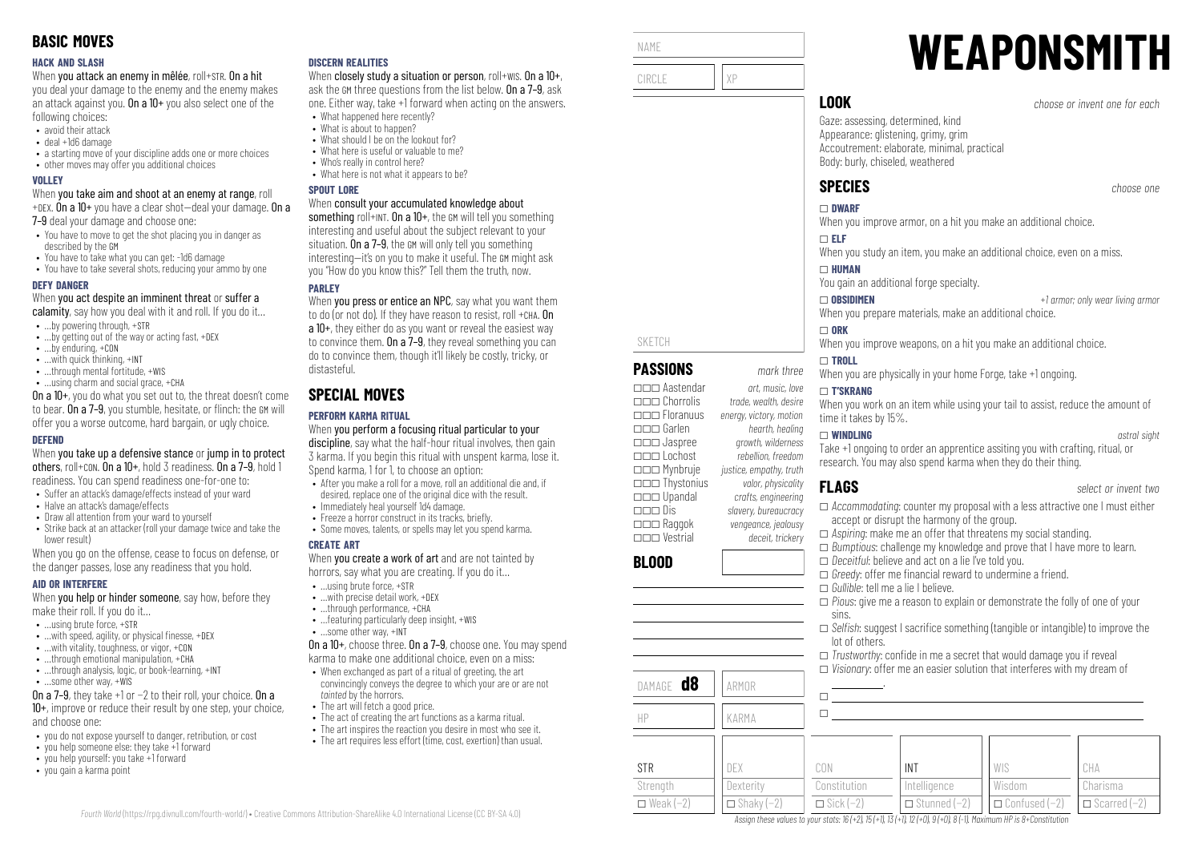## BASIC MOVES

### HACK AND SLASH

When **you attack an enemy in mêlée**, roll+STR. **On a hit** you deal your damage to the enemy and the enemy makes an attack against you. **On a 10+** you also select one of the following choices:

- avoid their attack
- deal +1d6 damage
- a starting move of your discipline adds one or more choices
- other moves may offer you additional choices

### VOLLEY

When **you take aim and shoot at an enemy at range**, roll +DEX. **On a 10+** you have a clear shot—deal your damage. **On a 7–9** deal your damage and choose one:

- You have to move to get the shot placing you in danger as described by the GM
- You have to take what you can get: -1d6 damage
- You have to take several shots, reducing your ammo by one

### DEFY DANGER

When **you act despite an imminent threat** or **suffer a calamity**, say how you deal with it and roll. If you do it…

- …by powering through, +STR
- …by getting out of the way or acting fast, +DEX
- …by enduring, +CON
- …with quick thinking, +INT
- …through mental fortitude, +WIS
- …using charm and social grace, +CHA

**On a 10+**, you do what you set out to, the threat doesn't come to bear. **On a 7–9**, you stumble, hesitate, or flinch: the GM will offer you a worse outcome, hard bargain, or ugly choice.

### DEFEND

When **you take up a defensive stance** or **jump in to protect others**, roll+CON. **On a 10+**, hold 3 readiness. **On a 7–9**, hold 1 readiness. You can spend readiness one-for-one to:

- Suffer an attack's damage/effects instead of your ward
- Halve an attack's damage/effects
- Draw all attention from your ward to yourself
- Strike back at an attacker (roll your damage twice and take the lower result)

When you go on the offense, cease to focus on defense, or the danger passes, lose any readiness that you hold.

### AID OR INTERFERE

When **you help or hinder someone**, say how, before they make their roll. If you do it…

- …using brute force, +STR
- …with speed, agility, or physical finesse, +DEX
- …with vitality, toughness, or vigor, +CON
- …through emotional manipulation, +CHA
- …through analysis, logic, or book-learning, +INT
- …some other way, +WIS

**On a 7–9**, they take +1 or −2 to their roll, your choice. **On a 10+**, improve or reduce their result by one step, your choice, and choose one:

- you do not expose yourself to danger, retribution, or cost
- you help someone else: they take +1 forward
- you help yourself: you take +1 forward
- you gain a karma point

### DISCERN REALITIES

When **closely study a situation or person**, roll+WIS. **On a 10+**, ask the GM three questions from the list below. **On a 7–9**, ask one. Either way, take +1 forward when acting on the answers.

- What happened here recently?
- What is about to happen?
- What should I be on the lookout for?
- What here is useful or valuable to me?
- Who's really in control here?
- What here is not what it appears to be?

### SPOUT LORE

When **consult your accumulated knowledge about something** roll+INT. **On a 10+**, the GM will tell you something interesting and useful about the subject relevant to your situation. **On a 7–9**, the GM will only tell you something interesting—it's on you to make it useful. The GM might ask you "How do you know this?" Tell them the truth, now.

### PARLEY

When **you press or entice an NPC**, say what you want them to do (or not do). If they have reason to resist, roll +CHA. **On a 10+**, they either do as you want or reveal the easiest way to convince them. **On a 7–9**, they reveal something you can do to convince them, though it'll likely be costly, tricky, or distasteful.

## SPECIAL MOVES

### PERFORM KARMA RITUAL

When **you perform a focusing ritual particular to your discipline**, say what the half-hour ritual involves, then gain 3 karma. If you begin this ritual with unspent karma, lose it. Spend karma, 1 for 1, to choose an option:

- After you make a roll for a move, roll an additional die and, if desired, replace one of the original dice with the result.
- Immediately heal yourself 1d4 damage.
- Freeze a horror construct in its tracks, briefly.
- Some moves, talents, or spells may let you spend karma.

### CREATE ART

When **you create a work of art** and are not tainted by horrors, say what you are creating. If you do it…

- …using brute force, +STR
- …with precise detail work, +DEX
- …through performance, +CHA
- …featuring particularly deep insight, +WIS
- …some other way, +INT

**On a 10+**, choose three. **On a 7–9**, choose one. You may spend karma to make one additional choice, even on a miss:

- When exchanged as part of a ritual of greeting, the art convincingly conveys the degree to which your are or are not *tainted* by the horrors.
- The art will fetch a good price.
- The act of creating the art functions as a karma ritual.
- The art inspires the reaction you desire in most who see it.
- The art requires less effort (time, cost, exertion) than usual.

*Fourth World* (https://rpg.divnull.com/fourth-world/) • Creative Commons Attribution-ShareAlike 4.0 International License (CC BY-SA 4.0)

---

NAME

CIRCLE | XP

SKETCH

## PASSIONS

*mark three*

| | Passion | Domain |
|---|---|---|
| ☐☐☐ | Aastendar | *art, music, love* |
| ☐☐☐ | Chorrolis | *trade, wealth, desire* |
| ☐☐☐ | Floranuus | *energy, victory, motion* |
| ☐☐☐ | Garlen | *hearth, healing* |
| ☐☐☐ | Jaspree | *growth, wilderness* |
| ☐☐☐ | Lochost | *rebellion, freedom* |
| ☐☐☐ | Mynbruje | *justice, empathy, truth* |
| ☐☐☐ | Thystonius | *valor, physicality* |
| ☐☐☐ | Upandal | *crafts, engineering* |
| ☐☐☐ | Dis | *slavery, bureaucracy* |
| ☐☐☐ | Raggok | *vengeance, jealousy* |
| ☐☐☐ | Vestrial | *deceit, trickery* |

## BLOOD

DAMAGE **d8** | ARMOR

HP | KARMA

# WEAPONSMITH

## LOOK

*choose or invent one for each*

Gaze: assessing, determined, kind
Appearance: glistening, grimy, grim
Accoutrement: elaborate, minimal, practical
Body: burly, chiseled, weathered

## SPECIES

*choose one*

☐ **DWARF**
When you improve armor, on a hit you make an additional choice.

☐ **ELF**
When you study an item, you make an additional choice, even on a miss.

☐ **HUMAN**
You gain an additional forge specialty.

☐ **OBSIDIMEN** *+1 armor; only wear living armor*
When you prepare materials, make an additional choice.

☐ **ORK**
When you improve weapons, on a hit you make an additional choice.

☐ **TROLL**
When you are physically in your home Forge, take +1 ongoing.

☐ **T'SKRANG**
When you work on an item while using your tail to assist, reduce the amount of time it takes by 15%.

☐ **WINDLING** *astral sight*
Take +1 ongoing to order an apprentice assiting you with crafting, ritual, or research. You may also spend karma when they do their thing.

## FLAGS

*select or invent two*

- ☐ *Accommodating*: counter my proposal with a less attractive one I must either accept or disrupt the harmony of the group.
- ☐ *Aspiring*: make me an offer that threatens my social standing.
- ☐ *Bumptious*: challenge my knowledge and prove that I have more to learn.
- ☐ *Deceitful*: believe and act on a lie I've told you.
- ☐ *Greedy*: offer me financial reward to undermine a friend.
- ☐ *Gullible*: tell me a lie I believe.
- ☐ *Pious*: give me a reason to explain or demonstrate the folly of one of your sins.
- ☐ *Selfish*: suggest I sacrifice something (tangible or intangible) to improve the lot of others.
- ☐ *Trustworthy*: confide in me a secret that would damage you if reveal
- ☐ *Visionary*: offer me an easier solution that interferes with my dream of \_\_\_\_\_\_\_\_.
- ☐ \_\_\_\_\_\_\_\_
- ☐ \_\_\_\_\_\_\_\_

| STR | DEX | CON | INT | WIS | CHA |
|---|---|---|---|---|---|
| Strength | Dexterity | Constitution | Intelligence | Wisdom | Charisma |
| ☐ Weak (−2) | ☐ Shaky (−2) | ☐ Sick (−2) | ☐ Stunned (−2) | ☐ Confused (−2) | ☐ Scarred (−2) |

*Assign these values to your stats: 16 (+2), 15 (+1), 13 (+1), 12 (+0), 9 (+0), 8 (−1). Maximum HP is 8+Constitution*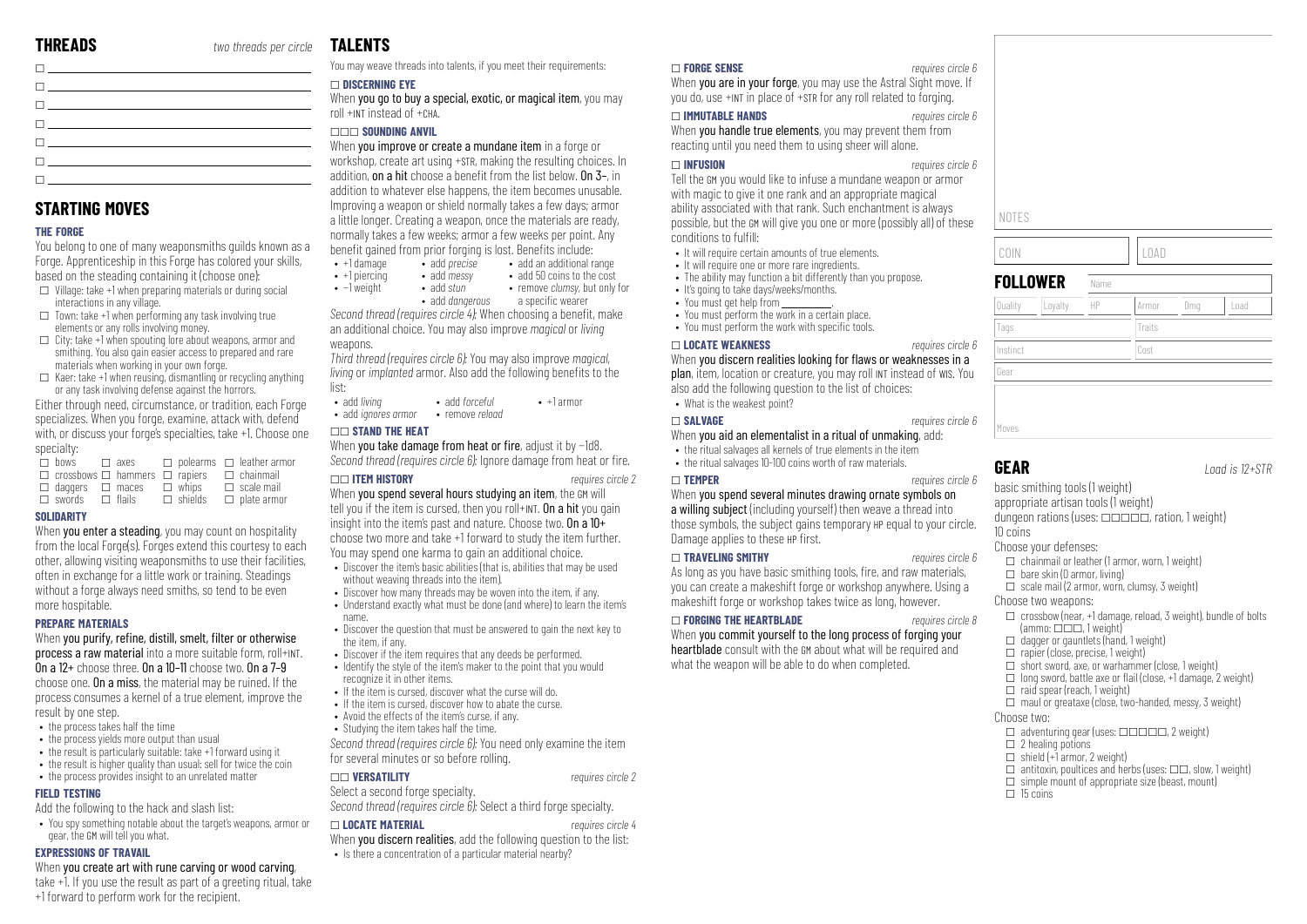## THREADS

*two threads per circle*

- ☐ \_\_\_\_\_\_\_\_\_\_\_\_\_\_\_\_\_\_\_\_
- ☐ \_\_\_\_\_\_\_\_\_\_\_\_\_\_\_\_\_\_\_\_
- ☐ \_\_\_\_\_\_\_\_\_\_\_\_\_\_\_\_\_\_\_\_
- ☐ \_\_\_\_\_\_\_\_\_\_\_\_\_\_\_\_\_\_\_\_
- ☐ \_\_\_\_\_\_\_\_\_\_\_\_\_\_\_\_\_\_\_\_
- ☐ \_\_\_\_\_\_\_\_\_\_\_\_\_\_\_\_\_\_\_\_
- ☐ \_\_\_\_\_\_\_\_\_\_\_\_\_\_\_\_\_\_\_\_

## STARTING MOVES

### THE FORGE

You belong to one of many weaponsmiths guilds known as a Forge. Apprenticeship in this Forge has colored your skills, based on the steading containing it (choose one):

- ☐ Village: take +1 when preparing materials or during social interactions in any village.
- ☐ Town: take +1 when performing any task involving true elements or any rolls involving money.
- ☐ City: take +1 when spouting lore about weapons, armor and smithing. You also gain easier access to prepared and rare materials when working in your own forge.
- ☐ Kaer: take +1 when reusing, dismantling or recycling anything or any task involving defense against the horrors.

Either through need, circumstance, or tradition, each Forge specializes. When you forge, examine, attack with, defend with, or discuss your forge's specialties, take +1. Choose one specialty:

| | | | |
|---|---|---|---|
| ☐ bows | ☐ axes | ☐ polearms | ☐ leather armor |
| ☐ crossbows | ☐ hammers | ☐ rapiers | ☐ chainmail |
| ☐ daggers | ☐ maces | ☐ whips | ☐ scale mail |
| ☐ swords | ☐ flails | ☐ shields | ☐ plate armor |

### SOLIDARITY

When **you enter a steading**, you may count on hospitality from the local Forge(s). Forges extend this courtesy to each other, allowing visiting weaponsmiths to use their facilities, often in exchange for a little work or training. Steadings without a forge always need smiths, so tend to be even more hospitable.

### PREPARE MATERIALS

When **you purify, refine, distill, smelt, filter or otherwise process a raw material** into a more suitable form, roll+INT. **On a 12+** choose three. **On a 10–11** choose two. **On a 7–9** choose one. **On a miss**, the material may be ruined. If the process consumes a kernel of a true element, improve the result by one step.

- the process takes half the time
- the process yields more output than usual
- the result is particularly suitable: take +1 forward using it
- the result is higher quality than usual: sell for twice the coin
- the process provides insight to an unrelated matter

### FIELD TESTING

Add the following to the hack and slash list:

- You spy something notable about the target's weapons, armor or gear, the GM will tell you what.

### EXPRESSIONS OF TRAVAIL

When **you create art with rune carving or wood carving**, take +1. If you use the result as part of a greeting ritual, take +1 forward to perform work for the recipient.

## TALENTS

You may weave threads into talents, if you meet their requirements:

### ☐ DISCERNING EYE

When **you go to buy a special, exotic, or magical item**, you may roll +INT instead of +CHA.

### ☐☐☐ SOUNDING ANVIL

When **you improve or create a mundane item** in a forge or workshop, create art using +STR, making the resulting choices. In addition, **on a hit** choose a benefit from the list below. **On 3–**, in addition to whatever else happens, the item becomes unusable. Improving a weapon or shield normally takes a few days; armor a little longer. Creating a weapon, once the materials are ready, normally takes a few weeks; armor a few weeks per point. Any benefit gained from prior forging is lost. Benefits include:

- +1 damage
- +1 piercing
- −1 weight
- add *precise*
- add *messy*
- add *stun*
- add *dangerous*
- add an additional range
- add 50 coins to the cost
- remove *clumsy*, but only for a specific wearer

*Second thread (requires circle 4):* When choosing a benefit, make an additional choice. You may also improve *magical* or *living* weapons.

*Third thread (requires circle 6):* You may also improve *magical*, *living* or *implanted* armor. Also add the following benefits to the list:

- add *living*
- add *ignores armor*
- add *forceful*
- remove *reload*
- +1 armor

### ☐☐ STAND THE HEAT

When **you take damage from heat or fire**, adjust it by −1d8.
*Second thread (requires circle 6):* Ignore damage from heat or fire.

### ☐☐ ITEM HISTORY *requires circle 2*

When **you spend several hours studying an item**, the GM will tell you if the item is cursed, then you roll+INT. **On a hit** you gain insight into the item's past and nature. Choose two. **On a 10+** choose two more and take +1 forward to study the item further. You may spend one karma to gain an additional choice.

- Discover the item's basic abilities (that is, abilities that may be used without weaving threads into the item).
- Discover how many threads may be woven into the item, if any.
- Understand exactly what must be done (and where) to learn the item's name.
- Discover the question that must be answered to gain the next key to the item, if any.
- Discover if the item requires that any deeds be performed.
- Identify the style of the item's maker to the point that you would recognize it in other items.
- If the item is cursed, discover what the curse will do.
- If the item is cursed, discover how to abate the curse.
- Avoid the effects of the item's curse, if any.
- Studying the item takes half the time.

*Second thread (requires circle 6):* You need only examine the item for several minutes or so before rolling.

### ☐☐ VERSATILITY *requires circle 2*

Select a second forge specialty.
*Second thread (requires circle 6):* Select a third forge specialty.

### ☐ LOCATE MATERIAL *requires circle 4*

When **you discern realities**, add the following question to the list:

- Is there a concentration of a particular material nearby?

### ☐ FORGE SENSE *requires circle 6*

When **you are in your forge**, you may use the Astral Sight move. If you do, use +INT in place of +STR for any roll related to forging.

### ☐ IMMUTABLE HANDS *requires circle 6*

When **you handle true elements**, you may prevent them from reacting until you need them to using sheer will alone.

### ☐ INFUSION *requires circle 6*

Tell the GM you would like to infuse a mundane weapon or armor with magic to give it one rank and an appropriate magical ability associated with that rank. Such enchantment is always possible, but the GM will give you one or more (possibly all) of these conditions to fulfill:

- It will require certain amounts of true elements.
- It will require one or more rare ingredients.
- The ability may function a bit differently than you propose.
- It's going to take days/weeks/months.
- You must get help from \_\_\_\_\_\_\_\_\_\_.
- You must perform the work in a certain place.
- You must perform the work with specific tools.

### ☐ LOCATE WEAKNESS *requires circle 6*

When **you discern realities looking for flaws or weaknesses in a plan**, item, location or creature, you may roll INT instead of WIS. You also add the following question to the list of choices:

- What is the weakest point?

### ☐ SALVAGE *requires circle 6*

When **you aid an elementalist in a ritual of unmaking**, add:

- the ritual salvages all kernels of true elements in the item
- the ritual salvages 10-100 coins worth of raw materials.

### ☐ TEMPER *requires circle 6*

When **you spend several minutes drawing ornate symbols on a willing subject** (including yourself) then weave a thread into those symbols, the subject gains temporary HP equal to your circle. Damage applies to these HP first.

### ☐ TRAVELING SMITHY *requires circle 6*

As long as you have basic smithing tools, fire, and raw materials, you can create a makeshift forge or workshop anywhere. Using a makeshift forge or workshop takes twice as long, however.

### ☐ FORGING THE HEARTBLADE *requires circle 8*

When **you commit yourself to the long process of forging your heartblade** consult with the GM about what will be required and what the weapon will be able to do when completed.

NOTES

| COIN | LOAD |
|---|---|
| | |

## FOLLOWER

| Name | | | | | |
|---|---|---|---|---|---|
| Quality | Loyalty | HP | Armor | Dmg | Load |
| Tags | | | Traits | | |
| Instinct | | | Cost | | |
| Gear | | | | | |
| Moves | | | | | |

## GEAR

*Load is 12+STR*

basic smithing tools (1 weight)
appropriate artisan tools (1 weight)
dungeon rations (uses: ☐☐☐☐☐, ration, 1 weight)
10 coins

Choose your defenses:

- ☐ chainmail or leather (1 armor, worn, 1 weight)
- ☐ bare skin (0 armor, living)
- ☐ scale mail (2 armor, worn, clumsy, 3 weight)

Choose two weapons:

- ☐ crossbow (near, +1 damage, reload, 3 weight), bundle of bolts (ammo: ☐☐☐, 1 weight)
- ☐ dagger or gauntlets (hand, 1 weight)
- ☐ rapier (close, precise, 1 weight)
- ☐ short sword, axe, or warhammer (close, 1 weight)
- ☐ long sword, battle axe or flail (close, +1 damage, 2 weight)
- ☐ raid spear (reach, 1 weight)
- ☐ maul or greataxe (close, two-handed, messy, 3 weight)

Choose two:

- ☐ adventuring gear (uses: ☐☐☐☐☐, 2 weight)
- ☐ 2 healing potions
- ☐ shield (+1 armor, 2 weight)
- ☐ antitoxin, poultices and herbs (uses: ☐☐, slow, 1 weight)
- ☐ simple mount of appropriate size (beast, mount)
- ☐ 15 coins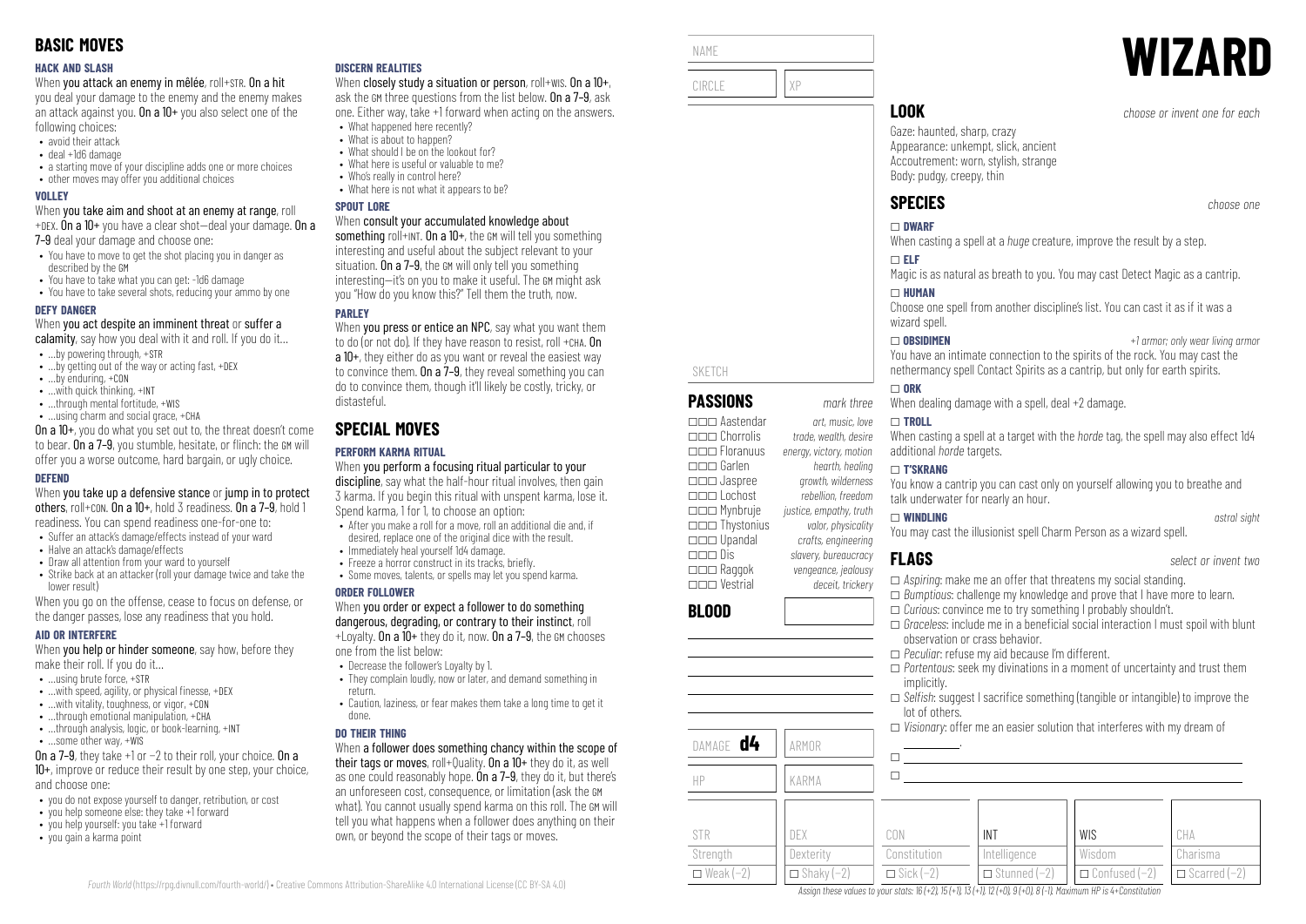## BASIC MOVES

### HACK AND SLASH

When **you attack an enemy in mêlée**, roll+STR. **On a hit** you deal your damage to the enemy and the enemy makes an attack against you. **On a 10+** you also select one of the following choices:

- avoid their attack
- deal +1d6 damage
- a starting move of your discipline adds one or more choices
- other moves may offer you additional choices

### VOLLEY

When **you take aim and shoot at an enemy at range**, roll +DEX. **On a 10+** you have a clear shot—deal your damage. **On a 7–9** deal your damage and choose one:

- You have to move to get the shot placing you in danger as described by the GM
- You have to take what you can get: -1d6 damage
- You have to take several shots, reducing your ammo by one

### DEFY DANGER

When **you act despite an imminent threat** or **suffer a calamity**, say how you deal with it and roll. If you do it…

- …by powering through, +STR
- …by getting out of the way or acting fast, +DEX
- …by enduring, +CON
- …with quick thinking, +INT
- …through mental fortitude, +WIS
- …using charm and social grace, +CHA

**On a 10+**, you do what you set out to, the threat doesn't come to bear. **On a 7–9**, you stumble, hesitate, or flinch: the GM will offer you a worse outcome, hard bargain, or ugly choice.

### DEFEND

When **you take up a defensive stance** or **jump in to protect others**, roll+CON. **On a 10+**, hold 3 readiness. **On a 7–9**, hold 1 readiness. You can spend readiness one-for-one to:

- Suffer an attack's damage/effects instead of your ward
- Halve an attack's damage/effects
- Draw all attention from your ward to yourself
- Strike back at an attacker (roll your damage twice and take the lower result)

When you go on the offense, cease to focus on defense, or the danger passes, lose any readiness that you hold.

### AID OR INTERFERE

When **you help or hinder someone**, say how, before they make their roll. If you do it…

- …using brute force, +STR
- …with speed, agility, or physical finesse, +DEX
- …with vitality, toughness, or vigor, +CON
- …through emotional manipulation, +CHA
- …through analysis, logic, or book-learning, +INT
- …some other way, +WIS

**On a 7–9**, they take +1 or −2 to their roll, your choice. **On a 10+**, improve or reduce their result by one step, your choice, and choose one:

- you do not expose yourself to danger, retribution, or cost
- you help someone else: they take +1 forward
- you help yourself: you take +1 forward
- you gain a karma point

### DISCERN REALITIES

When **closely study a situation or person**, roll+WIS. **On a 10+**, ask the GM three questions from the list below. **On a 7–9**, ask one. Either way, take +1 forward when acting on the answers.

- What happened here recently?
- What is about to happen?
- What should I be on the lookout for?
- What here is useful or valuable to me?
- Who's really in control here?
- What here is not what it appears to be?

### SPOUT LORE

When **consult your accumulated knowledge about something** roll+INT. **On a 10+**, the GM will tell you something interesting and useful about the subject relevant to your situation. **On a 7–9**, the GM will only tell you something interesting—it's on you to make it useful. The GM might ask you "How do you know this?" Tell them the truth, now.

### PARLEY

When **you press or entice an NPC**, say what you want them to do (or not do). If they have reason to resist, roll +CHA. **On a 10+**, they either do as you want or reveal the easiest way to convince them. **On a 7–9**, they reveal something you can do to convince them, though it'll likely be costly, tricky, or distasteful.

## SPECIAL MOVES

### PERFORM KARMA RITUAL

When **you perform a focusing ritual particular to your discipline**, say what the half-hour ritual involves, then gain 3 karma. If you begin this ritual with unspent karma, lose it. Spend karma, 1 for 1, to choose an option:

- After you make a roll for a move, roll an additional die and, if desired, replace one of the original dice with the result.
- Immediately heal yourself 1d4 damage.
- Freeze a horror construct in its tracks, briefly.
- Some moves, talents, or spells may let you spend karma.

### ORDER FOLLOWER

When **you order or expect a follower to do something dangerous, degrading, or contrary to their instinct**, roll +Loyalty. **On a 10+** they do it, now. **On a 7–9**, the GM chooses one from the list below:

- Decrease the follower's Loyalty by 1.
- They complain loudly, now or later, and demand something in return.
- Caution, laziness, or fear makes them take a long time to get it done.

### DO THEIR THING

When **a follower does something chancy within the scope of their tags or moves**, roll+Quality. **On a 10+** they do it, as well as one could reasonably hope. **On a 7–9**, they do it, but there's an unforeseen cost, consequence, or limitation (ask the GM what). You cannot usually spend karma on this roll. The GM will tell you what happens when a follower does anything on their own, or beyond the scope of their tags or moves.

# WIZARD

NAME

CIRCLE | XP

SKETCH

## PASSIONS

*mark three*

- ☐☐☐ Aastendar — *art, music, love*
- ☐☐☐ Chorrolis — *trade, wealth, desire*
- ☐☐☐ Floranuus — *energy, victory, motion*
- ☐☐☐ Garlen — *hearth, healing*
- ☐☐☐ Jaspree — *growth, wilderness*
- ☐☐☐ Lochost — *rebellion, freedom*
- ☐☐☐ Mynbruje — *justice, empathy, truth*
- ☐☐☐ Thystonius — *valor, physicality*
- ☐☐☐ Upandal — *crafts, engineering*
- ☐☐☐ Dis — *slavery, bureaucracy*
- ☐☐☐ Raggok — *vengeance, jealousy*
- ☐☐☐ Vestrial — *deceit, trickery*

## BLOOD

DAMAGE **d4** | ARMOR

HP | KARMA

## LOOK

*choose or invent one for each*

Gaze: haunted, sharp, crazy
Appearance: unkempt, slick, ancient
Accoutrement: worn, stylish, strange
Body: pudgy, creepy, thin

## SPECIES

*choose one*

☐ **DWARF**
When casting a spell at a *huge* creature, improve the result by a step.

☐ **ELF**
Magic is as natural as breath to you. You may cast Detect Magic as a cantrip.

☐ **HUMAN**
Choose one spell from another discipline's list. You can cast it as if it was a wizard spell.

☐ **OBSIDIMEN** — *+1 armor; only wear living armor*
You have an intimate connection to the spirits of the rock. You may cast the nethermancy spell Contact Spirits as a cantrip, but only for earth spirits.

☐ **ORK**
When dealing damage with a spell, deal +2 damage.

☐ **TROLL**
When casting a spell at a target with the *horde* tag, the spell may also effect 1d4 additional *horde* targets.

☐ **T'SKRANG**
You know a cantrip you can cast only on yourself allowing you to breathe and talk underwater for nearly an hour.

☐ **WINDLING** — *astral sight*
You may cast the illusionist spell Charm Person as a wizard spell.

## FLAGS

*select or invent two*

- ☐ *Aspiring*: make me an offer that threatens my social standing.
- ☐ *Bumptious*: challenge my knowledge and prove that I have more to learn.
- ☐ *Curious*: convince me to try something I probably shouldn't.
- ☐ *Graceless*: include me in a beneficial social interaction I must spoil with blunt observation or crass behavior.
- ☐ *Peculiar*: refuse my aid because I'm different.
- ☐ *Portentous*: seek my divinations in a moment of uncertainty and trust them implicitly.
- ☐ *Selfish*: suggest I sacrifice something (tangible or intangible) to improve the lot of others.
- ☐ *Visionary*: offer me an easier solution that interferes with my dream of \_\_\_\_\_\_\_\_.
- ☐ \_\_\_\_\_\_\_\_
- ☐ \_\_\_\_\_\_\_\_

| STR | DEX | CON | INT | WIS | CHA |
|---|---|---|---|---|---|
| Strength | Dexterity | Constitution | Intelligence | Wisdom | Charisma |
| ☐ Weak (−2) | ☐ Shaky (−2) | ☐ Sick (−2) | ☐ Stunned (−2) | ☐ Confused (−2) | ☐ Scarred (−2) |

*Assign these values to your stats: 16 (+2), 15 (+1), 13 (+1), 12 (+0), 9 (+0), 8 (−1). Maximum HP is 4+Constitution*

*Fourth World* (https://rpg.divnull.com/fourth-world/) • Creative Commons Attribution-ShareAlike 4.0 International License (CC BY-SA 4.0)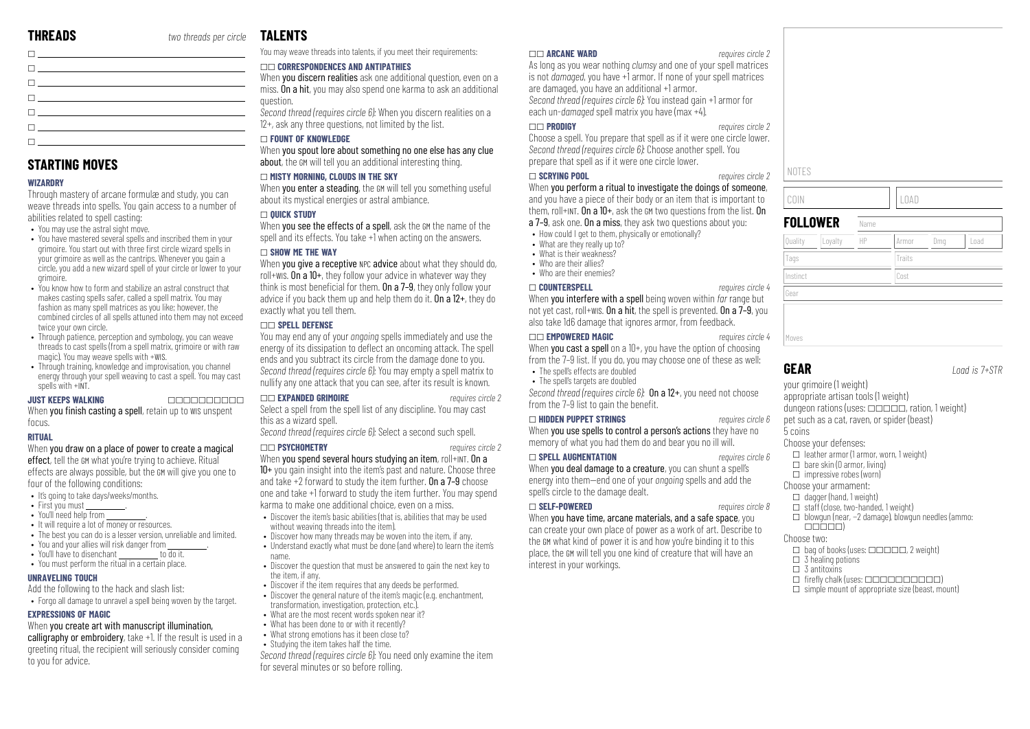## THREADS

*two threads per circle*

- ☐ ____________________
- ☐ ____________________
- ☐ ____________________
- ☐ ____________________
- ☐ ____________________
- ☐ ____________________
- ☐ ____________________

## STARTING MOVES

### WIZARDRY

Through mastery of arcane formulæ and study, you can weave threads into spells. You gain access to a number of abilities related to spell casting:

- You may use the astral sight move.
- You have mastered several spells and inscribed them in your grimoire. You start out with three first circle wizard spells in your grimoire as well as the cantrips. Whenever you gain a circle, you add a new wizard spell of your circle or lower to your grimoire.
- You know how to form and stabilize an astral construct that makes casting spells safer, called a spell matrix. You may fashion as many spell matrices as you like; however, the combined circles of all spells attuned into them may not exceed twice your own circle.
- Through patience, perception and symbology, you can weave threads to cast spells (from a spell matrix, grimoire or with raw magic). You may weave spells with +WIS.
- Through training, knowledge and improvisation, you channel energy through your spell weaving to cast a spell. You may cast spells with +INT.

### JUST KEEPS WALKING

☐☐☐☐☐☐☐☐☐☐

When **you finish casting a spell**, retain up to WIS unspent focus.

### RITUAL

When **you draw on a place of power to create a magical effect**, tell the GM what you're trying to achieve. Ritual effects are always possible, but the GM will give you one to four of the following conditions:

- It's going to take days/weeks/months.
- First you must ________.
- You'll need help from ________.
- It will require a lot of money or resources.
- The best you can do is a lesser version, unreliable and limited.
- You and your allies will risk danger from ________.
- You'll have to disenchant ________ to do it.
- You must perform the ritual in a certain place.

### UNRAVELING TOUCH

Add the following to the hack and slash list:

- Forgo all damage to unravel a spell being woven by the target.

### EXPRESSIONS OF MAGIC

When **you create art with manuscript illumination, calligraphy or embroidery**, take +1. If the result is used in a greeting ritual, the recipient will seriously consider coming to you for advice.

## TALENTS

You may weave threads into talents, if you meet their requirements:

### ☐☐ CORRESPONDENCES AND ANTIPATHIES

When **you discern realities** ask one additional question, even on a miss. **On a hit**, you may also spend one karma to ask an additional question.

*Second thread (requires circle 6):* When you discern realities on a 12+, ask any three questions, not limited by the list.

### ☐ FOUNT OF KNOWLEDGE

When **you spout lore about something no one else has any clue about**, the GM will tell you an additional interesting thing.

### ☐ MISTY MORNING, CLOUDS IN THE SKY

When **you enter a steading**, the GM will tell you something useful about its mystical energies or astral ambiance.

### ☐ QUICK STUDY

When **you see the effects of a spell**, ask the GM the name of the spell and its effects. You take +1 when acting on the answers.

### ☐ SHOW ME THE WAY

When **you give a receptive NPC advice** about what they should do, roll+WIS. **On a 10+**, they follow your advice in whatever way they think is most beneficial for them. **On a 7–9**, they only follow your advice if you back them up and help them do it. **On a 12+**, they do exactly what you tell them.

### ☐☐ SPELL DEFENSE

You may end any of your *ongoing* spells immediately and use the energy of its dissipation to deflect an oncoming attack. The spell ends and you subtract its circle from the damage done to you.

*Second thread (requires circle 6):* You may empty a spell matrix to nullify any one attack that you can see, after its result is known.

### ☐☐ EXPANDED GRIMOIRE

*requires circle 2*

Select a spell from the spell list of any discipline. You may cast this as a wizard spell.

*Second thread (requires circle 6):* Select a second such spell.

### ☐☐ PSYCHOMETRY

*requires circle 2*

When **you spend several hours studying an item**, roll+INT. **On a 10+** you gain insight into the item's past and nature. Choose three and take +2 forward to study the item further. **On a 7–9** choose one and take +1 forward to study the item further. You may spend karma to make one additional choice, even on a miss.

- Discover the item's basic abilities (that is, abilities that may be used without weaving threads into the item).
- Discover how many threads may be woven into the item, if any.
- Understand exactly what must be done (and where) to learn the item's name.
- Discover the question that must be answered to gain the next key to the item, if any.
- Discover if the item requires that any deeds be performed.
- Discover the general nature of the item's magic (e.g. enchantment, transformation, investigation, protection, etc.).
- What are the most recent words spoken near it?
- What has been done to or with it recently?
- What strong emotions has it been close to?
- Studying the item takes half the time.

*Second thread (requires circle 6):* You need only examine the item for several minutes or so before rolling.

### ☐☐ ARCANE WARD

*requires circle 2*

As long as you wear nothing *clumsy* and one of your spell matrices is not *damaged*, you have +1 armor. If none of your spell matrices are damaged, you have an additional +1 armor.

*Second thread (requires circle 6):* You instead gain +1 armor for each un-*damaged* spell matrix you have (max +4).

### ☐☐ PRODIGY

*requires circle 2*

Choose a spell. You prepare that spell as if it were one circle lower.

*Second thread (requires circle 6):* Choose another spell. You prepare that spell as if it were one circle lower.

### ☐ SCRYING POOL

*requires circle 2*

When **you perform a ritual to investigate the doings of someone**, and you have a piece of their body or an item that is important to them, roll+INT. **On a 10+**, ask the GM two questions from the list. **On a 7–9**, ask one. **On a miss**, they ask two questions about you:

- How could I get to them, physically or emotionally?
- What are they really up to?
- What is their weakness?
- Who are their allies?
- Who are their enemies?

### ☐ COUNTERSPELL

*requires circle 4*

When **you interfere with a spell** being woven within *far* range but not yet cast, roll+WIS. **On a hit**, the spell is prevented. **On a 7–9**, you also take 1d6 damage that ignores armor, from feedback.

### ☐☐ EMPOWERED MAGIC

*requires circle 4*

When **you cast a spell** on a 10+, you have the option of choosing from the 7–9 list. If you do, you may choose one of these as well:

- The spell's effects are doubled
- The spell's targets are doubled

*Second thread (requires circle 6):* **On a 12+**, you need not choose from the 7–9 list to gain the benefit.

### ☐ HIDDEN PUPPET STRINGS

*requires circle 6*

When **you use spells to control a person's actions** they have no memory of what you had them do and bear you no ill will.

### ☐ SPELL AUGMENTATION

*requires circle 6*

When **you deal damage to a creature**, you can shunt a spell's energy into them—end one of your *ongoing* spells and add the spell's circle to the damage dealt.

### ☐ SELF-POWERED

*requires circle 8*

When **you have time, arcane materials, and a safe space**, you can create your own place of power as a work of art. Describe to the GM what kind of power it is and how you're binding it to this place, the GM will tell you one kind of creature that will have an interest in your workings.

NOTES

| COIN | LOAD |
|---|---|
| | |

## FOLLOWER

| Name | | | | | |
|---|---|---|---|---|---|
| Quality | Loyalty | HP | Armor | Dmg | Load |
| Tags | | | Traits | | |
| Instinct | | | Cost | | |
| Gear | | | | | |
| Moves | | | | | |

## GEAR

*Load is 7+STR*

your grimoire (1 weight)
appropriate artisan tools (1 weight)
dungeon rations (uses: ☐☐☐☐☐, ration, 1 weight)
pet such as a cat, raven, or spider (beast)
5 coins

Choose your defenses:

- ☐ leather armor (1 armor, worn, 1 weight)
- ☐ bare skin (0 armor, living)
- ☐ impressive robes (worn)

Choose your armament:

- ☐ dagger (hand, 1 weight)
- ☐ staff (close, two-handed, 1 weight)
- ☐ blowgun (near, −2 damage), blowgun needles (ammo: ☐☐☐☐☐)

Choose two:

- ☐ bag of books (uses: ☐☐☐☐☐, 2 weight)
- ☐ 3 healing potions
- ☐ 3 antitoxins
- ☐ firefly chalk (uses: ☐☐☐☐☐☐☐☐☐☐)
- ☐ simple mount of appropriate size (beast, mount)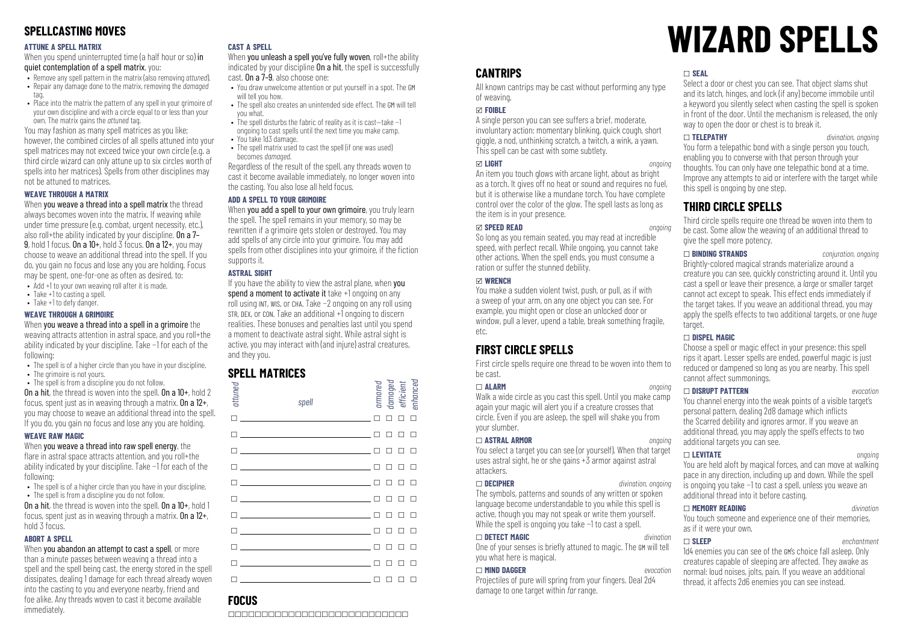## SPELLCASTING MOVES

### ATTUNE A SPELL MATRIX

When you spend uninterrupted time (a half hour or so) **in quiet contemplation of a spell matrix**, you:

- Remove any spell pattern in the matrix (also removing *attuned*).
- Repair any damage done to the matrix, removing the *damaged* tag.
- Place into the matrix the pattern of any spell in your grimoire of your own discipline and with a circle equal to or less than your own. The matrix gains the *attuned* tag.

You may fashion as many spell matrices as you like; however, the combined circles of all spells attuned into your spell matrices may not exceed twice your own circle (e.g. a third circle wizard can only attune up to six circles worth of spells into her matrices). Spells from other disciplines may not be attuned to matrices.

### WEAVE THROUGH A MATRIX

When **you weave a thread into a spell matrix** the thread always becomes woven into the matrix. If weaving while under time pressure (e.g. combat, urgent necessity, etc.), also roll+the ability indicated by your discipline. **On a 7–9**, hold 1 focus. **On a 10+**, hold 3 focus. **On a 12+**, you may choose to weave an additional thread into the spell. If you do, you gain no focus and lose any you are holding. Focus may be spent, one-for-one as often as desired, to:

- Add +1 to your own weaving roll after it is made.
- Take +1 to casting a spell.
- Take +1 to defy danger.

### WEAVE THROUGH A GRIMOIRE

When **you weave a thread into a spell in a grimoire** the weaving attracts attention in astral space, and you roll+the ability indicated by your discipline. Take −1 for each of the following:

- The spell is of a higher circle than you have in your discipline.
- The grimoire is not yours.
- The spell is from a discipline you do not follow.

**On a hit**, the thread is woven into the spell. **On a 10+**, hold 2 focus, spent just as in weaving through a matrix. **On a 12+**, you may choose to weave an additional thread into the spell. If you do, you gain no focus and lose any you are holding.

### WEAVE RAW MAGIC

When **you weave a thread into raw spell energy**, the flare in astral space attracts attention, and you roll+the ability indicated by your discipline. Take −1 for each of the following:

- The spell is of a higher circle than you have in your discipline.
- The spell is from a discipline you do not follow.

**On a hit**, the thread is woven into the spell. **On a 10+**, hold 1 focus, spent just as in weaving through a matrix. **On a 12+**, hold 3 focus.

### ABORT A SPELL

When **you abandon an attempt to cast a spell**, or more than a minute passes between weaving a thread into a spell and the spell being cast, the energy stored in the spell dissipates, dealing 1 damage for each thread already woven into the casting to you and everyone nearby, friend and foe alike. Any threads woven to cast it become available immediately.

### CAST A SPELL

When **you unleash a spell you've fully woven**, roll+the ability indicated by your discipline **On a hit**, the spell is successfully cast. **On a 7–9**, also choose one:

- You draw unwelcome attention or put yourself in a spot. The GM will tell you how.
- The spell also creates an unintended side effect. The GM will tell you what.
- The spell disturbs the fabric of reality as it is cast—take −1 ongoing to cast spells until the next time you make camp.
- You take 1d3 damage.
- The spell matrix used to cast the spell (if one was used) becomes *damaged*.

Regardless of the result of the spell, any threads woven to cast it become available immediately, no longer woven into the casting. You also lose all held focus.

### ADD A SPELL TO YOUR GRIMOIRE

When **you add a spell to your own grimoire**, you truly learn the spell. The spell remains in your memory, so may be rewritten if a grimoire gets stolen or destroyed. You may add spells of any circle into your grimoire. You may add spells from other disciplines into your grimoire, if the fiction supports it.

### ASTRAL SIGHT

If you have the ability to view the astral plane, when **you spend a moment to activate it** take +1 ongoing on any roll using INT, WIS, or CHA. Take −2 ongoing on any roll using STR, DEX, or CON. Take an additional +1 ongoing to discern realities. These bonuses and penalties last until you spend a moment to deactivate astral sight. While astral sight is active, you may interact with (and injure) astral creatures, and they you.

## SPELL MATRICES

| *attuned* | *spell* | *armored* | *damaged* | *efficient* | *enhanced* |
|---|---|---|---|---|---|
| ☐ | | ☐ | ☐ | ☐ | ☐ |
| ☐ | | ☐ | ☐ | ☐ | ☐ |
| ☐ | | ☐ | ☐ | ☐ | ☐ |
| ☐ | | ☐ | ☐ | ☐ | ☐ |
| ☐ | | ☐ | ☐ | ☐ | ☐ |
| ☐ | | ☐ | ☐ | ☐ | ☐ |
| ☐ | | ☐ | ☐ | ☐ | ☐ |
| ☐ | | ☐ | ☐ | ☐ | ☐ |
| ☐ | | ☐ | ☐ | ☐ | ☐ |
| ☐ | | ☐ | ☐ | ☐ | ☐ |
| ☐ | | ☐ | ☐ | ☐ | ☐ |

## FOCUS

☐☐☐☐☐☐☐☐☐☐☐☐☐☐☐☐☐☐☐☐☐☐☐☐☐☐☐

# WIZARD SPELLS

## CANTRIPS

All known cantrips may be cast without performing any type of weaving.

### ☑ FOIBLE

A single person you can see suffers a brief, moderate, involuntary action: momentary blinking, quick cough, short giggle, a nod, unthinking scratch, a twitch, a wink, a yawn. This spell can be cast with some subtlety.

### ☑ LIGHT — *ongoing*

An item you touch glows with arcane light, about as bright as a torch. It gives off no heat or sound and requires no fuel, but it is otherwise like a mundane torch. You have complete control over the color of the glow. The spell lasts as long as the item is in your presence.

### ☑ SPEED READ — *ongoing*

So long as you remain seated, you may read at incredible speed, with perfect recall. While ongoing, you cannot take other actions. When the spell ends, you must consume a ration or suffer the stunned debility.

### ☑ WRENCH

You make a sudden violent twist, push, or pull, as if with a sweep of your arm, on any one object you can see. For example, you might open or close an unlocked door or window, pull a lever, upend a table, break something fragile, etc.

## FIRST CIRCLE SPELLS

First circle spells require one thread to be woven into them to be cast.

### ☐ ALARM — *ongoing*

Walk a wide circle as you cast this spell. Until you make camp again your magic will alert you if a creature crosses that circle. Even if you are asleep, the spell will shake you from your slumber.

### ☐ ASTRAL ARMOR — *ongoing*

You select a target you can see (or yourself). When that target uses astral sight, he or she gains +3 armor against astral attackers.

### ☐ DECIPHER — *divination, ongoing*

The symbols, patterns and sounds of any written or spoken language become understandable to you while this spell is active, though you may not speak or write them yourself. While the spell is ongoing you take −1 to cast a spell.

### ☐ DETECT MAGIC — *divination*

One of your senses is briefly attuned to magic. The GM will tell you what here is magical.

### ☐ MIND DAGGER — *evocation*

Projectiles of pure will spring from your fingers. Deal 2d4 damage to one target within *far* range.

### ☐ SEAL

Select a door or chest you can see. That object slams shut and its latch, hinges, and lock (if any) become immobile until a keyword you silently select when casting the spell is spoken in front of the door. Until the mechanism is released, the only way to open the door or chest is to break it.

### ☐ TELEPATHY — *divination, ongoing*

You form a telepathic bond with a single person you touch, enabling you to converse with that person through your thoughts. You can only have one telepathic bond at a time. Improve any attempts to aid or interfere with the target while this spell is ongoing by one step.

## THIRD CIRCLE SPELLS

Third circle spells require one thread be woven into them to be cast. Some allow the weaving of an additional thread to give the spell more potency.

### ☐ BINDING STRANDS — *conjuration, ongoing*

Brightly-colored magical strands materialize around a creature you can see, quickly constricting around it. Until you cast a spell or leave their presence, a *large* or smaller target cannot act except to speak. This effect ends immediately if the target takes. If you weave an additional thread, you may apply the spell's effects to two additional targets, or one *huge* target.

### ☐ DISPEL MAGIC

Choose a spell or magic effect in your presence: this spell rips it apart. Lesser spells are ended, powerful magic is just reduced or dampened so long as you are nearby. This spell cannot affect summonings.

### ☐ DISRUPT PATTERN — *evocation*

You channel energy into the weak points of a visible target's personal pattern, dealing 2d8 damage which inflicts the Scarred debility and ignores armor. If you weave an additional thread, you may apply the spell's effects to two additional targets you can see.

### ☐ LEVITATE — *ongoing*

You are held aloft by magical forces, and can move at walking pace in any direction, including up and down. While the spell is ongoing you take −1 to cast a spell, unless you weave an additional thread into it before casting.

### ☐ MEMORY READING — *divination*

You touch someone and experience one of their memories, as if it were your own.

### ☐ SLEEP — *enchantment*

1d4 enemies you can see of the GM's choice fall asleep. Only creatures capable of sleeping are affected. They awake as normal: loud noises, jolts, pain. If you weave an additional thread, it affects 2d6 enemies you can see instead.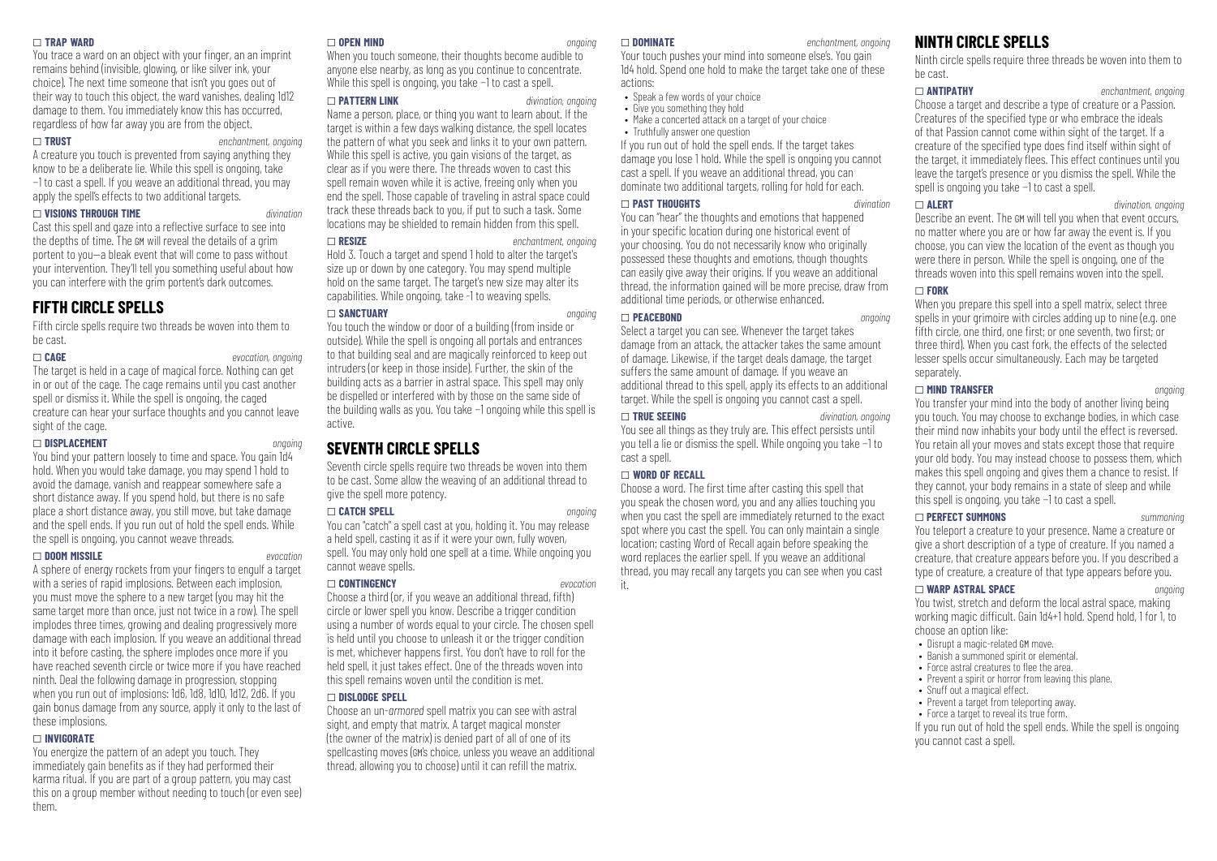**☐ TRAP WARD**

You trace a ward on an object with your finger, an an imprint remains behind (invisible, glowing, or like silver ink, your choice). The next time someone that isn't you goes out of their way to touch this object, the ward vanishes, dealing 1d12 damage to them. You immediately know this has occurred, regardless of how far away you are from the object.

**☐ TRUST** *enchantment, ongoing*

A creature you touch is prevented from saying anything they know to be a deliberate lie. While this spell is ongoing, take −1 to cast a spell. If you weave an additional thread, you may apply the spell's effects to two additional targets.

**☐ VISIONS THROUGH TIME** *divination*

Cast this spell and gaze into a reflective surface to see into the depths of time. The GM will reveal the details of a grim portent to you—a bleak event that will come to pass without your intervention. They'll tell you something useful about how you can interfere with the grim portent's dark outcomes.

## FIFTH CIRCLE SPELLS

Fifth circle spells require two threads be woven into them to be cast.

**☐ CAGE** *evocation, ongoing*

The target is held in a cage of magical force. Nothing can get in or out of the cage. The cage remains until you cast another spell or dismiss it. While the spell is ongoing, the caged creature can hear your surface thoughts and you cannot leave sight of the cage.

**☐ DISPLACEMENT** *ongoing*

You bind your pattern loosely to time and space. You gain 1d4 hold. When you would take damage, you may spend 1 hold to avoid the damage, vanish and reappear somewhere safe a short distance away. If you spend hold, but there is no safe place a short distance away, you still move, but take damage and the spell ends. If you run out of hold the spell ends. While the spell is ongoing, you cannot weave threads.

**☐ DOOM MISSILE** *evocation*

A sphere of energy rockets from your fingers to engulf a target with a series of rapid implosions. Between each implosion, you must move the sphere to a new target (you may hit the same target more than once, just not twice in a row). The spell implodes three times, growing and dealing progressively more damage with each implosion. If you weave an additional thread into it before casting, the sphere implodes once more if you have reached seventh circle or twice more if you have reached ninth. Deal the following damage in progression, stopping when you run out of implosions: 1d6, 1d8, 1d10, 1d12, 2d6. If you gain bonus damage from any source, apply it only to the last of these implosions.

**☐ INVIGORATE**

You energize the pattern of an adept you touch. They immediately gain benefits as if they had performed their karma ritual. If you are part of a group pattern, you may cast this on a group member without needing to touch (or even see) them.

**☐ OPEN MIND** *ongoing*

When you touch someone, their thoughts become audible to anyone else nearby, as long as you continue to concentrate. While this spell is ongoing, you take −1 to cast a spell.

**☐ PATTERN LINK** *divination, ongoing*

Name a person, place, or thing you want to learn about. If the target is within a few days walking distance, the spell locates the pattern of what you seek and links it to your own pattern. While this spell is active, you gain visions of the target, as clear as if you were there. The threads woven to cast this spell remain woven into it while it is active, freeing only when you end the spell. Those capable of traveling in astral space could track these threads back to you, if put to such a task. Some locations may be shielded to remain hidden from this spell.

**☐ RESIZE** *enchantment, ongoing*

Hold 3. Touch a target and spend 1 hold to alter the target's size up or down by one category. You may spend multiple hold on the same target. The target's new size may alter its capabilities. While ongoing, take -1 to weaving spells.

**☐ SANCTUARY** *ongoing*

You touch the window or door of a building (from inside or outside). While the spell is ongoing all portals and entrances to that building seal and are magically reinforced to keep out intruders (or keep in those inside). Further, the skin of the building acts as a barrier in astral space. This spell may only be dispelled or interfered with by those on the same side of the building walls as you. You take −1 ongoing while this spell is active.

## SEVENTH CIRCLE SPELLS

Seventh circle spells require two threads be woven into them to be cast. Some allow the weaving of an additional thread to give the spell more potency.

**☐ CATCH SPELL** *ongoing*

You can "catch" a spell cast at you, holding it. You may release a held spell, casting it as if it were your own, fully woven, spell. You may only hold one spell at a time. While ongoing you cannot weave spells.

**☐ CONTINGENCY** *evocation*

Choose a third (or, if you weave an additional thread, fifth) circle or lower spell you know. Describe a trigger condition using a number of words equal to your circle. The chosen spell is held until you choose to unleash it or the trigger condition is met, whichever happens first. You don't have to roll for the held spell, it just takes effect. One of the threads woven into this spell remains woven until the condition is met.

**☐ DISLODGE SPELL**

Choose an un-*armored* spell matrix you can see with astral sight, and empty that matrix. A target magical monster (the owner of the matrix) is denied part of all of one of its spellcasting moves (GM's choice, unless you weave an additional thread, allowing you to choose) until it can refill the matrix.

**☐ DOMINATE** *enchantment, ongoing*

Your touch pushes your mind into someone else's. You gain 1d4 hold. Spend one hold to make the target take one of these actions:

- Speak a few words of your choice
- Give you something they hold
- Make a concerted attack on a target of your choice
- Truthfully answer one question

If you run out of hold the spell ends. If the target takes damage you lose 1 hold. While the spell is ongoing you cannot cast a spell. If you weave an additional thread, you can dominate two additional targets, rolling for hold for each.

**☐ PAST THOUGHTS** *divination*

You can "hear" the thoughts and emotions that happened in your specific location during one historical event of your choosing. You do not necessarily know who originally possessed these thoughts and emotions, though thoughts can easily give away their origins. If you weave an additional thread, the information gained will be more precise, draw from additional time periods, or otherwise enhanced.

**☐ PEACEBOND** *ongoing*

Select a target you can see. Whenever the target takes damage from an attack, the attacker takes the same amount of damage. Likewise, if the target deals damage, the target suffers the same amount of damage. If you weave an additional thread to this spell, apply its effects to an additional target. While the spell is ongoing you cannot cast a spell.

**☐ TRUE SEEING** *divination, ongoing*

You see all things as they truly are. This effect persists until you tell a lie or dismiss the spell. While ongoing you take −1 to cast a spell.

**☐ WORD OF RECALL**

Choose a word. The first time after casting this spell that you speak the chosen word, you and any allies touching you when you cast the spell are immediately returned to the exact spot where you cast the spell. You can only maintain a single location; casting Word of Recall again before speaking the word replaces the earlier spell. If you weave an additional thread, you may recall any targets you can see when you cast it.

## NINTH CIRCLE SPELLS

Ninth circle spells require three threads be woven into them to be cast.

**☐ ANTIPATHY** *enchantment, ongoing*

Choose a target and describe a type of creature or a Passion. Creatures of the specified type or who embrace the ideals of that Passion cannot come within sight of the target. If a creature of the specified type does find itself within sight of the target, it immediately flees. This effect continues until you leave the target's presence or you dismiss the spell. While the spell is ongoing you take −1 to cast a spell.

**☐ ALERT** *divination, ongoing*

Describe an event. The GM will tell you when that event occurs, no matter where you are or how far away the event is. If you choose, you can view the location of the event as though you were there in person. While the spell is ongoing, one of the threads woven into this spell remains woven into the spell.

**☐ FORK**

When you prepare this spell into a spell matrix, select three spells in your grimoire with circles adding up to nine (e.g. one fifth circle, one third, one first; or one seventh, two first; or three third). When you cast fork, the effects of the selected lesser spells occur simultaneously. Each may be targeted separately.

**☐ MIND TRANSFER** *ongoing*

You transfer your mind into the body of another living being you touch. You may choose to exchange bodies, in which case their mind now inhabits your body until the effect is reversed. You retain all your moves and stats except those that require your old body. You may instead choose to possess them, which makes this spell ongoing and gives them a chance to resist. If they cannot, your body remains in a state of sleep and while this spell is ongoing, you take −1 to cast a spell.

**☐ PERFECT SUMMONS** *summoning*

You teleport a creature to your presence. Name a creature or give a short description of a type of creature. If you named a creature, that creature appears before you. If you described a type of creature, a creature of that type appears before you.

**☐ WARP ASTRAL SPACE** *ongoing*

You twist, stretch and deform the local astral space, making working magic difficult. Gain 1d4+1 hold. Spend hold, 1 for 1, to choose an option like:

- Disrupt a magic-related GM move.
- Banish a summoned spirit or elemental.
- Force astral creatures to flee the area.
- Prevent a spirit or horror from leaving this plane.
- Snuff out a magical effect.
- Prevent a target from teleporting away.
- Force a target to reveal its true form.

If you run out of hold the spell ends. While the spell is ongoing you cannot cast a spell.